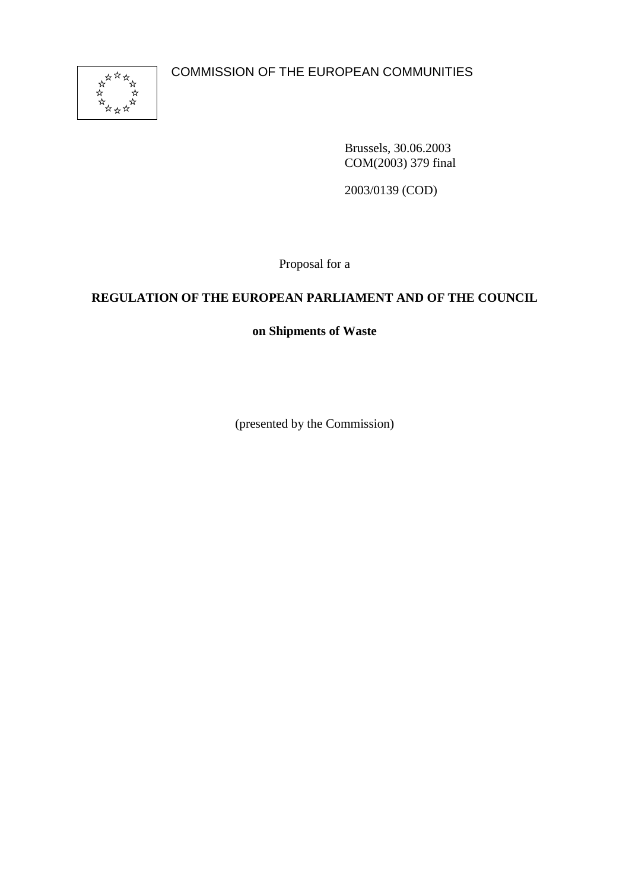COMMISSION OF THE EUROPEAN COMMUNITIES

Brussels, 30.06.2003
COM(2003) 379 final

2003/0139 (COD)

Proposal for a

**REGULATION OF THE EUROPEAN PARLIAMENT AND OF THE COUNCIL**

**on Shipments of Waste**

(presented by the Commission)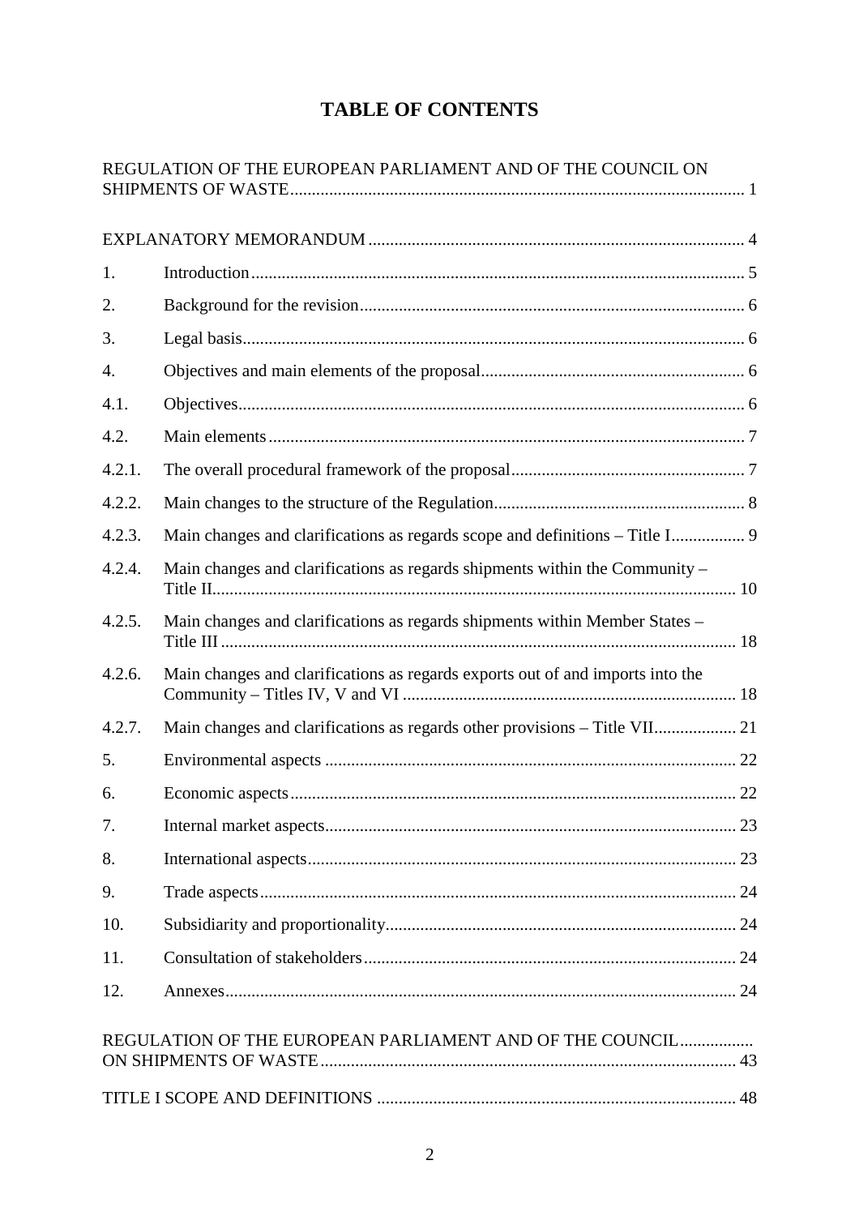# TABLE OF CONTENTS

REGULATION OF THE EUROPEAN PARLIAMENT AND OF THE COUNCIL ON SHIPMENTS OF WASTE ........ 1

EXPLANATORY MEMORANDUM ........ 4

1. Introduction ........ 5
2. Background for the revision ........ 6
3. Legal basis ........ 6
4. Objectives and main elements of the proposal ........ 6

4.1. Objectives ........ 6

4.2. Main elements ........ 7

4.2.1. The overall procedural framework of the proposal ........ 7

4.2.2. Main changes to the structure of the Regulation ........ 8

4.2.3. Main changes and clarifications as regards scope and definitions – Title I ........ 9

4.2.4. Main changes and clarifications as regards shipments within the Community – Title II ........ 10

4.2.5. Main changes and clarifications as regards shipments within Member States – Title III ........ 18

4.2.6. Main changes and clarifications as regards exports out of and imports into the Community – Titles IV, V and VI ........ 18

4.2.7. Main changes and clarifications as regards other provisions – Title VII ........ 21

5. Environmental aspects ........ 22
6. Economic aspects ........ 22
7. Internal market aspects ........ 23
8. International aspects ........ 23
9. Trade aspects ........ 24
10. Subsidiarity and proportionality ........ 24
11. Consultation of stakeholders ........ 24
12. Annexes ........ 24

REGULATION OF THE EUROPEAN PARLIAMENT AND OF THE COUNCIL ........ ON SHIPMENTS OF WASTE ........ 43

TITLE I SCOPE AND DEFINITIONS ........ 48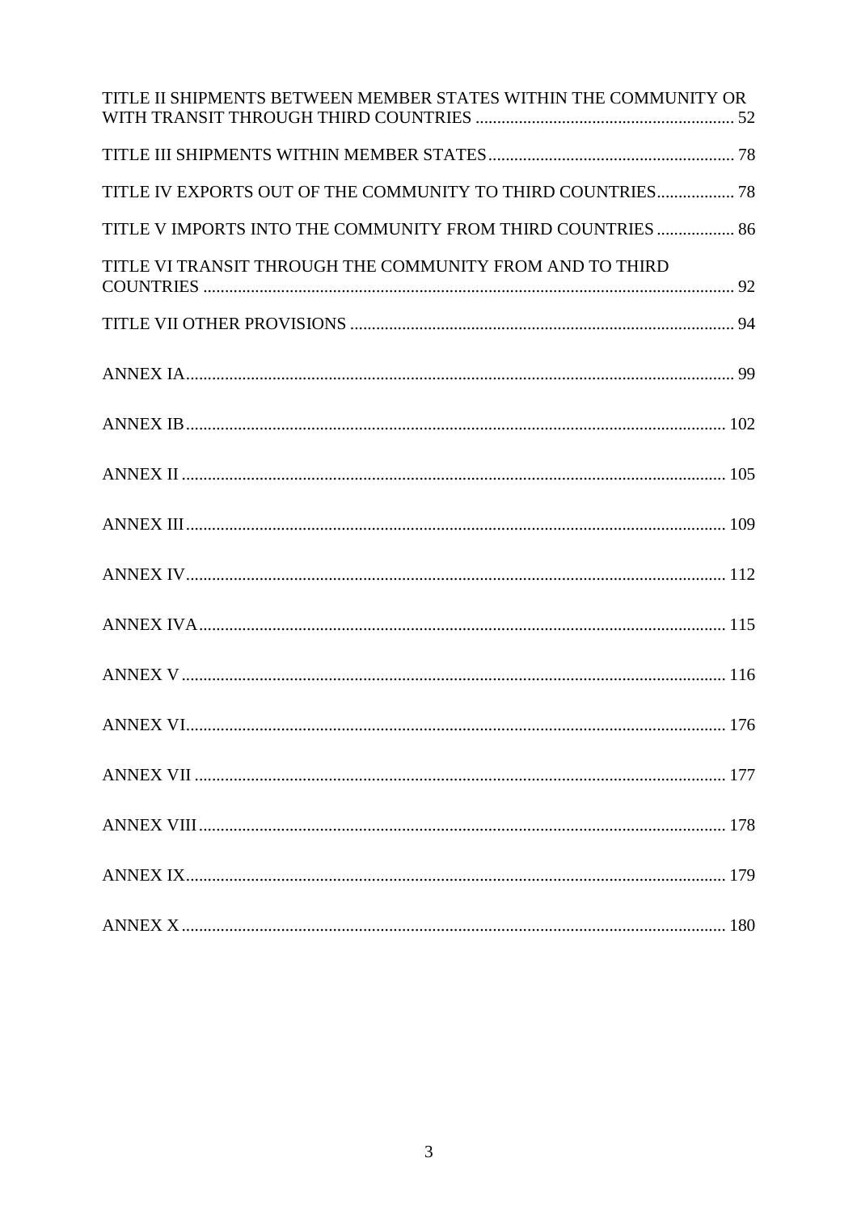TITLE II SHIPMENTS BETWEEN MEMBER STATES WITHIN THE COMMUNITY OR WITH TRANSIT THROUGH THIRD COUNTRIES ............................................................ 52

TITLE III SHIPMENTS WITHIN MEMBER STATES ......................................................... 78

TITLE IV EXPORTS OUT OF THE COMMUNITY TO THIRD COUNTRIES.................. 78

TITLE V IMPORTS INTO THE COMMUNITY FROM THIRD COUNTRIES .................. 86

TITLE VI TRANSIT THROUGH THE COMMUNITY FROM AND TO THIRD COUNTRIES ......................................................................................................................... 92

TITLE VII OTHER PROVISIONS ........................................................................................ 94

ANNEX IA............................................................................................................................. 99

ANNEX IB............................................................................................................................ 102

ANNEX II ............................................................................................................................ 105

ANNEX III............................................................................................................................ 109

ANNEX IV............................................................................................................................ 112

ANNEX IVA......................................................................................................................... 115

ANNEX V ............................................................................................................................. 116

ANNEX VI............................................................................................................................ 176

ANNEX VII .......................................................................................................................... 177

ANNEX VIII......................................................................................................................... 178

ANNEX IX............................................................................................................................ 179

ANNEX X ............................................................................................................................. 180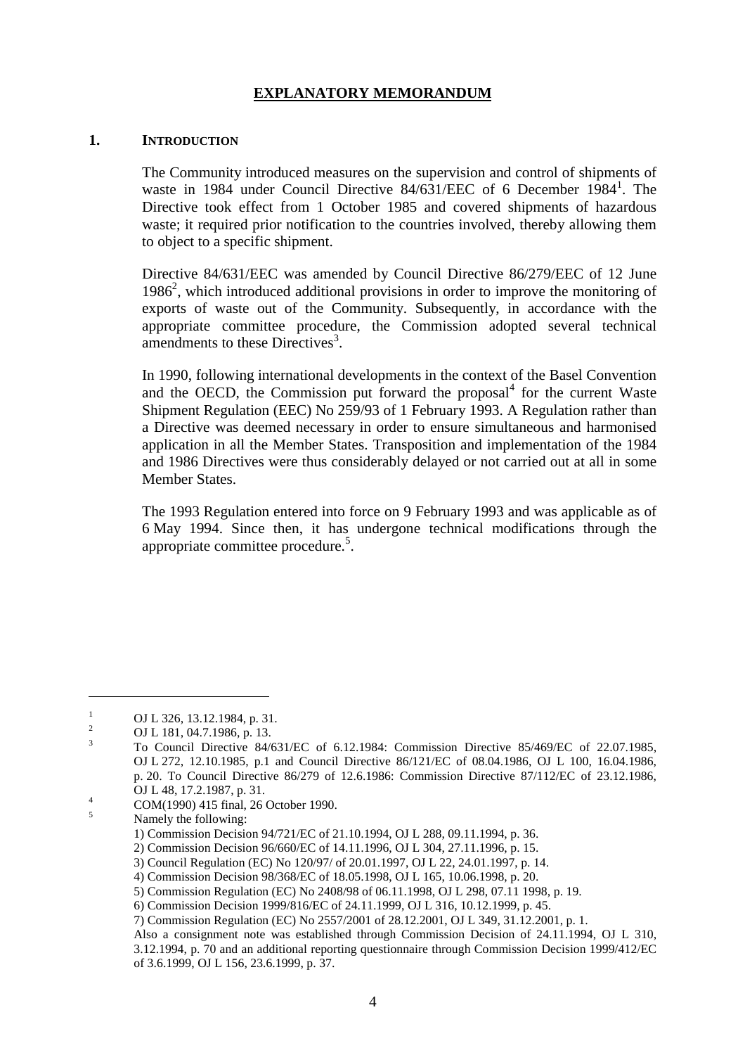# EXPLANATORY MEMORANDUM

## 1. INTRODUCTION

The Community introduced measures on the supervision and control of shipments of waste in 1984 under Council Directive 84/631/EEC of 6 December 1984[1]. The Directive took effect from 1 October 1985 and covered shipments of hazardous waste; it required prior notification to the countries involved, thereby allowing them to object to a specific shipment.

Directive 84/631/EEC was amended by Council Directive 86/279/EEC of 12 June 1986[2], which introduced additional provisions in order to improve the monitoring of exports of waste out of the Community. Subsequently, in accordance with the appropriate committee procedure, the Commission adopted several technical amendments to these Directives[3].

In 1990, following international developments in the context of the Basel Convention and the OECD, the Commission put forward the proposal[4] for the current Waste Shipment Regulation (EEC) No 259/93 of 1 February 1993. A Regulation rather than a Directive was deemed necessary in order to ensure simultaneous and harmonised application in all the Member States. Transposition and implementation of the 1984 and 1986 Directives were thus considerably delayed or not carried out at all in some Member States.

The 1993 Regulation entered into force on 9 February 1993 and was applicable as of 6 May 1994. Since then, it has undergone technical modifications through the appropriate committee procedure.[5].

---

[1] OJ L 326, 13.12.1984, p. 31.

[2] OJ L 181, 04.7.1986, p. 13.

[3] To Council Directive 84/631/EC of 6.12.1984: Commission Directive 85/469/EC of 22.07.1985, OJ L 272, 12.10.1985, p.1 and Council Directive 86/121/EC of 08.04.1986, OJ L 100, 16.04.1986, p. 20. To Council Directive 86/279 of 12.6.1986: Commission Directive 87/112/EC of 23.12.1986, OJ L 48, 17.2.1987, p. 31.

[4] COM(1990) 415 final, 26 October 1990.

[5] Namely the following:

1) Commission Decision 94/721/EC of 21.10.1994, OJ L 288, 09.11.1994, p. 36.
2) Commission Decision 96/660/EC of 14.11.1996, OJ L 304, 27.11.1996, p. 15.
3) Council Regulation (EC) No 120/97/ of 20.01.1997, OJ L 22, 24.01.1997, p. 14.
4) Commission Decision 98/368/EC of 18.05.1998, OJ L 165, 10.06.1998, p. 20.
5) Commission Regulation (EC) No 2408/98 of 06.11.1998, OJ L 298, 07.11 1998, p. 19.
6) Commission Decision 1999/816/EC of 24.11.1999, OJ L 316, 10.12.1999, p. 45.
7) Commission Regulation (EC) No 2557/2001 of 28.12.2001, OJ L 349, 31.12.2001, p. 1.

Also a consignment note was established through Commission Decision of 24.11.1994, OJ L 310, 3.12.1994, p. 70 and an additional reporting questionnaire through Commission Decision 1999/412/EC of 3.6.1999, OJ L 156, 23.6.1999, p. 37.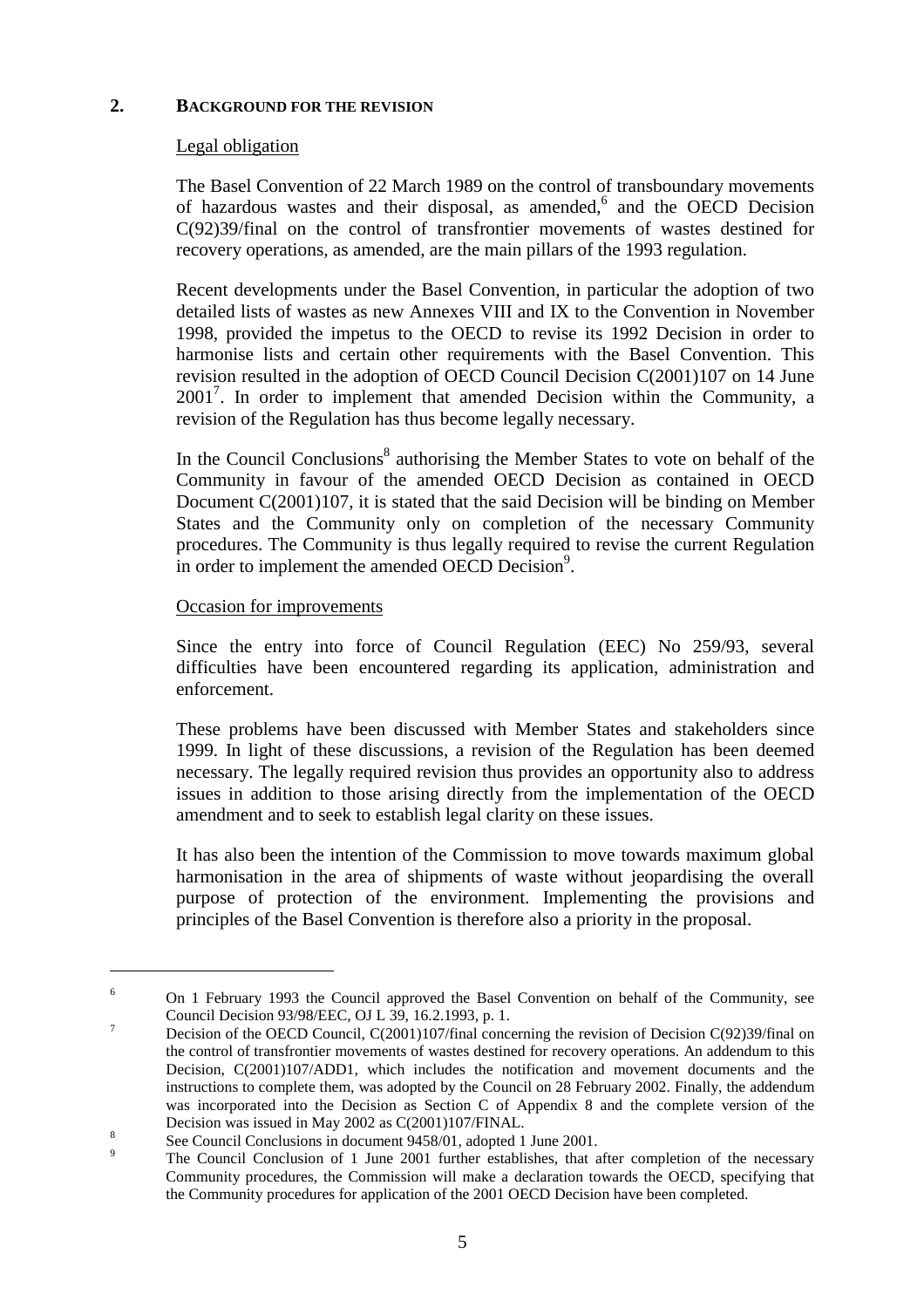## 2. BACKGROUND FOR THE REVISION

Legal obligation

The Basel Convention of 22 March 1989 on the control of transboundary movements of hazardous wastes and their disposal, as amended,[6] and the OECD Decision C(92)39/final on the control of transfrontier movements of wastes destined for recovery operations, as amended, are the main pillars of the 1993 regulation.

Recent developments under the Basel Convention, in particular the adoption of two detailed lists of wastes as new Annexes VIII and IX to the Convention in November 1998, provided the impetus to the OECD to revise its 1992 Decision in order to harmonise lists and certain other requirements with the Basel Convention. This revision resulted in the adoption of OECD Council Decision C(2001)107 on 14 June 2001[7]. In order to implement that amended Decision within the Community, a revision of the Regulation has thus become legally necessary.

In the Council Conclusions[8] authorising the Member States to vote on behalf of the Community in favour of the amended OECD Decision as contained in OECD Document C(2001)107, it is stated that the said Decision will be binding on Member States and the Community only on completion of the necessary Community procedures. The Community is thus legally required to revise the current Regulation in order to implement the amended OECD Decision[9].

Occasion for improvements

Since the entry into force of Council Regulation (EEC) No 259/93, several difficulties have been encountered regarding its application, administration and enforcement.

These problems have been discussed with Member States and stakeholders since 1999. In light of these discussions, a revision of the Regulation has been deemed necessary. The legally required revision thus provides an opportunity also to address issues in addition to those arising directly from the implementation of the OECD amendment and to seek to establish legal clarity on these issues.

It has also been the intention of the Commission to move towards maximum global harmonisation in the area of shipments of waste without jeopardising the overall purpose of protection of the environment. Implementing the provisions and principles of the Basel Convention is therefore also a priority in the proposal.

---

[6] On 1 February 1993 the Council approved the Basel Convention on behalf of the Community, see Council Decision 93/98/EEC, OJ L 39, 16.2.1993, p. 1.

[7] Decision of the OECD Council, C(2001)107/final concerning the revision of Decision C(92)39/final on the control of transfrontier movements of wastes destined for recovery operations. An addendum to this Decision, C(2001)107/ADD1, which includes the notification and movement documents and the instructions to complete them, was adopted by the Council on 28 February 2002. Finally, the addendum was incorporated into the Decision as Section C of Appendix 8 and the complete version of the Decision was issued in May 2002 as C(2001)107/FINAL.

[8] See Council Conclusions in document 9458/01, adopted 1 June 2001.

[9] The Council Conclusion of 1 June 2001 further establishes, that after completion of the necessary Community procedures, the Commission will make a declaration towards the OECD, specifying that the Community procedures for application of the 2001 OECD Decision have been completed.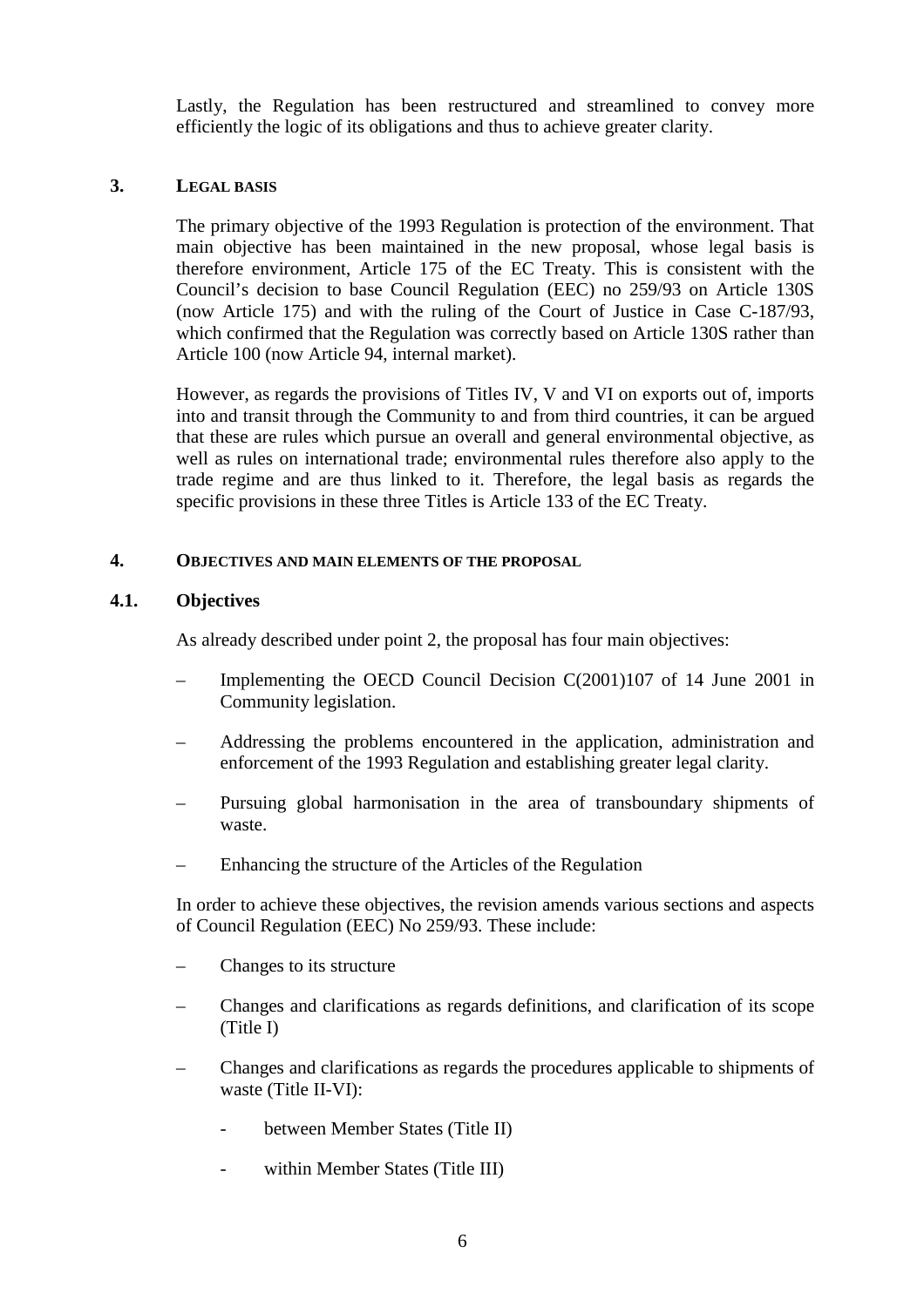Lastly, the Regulation has been restructured and streamlined to convey more efficiently the logic of its obligations and thus to achieve greater clarity.

## 3. LEGAL BASIS

The primary objective of the 1993 Regulation is protection of the environment. That main objective has been maintained in the new proposal, whose legal basis is therefore environment, Article 175 of the EC Treaty. This is consistent with the Council's decision to base Council Regulation (EEC) no 259/93 on Article 130S (now Article 175) and with the ruling of the Court of Justice in Case C-187/93, which confirmed that the Regulation was correctly based on Article 130S rather than Article 100 (now Article 94, internal market).

However, as regards the provisions of Titles IV, V and VI on exports out of, imports into and transit through the Community to and from third countries, it can be argued that these are rules which pursue an overall and general environmental objective, as well as rules on international trade; environmental rules therefore also apply to the trade regime and are thus linked to it. Therefore, the legal basis as regards the specific provisions in these three Titles is Article 133 of the EC Treaty.

## 4. OBJECTIVES AND MAIN ELEMENTS OF THE PROPOSAL

### 4.1. Objectives

As already described under point 2, the proposal has four main objectives:

– Implementing the OECD Council Decision C(2001)107 of 14 June 2001 in Community legislation.

– Addressing the problems encountered in the application, administration and enforcement of the 1993 Regulation and establishing greater legal clarity.

– Pursuing global harmonisation in the area of transboundary shipments of waste.

– Enhancing the structure of the Articles of the Regulation

In order to achieve these objectives, the revision amends various sections and aspects of Council Regulation (EEC) No 259/93. These include:

– Changes to its structure

– Changes and clarifications as regards definitions, and clarification of its scope (Title I)

– Changes and clarifications as regards the procedures applicable to shipments of waste (Title II-VI):

  - between Member States (Title II)

  - within Member States (Title III)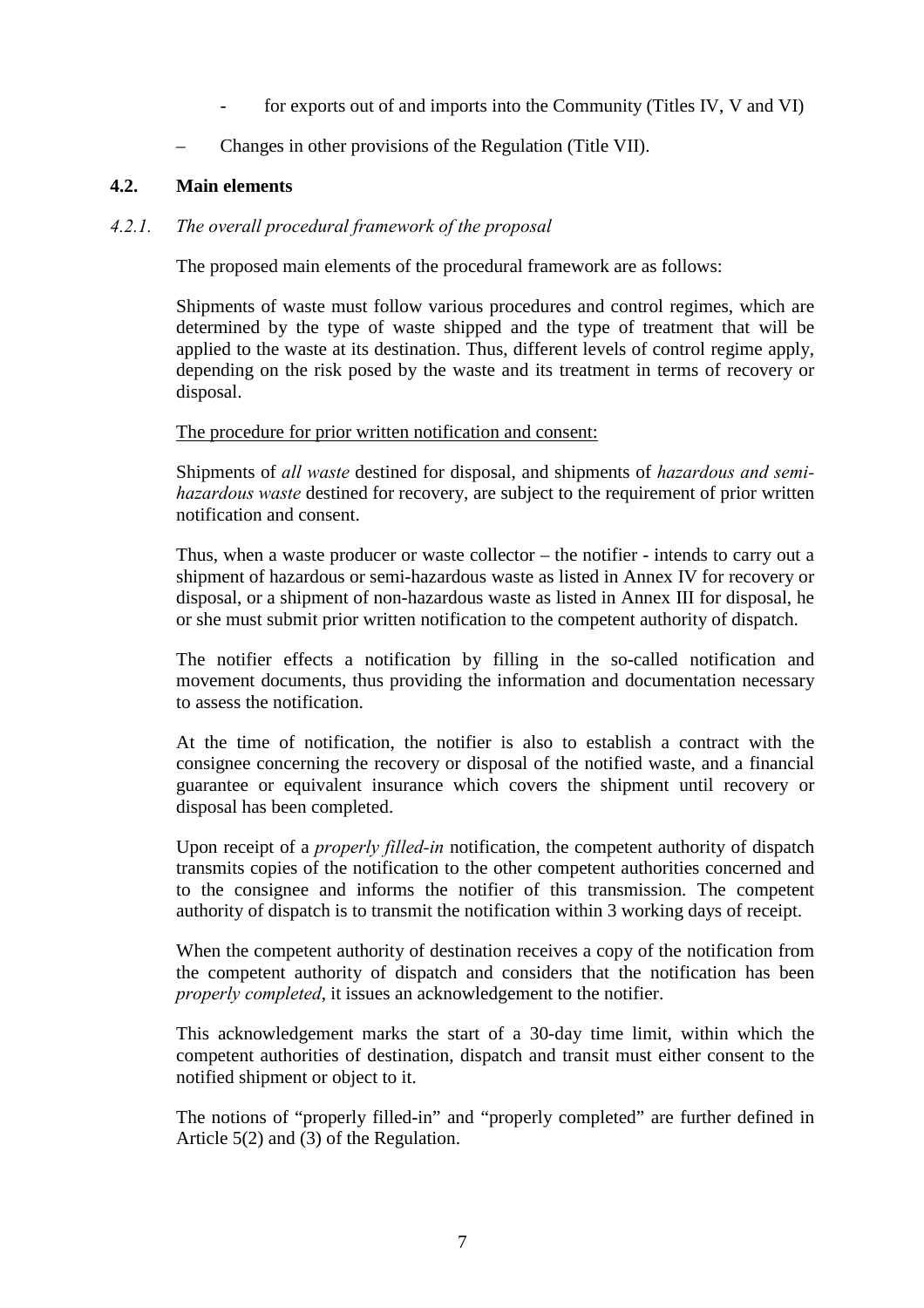- for exports out of and imports into the Community (Titles IV, V and VI)

– Changes in other provisions of the Regulation (Title VII).

### 4.2. Main elements

#### *4.2.1. The overall procedural framework of the proposal*

The proposed main elements of the procedural framework are as follows:

Shipments of waste must follow various procedures and control regimes, which are determined by the type of waste shipped and the type of treatment that will be applied to the waste at its destination. Thus, different levels of control regime apply, depending on the risk posed by the waste and its treatment in terms of recovery or disposal.

<u>The procedure for prior written notification and consent:</u>

Shipments of *all waste* destined for disposal, and shipments of *hazardous and semi-hazardous waste* destined for recovery, are subject to the requirement of prior written notification and consent.

Thus, when a waste producer or waste collector – the notifier - intends to carry out a shipment of hazardous or semi-hazardous waste as listed in Annex IV for recovery or disposal, or a shipment of non-hazardous waste as listed in Annex III for disposal, he or she must submit prior written notification to the competent authority of dispatch.

The notifier effects a notification by filling in the so-called notification and movement documents, thus providing the information and documentation necessary to assess the notification.

At the time of notification, the notifier is also to establish a contract with the consignee concerning the recovery or disposal of the notified waste, and a financial guarantee or equivalent insurance which covers the shipment until recovery or disposal has been completed.

Upon receipt of a *properly filled-in* notification, the competent authority of dispatch transmits copies of the notification to the other competent authorities concerned and to the consignee and informs the notifier of this transmission. The competent authority of dispatch is to transmit the notification within 3 working days of receipt.

When the competent authority of destination receives a copy of the notification from the competent authority of dispatch and considers that the notification has been *properly completed*, it issues an acknowledgement to the notifier.

This acknowledgement marks the start of a 30-day time limit, within which the competent authorities of destination, dispatch and transit must either consent to the notified shipment or object to it.

The notions of "properly filled-in" and "properly completed" are further defined in Article 5(2) and (3) of the Regulation.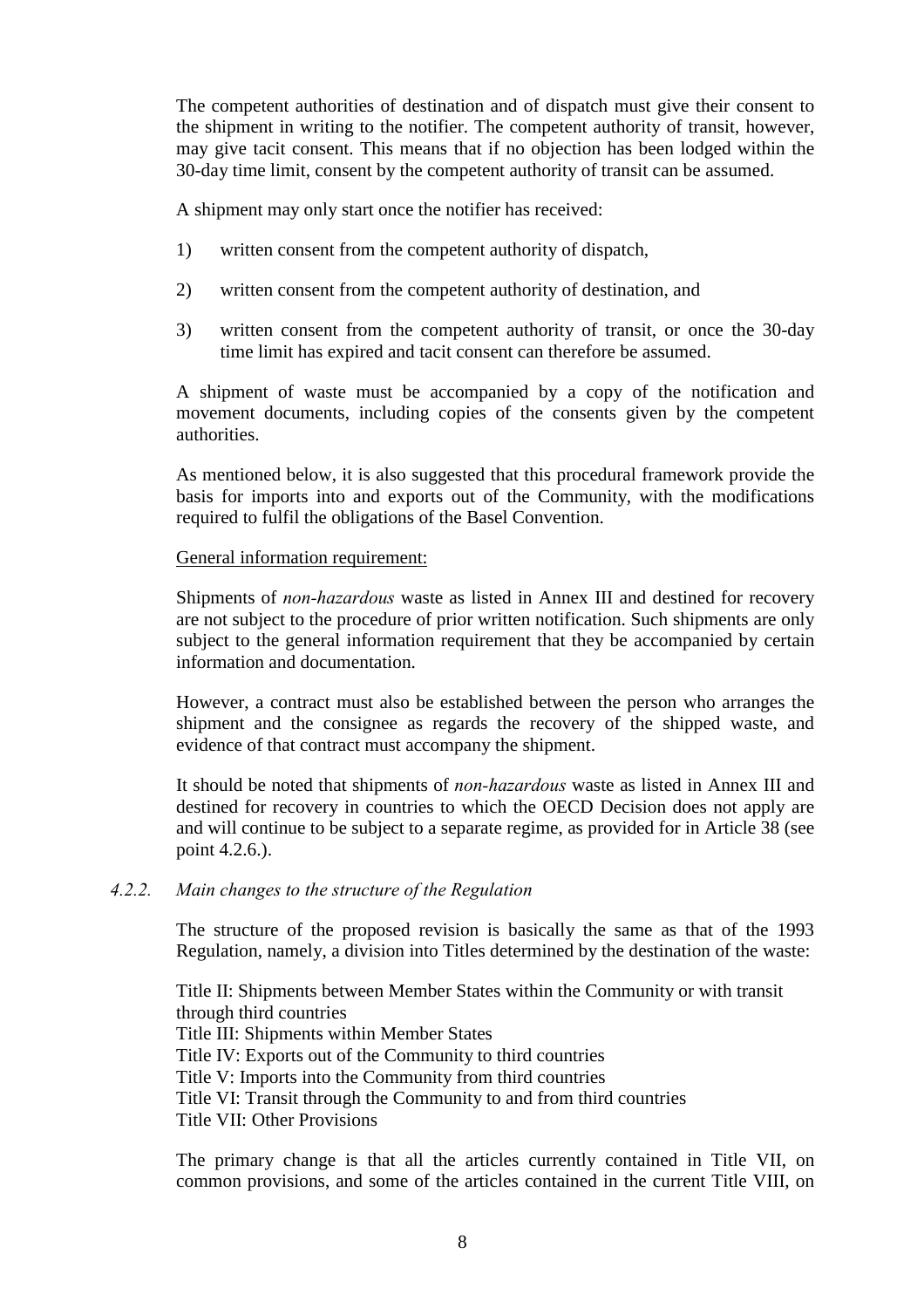The competent authorities of destination and of dispatch must give their consent to the shipment in writing to the notifier. The competent authority of transit, however, may give tacit consent. This means that if no objection has been lodged within the 30-day time limit, consent by the competent authority of transit can be assumed.

A shipment may only start once the notifier has received:

1) written consent from the competent authority of dispatch,

2) written consent from the competent authority of destination, and

3) written consent from the competent authority of transit, or once the 30-day time limit has expired and tacit consent can therefore be assumed.

A shipment of waste must be accompanied by a copy of the notification and movement documents, including copies of the consents given by the competent authorities.

As mentioned below, it is also suggested that this procedural framework provide the basis for imports into and exports out of the Community, with the modifications required to fulfil the obligations of the Basel Convention.

General information requirement:

Shipments of *non-hazardous* waste as listed in Annex III and destined for recovery are not subject to the procedure of prior written notification. Such shipments are only subject to the general information requirement that they be accompanied by certain information and documentation.

However, a contract must also be established between the person who arranges the shipment and the consignee as regards the recovery of the shipped waste, and evidence of that contract must accompany the shipment.

It should be noted that shipments of *non-hazardous* waste as listed in Annex III and destined for recovery in countries to which the OECD Decision does not apply are and will continue to be subject to a separate regime, as provided for in Article 38 (see point 4.2.6.).

#### *4.2.2. Main changes to the structure of the Regulation*

The structure of the proposed revision is basically the same as that of the 1993 Regulation, namely, a division into Titles determined by the destination of the waste:

Title II: Shipments between Member States within the Community or with transit through third countries
Title III: Shipments within Member States
Title IV: Exports out of the Community to third countries
Title V: Imports into the Community from third countries
Title VI: Transit through the Community to and from third countries
Title VII: Other Provisions

The primary change is that all the articles currently contained in Title VII, on common provisions, and some of the articles contained in the current Title VIII, on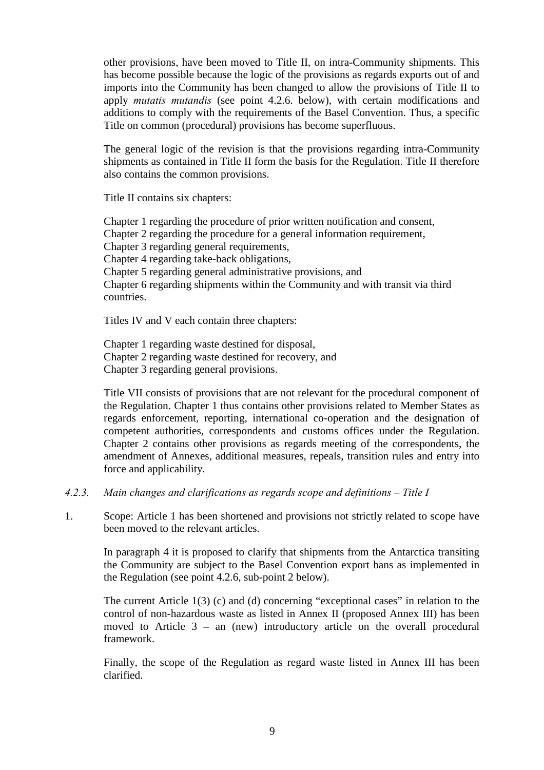other provisions, have been moved to Title II, on intra-Community shipments. This has become possible because the logic of the provisions as regards exports out of and imports into the Community has been changed to allow the provisions of Title II to apply *mutatis mutandis* (see point 4.2.6. below), with certain modifications and additions to comply with the requirements of the Basel Convention. Thus, a specific Title on common (procedural) provisions has become superfluous.

The general logic of the revision is that the provisions regarding intra-Community shipments as contained in Title II form the basis for the Regulation. Title II therefore also contains the common provisions.

Title II contains six chapters:

Chapter 1 regarding the procedure of prior written notification and consent,
Chapter 2 regarding the procedure for a general information requirement,
Chapter 3 regarding general requirements,
Chapter 4 regarding take-back obligations,
Chapter 5 regarding general administrative provisions, and
Chapter 6 regarding shipments within the Community and with transit via third countries.

Titles IV and V each contain three chapters:

Chapter 1 regarding waste destined for disposal,
Chapter 2 regarding waste destined for recovery, and
Chapter 3 regarding general provisions.

Title VII consists of provisions that are not relevant for the procedural component of the Regulation. Chapter 1 thus contains other provisions related to Member States as regards enforcement, reporting, international co-operation and the designation of competent authorities, correspondents and customs offices under the Regulation. Chapter 2 contains other provisions as regards meeting of the correspondents, the amendment of Annexes, additional measures, repeals, transition rules and entry into force and applicability.

*4.2.3. Main changes and clarifications as regards scope and definitions – Title I*

1. Scope: Article 1 has been shortened and provisions not strictly related to scope have been moved to the relevant articles.

   In paragraph 4 it is proposed to clarify that shipments from the Antarctica transiting the Community are subject to the Basel Convention export bans as implemented in the Regulation (see point 4.2.6, sub-point 2 below).

   The current Article 1(3) (c) and (d) concerning "exceptional cases" in relation to the control of non-hazardous waste as listed in Annex II (proposed Annex III) has been moved to Article 3 – an (new) introductory article on the overall procedural framework.

   Finally, the scope of the Regulation as regard waste listed in Annex III has been clarified.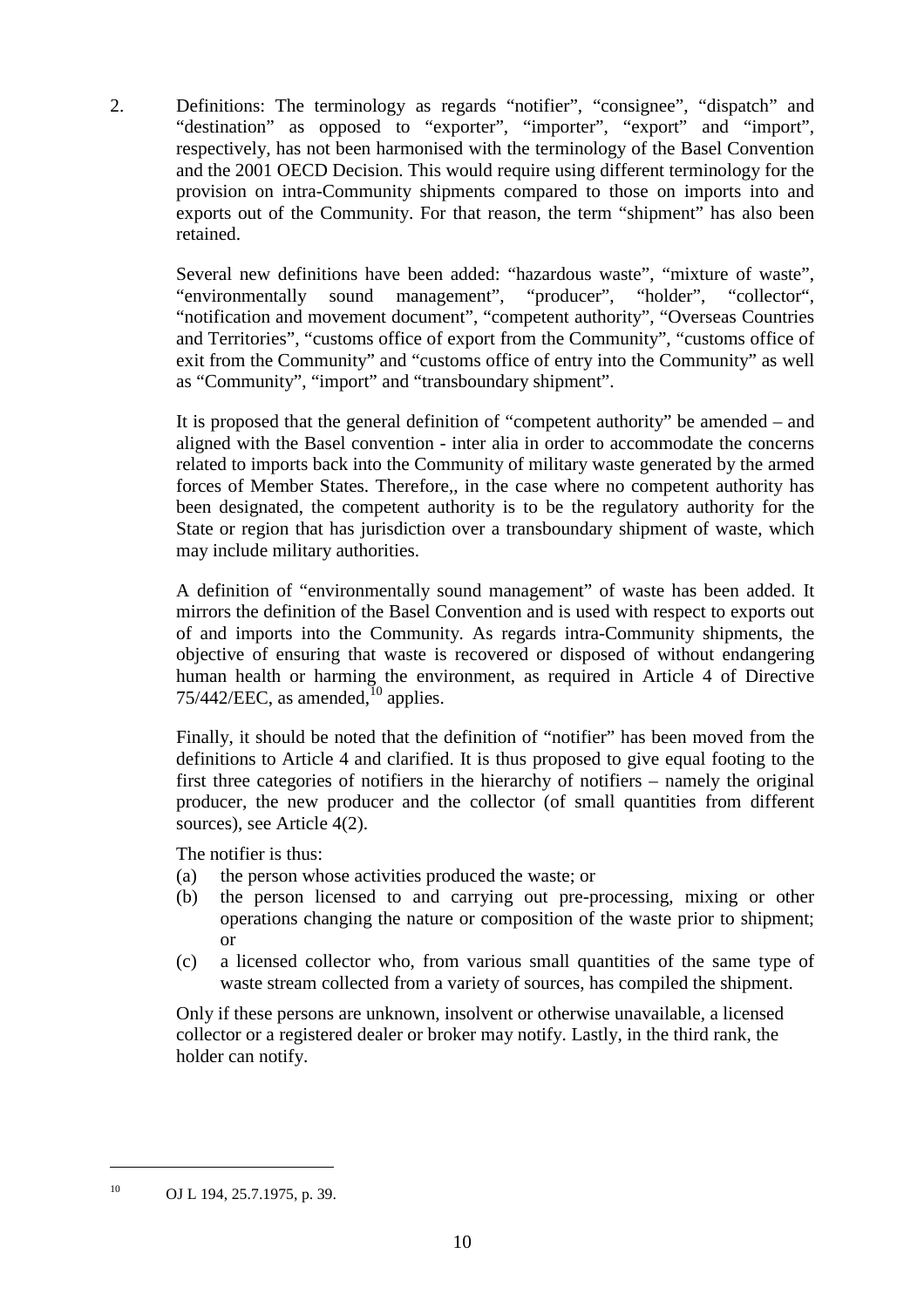2. Definitions: The terminology as regards “notifier”, “consignee”, “dispatch” and “destination” as opposed to “exporter”, “importer”, “export” and “import”, respectively, has not been harmonised with the terminology of the Basel Convention and the 2001 OECD Decision. This would require using different terminology for the provision on intra-Community shipments compared to those on imports into and exports out of the Community. For that reason, the term “shipment” has also been retained.

   Several new definitions have been added: “hazardous waste”, “mixture of waste”, “environmentally sound management”, “producer”, “holder”, “collector“, “notification and movement document”, “competent authority”, “Overseas Countries and Territories”, “customs office of export from the Community”, “customs office of exit from the Community” and “customs office of entry into the Community” as well as “Community”, “import” and “transboundary shipment”.

   It is proposed that the general definition of “competent authority” be amended – and aligned with the Basel convention - inter alia in order to accommodate the concerns related to imports back into the Community of military waste generated by the armed forces of Member States. Therefore,, in the case where no competent authority has been designated, the competent authority is to be the regulatory authority for the State or region that has jurisdiction over a transboundary shipment of waste, which may include military authorities.

   A definition of “environmentally sound management” of waste has been added. It mirrors the definition of the Basel Convention and is used with respect to exports out of and imports into the Community. As regards intra-Community shipments, the objective of ensuring that waste is recovered or disposed of without endangering human health or harming the environment, as required in Article 4 of Directive 75/442/EEC, as amended,[10] applies.

   Finally, it should be noted that the definition of “notifier” has been moved from the definitions to Article 4 and clarified. It is thus proposed to give equal footing to the first three categories of notifiers in the hierarchy of notifiers – namely the original producer, the new producer and the collector (of small quantities from different sources), see Article 4(2).

   The notifier is thus:

   (a) the person whose activities produced the waste; or
   (b) the person licensed to and carrying out pre-processing, mixing or other operations changing the nature or composition of the waste prior to shipment; or
   (c) a licensed collector who, from various small quantities of the same type of waste stream collected from a variety of sources, has compiled the shipment.

   Only if these persons are unknown, insolvent or otherwise unavailable, a licensed collector or a registered dealer or broker may notify. Lastly, in the third rank, the holder can notify.

---

[10] OJ L 194, 25.7.1975, p. 39.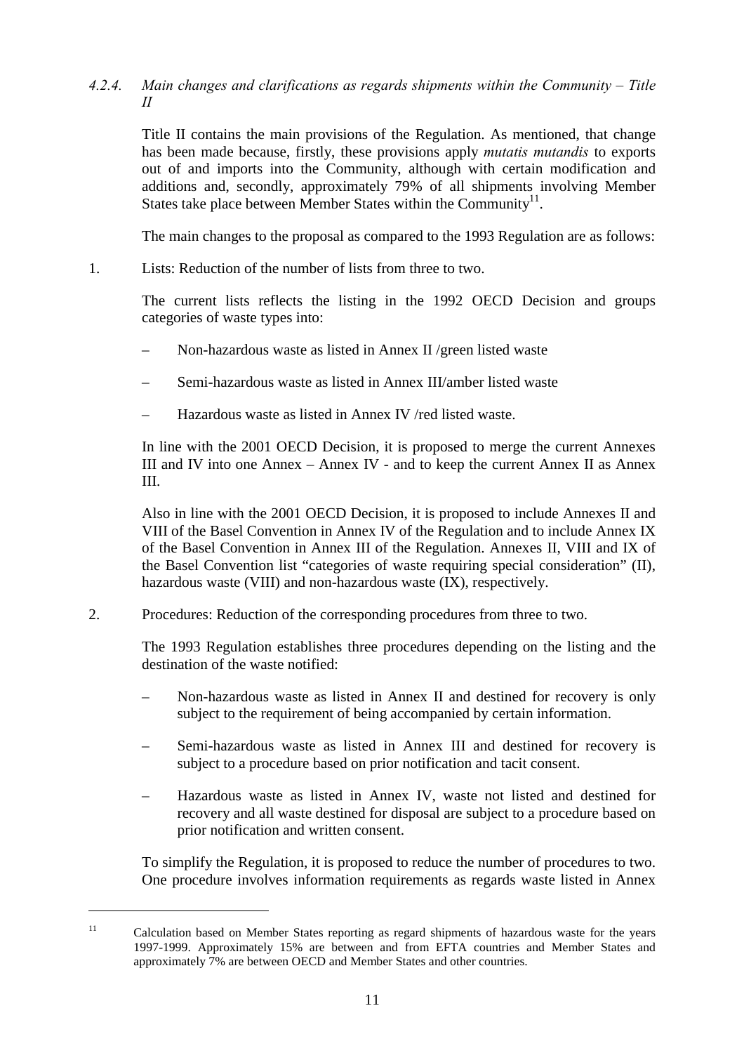#### *4.2.4. Main changes and clarifications as regards shipments within the Community – Title II*

Title II contains the main provisions of the Regulation. As mentioned, that change has been made because, firstly, these provisions apply *mutatis mutandis* to exports out of and imports into the Community, although with certain modification and additions and, secondly, approximately 79% of all shipments involving Member States take place between Member States within the Community[11].

The main changes to the proposal as compared to the 1993 Regulation are as follows:

1. Lists: Reduction of the number of lists from three to two.

   The current lists reflects the listing in the 1992 OECD Decision and groups categories of waste types into:

   – Non-hazardous waste as listed in Annex II /green listed waste

   – Semi-hazardous waste as listed in Annex III/amber listed waste

   – Hazardous waste as listed in Annex IV /red listed waste.

   In line with the 2001 OECD Decision, it is proposed to merge the current Annexes III and IV into one Annex – Annex IV - and to keep the current Annex II as Annex III.

   Also in line with the 2001 OECD Decision, it is proposed to include Annexes II and VIII of the Basel Convention in Annex IV of the Regulation and to include Annex IX of the Basel Convention in Annex III of the Regulation. Annexes II, VIII and IX of the Basel Convention list "categories of waste requiring special consideration" (II), hazardous waste (VIII) and non-hazardous waste (IX), respectively.

2. Procedures: Reduction of the corresponding procedures from three to two.

   The 1993 Regulation establishes three procedures depending on the listing and the destination of the waste notified:

   – Non-hazardous waste as listed in Annex II and destined for recovery is only subject to the requirement of being accompanied by certain information.

   – Semi-hazardous waste as listed in Annex III and destined for recovery is subject to a procedure based on prior notification and tacit consent.

   – Hazardous waste as listed in Annex IV, waste not listed and destined for recovery and all waste destined for disposal are subject to a procedure based on prior notification and written consent.

   To simplify the Regulation, it is proposed to reduce the number of procedures to two. One procedure involves information requirements as regards waste listed in Annex

---

[11] Calculation based on Member States reporting as regard shipments of hazardous waste for the years 1997-1999. Approximately 15% are between and from EFTA countries and Member States and approximately 7% are between OECD and Member States and other countries.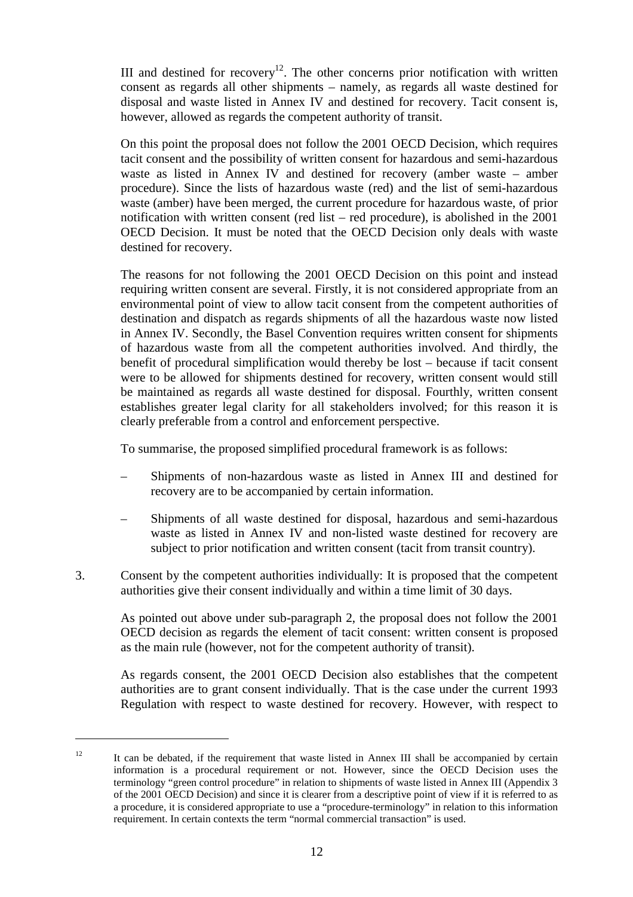III and destined for recovery[12]. The other concerns prior notification with written consent as regards all other shipments – namely, as regards all waste destined for disposal and waste listed in Annex IV and destined for recovery. Tacit consent is, however, allowed as regards the competent authority of transit.

On this point the proposal does not follow the 2001 OECD Decision, which requires tacit consent and the possibility of written consent for hazardous and semi-hazardous waste as listed in Annex IV and destined for recovery (amber waste – amber procedure). Since the lists of hazardous waste (red) and the list of semi-hazardous waste (amber) have been merged, the current procedure for hazardous waste, of prior notification with written consent (red list – red procedure), is abolished in the 2001 OECD Decision. It must be noted that the OECD Decision only deals with waste destined for recovery.

The reasons for not following the 2001 OECD Decision on this point and instead requiring written consent are several. Firstly, it is not considered appropriate from an environmental point of view to allow tacit consent from the competent authorities of destination and dispatch as regards shipments of all the hazardous waste now listed in Annex IV. Secondly, the Basel Convention requires written consent for shipments of hazardous waste from all the competent authorities involved. And thirdly, the benefit of procedural simplification would thereby be lost – because if tacit consent were to be allowed for shipments destined for recovery, written consent would still be maintained as regards all waste destined for disposal. Fourthly, written consent establishes greater legal clarity for all stakeholders involved; for this reason it is clearly preferable from a control and enforcement perspective.

To summarise, the proposed simplified procedural framework is as follows:

– Shipments of non-hazardous waste as listed in Annex III and destined for recovery are to be accompanied by certain information.

– Shipments of all waste destined for disposal, hazardous and semi-hazardous waste as listed in Annex IV and non-listed waste destined for recovery are subject to prior notification and written consent (tacit from transit country).

3. Consent by the competent authorities individually: It is proposed that the competent authorities give their consent individually and within a time limit of 30 days.

As pointed out above under sub-paragraph 2, the proposal does not follow the 2001 OECD decision as regards the element of tacit consent: written consent is proposed as the main rule (however, not for the competent authority of transit).

As regards consent, the 2001 OECD Decision also establishes that the competent authorities are to grant consent individually. That is the case under the current 1993 Regulation with respect to waste destined for recovery. However, with respect to

---

[12] It can be debated, if the requirement that waste listed in Annex III shall be accompanied by certain information is a procedural requirement or not. However, since the OECD Decision uses the terminology "green control procedure" in relation to shipments of waste listed in Annex III (Appendix 3 of the 2001 OECD Decision) and since it is clearer from a descriptive point of view if it is referred to as a procedure, it is considered appropriate to use a "procedure-terminology" in relation to this information requirement. In certain contexts the term "normal commercial transaction" is used.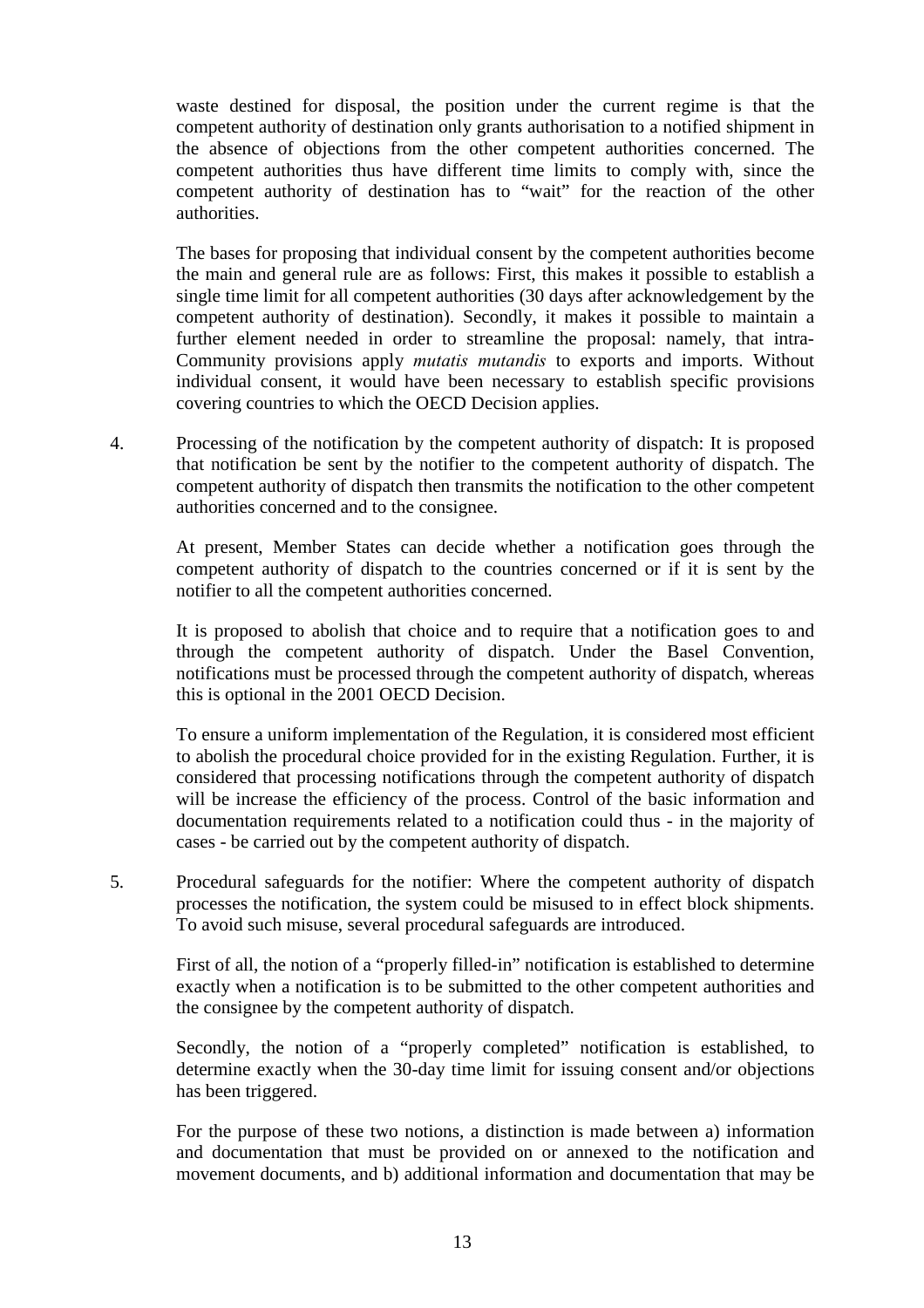waste destined for disposal, the position under the current regime is that the competent authority of destination only grants authorisation to a notified shipment in the absence of objections from the other competent authorities concerned. The competent authorities thus have different time limits to comply with, since the competent authority of destination has to "wait" for the reaction of the other authorities.

The bases for proposing that individual consent by the competent authorities become the main and general rule are as follows: First, this makes it possible to establish a single time limit for all competent authorities (30 days after acknowledgement by the competent authority of destination). Secondly, it makes it possible to maintain a further element needed in order to streamline the proposal: namely, that intra-Community provisions apply *mutatis mutandis* to exports and imports. Without individual consent, it would have been necessary to establish specific provisions covering countries to which the OECD Decision applies.

4. Processing of the notification by the competent authority of dispatch: It is proposed that notification be sent by the notifier to the competent authority of dispatch. The competent authority of dispatch then transmits the notification to the other competent authorities concerned and to the consignee.

   At present, Member States can decide whether a notification goes through the competent authority of dispatch to the countries concerned or if it is sent by the notifier to all the competent authorities concerned.

   It is proposed to abolish that choice and to require that a notification goes to and through the competent authority of dispatch. Under the Basel Convention, notifications must be processed through the competent authority of dispatch, whereas this is optional in the 2001 OECD Decision.

   To ensure a uniform implementation of the Regulation, it is considered most efficient to abolish the procedural choice provided for in the existing Regulation. Further, it is considered that processing notifications through the competent authority of dispatch will be increase the efficiency of the process. Control of the basic information and documentation requirements related to a notification could thus - in the majority of cases - be carried out by the competent authority of dispatch.

5. Procedural safeguards for the notifier: Where the competent authority of dispatch processes the notification, the system could be misused to in effect block shipments. To avoid such misuse, several procedural safeguards are introduced.

   First of all, the notion of a "properly filled-in" notification is established to determine exactly when a notification is to be submitted to the other competent authorities and the consignee by the competent authority of dispatch.

   Secondly, the notion of a "properly completed" notification is established, to determine exactly when the 30-day time limit for issuing consent and/or objections has been triggered.

   For the purpose of these two notions, a distinction is made between a) information and documentation that must be provided on or annexed to the notification and movement documents, and b) additional information and documentation that may be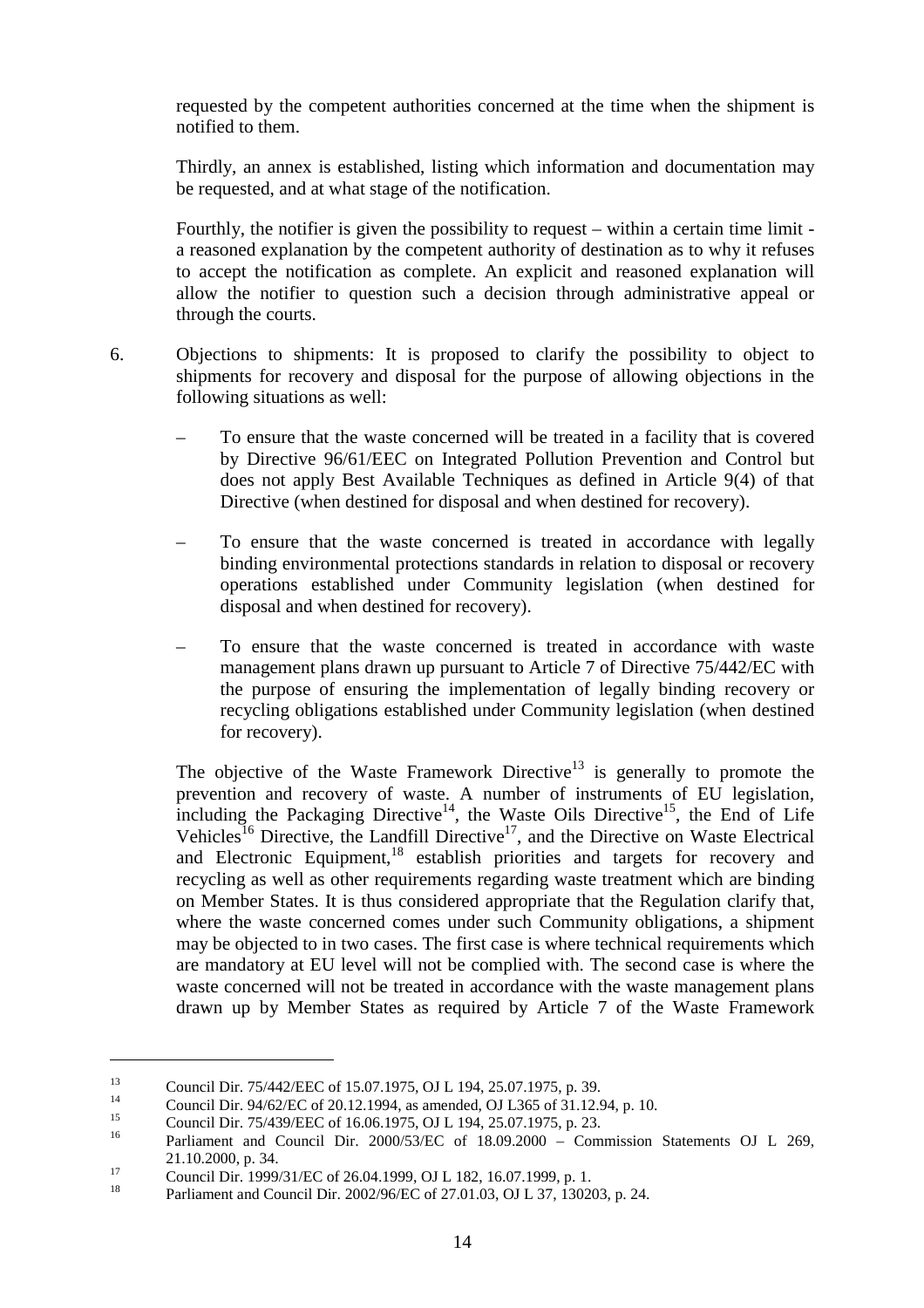requested by the competent authorities concerned at the time when the shipment is notified to them.

Thirdly, an annex is established, listing which information and documentation may be requested, and at what stage of the notification.

Fourthly, the notifier is given the possibility to request – within a certain time limit - a reasoned explanation by the competent authority of destination as to why it refuses to accept the notification as complete. An explicit and reasoned explanation will allow the notifier to question such a decision through administrative appeal or through the courts.

6. Objections to shipments: It is proposed to clarify the possibility to object to shipments for recovery and disposal for the purpose of allowing objections in the following situations as well:

   – To ensure that the waste concerned will be treated in a facility that is covered by Directive 96/61/EEC on Integrated Pollution Prevention and Control but does not apply Best Available Techniques as defined in Article 9(4) of that Directive (when destined for disposal and when destined for recovery).

   – To ensure that the waste concerned is treated in accordance with legally binding environmental protections standards in relation to disposal or recovery operations established under Community legislation (when destined for disposal and when destined for recovery).

   – To ensure that the waste concerned is treated in accordance with waste management plans drawn up pursuant to Article 7 of Directive 75/442/EC with the purpose of ensuring the implementation of legally binding recovery or recycling obligations established under Community legislation (when destined for recovery).

   The objective of the Waste Framework Directive[13] is generally to promote the prevention and recovery of waste. A number of instruments of EU legislation, including the Packaging Directive[14], the Waste Oils Directive[15], the End of Life Vehicles[16] Directive, the Landfill Directive[17], and the Directive on Waste Electrical and Electronic Equipment,[18] establish priorities and targets for recovery and recycling as well as other requirements regarding waste treatment which are binding on Member States. It is thus considered appropriate that the Regulation clarify that, where the waste concerned comes under such Community obligations, a shipment may be objected to in two cases. The first case is where technical requirements which are mandatory at EU level will not be complied with. The second case is where the waste concerned will not be treated in accordance with the waste management plans drawn up by Member States as required by Article 7 of the Waste Framework

---

[13] Council Dir. 75/442/EEC of 15.07.1975, OJ L 194, 25.07.1975, p. 39.

[14] Council Dir. 94/62/EC of 20.12.1994, as amended, OJ L365 of 31.12.94, p. 10.

[15] Council Dir. 75/439/EEC of 16.06.1975, OJ L 194, 25.07.1975, p. 23.

[16] Parliament and Council Dir. 2000/53/EC of 18.09.2000 – Commission Statements OJ L 269, 21.10.2000, p. 34.

[17] Council Dir. 1999/31/EC of 26.04.1999, OJ L 182, 16.07.1999, p. 1.

[18] Parliament and Council Dir. 2002/96/EC of 27.01.03, OJ L 37, 130203, p. 24.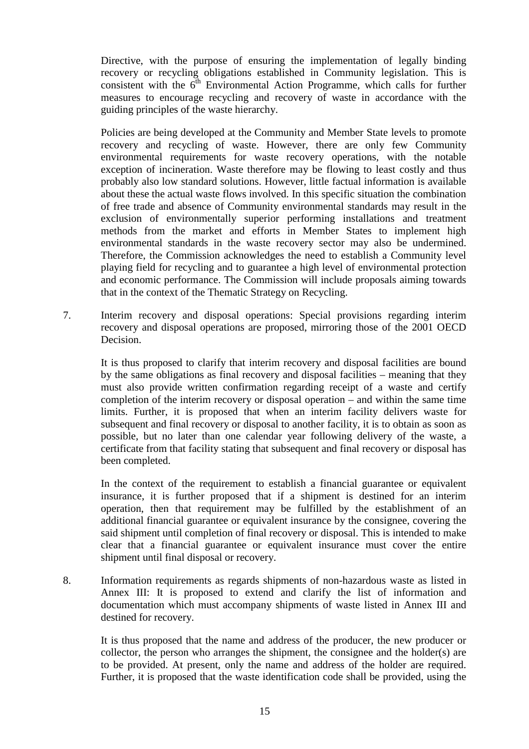Directive, with the purpose of ensuring the implementation of legally binding recovery or recycling obligations established in Community legislation. This is consistent with the 6[th] Environmental Action Programme, which calls for further measures to encourage recycling and recovery of waste in accordance with the guiding principles of the waste hierarchy.

Policies are being developed at the Community and Member State levels to promote recovery and recycling of waste. However, there are only few Community environmental requirements for waste recovery operations, with the notable exception of incineration. Waste therefore may be flowing to least costly and thus probably also low standard solutions. However, little factual information is available about these the actual waste flows involved. In this specific situation the combination of free trade and absence of Community environmental standards may result in the exclusion of environmentally superior performing installations and treatment methods from the market and efforts in Member States to implement high environmental standards in the waste recovery sector may also be undermined. Therefore, the Commission acknowledges the need to establish a Community level playing field for recycling and to guarantee a high level of environmental protection and economic performance. The Commission will include proposals aiming towards that in the context of the Thematic Strategy on Recycling.

7. Interim recovery and disposal operations: Special provisions regarding interim recovery and disposal operations are proposed, mirroring those of the 2001 OECD Decision.

   It is thus proposed to clarify that interim recovery and disposal facilities are bound by the same obligations as final recovery and disposal facilities – meaning that they must also provide written confirmation regarding receipt of a waste and certify completion of the interim recovery or disposal operation – and within the same time limits. Further, it is proposed that when an interim facility delivers waste for subsequent and final recovery or disposal to another facility, it is to obtain as soon as possible, but no later than one calendar year following delivery of the waste, a certificate from that facility stating that subsequent and final recovery or disposal has been completed.

   In the context of the requirement to establish a financial guarantee or equivalent insurance, it is further proposed that if a shipment is destined for an interim operation, then that requirement may be fulfilled by the establishment of an additional financial guarantee or equivalent insurance by the consignee, covering the said shipment until completion of final recovery or disposal. This is intended to make clear that a financial guarantee or equivalent insurance must cover the entire shipment until final disposal or recovery.

8. Information requirements as regards shipments of non-hazardous waste as listed in Annex III: It is proposed to extend and clarify the list of information and documentation which must accompany shipments of waste listed in Annex III and destined for recovery.

   It is thus proposed that the name and address of the producer, the new producer or collector, the person who arranges the shipment, the consignee and the holder(s) are to be provided. At present, only the name and address of the holder are required. Further, it is proposed that the waste identification code shall be provided, using the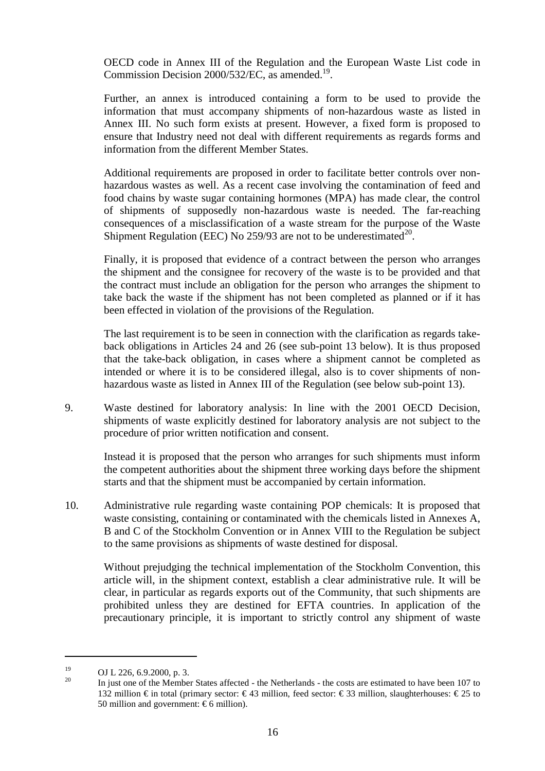OECD code in Annex III of the Regulation and the European Waste List code in Commission Decision 2000/532/EC, as amended.[19].

Further, an annex is introduced containing a form to be used to provide the information that must accompany shipments of non-hazardous waste as listed in Annex III. No such form exists at present. However, a fixed form is proposed to ensure that Industry need not deal with different requirements as regards forms and information from the different Member States.

Additional requirements are proposed in order to facilitate better controls over non-hazardous wastes as well. As a recent case involving the contamination of feed and food chains by waste sugar containing hormones (MPA) has made clear, the control of shipments of supposedly non-hazardous waste is needed. The far-reaching consequences of a misclassification of a waste stream for the purpose of the Waste Shipment Regulation (EEC) No 259/93 are not to be underestimated[20].

Finally, it is proposed that evidence of a contract between the person who arranges the shipment and the consignee for recovery of the waste is to be provided and that the contract must include an obligation for the person who arranges the shipment to take back the waste if the shipment has not been completed as planned or if it has been effected in violation of the provisions of the Regulation.

The last requirement is to be seen in connection with the clarification as regards take-back obligations in Articles 24 and 26 (see sub-point 13 below). It is thus proposed that the take-back obligation, in cases where a shipment cannot be completed as intended or where it is to be considered illegal, also is to cover shipments of non-hazardous waste as listed in Annex III of the Regulation (see below sub-point 13).

9. Waste destined for laboratory analysis: In line with the 2001 OECD Decision, shipments of waste explicitly destined for laboratory analysis are not subject to the procedure of prior written notification and consent.

   Instead it is proposed that the person who arranges for such shipments must inform the competent authorities about the shipment three working days before the shipment starts and that the shipment must be accompanied by certain information.

10. Administrative rule regarding waste containing POP chemicals: It is proposed that waste consisting, containing or contaminated with the chemicals listed in Annexes A, B and C of the Stockholm Convention or in Annex VIII to the Regulation be subject to the same provisions as shipments of waste destined for disposal.

    Without prejudging the technical implementation of the Stockholm Convention, this article will, in the shipment context, establish a clear administrative rule. It will be clear, in particular as regards exports out of the Community, that such shipments are prohibited unless they are destined for EFTA countries. In application of the precautionary principle, it is important to strictly control any shipment of waste

---

[19] OJ L 226, 6.9.2000, p. 3.

[20] In just one of the Member States affected - the Netherlands - the costs are estimated to have been 107 to 132 million € in total (primary sector: € 43 million, feed sector: € 33 million, slaughterhouses: € 25 to 50 million and government: € 6 million).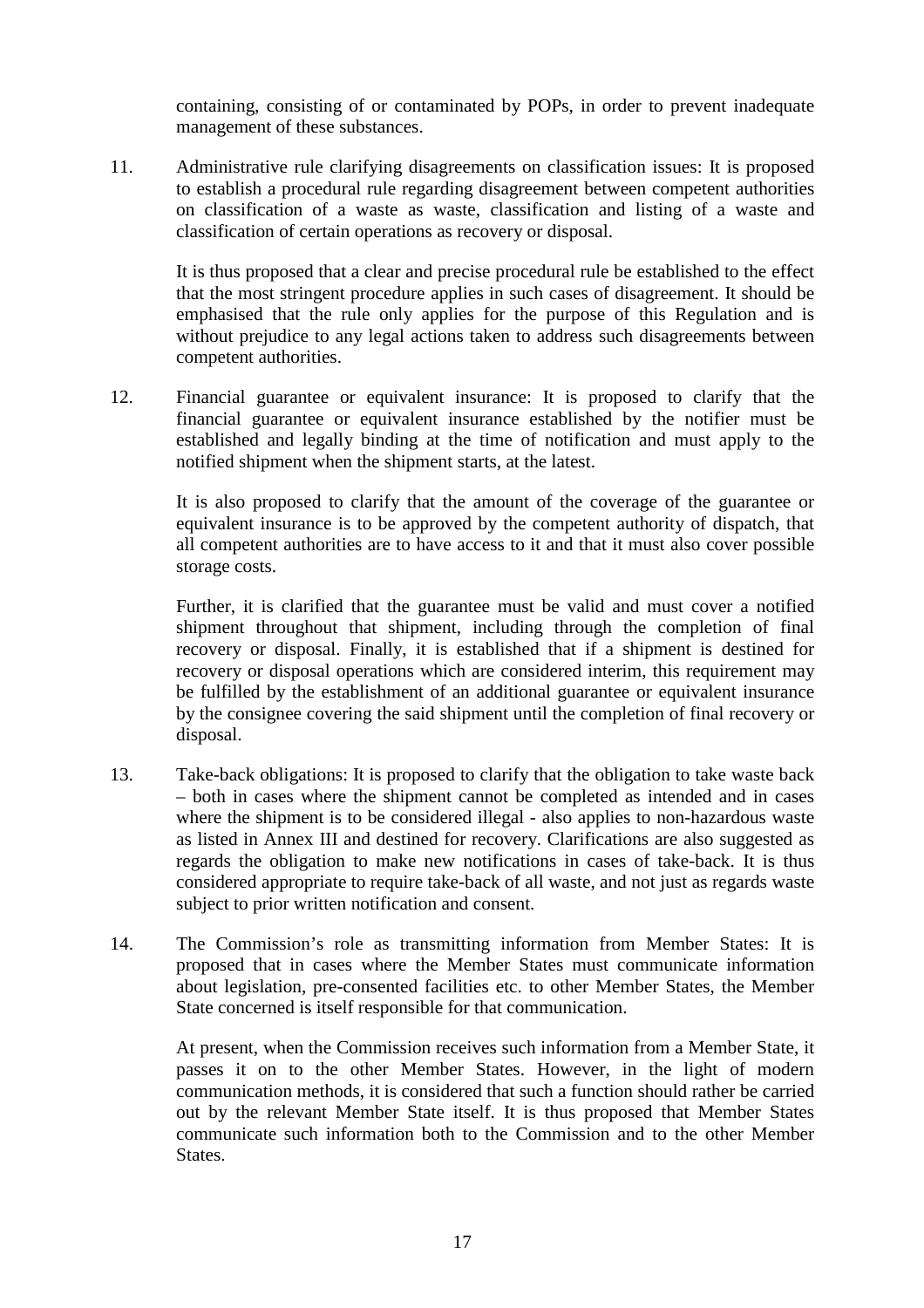containing, consisting of or contaminated by POPs, in order to prevent inadequate management of these substances.

11. Administrative rule clarifying disagreements on classification issues: It is proposed to establish a procedural rule regarding disagreement between competent authorities on classification of a waste as waste, classification and listing of a waste and classification of certain operations as recovery or disposal.

    It is thus proposed that a clear and precise procedural rule be established to the effect that the most stringent procedure applies in such cases of disagreement. It should be emphasised that the rule only applies for the purpose of this Regulation and is without prejudice to any legal actions taken to address such disagreements between competent authorities.

12. Financial guarantee or equivalent insurance: It is proposed to clarify that the financial guarantee or equivalent insurance established by the notifier must be established and legally binding at the time of notification and must apply to the notified shipment when the shipment starts, at the latest.

    It is also proposed to clarify that the amount of the coverage of the guarantee or equivalent insurance is to be approved by the competent authority of dispatch, that all competent authorities are to have access to it and that it must also cover possible storage costs.

    Further, it is clarified that the guarantee must be valid and must cover a notified shipment throughout that shipment, including through the completion of final recovery or disposal. Finally, it is established that if a shipment is destined for recovery or disposal operations which are considered interim, this requirement may be fulfilled by the establishment of an additional guarantee or equivalent insurance by the consignee covering the said shipment until the completion of final recovery or disposal.

13. Take-back obligations: It is proposed to clarify that the obligation to take waste back – both in cases where the shipment cannot be completed as intended and in cases where the shipment is to be considered illegal - also applies to non-hazardous waste as listed in Annex III and destined for recovery. Clarifications are also suggested as regards the obligation to make new notifications in cases of take-back. It is thus considered appropriate to require take-back of all waste, and not just as regards waste subject to prior written notification and consent.

14. The Commission's role as transmitting information from Member States: It is proposed that in cases where the Member States must communicate information about legislation, pre-consented facilities etc. to other Member States, the Member State concerned is itself responsible for that communication.

    At present, when the Commission receives such information from a Member State, it passes it on to the other Member States. However, in the light of modern communication methods, it is considered that such a function should rather be carried out by the relevant Member State itself. It is thus proposed that Member States communicate such information both to the Commission and to the other Member States.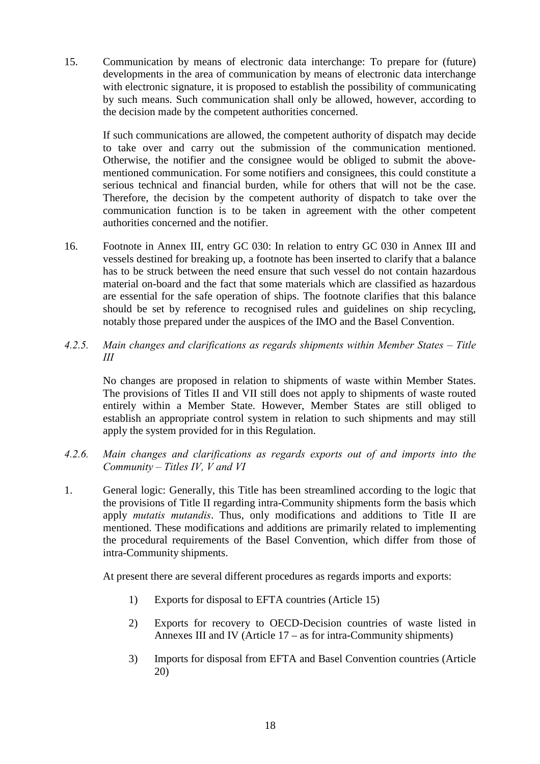15. Communication by means of electronic data interchange: To prepare for (future) developments in the area of communication by means of electronic data interchange with electronic signature, it is proposed to establish the possibility of communicating by such means. Such communication shall only be allowed, however, according to the decision made by the competent authorities concerned.

    If such communications are allowed, the competent authority of dispatch may decide to take over and carry out the submission of the communication mentioned. Otherwise, the notifier and the consignee would be obliged to submit the above-mentioned communication. For some notifiers and consignees, this could constitute a serious technical and financial burden, while for others that will not be the case. Therefore, the decision by the competent authority of dispatch to take over the communication function is to be taken in agreement with the other competent authorities concerned and the notifier.

16. Footnote in Annex III, entry GC 030: In relation to entry GC 030 in Annex III and vessels destined for breaking up, a footnote has been inserted to clarify that a balance has to be struck between the need ensure that such vessel do not contain hazardous material on-board and the fact that some materials which are classified as hazardous are essential for the safe operation of ships. The footnote clarifies that this balance should be set by reference to recognised rules and guidelines on ship recycling, notably those prepared under the auspices of the IMO and the Basel Convention.

#### *4.2.5. Main changes and clarifications as regards shipments within Member States – Title III*

No changes are proposed in relation to shipments of waste within Member States. The provisions of Titles II and VII still does not apply to shipments of waste routed entirely within a Member State. However, Member States are still obliged to establish an appropriate control system in relation to such shipments and may still apply the system provided for in this Regulation.

#### *4.2.6. Main changes and clarifications as regards exports out of and imports into the Community – Titles IV, V and VI*

1. General logic: Generally, this Title has been streamlined according to the logic that the provisions of Title II regarding intra-Community shipments form the basis which apply *mutatis mutandis*. Thus, only modifications and additions to Title II are mentioned. These modifications and additions are primarily related to implementing the procedural requirements of the Basel Convention, which differ from those of intra-Community shipments.

    At present there are several different procedures as regards imports and exports:

    1) Exports for disposal to EFTA countries (Article 15)

    2) Exports for recovery to OECD-Decision countries of waste listed in Annexes III and IV (Article 17 – as for intra-Community shipments)

    3) Imports for disposal from EFTA and Basel Convention countries (Article 20)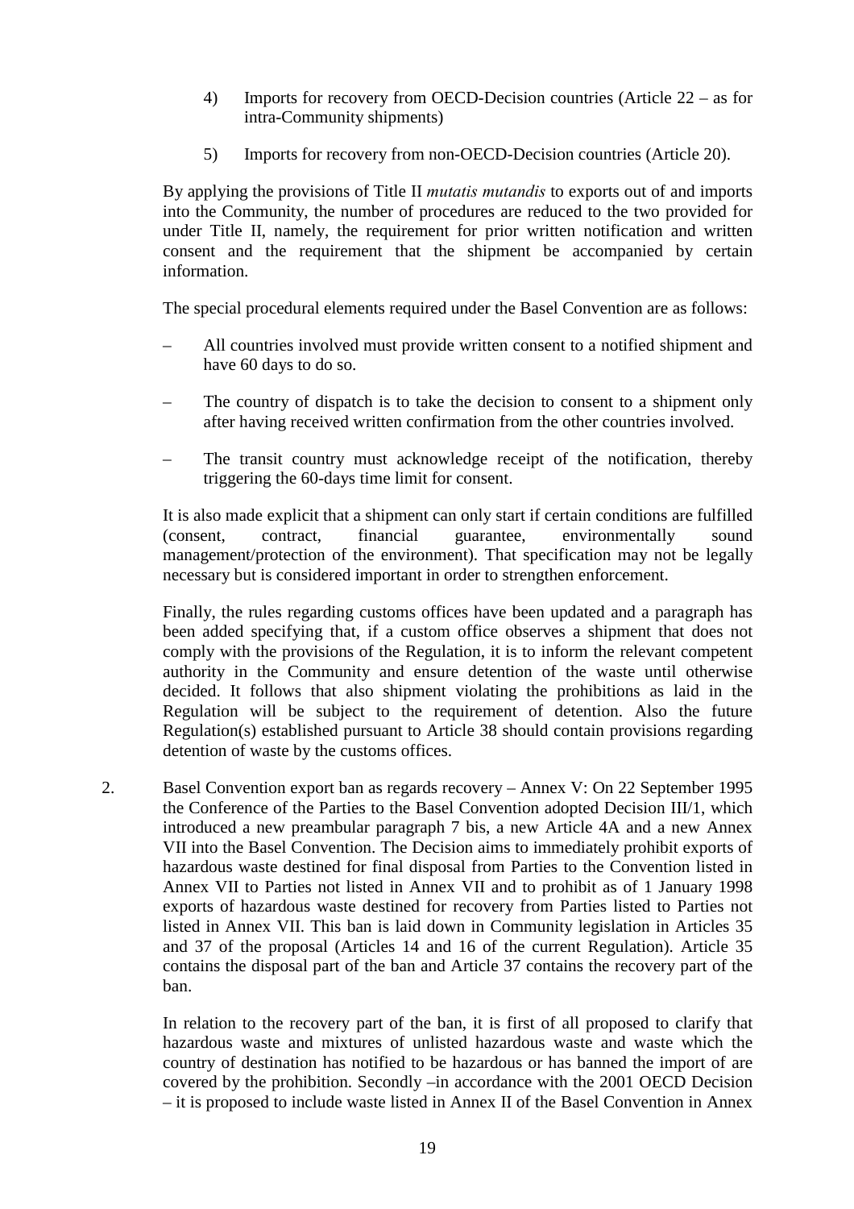4) Imports for recovery from OECD-Decision countries (Article 22 – as for intra-Community shipments)

5) Imports for recovery from non-OECD-Decision countries (Article 20).

By applying the provisions of Title II *mutatis mutandis* to exports out of and imports into the Community, the number of procedures are reduced to the two provided for under Title II, namely, the requirement for prior written notification and written consent and the requirement that the shipment be accompanied by certain information.

The special procedural elements required under the Basel Convention are as follows:

– All countries involved must provide written consent to a notified shipment and have 60 days to do so.

– The country of dispatch is to take the decision to consent to a shipment only after having received written confirmation from the other countries involved.

– The transit country must acknowledge receipt of the notification, thereby triggering the 60-days time limit for consent.

It is also made explicit that a shipment can only start if certain conditions are fulfilled (consent, contract, financial guarantee, environmentally sound management/protection of the environment). That specification may not be legally necessary but is considered important in order to strengthen enforcement.

Finally, the rules regarding customs offices have been updated and a paragraph has been added specifying that, if a custom office observes a shipment that does not comply with the provisions of the Regulation, it is to inform the relevant competent authority in the Community and ensure detention of the waste until otherwise decided. It follows that also shipment violating the prohibitions as laid in the Regulation will be subject to the requirement of detention. Also the future Regulation(s) established pursuant to Article 38 should contain provisions regarding detention of waste by the customs offices.

2. Basel Convention export ban as regards recovery – Annex V: On 22 September 1995 the Conference of the Parties to the Basel Convention adopted Decision III/1, which introduced a new preambular paragraph 7 bis, a new Article 4A and a new Annex VII into the Basel Convention. The Decision aims to immediately prohibit exports of hazardous waste destined for final disposal from Parties to the Convention listed in Annex VII to Parties not listed in Annex VII and to prohibit as of 1 January 1998 exports of hazardous waste destined for recovery from Parties listed to Parties not listed in Annex VII. This ban is laid down in Community legislation in Articles 35 and 37 of the proposal (Articles 14 and 16 of the current Regulation). Article 35 contains the disposal part of the ban and Article 37 contains the recovery part of the ban.

In relation to the recovery part of the ban, it is first of all proposed to clarify that hazardous waste and mixtures of unlisted hazardous waste and waste which the country of destination has notified to be hazardous or has banned the import of are covered by the prohibition. Secondly –in accordance with the 2001 OECD Decision – it is proposed to include waste listed in Annex II of the Basel Convention in Annex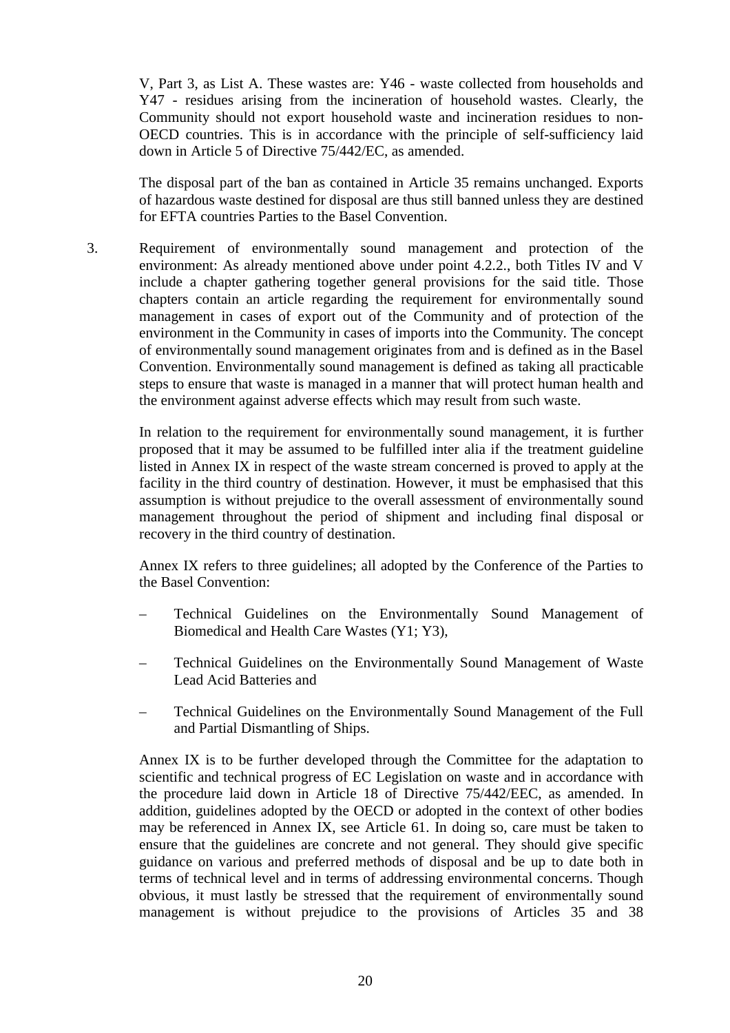V, Part 3, as List A. These wastes are: Y46 - waste collected from households and Y47 - residues arising from the incineration of household wastes. Clearly, the Community should not export household waste and incineration residues to non-OECD countries. This is in accordance with the principle of self-sufficiency laid down in Article 5 of Directive 75/442/EC, as amended.

The disposal part of the ban as contained in Article 35 remains unchanged. Exports of hazardous waste destined for disposal are thus still banned unless they are destined for EFTA countries Parties to the Basel Convention.

3. Requirement of environmentally sound management and protection of the environment: As already mentioned above under point 4.2.2., both Titles IV and V include a chapter gathering together general provisions for the said title. Those chapters contain an article regarding the requirement for environmentally sound management in cases of export out of the Community and of protection of the environment in the Community in cases of imports into the Community. The concept of environmentally sound management originates from and is defined as in the Basel Convention. Environmentally sound management is defined as taking all practicable steps to ensure that waste is managed in a manner that will protect human health and the environment against adverse effects which may result from such waste.

   In relation to the requirement for environmentally sound management, it is further proposed that it may be assumed to be fulfilled inter alia if the treatment guideline listed in Annex IX in respect of the waste stream concerned is proved to apply at the facility in the third country of destination. However, it must be emphasised that this assumption is without prejudice to the overall assessment of environmentally sound management throughout the period of shipment and including final disposal or recovery in the third country of destination.

   Annex IX refers to three guidelines; all adopted by the Conference of the Parties to the Basel Convention:

   – Technical Guidelines on the Environmentally Sound Management of Biomedical and Health Care Wastes (Y1; Y3),

   – Technical Guidelines on the Environmentally Sound Management of Waste Lead Acid Batteries and

   – Technical Guidelines on the Environmentally Sound Management of the Full and Partial Dismantling of Ships.

   Annex IX is to be further developed through the Committee for the adaptation to scientific and technical progress of EC Legislation on waste and in accordance with the procedure laid down in Article 18 of Directive 75/442/EEC, as amended. In addition, guidelines adopted by the OECD or adopted in the context of other bodies may be referenced in Annex IX, see Article 61. In doing so, care must be taken to ensure that the guidelines are concrete and not general. They should give specific guidance on various and preferred methods of disposal and be up to date both in terms of technical level and in terms of addressing environmental concerns. Though obvious, it must lastly be stressed that the requirement of environmentally sound management is without prejudice to the provisions of Articles 35 and 38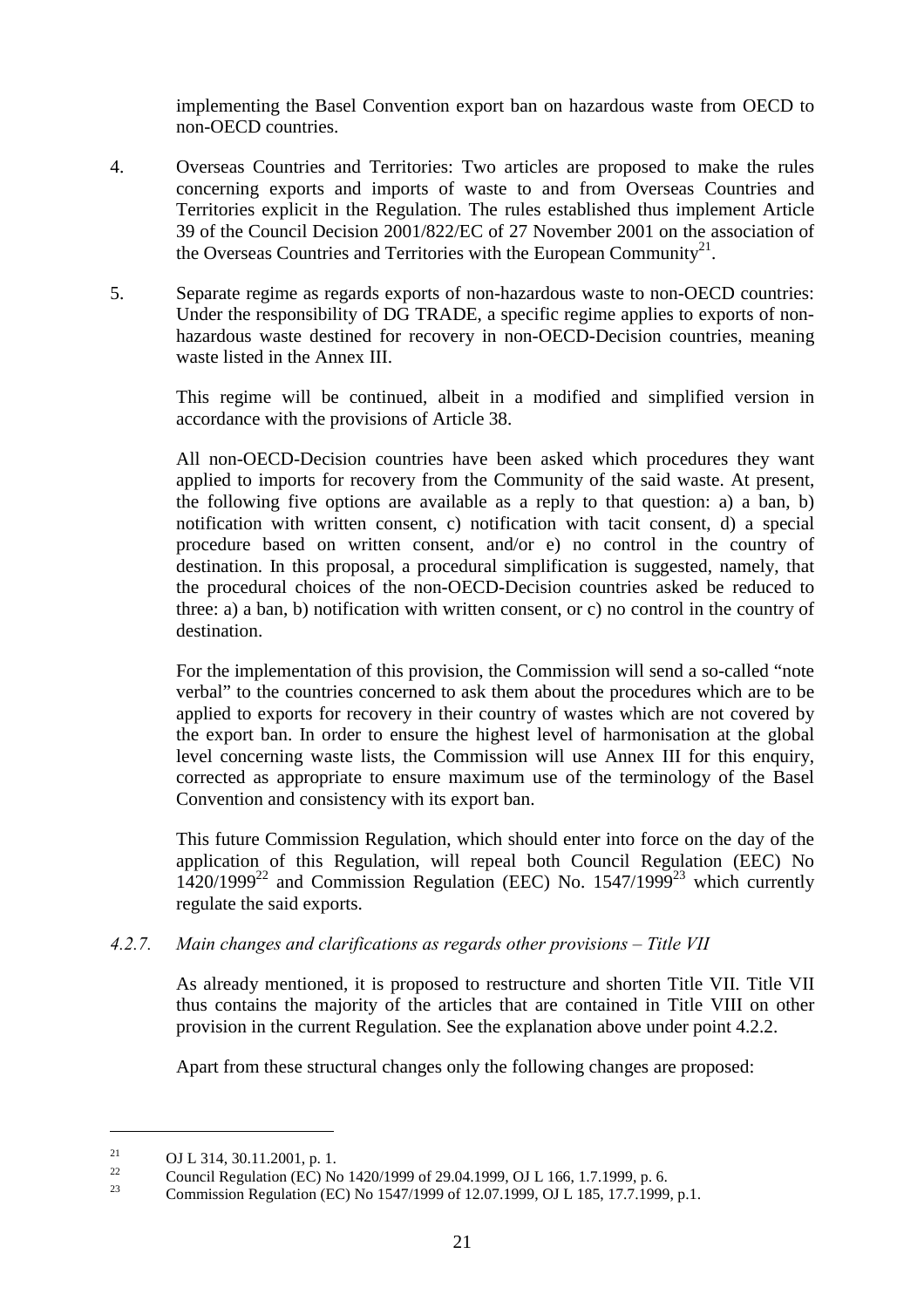implementing the Basel Convention export ban on hazardous waste from OECD to non-OECD countries.

4. Overseas Countries and Territories: Two articles are proposed to make the rules concerning exports and imports of waste to and from Overseas Countries and Territories explicit in the Regulation. The rules established thus implement Article 39 of the Council Decision 2001/822/EC of 27 November 2001 on the association of the Overseas Countries and Territories with the European Community[21].

5. Separate regime as regards exports of non-hazardous waste to non-OECD countries: Under the responsibility of DG TRADE, a specific regime applies to exports of non-hazardous waste destined for recovery in non-OECD-Decision countries, meaning waste listed in the Annex III.

   This regime will be continued, albeit in a modified and simplified version in accordance with the provisions of Article 38.

   All non-OECD-Decision countries have been asked which procedures they want applied to imports for recovery from the Community of the said waste. At present, the following five options are available as a reply to that question: a) a ban, b) notification with written consent, c) notification with tacit consent, d) a special procedure based on written consent, and/or e) no control in the country of destination. In this proposal, a procedural simplification is suggested, namely, that the procedural choices of the non-OECD-Decision countries asked be reduced to three: a) a ban, b) notification with written consent, or c) no control in the country of destination.

   For the implementation of this provision, the Commission will send a so-called "note verbal" to the countries concerned to ask them about the procedures which are to be applied to exports for recovery in their country of wastes which are not covered by the export ban. In order to ensure the highest level of harmonisation at the global level concerning waste lists, the Commission will use Annex III for this enquiry, corrected as appropriate to ensure maximum use of the terminology of the Basel Convention and consistency with its export ban.

   This future Commission Regulation, which should enter into force on the day of the application of this Regulation, will repeal both Council Regulation (EEC) No 1420/1999[22] and Commission Regulation (EEC) No. 1547/1999[23] which currently regulate the said exports.

### *4.2.7. Main changes and clarifications as regards other provisions – Title VII*

As already mentioned, it is proposed to restructure and shorten Title VII. Title VII thus contains the majority of the articles that are contained in Title VIII on other provision in the current Regulation. See the explanation above under point 4.2.2.

Apart from these structural changes only the following changes are proposed:

---

[21] OJ L 314, 30.11.2001, p. 1.

[22] Council Regulation (EC) No 1420/1999 of 29.04.1999, OJ L 166, 1.7.1999, p. 6.

[23] Commission Regulation (EC) No 1547/1999 of 12.07.1999, OJ L 185, 17.7.1999, p.1.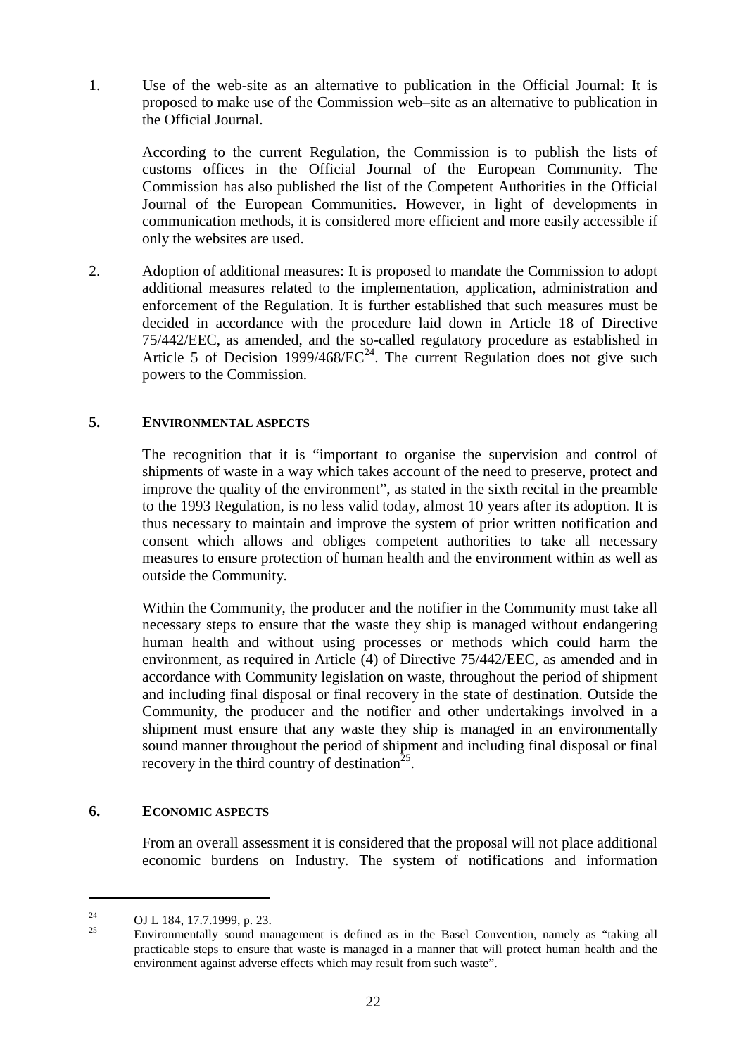1. Use of the web-site as an alternative to publication in the Official Journal: It is proposed to make use of the Commission web–site as an alternative to publication in the Official Journal.

   According to the current Regulation, the Commission is to publish the lists of customs offices in the Official Journal of the European Community. The Commission has also published the list of the Competent Authorities in the Official Journal of the European Communities. However, in light of developments in communication methods, it is considered more efficient and more easily accessible if only the websites are used.

2. Adoption of additional measures: It is proposed to mandate the Commission to adopt additional measures related to the implementation, application, administration and enforcement of the Regulation. It is further established that such measures must be decided in accordance with the procedure laid down in Article 18 of Directive 75/442/EEC, as amended, and the so-called regulatory procedure as established in Article 5 of Decision 1999/468/EC[24]. The current Regulation does not give such powers to the Commission.

## 5. ENVIRONMENTAL ASPECTS

The recognition that it is "important to organise the supervision and control of shipments of waste in a way which takes account of the need to preserve, protect and improve the quality of the environment", as stated in the sixth recital in the preamble to the 1993 Regulation, is no less valid today, almost 10 years after its adoption. It is thus necessary to maintain and improve the system of prior written notification and consent which allows and obliges competent authorities to take all necessary measures to ensure protection of human health and the environment within as well as outside the Community.

Within the Community, the producer and the notifier in the Community must take all necessary steps to ensure that the waste they ship is managed without endangering human health and without using processes or methods which could harm the environment, as required in Article (4) of Directive 75/442/EEC, as amended and in accordance with Community legislation on waste, throughout the period of shipment and including final disposal or final recovery in the state of destination. Outside the Community, the producer and the notifier and other undertakings involved in a shipment must ensure that any waste they ship is managed in an environmentally sound manner throughout the period of shipment and including final disposal or final recovery in the third country of destination[25].

## 6. ECONOMIC ASPECTS

From an overall assessment it is considered that the proposal will not place additional economic burdens on Industry. The system of notifications and information

---

[24] OJ L 184, 17.7.1999, p. 23.

[25] Environmentally sound management is defined as in the Basel Convention, namely as "taking all practicable steps to ensure that waste is managed in a manner that will protect human health and the environment against adverse effects which may result from such waste".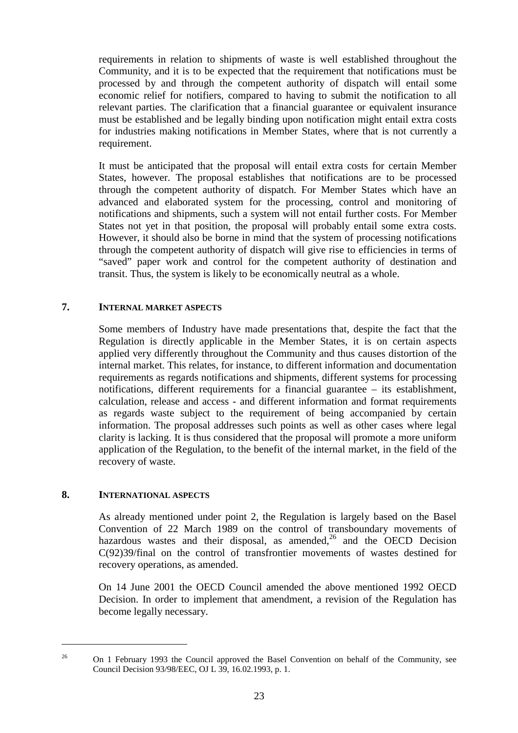requirements in relation to shipments of waste is well established throughout the Community, and it is to be expected that the requirement that notifications must be processed by and through the competent authority of dispatch will entail some economic relief for notifiers, compared to having to submit the notification to all relevant parties. The clarification that a financial guarantee or equivalent insurance must be established and be legally binding upon notification might entail extra costs for industries making notifications in Member States, where that is not currently a requirement.

It must be anticipated that the proposal will entail extra costs for certain Member States, however. The proposal establishes that notifications are to be processed through the competent authority of dispatch. For Member States which have an advanced and elaborated system for the processing, control and monitoring of notifications and shipments, such a system will not entail further costs. For Member States not yet in that position, the proposal will probably entail some extra costs. However, it should also be borne in mind that the system of processing notifications through the competent authority of dispatch will give rise to efficiencies in terms of "saved" paper work and control for the competent authority of destination and transit. Thus, the system is likely to be economically neutral as a whole.

## 7. INTERNAL MARKET ASPECTS

Some members of Industry have made presentations that, despite the fact that the Regulation is directly applicable in the Member States, it is on certain aspects applied very differently throughout the Community and thus causes distortion of the internal market. This relates, for instance, to different information and documentation requirements as regards notifications and shipments, different systems for processing notifications, different requirements for a financial guarantee – its establishment, calculation, release and access - and different information and format requirements as regards waste subject to the requirement of being accompanied by certain information. The proposal addresses such points as well as other cases where legal clarity is lacking. It is thus considered that the proposal will promote a more uniform application of the Regulation, to the benefit of the internal market, in the field of the recovery of waste.

## 8. INTERNATIONAL ASPECTS

As already mentioned under point 2, the Regulation is largely based on the Basel Convention of 22 March 1989 on the control of transboundary movements of hazardous wastes and their disposal, as amended,[26] and the OECD Decision C(92)39/final on the control of transfrontier movements of wastes destined for recovery operations, as amended.

On 14 June 2001 the OECD Council amended the above mentioned 1992 OECD Decision. In order to implement that amendment, a revision of the Regulation has become legally necessary.

---

[26] On 1 February 1993 the Council approved the Basel Convention on behalf of the Community, see Council Decision 93/98/EEC, OJ L 39, 16.02.1993, p. 1.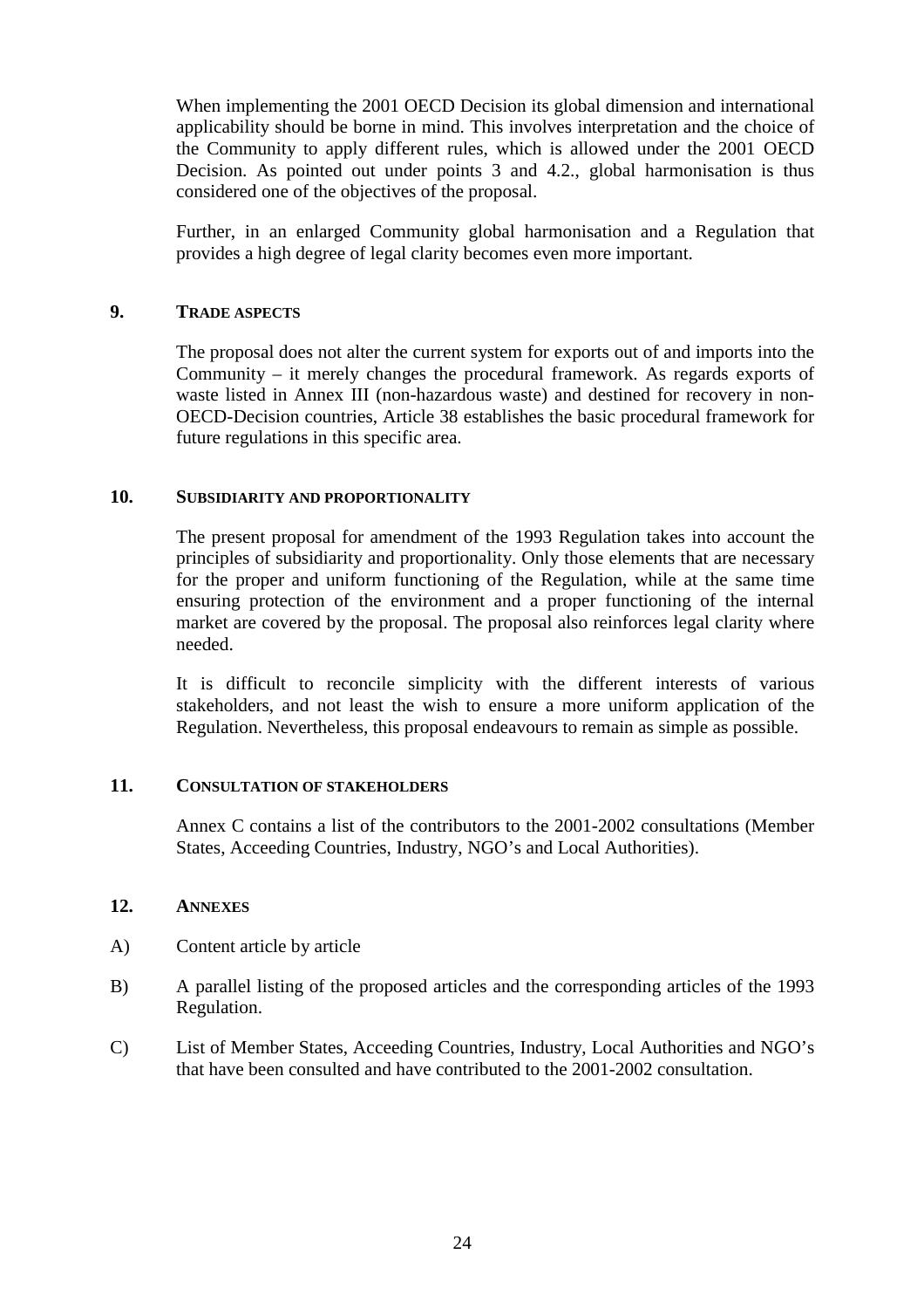When implementing the 2001 OECD Decision its global dimension and international applicability should be borne in mind. This involves interpretation and the choice of the Community to apply different rules, which is allowed under the 2001 OECD Decision. As pointed out under points 3 and 4.2., global harmonisation is thus considered one of the objectives of the proposal.

Further, in an enlarged Community global harmonisation and a Regulation that provides a high degree of legal clarity becomes even more important.

## 9. TRADE ASPECTS

The proposal does not alter the current system for exports out of and imports into the Community – it merely changes the procedural framework. As regards exports of waste listed in Annex III (non-hazardous waste) and destined for recovery in non-OECD-Decision countries, Article 38 establishes the basic procedural framework for future regulations in this specific area.

## 10. SUBSIDIARITY AND PROPORTIONALITY

The present proposal for amendment of the 1993 Regulation takes into account the principles of subsidiarity and proportionality. Only those elements that are necessary for the proper and uniform functioning of the Regulation, while at the same time ensuring protection of the environment and a proper functioning of the internal market are covered by the proposal. The proposal also reinforces legal clarity where needed.

It is difficult to reconcile simplicity with the different interests of various stakeholders, and not least the wish to ensure a more uniform application of the Regulation. Nevertheless, this proposal endeavours to remain as simple as possible.

## 11. CONSULTATION OF STAKEHOLDERS

Annex C contains a list of the contributors to the 2001-2002 consultations (Member States, Acceeding Countries, Industry, NGO's and Local Authorities).

## 12. ANNEXES

A) Content article by article

B) A parallel listing of the proposed articles and the corresponding articles of the 1993 Regulation.

C) List of Member States, Acceeding Countries, Industry, Local Authorities and NGO's that have been consulted and have contributed to the 2001-2002 consultation.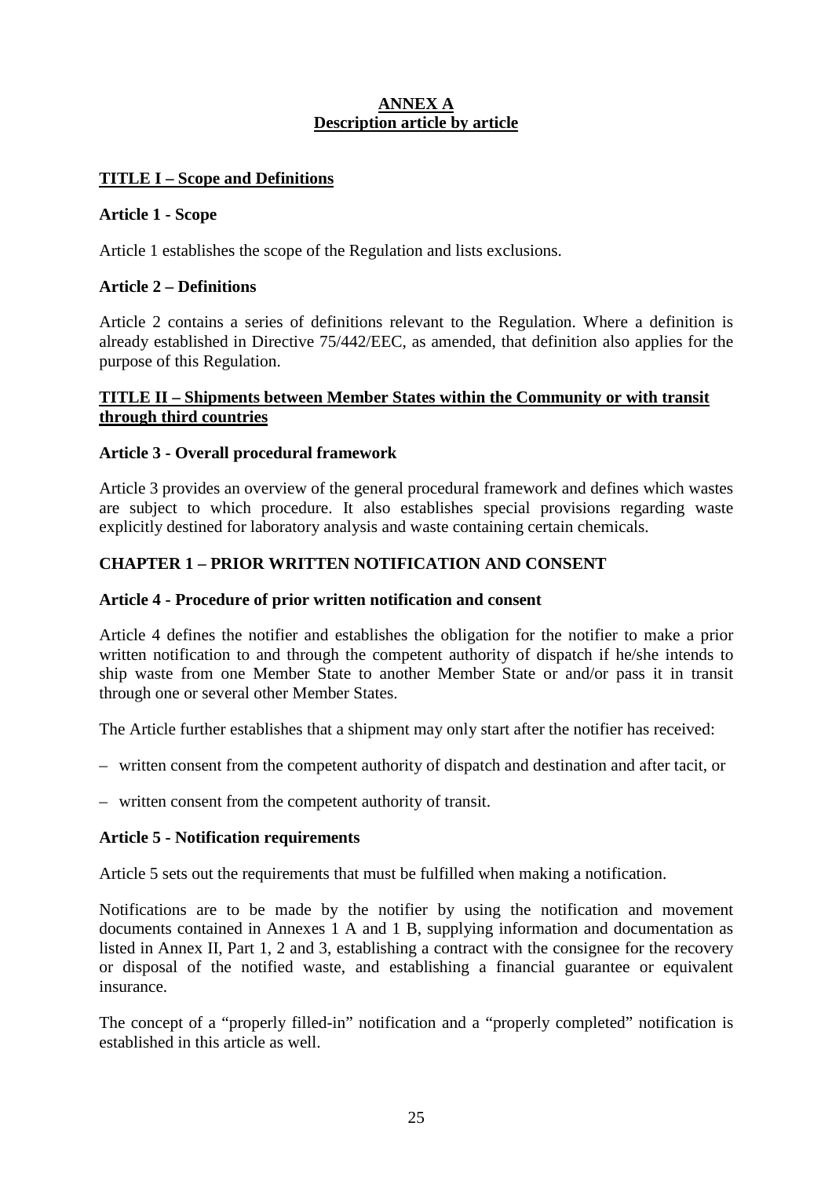# ANNEX A
## Description article by article

## TITLE I – Scope and Definitions

### Article 1 - Scope

Article 1 establishes the scope of the Regulation and lists exclusions.

### Article 2 – Definitions

Article 2 contains a series of definitions relevant to the Regulation. Where a definition is already established in Directive 75/442/EEC, as amended, that definition also applies for the purpose of this Regulation.

## TITLE II – Shipments between Member States within the Community or with transit through third countries

### Article 3 - Overall procedural framework

Article 3 provides an overview of the general procedural framework and defines which wastes are subject to which procedure. It also establishes special provisions regarding waste explicitly destined for laboratory analysis and waste containing certain chemicals.

## CHAPTER 1 – PRIOR WRITTEN NOTIFICATION AND CONSENT

### Article 4 - Procedure of prior written notification and consent

Article 4 defines the notifier and establishes the obligation for the notifier to make a prior written notification to and through the competent authority of dispatch if he/she intends to ship waste from one Member State to another Member State or and/or pass it in transit through one or several other Member States.

The Article further establishes that a shipment may only start after the notifier has received:

– written consent from the competent authority of dispatch and destination and after tacit, or

– written consent from the competent authority of transit.

### Article 5 - Notification requirements

Article 5 sets out the requirements that must be fulfilled when making a notification.

Notifications are to be made by the notifier by using the notification and movement documents contained in Annexes 1 A and 1 B, supplying information and documentation as listed in Annex II, Part 1, 2 and 3, establishing a contract with the consignee for the recovery or disposal of the notified waste, and establishing a financial guarantee or equivalent insurance.

The concept of a "properly filled-in" notification and a "properly completed" notification is established in this article as well.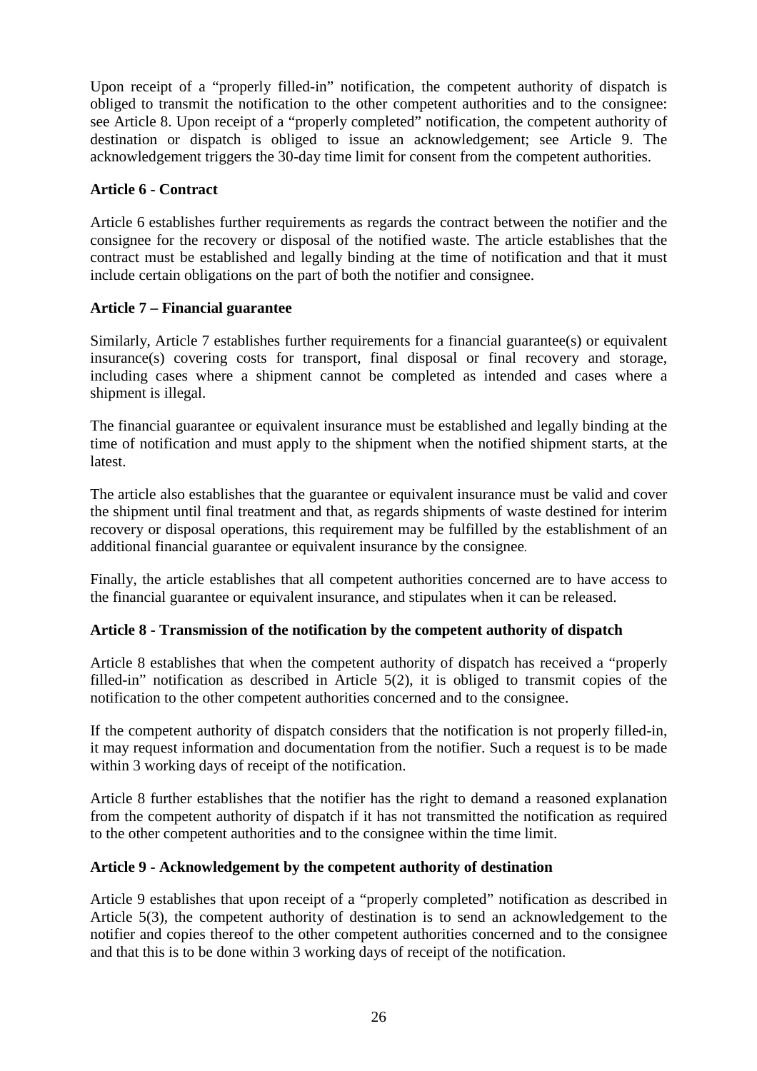Upon receipt of a "properly filled-in" notification, the competent authority of dispatch is obliged to transmit the notification to the other competent authorities and to the consignee: see Article 8. Upon receipt of a "properly completed" notification, the competent authority of destination or dispatch is obliged to issue an acknowledgement; see Article 9. The acknowledgement triggers the 30-day time limit for consent from the competent authorities.

**Article 6 - Contract**

Article 6 establishes further requirements as regards the contract between the notifier and the consignee for the recovery or disposal of the notified waste. The article establishes that the contract must be established and legally binding at the time of notification and that it must include certain obligations on the part of both the notifier and consignee.

**Article 7 – Financial guarantee**

Similarly, Article 7 establishes further requirements for a financial guarantee(s) or equivalent insurance(s) covering costs for transport, final disposal or final recovery and storage, including cases where a shipment cannot be completed as intended and cases where a shipment is illegal.

The financial guarantee or equivalent insurance must be established and legally binding at the time of notification and must apply to the shipment when the notified shipment starts, at the latest.

The article also establishes that the guarantee or equivalent insurance must be valid and cover the shipment until final treatment and that, as regards shipments of waste destined for interim recovery or disposal operations, this requirement may be fulfilled by the establishment of an additional financial guarantee or equivalent insurance by the consignee.

Finally, the article establishes that all competent authorities concerned are to have access to the financial guarantee or equivalent insurance, and stipulates when it can be released.

**Article 8 - Transmission of the notification by the competent authority of dispatch**

Article 8 establishes that when the competent authority of dispatch has received a "properly filled-in" notification as described in Article 5(2), it is obliged to transmit copies of the notification to the other competent authorities concerned and to the consignee.

If the competent authority of dispatch considers that the notification is not properly filled-in, it may request information and documentation from the notifier. Such a request is to be made within 3 working days of receipt of the notification.

Article 8 further establishes that the notifier has the right to demand a reasoned explanation from the competent authority of dispatch if it has not transmitted the notification as required to the other competent authorities and to the consignee within the time limit.

**Article 9 - Acknowledgement by the competent authority of destination**

Article 9 establishes that upon receipt of a "properly completed" notification as described in Article 5(3), the competent authority of destination is to send an acknowledgement to the notifier and copies thereof to the other competent authorities concerned and to the consignee and that this is to be done within 3 working days of receipt of the notification.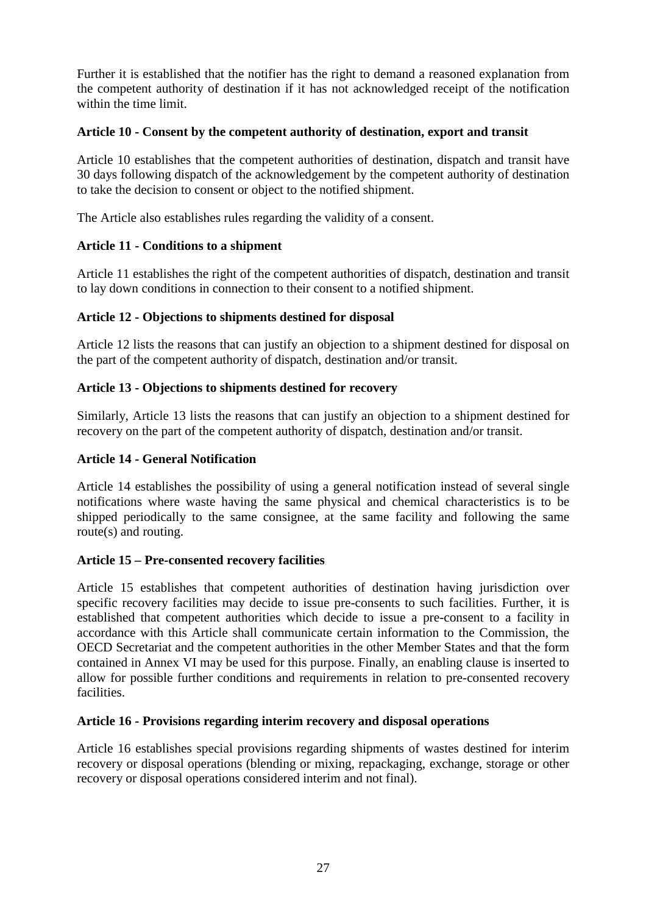Further it is established that the notifier has the right to demand a reasoned explanation from the competent authority of destination if it has not acknowledged receipt of the notification within the time limit.

**Article 10 - Consent by the competent authority of destination, export and transit**

Article 10 establishes that the competent authorities of destination, dispatch and transit have 30 days following dispatch of the acknowledgement by the competent authority of destination to take the decision to consent or object to the notified shipment.

The Article also establishes rules regarding the validity of a consent.

**Article 11 - Conditions to a shipment**

Article 11 establishes the right of the competent authorities of dispatch, destination and transit to lay down conditions in connection to their consent to a notified shipment.

**Article 12 - Objections to shipments destined for disposal**

Article 12 lists the reasons that can justify an objection to a shipment destined for disposal on the part of the competent authority of dispatch, destination and/or transit.

**Article 13 - Objections to shipments destined for recovery**

Similarly, Article 13 lists the reasons that can justify an objection to a shipment destined for recovery on the part of the competent authority of dispatch, destination and/or transit.

**Article 14 - General Notification**

Article 14 establishes the possibility of using a general notification instead of several single notifications where waste having the same physical and chemical characteristics is to be shipped periodically to the same consignee, at the same facility and following the same route(s) and routing.

**Article 15 – Pre-consented recovery facilities**

Article 15 establishes that competent authorities of destination having jurisdiction over specific recovery facilities may decide to issue pre-consents to such facilities. Further, it is established that competent authorities which decide to issue a pre-consent to a facility in accordance with this Article shall communicate certain information to the Commission, the OECD Secretariat and the competent authorities in the other Member States and that the form contained in Annex VI may be used for this purpose. Finally, an enabling clause is inserted to allow for possible further conditions and requirements in relation to pre-consented recovery facilities.

**Article 16 - Provisions regarding interim recovery and disposal operations**

Article 16 establishes special provisions regarding shipments of wastes destined for interim recovery or disposal operations (blending or mixing, repackaging, exchange, storage or other recovery or disposal operations considered interim and not final).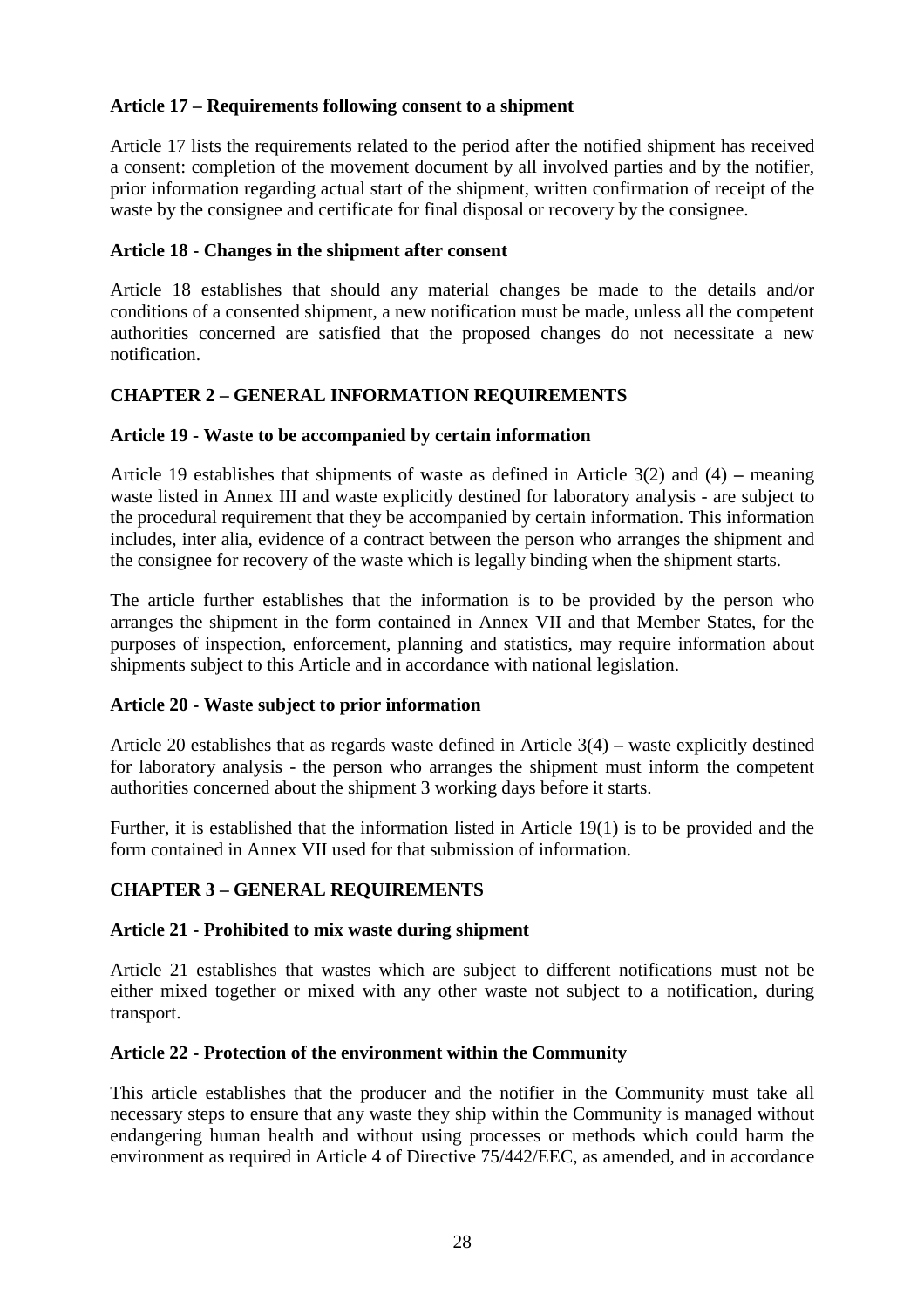### Article 17 – Requirements following consent to a shipment

Article 17 lists the requirements related to the period after the notified shipment has received a consent: completion of the movement document by all involved parties and by the notifier, prior information regarding actual start of the shipment, written confirmation of receipt of the waste by the consignee and certificate for final disposal or recovery by the consignee.

### Article 18 - Changes in the shipment after consent

Article 18 establishes that should any material changes be made to the details and/or conditions of a consented shipment, a new notification must be made, unless all the competent authorities concerned are satisfied that the proposed changes do not necessitate a new notification.

## CHAPTER 2 – GENERAL INFORMATION REQUIREMENTS

### Article 19 - Waste to be accompanied by certain information

Article 19 establishes that shipments of waste as defined in Article 3(2) and (4) – meaning waste listed in Annex III and waste explicitly destined for laboratory analysis - are subject to the procedural requirement that they be accompanied by certain information. This information includes, inter alia, evidence of a contract between the person who arranges the shipment and the consignee for recovery of the waste which is legally binding when the shipment starts.

The article further establishes that the information is to be provided by the person who arranges the shipment in the form contained in Annex VII and that Member States, for the purposes of inspection, enforcement, planning and statistics, may require information about shipments subject to this Article and in accordance with national legislation.

### Article 20 - Waste subject to prior information

Article 20 establishes that as regards waste defined in Article 3(4) – waste explicitly destined for laboratory analysis - the person who arranges the shipment must inform the competent authorities concerned about the shipment 3 working days before it starts.

Further, it is established that the information listed in Article 19(1) is to be provided and the form contained in Annex VII used for that submission of information.

## CHAPTER 3 – GENERAL REQUIREMENTS

### Article 21 - Prohibited to mix waste during shipment

Article 21 establishes that wastes which are subject to different notifications must not be either mixed together or mixed with any other waste not subject to a notification, during transport.

### Article 22 - Protection of the environment within the Community

This article establishes that the producer and the notifier in the Community must take all necessary steps to ensure that any waste they ship within the Community is managed without endangering human health and without using processes or methods which could harm the environment as required in Article 4 of Directive 75/442/EEC, as amended, and in accordance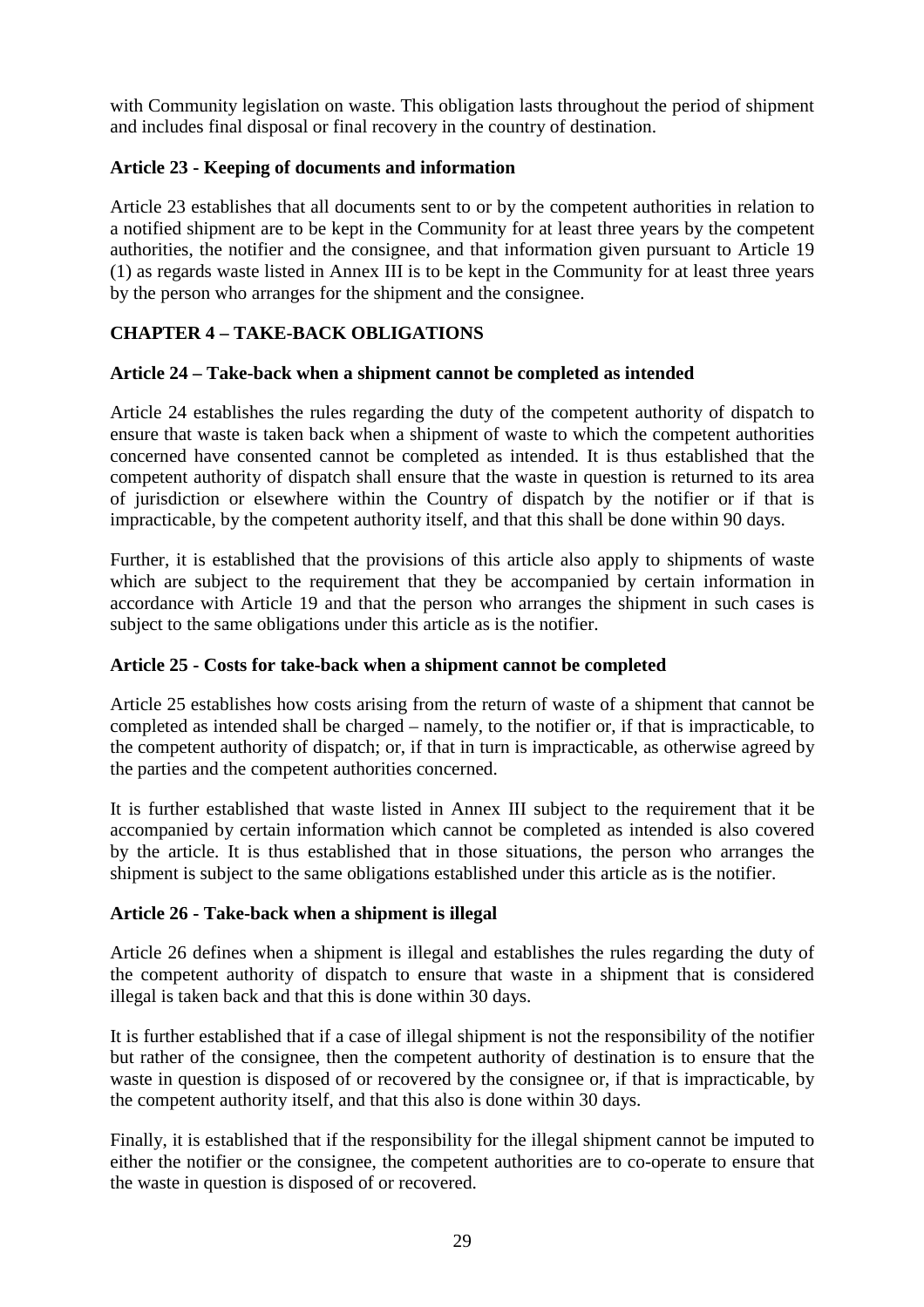with Community legislation on waste. This obligation lasts throughout the period of shipment and includes final disposal or final recovery in the country of destination.

### Article 23 - Keeping of documents and information

Article 23 establishes that all documents sent to or by the competent authorities in relation to a notified shipment are to be kept in the Community for at least three years by the competent authorities, the notifier and the consignee, and that information given pursuant to Article 19 (1) as regards waste listed in Annex III is to be kept in the Community for at least three years by the person who arranges for the shipment and the consignee.

## CHAPTER 4 – TAKE-BACK OBLIGATIONS

### Article 24 – Take-back when a shipment cannot be completed as intended

Article 24 establishes the rules regarding the duty of the competent authority of dispatch to ensure that waste is taken back when a shipment of waste to which the competent authorities concerned have consented cannot be completed as intended. It is thus established that the competent authority of dispatch shall ensure that the waste in question is returned to its area of jurisdiction or elsewhere within the Country of dispatch by the notifier or if that is impracticable, by the competent authority itself, and that this shall be done within 90 days.

Further, it is established that the provisions of this article also apply to shipments of waste which are subject to the requirement that they be accompanied by certain information in accordance with Article 19 and that the person who arranges the shipment in such cases is subject to the same obligations under this article as is the notifier.

### Article 25 - Costs for take-back when a shipment cannot be completed

Article 25 establishes how costs arising from the return of waste of a shipment that cannot be completed as intended shall be charged – namely, to the notifier or, if that is impracticable, to the competent authority of dispatch; or, if that in turn is impracticable, as otherwise agreed by the parties and the competent authorities concerned.

It is further established that waste listed in Annex III subject to the requirement that it be accompanied by certain information which cannot be completed as intended is also covered by the article. It is thus established that in those situations, the person who arranges the shipment is subject to the same obligations established under this article as is the notifier.

### Article 26 - Take-back when a shipment is illegal

Article 26 defines when a shipment is illegal and establishes the rules regarding the duty of the competent authority of dispatch to ensure that waste in a shipment that is considered illegal is taken back and that this is done within 30 days.

It is further established that if a case of illegal shipment is not the responsibility of the notifier but rather of the consignee, then the competent authority of destination is to ensure that the waste in question is disposed of or recovered by the consignee or, if that is impracticable, by the competent authority itself, and that this also is done within 30 days.

Finally, it is established that if the responsibility for the illegal shipment cannot be imputed to either the notifier or the consignee, the competent authorities are to co-operate to ensure that the waste in question is disposed of or recovered.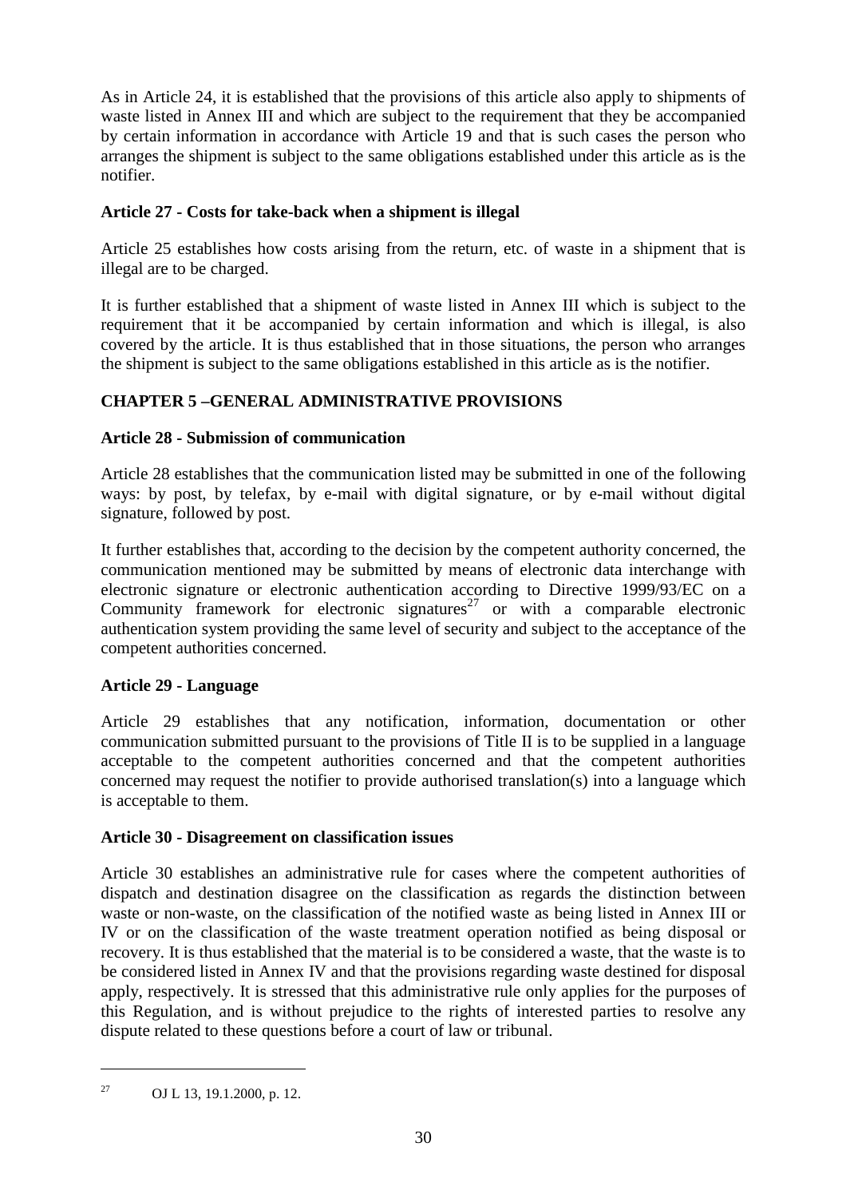As in Article 24, it is established that the provisions of this article also apply to shipments of waste listed in Annex III and which are subject to the requirement that they be accompanied by certain information in accordance with Article 19 and that is such cases the person who arranges the shipment is subject to the same obligations established under this article as is the notifier.

### Article 27 - Costs for take-back when a shipment is illegal

Article 25 establishes how costs arising from the return, etc. of waste in a shipment that is illegal are to be charged.

It is further established that a shipment of waste listed in Annex III which is subject to the requirement that it be accompanied by certain information and which is illegal, is also covered by the article. It is thus established that in those situations, the person who arranges the shipment is subject to the same obligations established in this article as is the notifier.

## CHAPTER 5 –GENERAL ADMINISTRATIVE PROVISIONS

### Article 28 - Submission of communication

Article 28 establishes that the communication listed may be submitted in one of the following ways: by post, by telefax, by e-mail with digital signature, or by e-mail without digital signature, followed by post.

It further establishes that, according to the decision by the competent authority concerned, the communication mentioned may be submitted by means of electronic data interchange with electronic signature or electronic authentication according to Directive 1999/93/EC on a Community framework for electronic signatures[27] or with a comparable electronic authentication system providing the same level of security and subject to the acceptance of the competent authorities concerned.

### Article 29 - Language

Article 29 establishes that any notification, information, documentation or other communication submitted pursuant to the provisions of Title II is to be supplied in a language acceptable to the competent authorities concerned and that the competent authorities concerned may request the notifier to provide authorised translation(s) into a language which is acceptable to them.

### Article 30 - Disagreement on classification issues

Article 30 establishes an administrative rule for cases where the competent authorities of dispatch and destination disagree on the classification as regards the distinction between waste or non-waste, on the classification of the notified waste as being listed in Annex III or IV or on the classification of the waste treatment operation notified as being disposal or recovery. It is thus established that the material is to be considered a waste, that the waste is to be considered listed in Annex IV and that the provisions regarding waste destined for disposal apply, respectively. It is stressed that this administrative rule only applies for the purposes of this Regulation, and is without prejudice to the rights of interested parties to resolve any dispute related to these questions before a court of law or tribunal.

---

[27] OJ L 13, 19.1.2000, p. 12.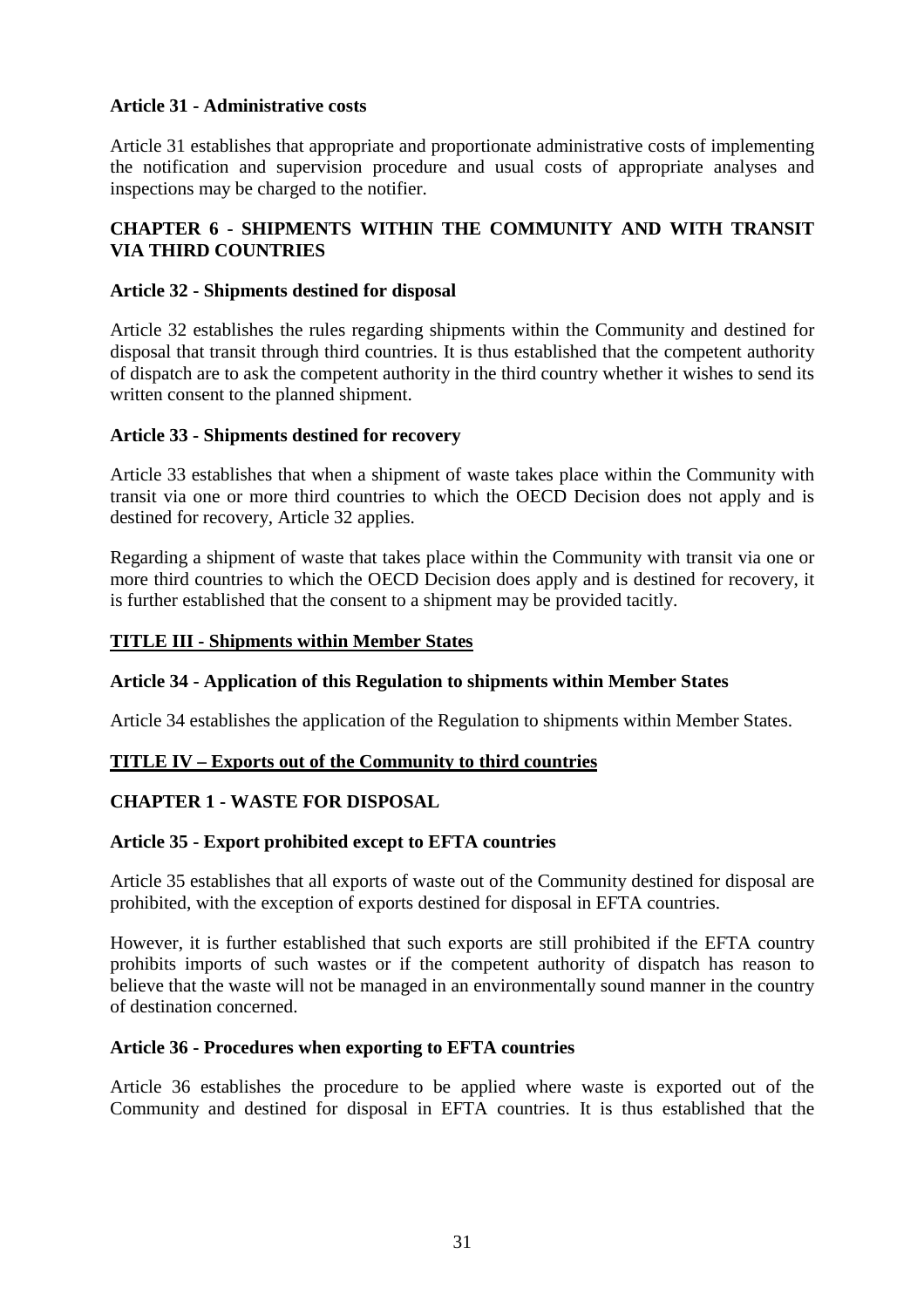**Article 31 - Administrative costs**

Article 31 establishes that appropriate and proportionate administrative costs of implementing the notification and supervision procedure and usual costs of appropriate analyses and inspections may be charged to the notifier.

**CHAPTER 6 - SHIPMENTS WITHIN THE COMMUNITY AND WITH TRANSIT VIA THIRD COUNTRIES**

**Article 32 - Shipments destined for disposal**

Article 32 establishes the rules regarding shipments within the Community and destined for disposal that transit through third countries. It is thus established that the competent authority of dispatch are to ask the competent authority in the third country whether it wishes to send its written consent to the planned shipment.

**Article 33 - Shipments destined for recovery**

Article 33 establishes that when a shipment of waste takes place within the Community with transit via one or more third countries to which the OECD Decision does not apply and is destined for recovery, Article 32 applies.

Regarding a shipment of waste that takes place within the Community with transit via one or more third countries to which the OECD Decision does apply and is destined for recovery, it is further established that the consent to a shipment may be provided tacitly.

**<u>TITLE III - Shipments within Member States</u>**

**Article 34 - Application of this Regulation to shipments within Member States**

Article 34 establishes the application of the Regulation to shipments within Member States.

**<u>TITLE IV – Exports out of the Community to third countries</u>**

**CHAPTER 1 - WASTE FOR DISPOSAL**

**Article 35 - Export prohibited except to EFTA countries**

Article 35 establishes that all exports of waste out of the Community destined for disposal are prohibited, with the exception of exports destined for disposal in EFTA countries.

However, it is further established that such exports are still prohibited if the EFTA country prohibits imports of such wastes or if the competent authority of dispatch has reason to believe that the waste will not be managed in an environmentally sound manner in the country of destination concerned.

**Article 36 - Procedures when exporting to EFTA countries**

Article 36 establishes the procedure to be applied where waste is exported out of the Community and destined for disposal in EFTA countries. It is thus established that the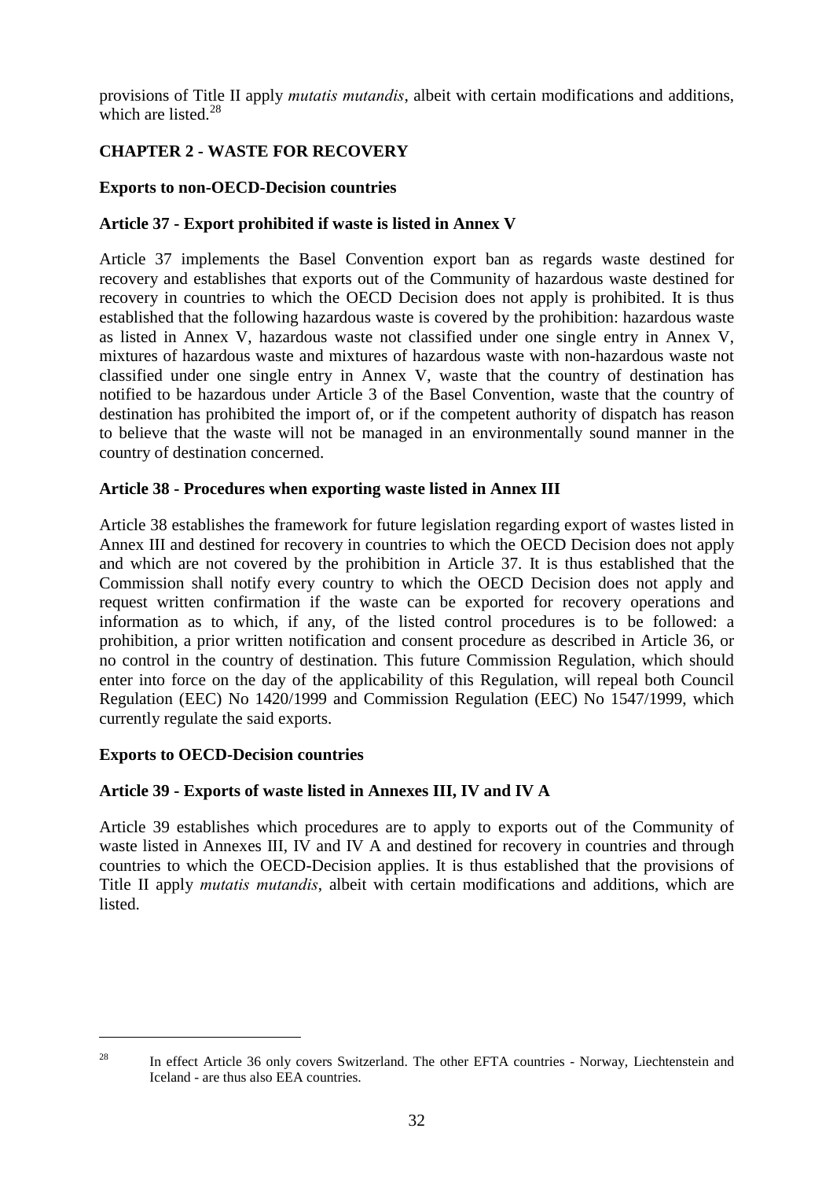provisions of Title II apply *mutatis mutandis*, albeit with certain modifications and additions, which are listed.[28]

## CHAPTER 2 - WASTE FOR RECOVERY

### Exports to non-OECD-Decision countries

### Article 37 - Export prohibited if waste is listed in Annex V

Article 37 implements the Basel Convention export ban as regards waste destined for recovery and establishes that exports out of the Community of hazardous waste destined for recovery in countries to which the OECD Decision does not apply is prohibited. It is thus established that the following hazardous waste is covered by the prohibition: hazardous waste as listed in Annex V, hazardous waste not classified under one single entry in Annex V, mixtures of hazardous waste and mixtures of hazardous waste with non-hazardous waste not classified under one single entry in Annex V, waste that the country of destination has notified to be hazardous under Article 3 of the Basel Convention, waste that the country of destination has prohibited the import of, or if the competent authority of dispatch has reason to believe that the waste will not be managed in an environmentally sound manner in the country of destination concerned.

### Article 38 - Procedures when exporting waste listed in Annex III

Article 38 establishes the framework for future legislation regarding export of wastes listed in Annex III and destined for recovery in countries to which the OECD Decision does not apply and which are not covered by the prohibition in Article 37. It is thus established that the Commission shall notify every country to which the OECD Decision does not apply and request written confirmation if the waste can be exported for recovery operations and information as to which, if any, of the listed control procedures is to be followed: a prohibition, a prior written notification and consent procedure as described in Article 36, or no control in the country of destination. This future Commission Regulation, which should enter into force on the day of the applicability of this Regulation, will repeal both Council Regulation (EEC) No 1420/1999 and Commission Regulation (EEC) No 1547/1999, which currently regulate the said exports.

### Exports to OECD-Decision countries

### Article 39 - Exports of waste listed in Annexes III, IV and IV A

Article 39 establishes which procedures are to apply to exports out of the Community of waste listed in Annexes III, IV and IV A and destined for recovery in countries and through countries to which the OECD-Decision applies. It is thus established that the provisions of Title II apply *mutatis mutandis*, albeit with certain modifications and additions, which are listed.

---

[28] In effect Article 36 only covers Switzerland. The other EFTA countries - Norway, Liechtenstein and Iceland - are thus also EEA countries.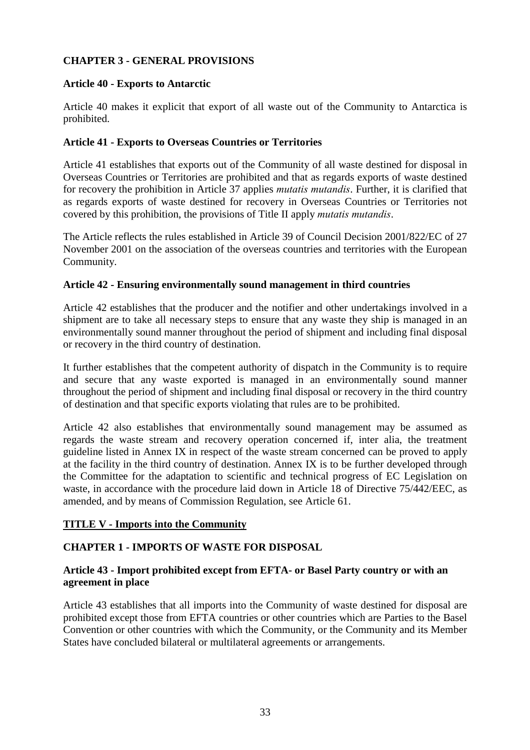## CHAPTER 3 - GENERAL PROVISIONS

### Article 40 - Exports to Antarctic

Article 40 makes it explicit that export of all waste out of the Community to Antarctica is prohibited.

### Article 41 - Exports to Overseas Countries or Territories

Article 41 establishes that exports out of the Community of all waste destined for disposal in Overseas Countries or Territories are prohibited and that as regards exports of waste destined for recovery the prohibition in Article 37 applies *mutatis mutandis*. Further, it is clarified that as regards exports of waste destined for recovery in Overseas Countries or Territories not covered by this prohibition, the provisions of Title II apply *mutatis mutandis*.

The Article reflects the rules established in Article 39 of Council Decision 2001/822/EC of 27 November 2001 on the association of the overseas countries and territories with the European Community.

### Article 42 - Ensuring environmentally sound management in third countries

Article 42 establishes that the producer and the notifier and other undertakings involved in a shipment are to take all necessary steps to ensure that any waste they ship is managed in an environmentally sound manner throughout the period of shipment and including final disposal or recovery in the third country of destination.

It further establishes that the competent authority of dispatch in the Community is to require and secure that any waste exported is managed in an environmentally sound manner throughout the period of shipment and including final disposal or recovery in the third country of destination and that specific exports violating that rules are to be prohibited.

Article 42 also establishes that environmentally sound management may be assumed as regards the waste stream and recovery operation concerned if, inter alia, the treatment guideline listed in Annex IX in respect of the waste stream concerned can be proved to apply at the facility in the third country of destination. Annex IX is to be further developed through the Committee for the adaptation to scientific and technical progress of EC Legislation on waste, in accordance with the procedure laid down in Article 18 of Directive 75/442/EEC, as amended, and by means of Commission Regulation, see Article 61.

## TITLE V - Imports into the Community

## CHAPTER 1 - IMPORTS OF WASTE FOR DISPOSAL

### Article 43 - Import prohibited except from EFTA- or Basel Party country or with an agreement in place

Article 43 establishes that all imports into the Community of waste destined for disposal are prohibited except those from EFTA countries or other countries which are Parties to the Basel Convention or other countries with which the Community, or the Community and its Member States have concluded bilateral or multilateral agreements or arrangements.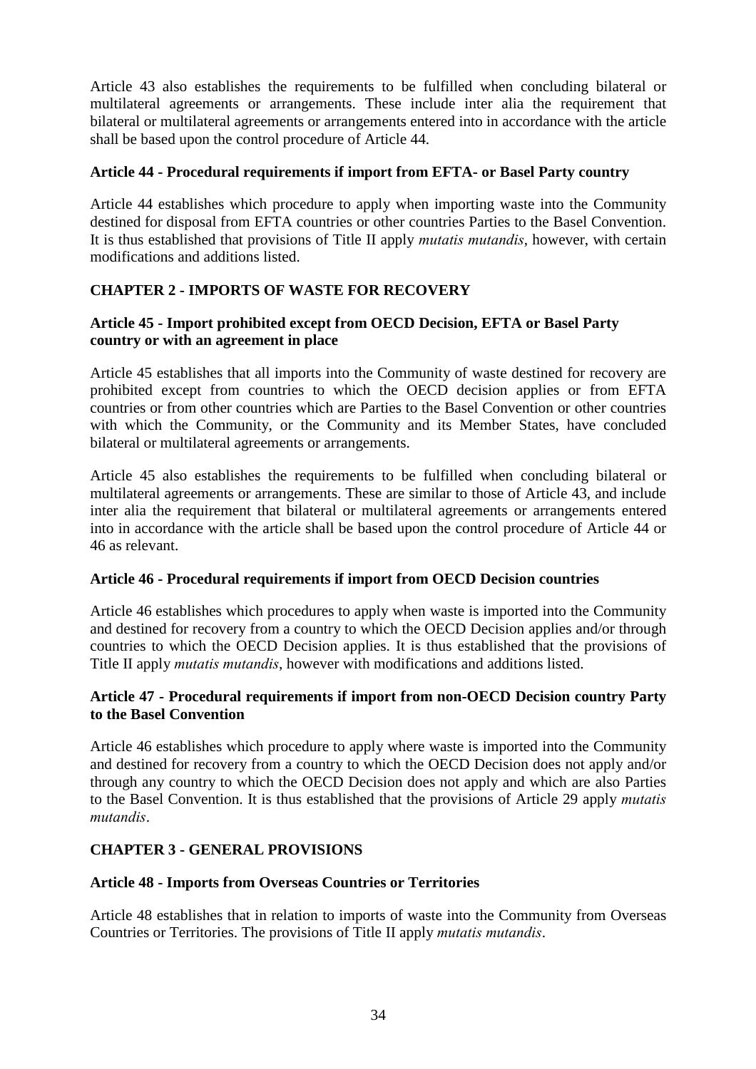Article 43 also establishes the requirements to be fulfilled when concluding bilateral or multilateral agreements or arrangements. These include inter alia the requirement that bilateral or multilateral agreements or arrangements entered into in accordance with the article shall be based upon the control procedure of Article 44.

**Article 44 - Procedural requirements if import from EFTA- or Basel Party country**

Article 44 establishes which procedure to apply when importing waste into the Community destined for disposal from EFTA countries or other countries Parties to the Basel Convention. It is thus established that provisions of Title II apply *mutatis mutandis*, however, with certain modifications and additions listed.

## CHAPTER 2 - IMPORTS OF WASTE FOR RECOVERY

**Article 45 - Import prohibited except from OECD Decision, EFTA or Basel Party country or with an agreement in place**

Article 45 establishes that all imports into the Community of waste destined for recovery are prohibited except from countries to which the OECD decision applies or from EFTA countries or from other countries which are Parties to the Basel Convention or other countries with which the Community, or the Community and its Member States, have concluded bilateral or multilateral agreements or arrangements.

Article 45 also establishes the requirements to be fulfilled when concluding bilateral or multilateral agreements or arrangements. These are similar to those of Article 43, and include inter alia the requirement that bilateral or multilateral agreements or arrangements entered into in accordance with the article shall be based upon the control procedure of Article 44 or 46 as relevant.

**Article 46 - Procedural requirements if import from OECD Decision countries**

Article 46 establishes which procedures to apply when waste is imported into the Community and destined for recovery from a country to which the OECD Decision applies and/or through countries to which the OECD Decision applies. It is thus established that the provisions of Title II apply *mutatis mutandis*, however with modifications and additions listed.

**Article 47 - Procedural requirements if import from non-OECD Decision country Party to the Basel Convention**

Article 46 establishes which procedure to apply where waste is imported into the Community and destined for recovery from a country to which the OECD Decision does not apply and/or through any country to which the OECD Decision does not apply and which are also Parties to the Basel Convention. It is thus established that the provisions of Article 29 apply *mutatis mutandis*.

## CHAPTER 3 - GENERAL PROVISIONS

**Article 48 - Imports from Overseas Countries or Territories**

Article 48 establishes that in relation to imports of waste into the Community from Overseas Countries or Territories. The provisions of Title II apply *mutatis mutandis*.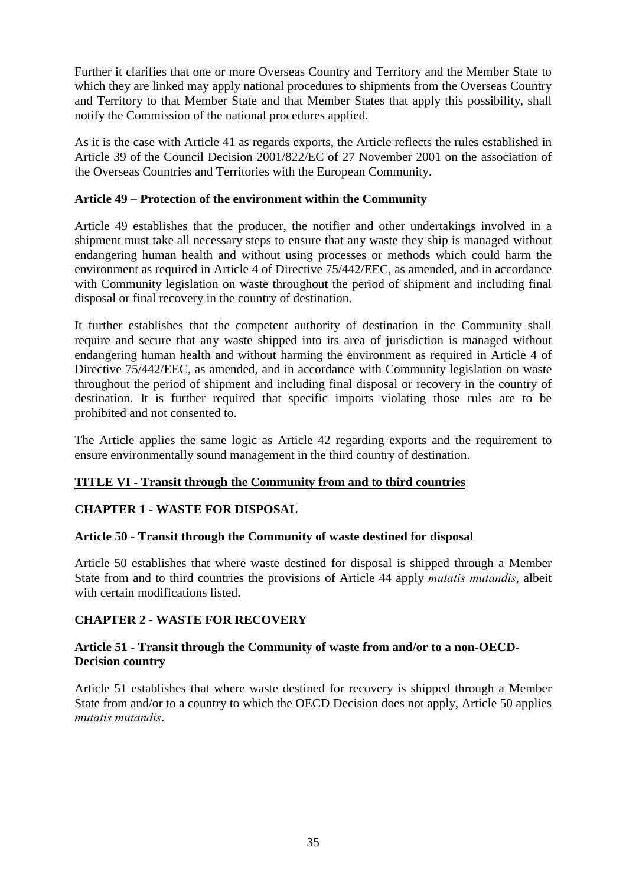Further it clarifies that one or more Overseas Country and Territory and the Member State to which they are linked may apply national procedures to shipments from the Overseas Country and Territory to that Member State and that Member States that apply this possibility, shall notify the Commission of the national procedures applied.

As it is the case with Article 41 as regards exports, the Article reflects the rules established in Article 39 of the Council Decision 2001/822/EC of 27 November 2001 on the association of the Overseas Countries and Territories with the European Community.

### Article 49 – Protection of the environment within the Community

Article 49 establishes that the producer, the notifier and other undertakings involved in a shipment must take all necessary steps to ensure that any waste they ship is managed without endangering human health and without using processes or methods which could harm the environment as required in Article 4 of Directive 75/442/EEC, as amended, and in accordance with Community legislation on waste throughout the period of shipment and including final disposal or final recovery in the country of destination.

It further establishes that the competent authority of destination in the Community shall require and secure that any waste shipped into its area of jurisdiction is managed without endangering human health and without harming the environment as required in Article 4 of Directive 75/442/EEC, as amended, and in accordance with Community legislation on waste throughout the period of shipment and including final disposal or recovery in the country of destination. It is further required that specific imports violating those rules are to be prohibited and not consented to.

The Article applies the same logic as Article 42 regarding exports and the requirement to ensure environmentally sound management in the third country of destination.

## TITLE VI - Transit through the Community from and to third countries

### CHAPTER 1 - WASTE FOR DISPOSAL

### Article 50 - Transit through the Community of waste destined for disposal

Article 50 establishes that where waste destined for disposal is shipped through a Member State from and to third countries the provisions of Article 44 apply *mutatis mutandis*, albeit with certain modifications listed.

### CHAPTER 2 - WASTE FOR RECOVERY

### Article 51 - Transit through the Community of waste from and/or to a non-OECD-Decision country

Article 51 establishes that where waste destined for recovery is shipped through a Member State from and/or to a country to which the OECD Decision does not apply, Article 50 applies *mutatis mutandis*.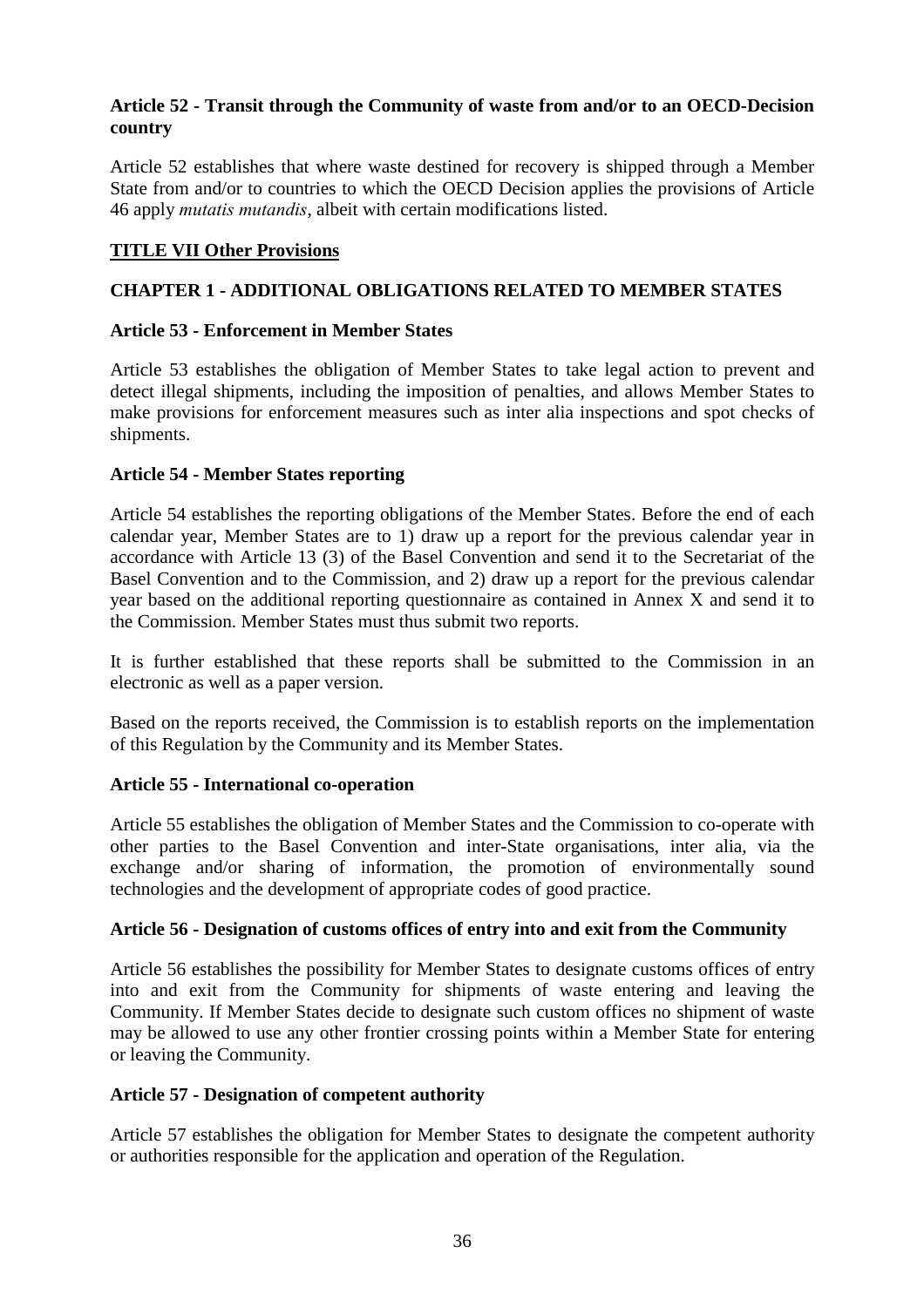**Article 52 - Transit through the Community of waste from and/or to an OECD-Decision country**

Article 52 establishes that where waste destined for recovery is shipped through a Member State from and/or to countries to which the OECD Decision applies the provisions of Article 46 apply *mutatis mutandis*, albeit with certain modifications listed.

## TITLE VII Other Provisions

### CHAPTER 1 - ADDITIONAL OBLIGATIONS RELATED TO MEMBER STATES

**Article 53 - Enforcement in Member States**

Article 53 establishes the obligation of Member States to take legal action to prevent and detect illegal shipments, including the imposition of penalties, and allows Member States to make provisions for enforcement measures such as inter alia inspections and spot checks of shipments.

**Article 54 - Member States reporting**

Article 54 establishes the reporting obligations of the Member States. Before the end of each calendar year, Member States are to 1) draw up a report for the previous calendar year in accordance with Article 13 (3) of the Basel Convention and send it to the Secretariat of the Basel Convention and to the Commission, and 2) draw up a report for the previous calendar year based on the additional reporting questionnaire as contained in Annex X and send it to the Commission. Member States must thus submit two reports.

It is further established that these reports shall be submitted to the Commission in an electronic as well as a paper version.

Based on the reports received, the Commission is to establish reports on the implementation of this Regulation by the Community and its Member States.

**Article 55 - International co-operation**

Article 55 establishes the obligation of Member States and the Commission to co-operate with other parties to the Basel Convention and inter-State organisations, inter alia, via the exchange and/or sharing of information, the promotion of environmentally sound technologies and the development of appropriate codes of good practice.

**Article 56 - Designation of customs offices of entry into and exit from the Community**

Article 56 establishes the possibility for Member States to designate customs offices of entry into and exit from the Community for shipments of waste entering and leaving the Community. If Member States decide to designate such custom offices no shipment of waste may be allowed to use any other frontier crossing points within a Member State for entering or leaving the Community.

**Article 57 - Designation of competent authority**

Article 57 establishes the obligation for Member States to designate the competent authority or authorities responsible for the application and operation of the Regulation.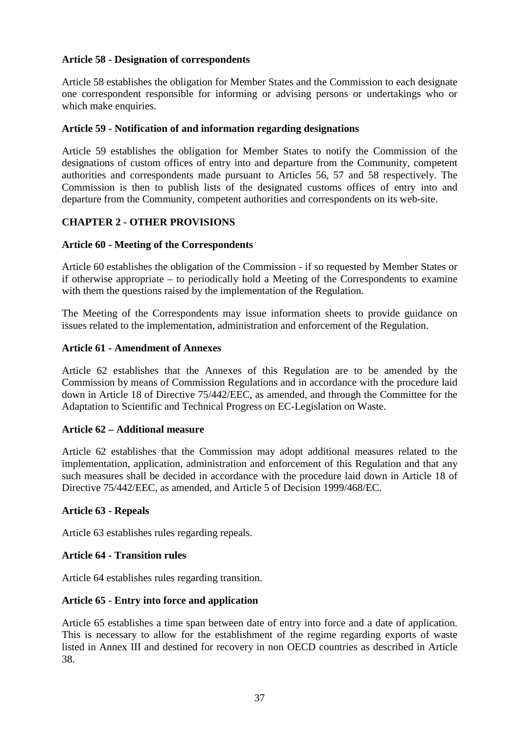**Article 58 - Designation of correspondents**

Article 58 establishes the obligation for Member States and the Commission to each designate one correspondent responsible for informing or advising persons or undertakings who or which make enquiries.

**Article 59 - Notification of and information regarding designations**

Article 59 establishes the obligation for Member States to notify the Commission of the designations of custom offices of entry into and departure from the Community, competent authorities and correspondents made pursuant to Articles 56, 57 and 58 respectively. The Commission is then to publish lists of the designated customs offices of entry into and departure from the Community, competent authorities and correspondents on its web-site.

**CHAPTER 2 - OTHER PROVISIONS**

**Article 60 - Meeting of the Correspondents**

Article 60 establishes the obligation of the Commission - if so requested by Member States or if otherwise appropriate – to periodically hold a Meeting of the Correspondents to examine with them the questions raised by the implementation of the Regulation.

The Meeting of the Correspondents may issue information sheets to provide guidance on issues related to the implementation, administration and enforcement of the Regulation.

**Article 61 - Amendment of Annexes**

Article 62 establishes that the Annexes of this Regulation are to be amended by the Commission by means of Commission Regulations and in accordance with the procedure laid down in Article 18 of Directive 75/442/EEC, as amended, and through the Committee for the Adaptation to Scientific and Technical Progress on EC-Legislation on Waste.

**Article 62 – Additional measure**

Article 62 establishes that the Commission may adopt additional measures related to the implementation, application, administration and enforcement of this Regulation and that any such measures shall be decided in accordance with the procedure laid down in Article 18 of Directive 75/442/EEC, as amended, and Article 5 of Decision 1999/468/EC.

**Article 63 - Repeals**

Article 63 establishes rules regarding repeals.

**Article 64 - Transition rules**

Article 64 establishes rules regarding transition.

**Article 65 - Entry into force and application**

Article 65 establishes a time span between date of entry into force and a date of application. This is necessary to allow for the establishment of the regime regarding exports of waste listed in Annex III and destined for recovery in non OECD countries as described in Article 38.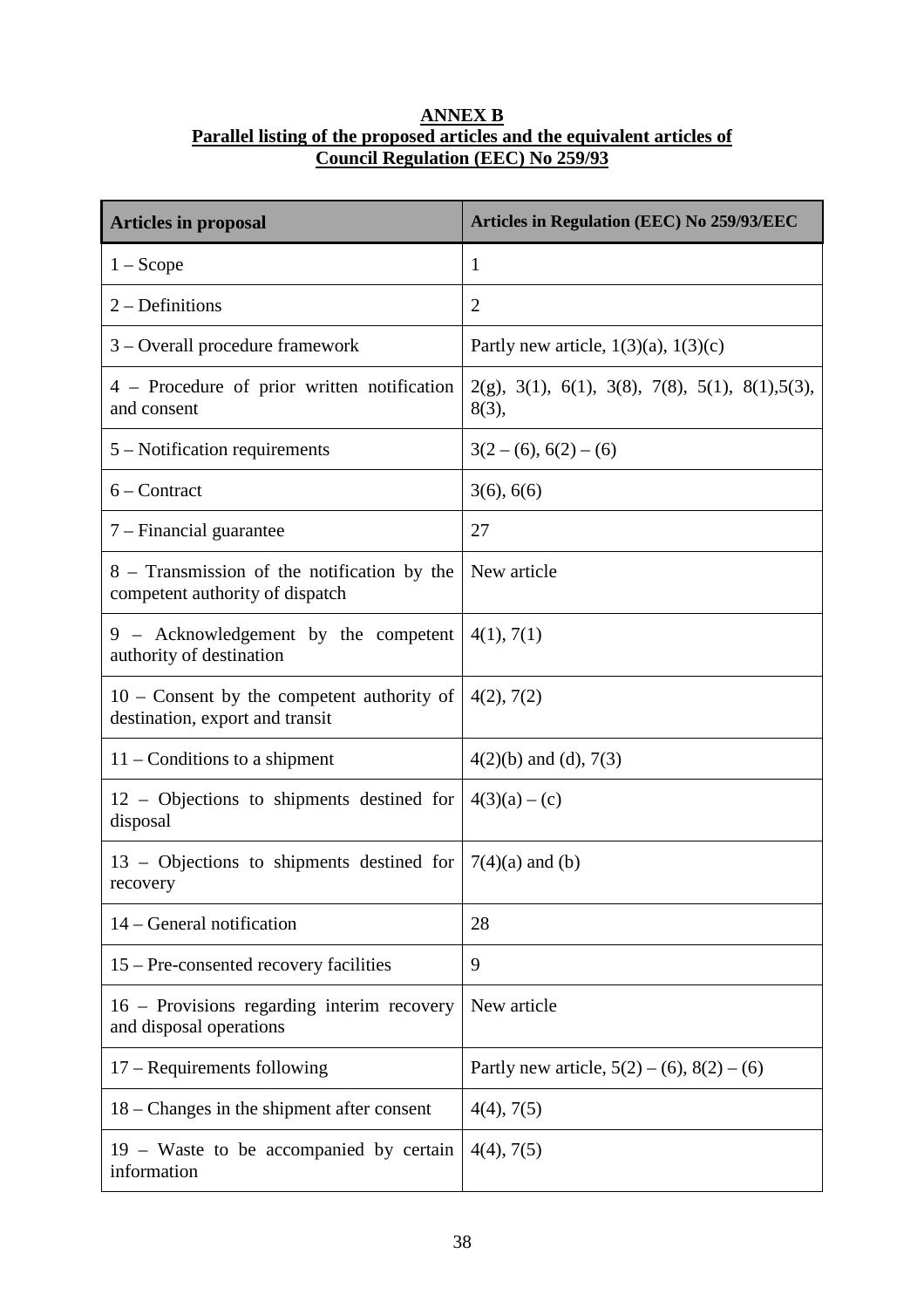**ANNEX B**
**Parallel listing of the proposed articles and the equivalent articles of Council Regulation (EEC) No 259/93**

| Articles in proposal | Articles in Regulation (EEC) No 259/93/EEC |
|---|---|
| 1 – Scope | 1 |
| 2 – Definitions | 2 |
| 3 – Overall procedure framework | Partly new article, 1(3)(a), 1(3)(c) |
| 4 – Procedure of prior written notification and consent | 2(g), 3(1), 6(1), 3(8), 7(8), 5(1), 8(1),5(3), 8(3), |
| 5 – Notification requirements | 3(2 – (6), 6(2) – (6) |
| 6 – Contract | 3(6), 6(6) |
| 7 – Financial guarantee | 27 |
| 8 – Transmission of the notification by the competent authority of dispatch | New article |
| 9 – Acknowledgement by the competent authority of destination | 4(1), 7(1) |
| 10 – Consent by the competent authority of destination, export and transit | 4(2), 7(2) |
| 11 – Conditions to a shipment | 4(2)(b) and (d), 7(3) |
| 12 – Objections to shipments destined for disposal | 4(3)(a) – (c) |
| 13 – Objections to shipments destined for recovery | 7(4)(a) and (b) |
| 14 – General notification | 28 |
| 15 – Pre-consented recovery facilities | 9 |
| 16 – Provisions regarding interim recovery and disposal operations | New article |
| 17 – Requirements following | Partly new article, 5(2) – (6), 8(2) – (6) |
| 18 – Changes in the shipment after consent | 4(4), 7(5) |
| 19 – Waste to be accompanied by certain information | 4(4), 7(5) |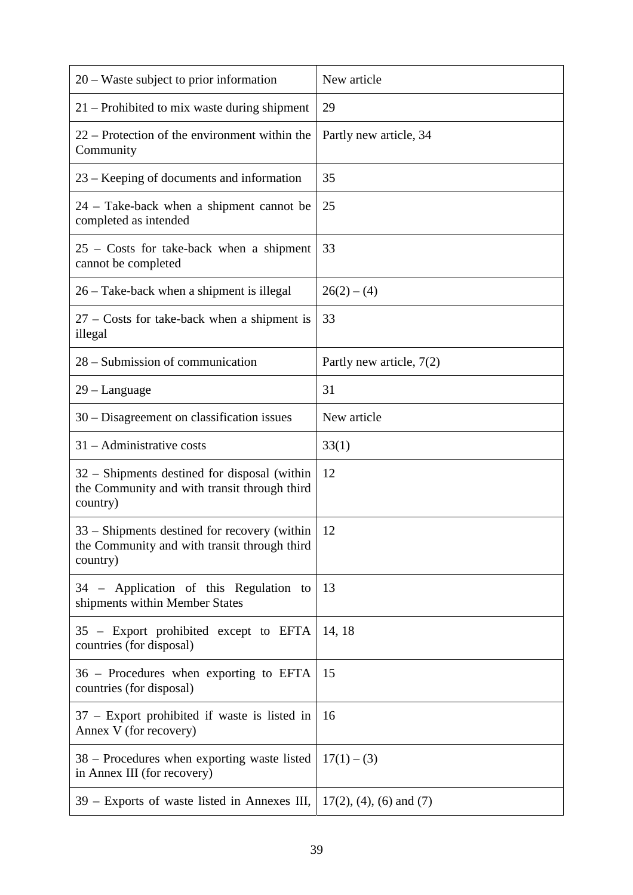| | |
|---|---|
| 20 – Waste subject to prior information | New article |
| 21 – Prohibited to mix waste during shipment | 29 |
| 22 – Protection of the environment within the Community | Partly new article, 34 |
| 23 – Keeping of documents and information | 35 |
| 24 – Take-back when a shipment cannot be completed as intended | 25 |
| 25 – Costs for take-back when a shipment cannot be completed | 33 |
| 26 – Take-back when a shipment is illegal | 26(2) – (4) |
| 27 – Costs for take-back when a shipment is illegal | 33 |
| 28 – Submission of communication | Partly new article, 7(2) |
| 29 – Language | 31 |
| 30 – Disagreement on classification issues | New article |
| 31 – Administrative costs | 33(1) |
| 32 – Shipments destined for disposal (within the Community and with transit through third country) | 12 |
| 33 – Shipments destined for recovery (within the Community and with transit through third country) | 12 |
| 34 – Application of this Regulation to shipments within Member States | 13 |
| 35 – Export prohibited except to EFTA countries (for disposal) | 14, 18 |
| 36 – Procedures when exporting to EFTA countries (for disposal) | 15 |
| 37 – Export prohibited if waste is listed in Annex V (for recovery) | 16 |
| 38 – Procedures when exporting waste listed in Annex III (for recovery) | 17(1) – (3) |
| 39 – Exports of waste listed in Annexes III, | 17(2), (4), (6) and (7) |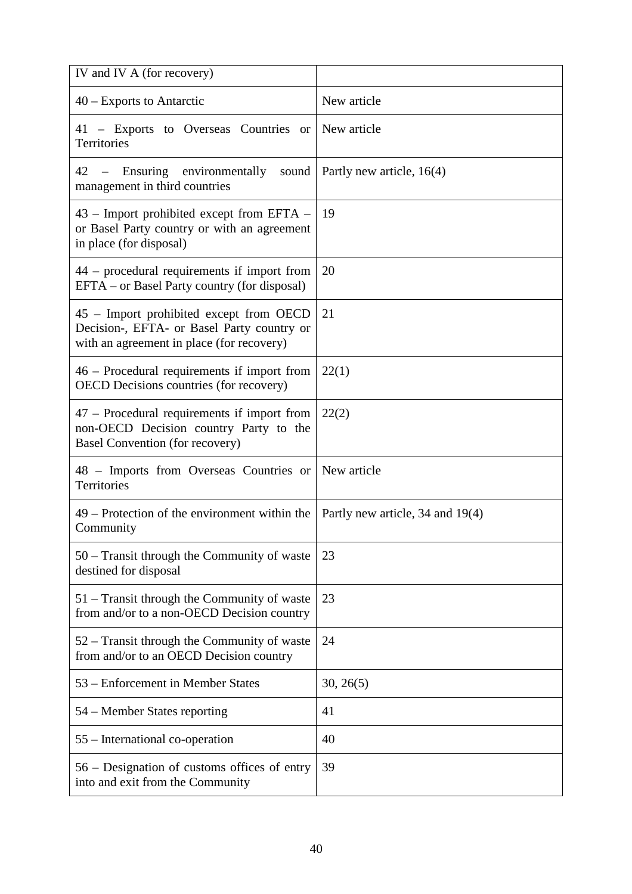| IV and IV A (for recovery) | |
|---|---|
| 40 – Exports to Antarctic | New article |
| 41 – Exports to Overseas Countries or Territories | New article |
| 42 – Ensuring environmentally sound management in third countries | Partly new article, 16(4) |
| 43 – Import prohibited except from EFTA – or Basel Party country or with an agreement in place (for disposal) | 19 |
| 44 – procedural requirements if import from EFTA – or Basel Party country (for disposal) | 20 |
| 45 – Import prohibited except from OECD Decision-, EFTA- or Basel Party country or with an agreement in place (for recovery) | 21 |
| 46 – Procedural requirements if import from OECD Decisions countries (for recovery) | 22(1) |
| 47 – Procedural requirements if import from non-OECD Decision country Party to the Basel Convention (for recovery) | 22(2) |
| 48 – Imports from Overseas Countries or Territories | New article |
| 49 – Protection of the environment within the Community | Partly new article, 34 and 19(4) |
| 50 – Transit through the Community of waste destined for disposal | 23 |
| 51 – Transit through the Community of waste from and/or to a non-OECD Decision country | 23 |
| 52 – Transit through the Community of waste from and/or to an OECD Decision country | 24 |
| 53 – Enforcement in Member States | 30, 26(5) |
| 54 – Member States reporting | 41 |
| 55 – International co-operation | 40 |
| 56 – Designation of customs offices of entry into and exit from the Community | 39 |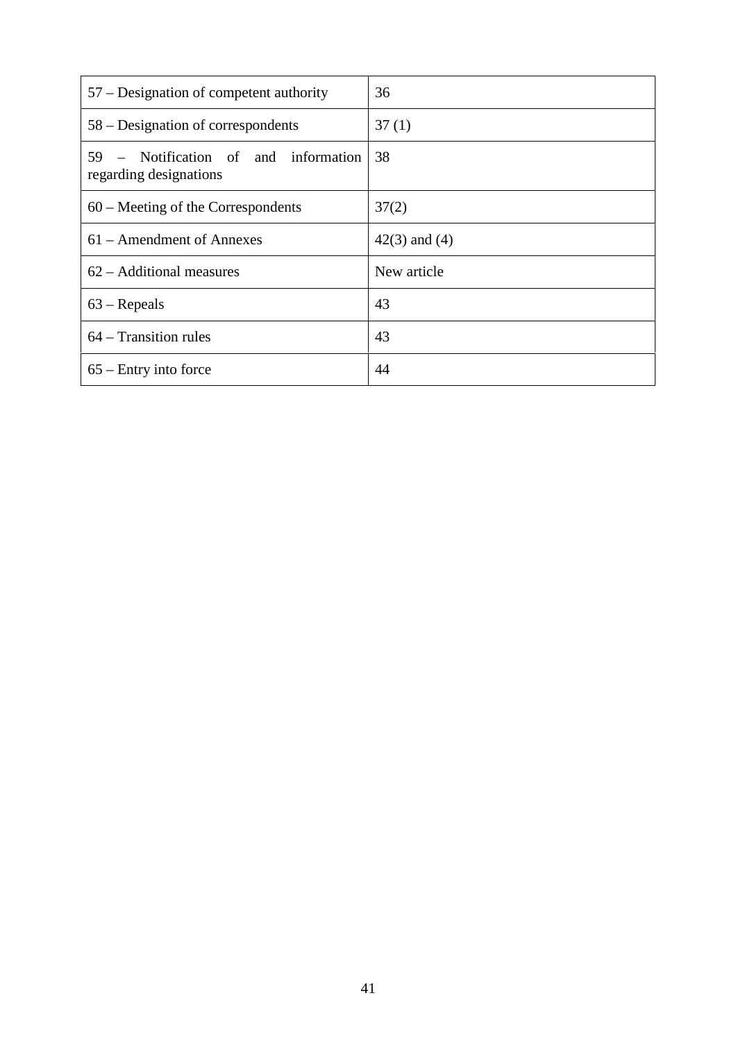| 57 – Designation of competent authority | 36 |
|---|---|
| 58 – Designation of correspondents | 37 (1) |
| 59 – Notification of and information regarding designations | 38 |
| 60 – Meeting of the Correspondents | 37(2) |
| 61 – Amendment of Annexes | 42(3) and (4) |
| 62 – Additional measures | New article |
| 63 – Repeals | 43 |
| 64 – Transition rules | 43 |
| 65 – Entry into force | 44 |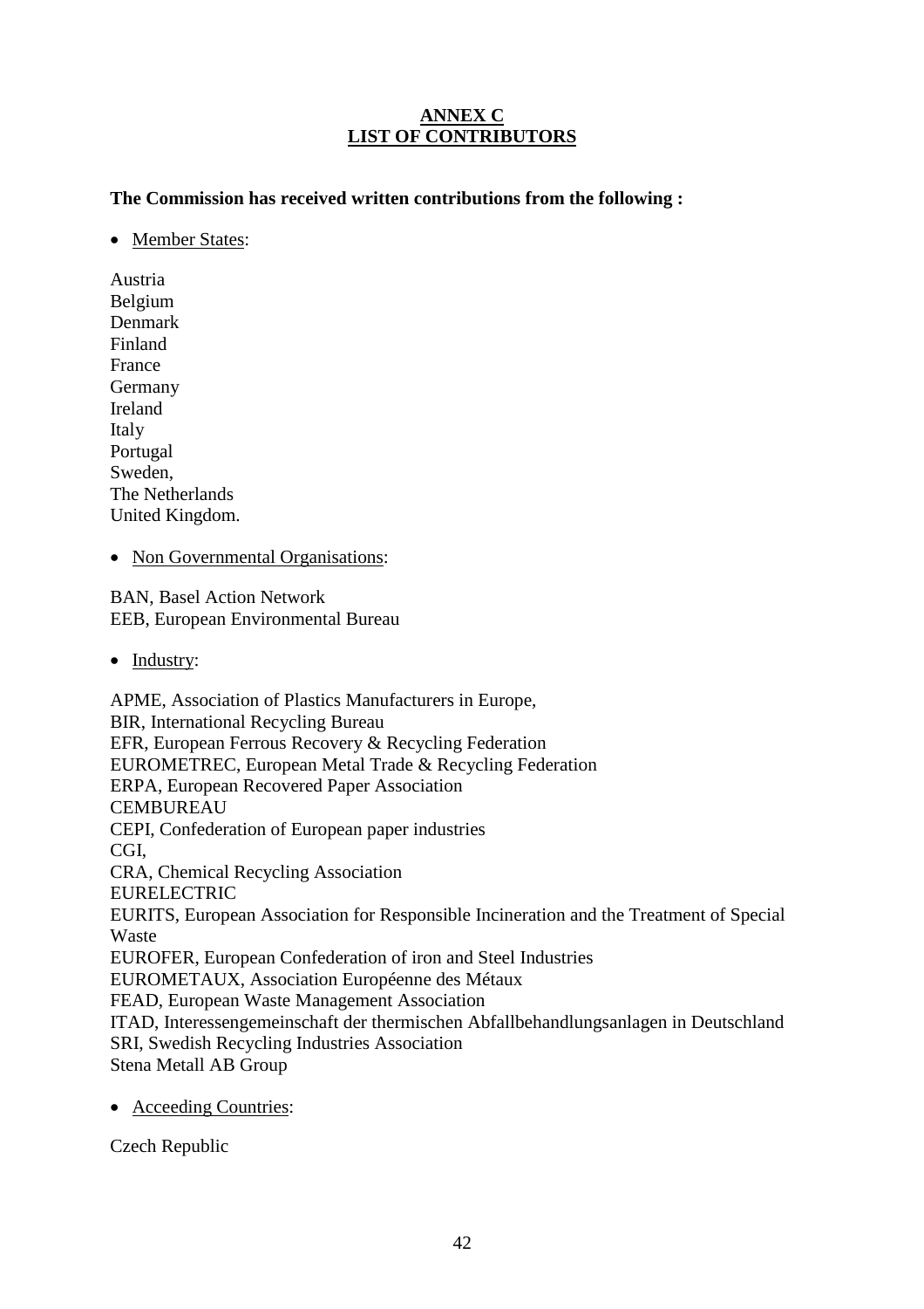# ANNEX C
# LIST OF CONTRIBUTORS

**The Commission has received written contributions from the following :**

- Member States:

Austria
Belgium
Denmark
Finland
France
Germany
Ireland
Italy
Portugal
Sweden,
The Netherlands
United Kingdom.

- Non Governmental Organisations:

BAN, Basel Action Network
EEB, European Environmental Bureau

- Industry:

APME, Association of Plastics Manufacturers in Europe,
BIR, International Recycling Bureau
EFR, European Ferrous Recovery & Recycling Federation
EUROMETREC, European Metal Trade & Recycling Federation
ERPA, European Recovered Paper Association
CEMBUREAU
CEPI, Confederation of European paper industries
CGI,
CRA, Chemical Recycling Association
EURELECTRIC
EURITS, European Association for Responsible Incineration and the Treatment of Special Waste
EUROFER, European Confederation of iron and Steel Industries
EUROMETAUX, Association Européenne des Métaux
FEAD, European Waste Management Association
ITAD, Interessengemeinschaft der thermischen Abfallbehandlungsanlagen in Deutschland
SRI, Swedish Recycling Industries Association
Stena Metall AB Group

- Acceeding Countries:

Czech Republic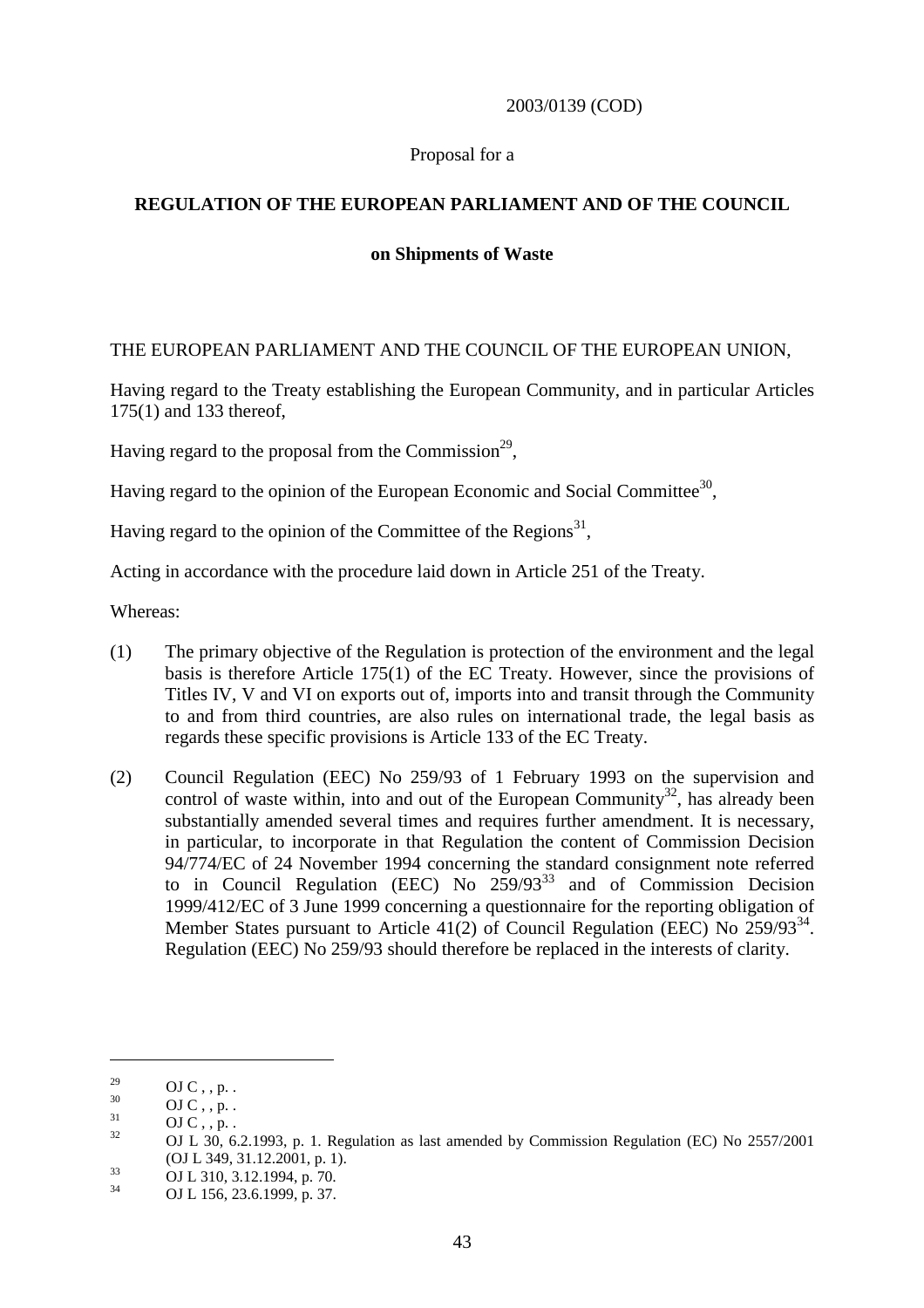2003/0139 (COD)

Proposal for a

**REGULATION OF THE EUROPEAN PARLIAMENT AND OF THE COUNCIL**

**on Shipments of Waste**

THE EUROPEAN PARLIAMENT AND THE COUNCIL OF THE EUROPEAN UNION,

Having regard to the Treaty establishing the European Community, and in particular Articles 175(1) and 133 thereof,

Having regard to the proposal from the Commission[29],

Having regard to the opinion of the European Economic and Social Committee[30],

Having regard to the opinion of the Committee of the Regions[31],

Acting in accordance with the procedure laid down in Article 251 of the Treaty.

Whereas:

(1) The primary objective of the Regulation is protection of the environment and the legal basis is therefore Article 175(1) of the EC Treaty. However, since the provisions of Titles IV, V and VI on exports out of, imports into and transit through the Community to and from third countries, are also rules on international trade, the legal basis as regards these specific provisions is Article 133 of the EC Treaty.

(2) Council Regulation (EEC) No 259/93 of 1 February 1993 on the supervision and control of waste within, into and out of the European Community[32], has already been substantially amended several times and requires further amendment. It is necessary, in particular, to incorporate in that Regulation the content of Commission Decision 94/774/EC of 24 November 1994 concerning the standard consignment note referred to in Council Regulation (EEC) No 259/93[33] and of Commission Decision 1999/412/EC of 3 June 1999 concerning a questionnaire for the reporting obligation of Member States pursuant to Article 41(2) of Council Regulation (EEC) No 259/93[34]. Regulation (EEC) No 259/93 should therefore be replaced in the interests of clarity.

---

[29] OJ C , , p. .

[30] OJ C , , p. .

[31] OJ C , , p. .

[32] OJ L 30, 6.2.1993, p. 1. Regulation as last amended by Commission Regulation (EC) No 2557/2001 (OJ L 349, 31.12.2001, p. 1).

[33] OJ L 310, 3.12.1994, p. 70.

[34] OJ L 156, 23.6.1999, p. 37.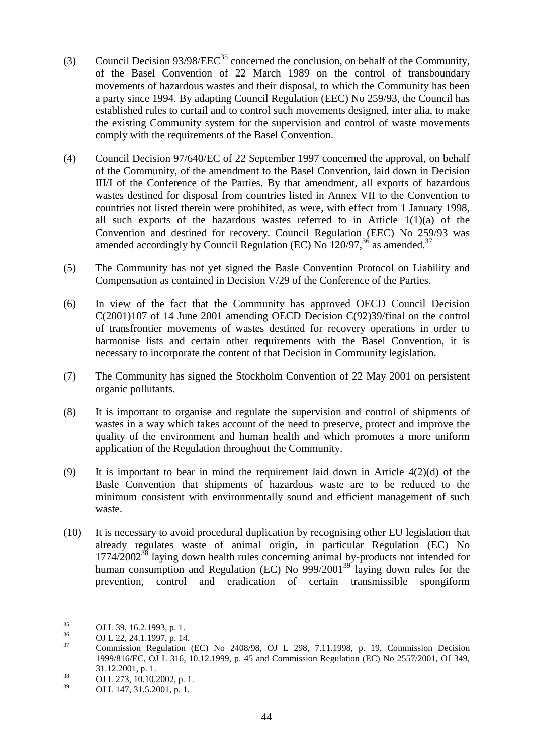(3) Council Decision 93/98/EEC[35] concerned the conclusion, on behalf of the Community, of the Basel Convention of 22 March 1989 on the control of transboundary movements of hazardous wastes and their disposal, to which the Community has been a party since 1994. By adapting Council Regulation (EEC) No 259/93, the Council has established rules to curtail and to control such movements designed, inter alia, to make the existing Community system for the supervision and control of waste movements comply with the requirements of the Basel Convention.

(4) Council Decision 97/640/EC of 22 September 1997 concerned the approval, on behalf of the Community, of the amendment to the Basel Convention, laid down in Decision III/I of the Conference of the Parties. By that amendment, all exports of hazardous wastes destined for disposal from countries listed in Annex VII to the Convention to countries not listed therein were prohibited, as were, with effect from 1 January 1998, all such exports of the hazardous wastes referred to in Article 1(1)(a) of the Convention and destined for recovery. Council Regulation (EEC) No 259/93 was amended accordingly by Council Regulation (EC) No 120/97,[36] as amended.[37]

(5) The Community has not yet signed the Basle Convention Protocol on Liability and Compensation as contained in Decision V/29 of the Conference of the Parties.

(6) In view of the fact that the Community has approved OECD Council Decision C(2001)107 of 14 June 2001 amending OECD Decision C(92)39/final on the control of transfrontier movements of wastes destined for recovery operations in order to harmonise lists and certain other requirements with the Basel Convention, it is necessary to incorporate the content of that Decision in Community legislation.

(7) The Community has signed the Stockholm Convention of 22 May 2001 on persistent organic pollutants.

(8) It is important to organise and regulate the supervision and control of shipments of wastes in a way which takes account of the need to preserve, protect and improve the quality of the environment and human health and which promotes a more uniform application of the Regulation throughout the Community.

(9) It is important to bear in mind the requirement laid down in Article 4(2)(d) of the Basle Convention that shipments of hazardous waste are to be reduced to the minimum consistent with environmentally sound and efficient management of such waste.

(10) It is necessary to avoid procedural duplication by recognising other EU legislation that already regulates waste of animal origin, in particular Regulation (EC) No 1774/2002[38] laying down health rules concerning animal by-products not intended for human consumption and Regulation (EC) No 999/2001[39] laying down rules for the prevention, control and eradication of certain transmissible spongiform

---

[35] OJ L 39, 16.2.1993, p. 1.

[36] OJ L 22, 24.1.1997, p. 14.

[37] Commission Regulation (EC) No 2408/98, OJ L 298, 7.11.1998, p. 19, Commission Decision 1999/816/EC, OJ L 316, 10.12.1999, p. 45 and Commission Regulation (EC) No 2557/2001, OJ 349, 31.12.2001, p. 1.

[38] OJ L 273, 10.10.2002, p. 1.

[39] OJ L 147, 31.5.2001, p. 1.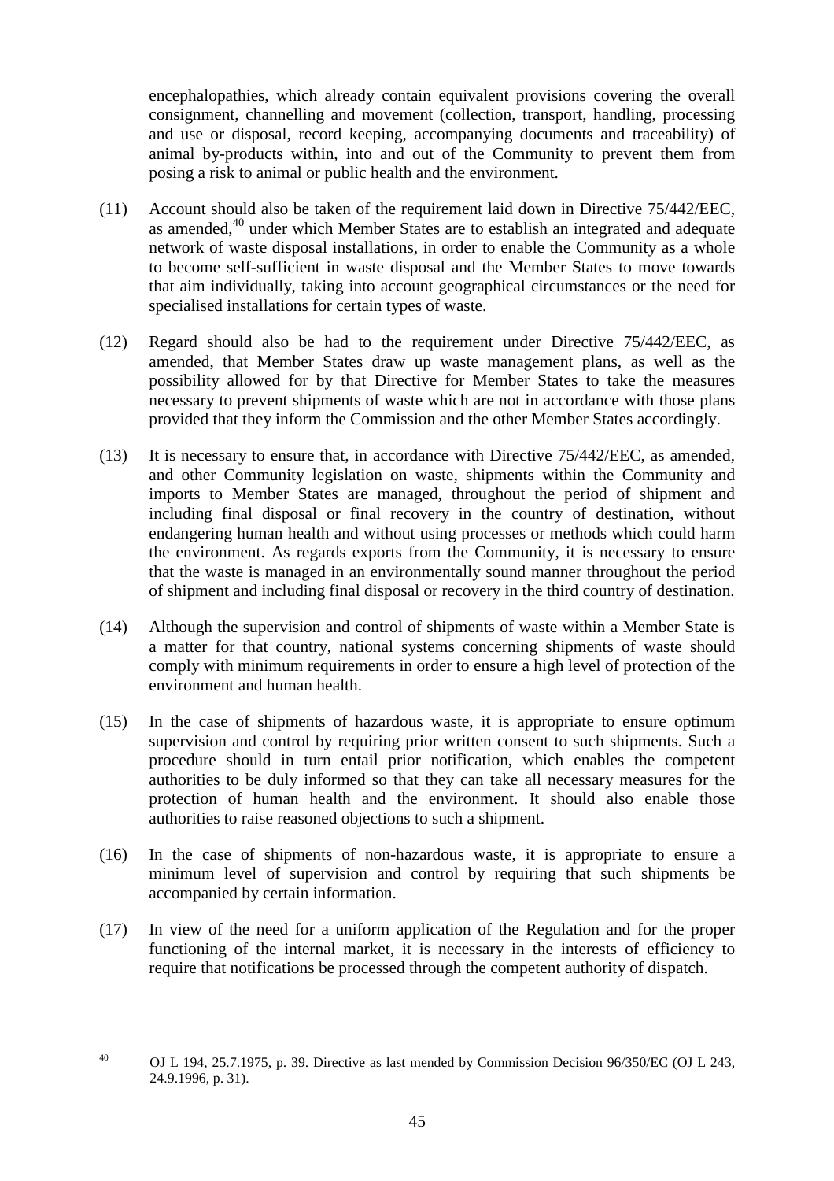encephalopathies, which already contain equivalent provisions covering the overall consignment, channelling and movement (collection, transport, handling, processing and use or disposal, record keeping, accompanying documents and traceability) of animal by-products within, into and out of the Community to prevent them from posing a risk to animal or public health and the environment.

(11) Account should also be taken of the requirement laid down in Directive 75/442/EEC, as amended,[40] under which Member States are to establish an integrated and adequate network of waste disposal installations, in order to enable the Community as a whole to become self-sufficient in waste disposal and the Member States to move towards that aim individually, taking into account geographical circumstances or the need for specialised installations for certain types of waste.

(12) Regard should also be had to the requirement under Directive 75/442/EEC, as amended, that Member States draw up waste management plans, as well as the possibility allowed for by that Directive for Member States to take the measures necessary to prevent shipments of waste which are not in accordance with those plans provided that they inform the Commission and the other Member States accordingly.

(13) It is necessary to ensure that, in accordance with Directive 75/442/EEC, as amended, and other Community legislation on waste, shipments within the Community and imports to Member States are managed, throughout the period of shipment and including final disposal or final recovery in the country of destination, without endangering human health and without using processes or methods which could harm the environment. As regards exports from the Community, it is necessary to ensure that the waste is managed in an environmentally sound manner throughout the period of shipment and including final disposal or recovery in the third country of destination.

(14) Although the supervision and control of shipments of waste within a Member State is a matter for that country, national systems concerning shipments of waste should comply with minimum requirements in order to ensure a high level of protection of the environment and human health.

(15) In the case of shipments of hazardous waste, it is appropriate to ensure optimum supervision and control by requiring prior written consent to such shipments. Such a procedure should in turn entail prior notification, which enables the competent authorities to be duly informed so that they can take all necessary measures for the protection of human health and the environment. It should also enable those authorities to raise reasoned objections to such a shipment.

(16) In the case of shipments of non-hazardous waste, it is appropriate to ensure a minimum level of supervision and control by requiring that such shipments be accompanied by certain information.

(17) In view of the need for a uniform application of the Regulation and for the proper functioning of the internal market, it is necessary in the interests of efficiency to require that notifications be processed through the competent authority of dispatch.

---

[40] OJ L 194, 25.7.1975, p. 39. Directive as last mended by Commission Decision 96/350/EC (OJ L 243, 24.9.1996, p. 31).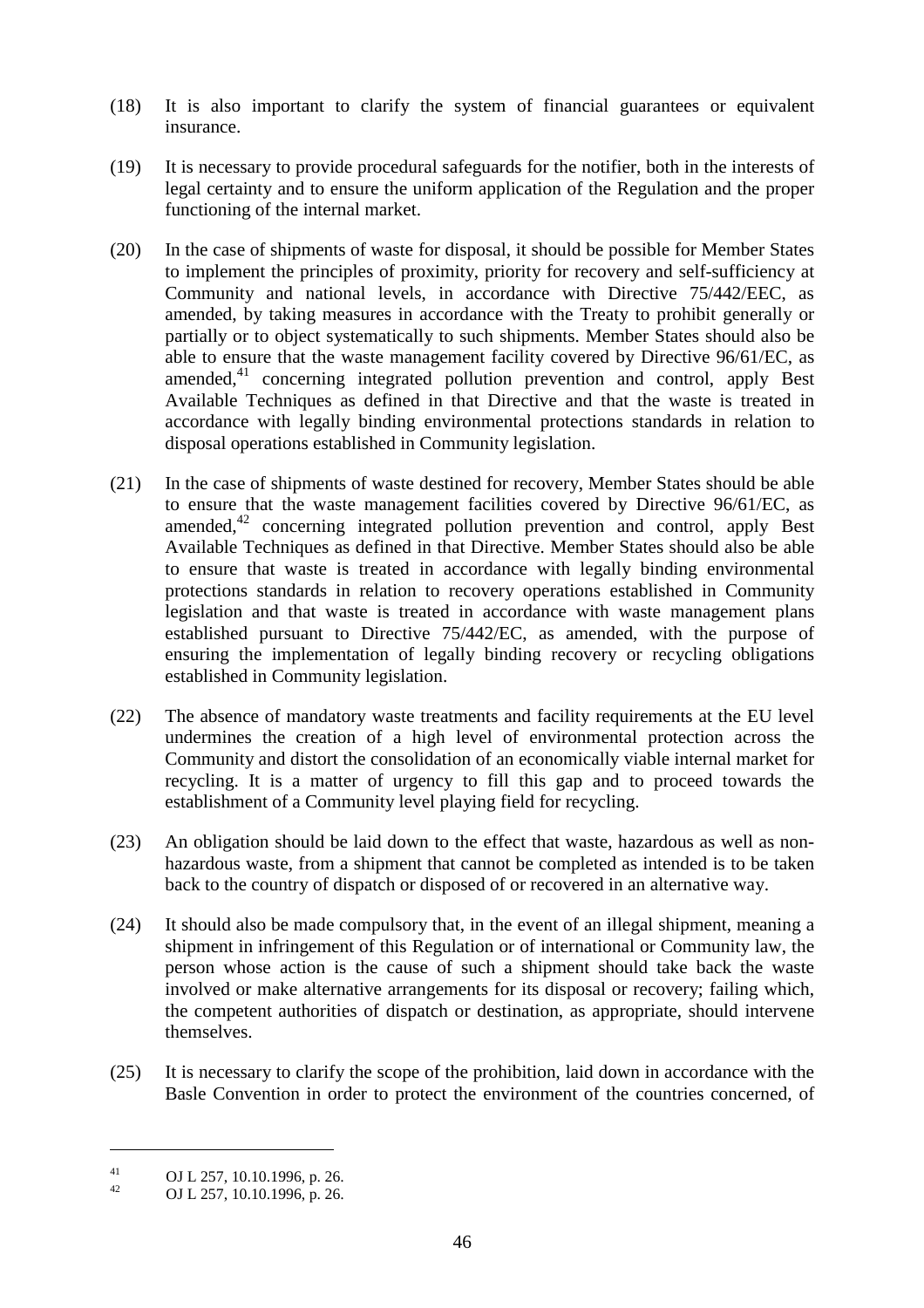(18) It is also important to clarify the system of financial guarantees or equivalent insurance.

(19) It is necessary to provide procedural safeguards for the notifier, both in the interests of legal certainty and to ensure the uniform application of the Regulation and the proper functioning of the internal market.

(20) In the case of shipments of waste for disposal, it should be possible for Member States to implement the principles of proximity, priority for recovery and self-sufficiency at Community and national levels, in accordance with Directive 75/442/EEC, as amended, by taking measures in accordance with the Treaty to prohibit generally or partially or to object systematically to such shipments. Member States should also be able to ensure that the waste management facility covered by Directive 96/61/EC, as amended,[41] concerning integrated pollution prevention and control, apply Best Available Techniques as defined in that Directive and that the waste is treated in accordance with legally binding environmental protections standards in relation to disposal operations established in Community legislation.

(21) In the case of shipments of waste destined for recovery, Member States should be able to ensure that the waste management facilities covered by Directive 96/61/EC, as amended,[42] concerning integrated pollution prevention and control, apply Best Available Techniques as defined in that Directive. Member States should also be able to ensure that waste is treated in accordance with legally binding environmental protections standards in relation to recovery operations established in Community legislation and that waste is treated in accordance with waste management plans established pursuant to Directive 75/442/EC, as amended, with the purpose of ensuring the implementation of legally binding recovery or recycling obligations established in Community legislation.

(22) The absence of mandatory waste treatments and facility requirements at the EU level undermines the creation of a high level of environmental protection across the Community and distort the consolidation of an economically viable internal market for recycling. It is a matter of urgency to fill this gap and to proceed towards the establishment of a Community level playing field for recycling.

(23) An obligation should be laid down to the effect that waste, hazardous as well as non-hazardous waste, from a shipment that cannot be completed as intended is to be taken back to the country of dispatch or disposed of or recovered in an alternative way.

(24) It should also be made compulsory that, in the event of an illegal shipment, meaning a shipment in infringement of this Regulation or of international or Community law, the person whose action is the cause of such a shipment should take back the waste involved or make alternative arrangements for its disposal or recovery; failing which, the competent authorities of dispatch or destination, as appropriate, should intervene themselves.

(25) It is necessary to clarify the scope of the prohibition, laid down in accordance with the Basle Convention in order to protect the environment of the countries concerned, of

---

[41] OJ L 257, 10.10.1996, p. 26.

[42] OJ L 257, 10.10.1996, p. 26.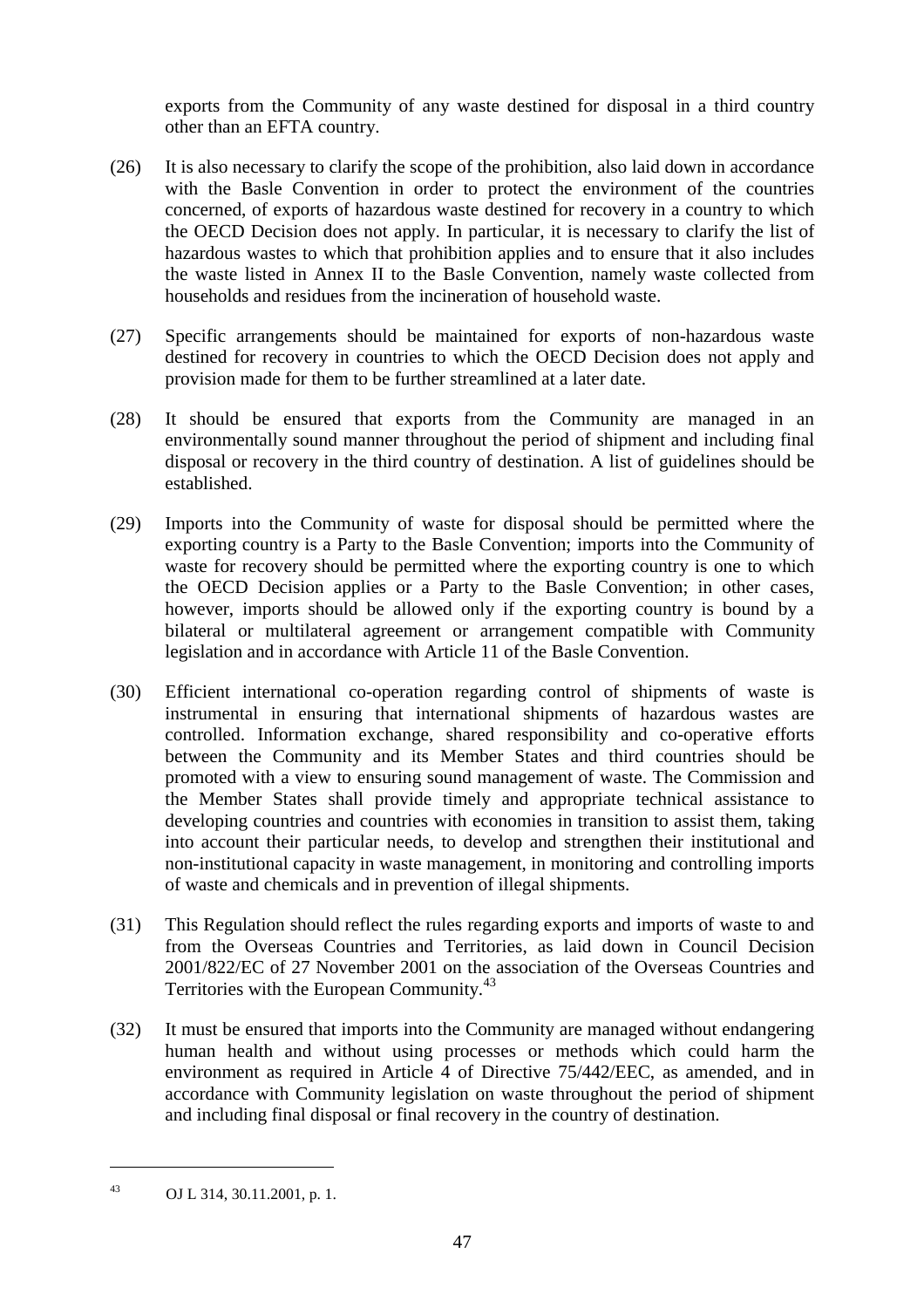exports from the Community of any waste destined for disposal in a third country other than an EFTA country.

(26) It is also necessary to clarify the scope of the prohibition, also laid down in accordance with the Basle Convention in order to protect the environment of the countries concerned, of exports of hazardous waste destined for recovery in a country to which the OECD Decision does not apply. In particular, it is necessary to clarify the list of hazardous wastes to which that prohibition applies and to ensure that it also includes the waste listed in Annex II to the Basle Convention, namely waste collected from households and residues from the incineration of household waste.

(27) Specific arrangements should be maintained for exports of non-hazardous waste destined for recovery in countries to which the OECD Decision does not apply and provision made for them to be further streamlined at a later date.

(28) It should be ensured that exports from the Community are managed in an environmentally sound manner throughout the period of shipment and including final disposal or recovery in the third country of destination. A list of guidelines should be established.

(29) Imports into the Community of waste for disposal should be permitted where the exporting country is a Party to the Basle Convention; imports into the Community of waste for recovery should be permitted where the exporting country is one to which the OECD Decision applies or a Party to the Basle Convention; in other cases, however, imports should be allowed only if the exporting country is bound by a bilateral or multilateral agreement or arrangement compatible with Community legislation and in accordance with Article 11 of the Basle Convention.

(30) Efficient international co-operation regarding control of shipments of waste is instrumental in ensuring that international shipments of hazardous wastes are controlled. Information exchange, shared responsibility and co-operative efforts between the Community and its Member States and third countries should be promoted with a view to ensuring sound management of waste. The Commission and the Member States shall provide timely and appropriate technical assistance to developing countries and countries with economies in transition to assist them, taking into account their particular needs, to develop and strengthen their institutional and non-institutional capacity in waste management, in monitoring and controlling imports of waste and chemicals and in prevention of illegal shipments.

(31) This Regulation should reflect the rules regarding exports and imports of waste to and from the Overseas Countries and Territories, as laid down in Council Decision 2001/822/EC of 27 November 2001 on the association of the Overseas Countries and Territories with the European Community.[43]

(32) It must be ensured that imports into the Community are managed without endangering human health and without using processes or methods which could harm the environment as required in Article 4 of Directive 75/442/EEC, as amended, and in accordance with Community legislation on waste throughout the period of shipment and including final disposal or final recovery in the country of destination.

---

[43] OJ L 314, 30.11.2001, p. 1.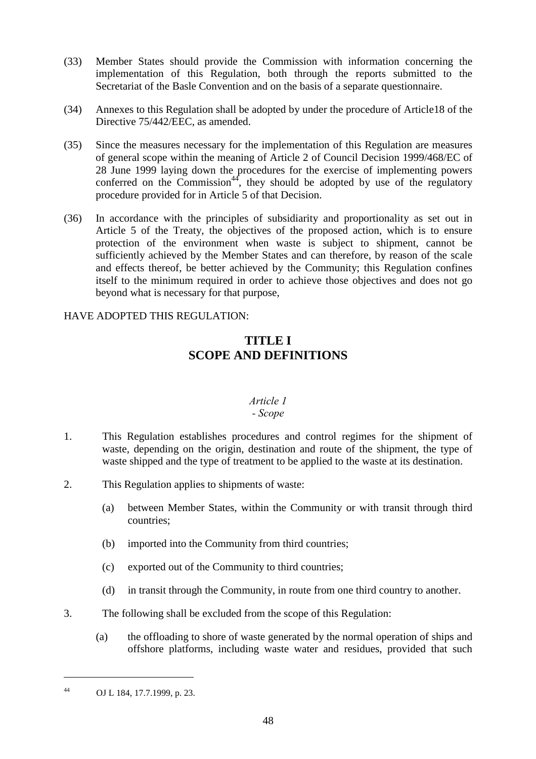(33) Member States should provide the Commission with information concerning the implementation of this Regulation, both through the reports submitted to the Secretariat of the Basle Convention and on the basis of a separate questionnaire.

(34) Annexes to this Regulation shall be adopted by under the procedure of Article18 of the Directive 75/442/EEC, as amended.

(35) Since the measures necessary for the implementation of this Regulation are measures of general scope within the meaning of Article 2 of Council Decision 1999/468/EC of 28 June 1999 laying down the procedures for the exercise of implementing powers conferred on the Commission[44], they should be adopted by use of the regulatory procedure provided for in Article 5 of that Decision.

(36) In accordance with the principles of subsidiarity and proportionality as set out in Article 5 of the Treaty, the objectives of the proposed action, which is to ensure protection of the environment when waste is subject to shipment, cannot be sufficiently achieved by the Member States and can therefore, by reason of the scale and effects thereof, be better achieved by the Community; this Regulation confines itself to the minimum required in order to achieve those objectives and does not go beyond what is necessary for that purpose,

HAVE ADOPTED THIS REGULATION:

# TITLE I
# SCOPE AND DEFINITIONS

*Article 1*
*- Scope*

1. This Regulation establishes procedures and control regimes for the shipment of waste, depending on the origin, destination and route of the shipment, the type of waste shipped and the type of treatment to be applied to the waste at its destination.

2. This Regulation applies to shipments of waste:

   (a) between Member States, within the Community or with transit through third countries;

   (b) imported into the Community from third countries;

   (c) exported out of the Community to third countries;

   (d) in transit through the Community, in route from one third country to another.

3. The following shall be excluded from the scope of this Regulation:

   (a) the offloading to shore of waste generated by the normal operation of ships and offshore platforms, including waste water and residues, provided that such

---

[44] OJ L 184, 17.7.1999, p. 23.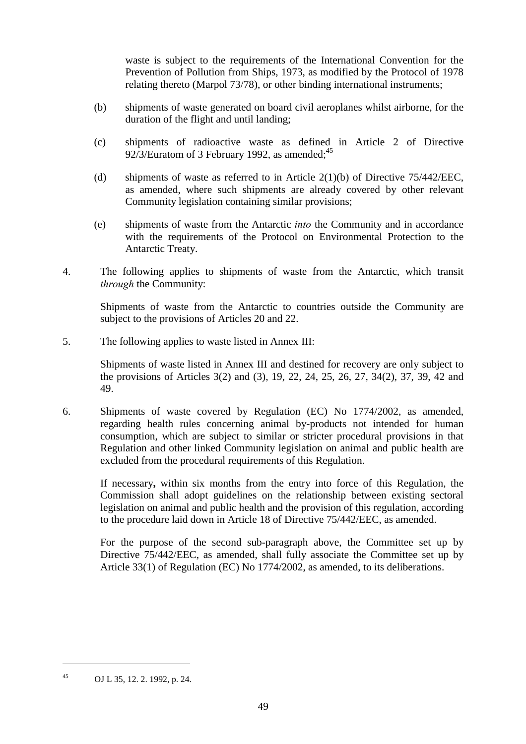waste is subject to the requirements of the International Convention for the Prevention of Pollution from Ships, 1973, as modified by the Protocol of 1978 relating thereto (Marpol 73/78), or other binding international instruments;

(b) shipments of waste generated on board civil aeroplanes whilst airborne, for the duration of the flight and until landing;

(c) shipments of radioactive waste as defined in Article 2 of Directive 92/3/Euratom of 3 February 1992, as amended;[45]

(d) shipments of waste as referred to in Article 2(1)(b) of Directive 75/442/EEC, as amended, where such shipments are already covered by other relevant Community legislation containing similar provisions;

(e) shipments of waste from the Antarctic *into* the Community and in accordance with the requirements of the Protocol on Environmental Protection to the Antarctic Treaty.

4. The following applies to shipments of waste from the Antarctic, which transit *through* the Community:

Shipments of waste from the Antarctic to countries outside the Community are subject to the provisions of Articles 20 and 22.

5. The following applies to waste listed in Annex III:

Shipments of waste listed in Annex III and destined for recovery are only subject to the provisions of Articles 3(2) and (3), 19, 22, 24, 25, 26, 27, 34(2), 37, 39, 42 and 49.

6. Shipments of waste covered by Regulation (EC) No 1774/2002, as amended, regarding health rules concerning animal by-products not intended for human consumption, which are subject to similar or stricter procedural provisions in that Regulation and other linked Community legislation on animal and public health are excluded from the procedural requirements of this Regulation.

If necessary**,** within six months from the entry into force of this Regulation, the Commission shall adopt guidelines on the relationship between existing sectoral legislation on animal and public health and the provision of this regulation, according to the procedure laid down in Article 18 of Directive 75/442/EEC, as amended.

For the purpose of the second sub-paragraph above, the Committee set up by Directive 75/442/EEC, as amended, shall fully associate the Committee set up by Article 33(1) of Regulation (EC) No 1774/2002, as amended, to its deliberations.

---

[45] OJ L 35, 12. 2. 1992, p. 24.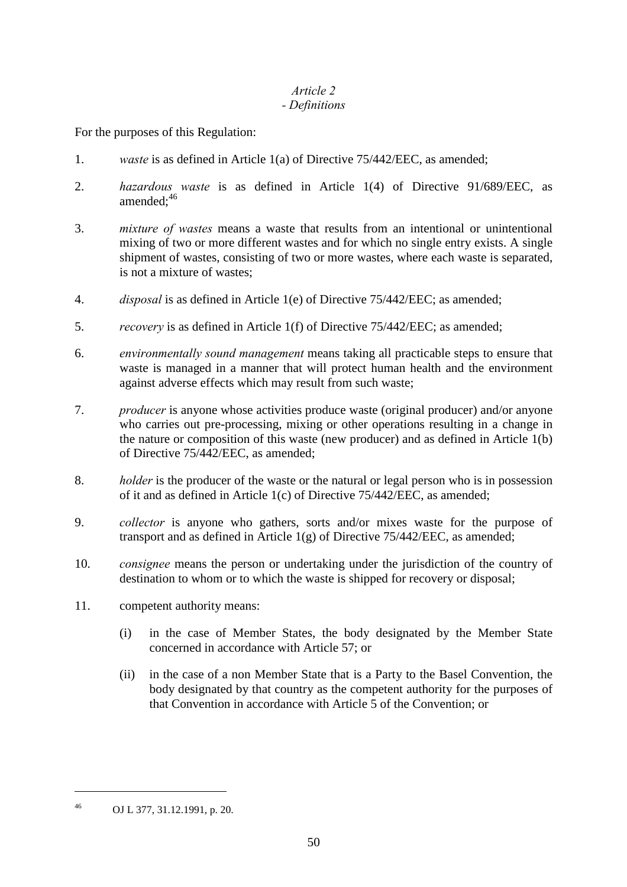*Article 2*
*- Definitions*

For the purposes of this Regulation:

1. *waste* is as defined in Article 1(a) of Directive 75/442/EEC, as amended;

2. *hazardous waste* is as defined in Article 1(4) of Directive 91/689/EEC, as amended;[46]

3. *mixture of wastes* means a waste that results from an intentional or unintentional mixing of two or more different wastes and for which no single entry exists. A single shipment of wastes, consisting of two or more wastes, where each waste is separated, is not a mixture of wastes;

4. *disposal* is as defined in Article 1(e) of Directive 75/442/EEC; as amended;

5. *recovery* is as defined in Article 1(f) of Directive 75/442/EEC; as amended;

6. *environmentally sound management* means taking all practicable steps to ensure that waste is managed in a manner that will protect human health and the environment against adverse effects which may result from such waste;

7. *producer* is anyone whose activities produce waste (original producer) and/or anyone who carries out pre-processing, mixing or other operations resulting in a change in the nature or composition of this waste (new producer) and as defined in Article 1(b) of Directive 75/442/EEC, as amended;

8. *holder* is the producer of the waste or the natural or legal person who is in possession of it and as defined in Article 1(c) of Directive 75/442/EEC, as amended;

9. *collector* is anyone who gathers, sorts and/or mixes waste for the purpose of transport and as defined in Article 1(g) of Directive 75/442/EEC, as amended;

10. *consignee* means the person or undertaking under the jurisdiction of the country of destination to whom or to which the waste is shipped for recovery or disposal;

11. competent authority means:

    (i) in the case of Member States, the body designated by the Member State concerned in accordance with Article 57; or

    (ii) in the case of a non Member State that is a Party to the Basel Convention, the body designated by that country as the competent authority for the purposes of that Convention in accordance with Article 5 of the Convention; or

---

[46] OJ L 377, 31.12.1991, p. 20.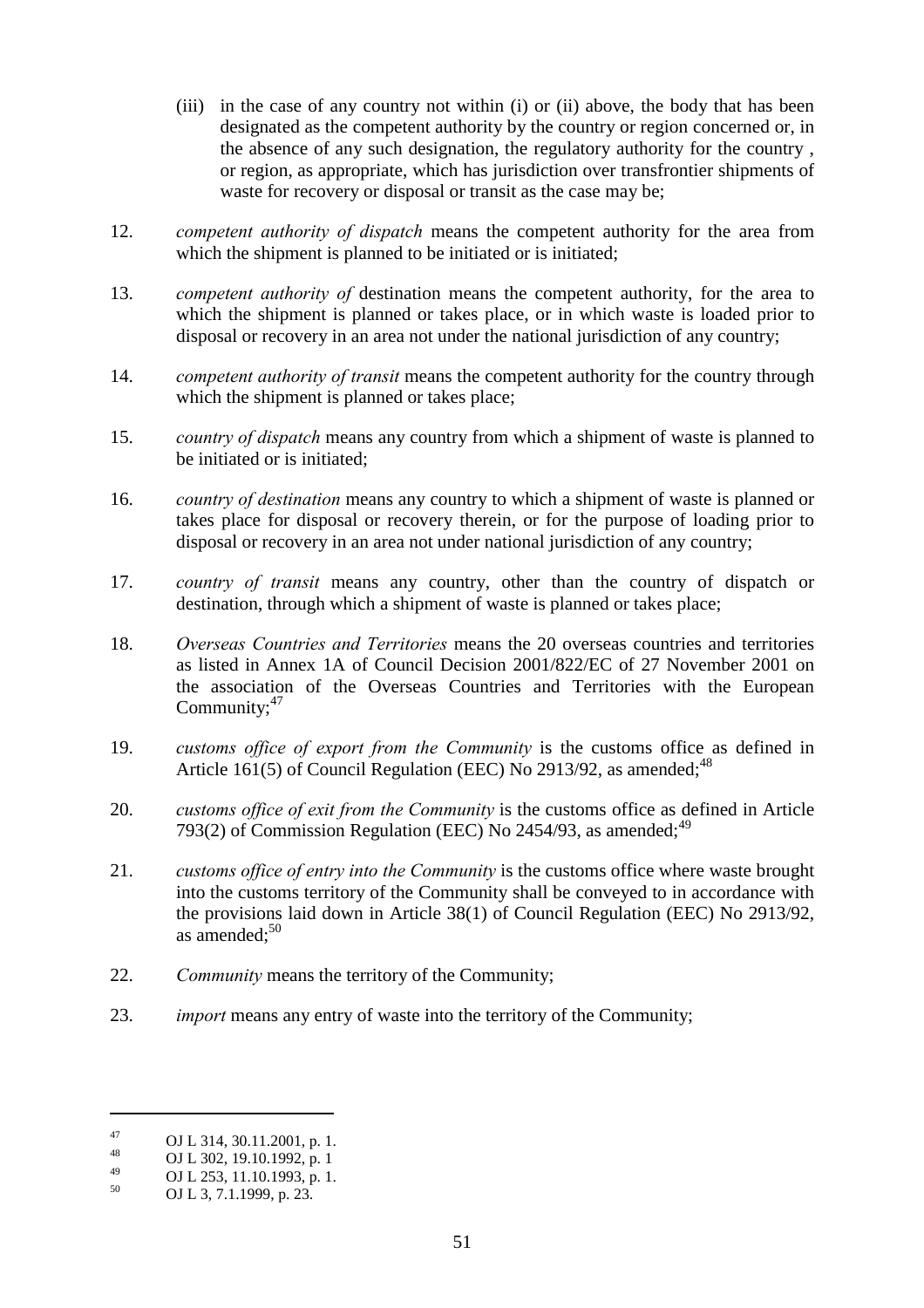(iii) in the case of any country not within (i) or (ii) above, the body that has been designated as the competent authority by the country or region concerned or, in the absence of any such designation, the regulatory authority for the country , or region, as appropriate, which has jurisdiction over transfrontier shipments of waste for recovery or disposal or transit as the case may be;

12. *competent authority of dispatch* means the competent authority for the area from which the shipment is planned to be initiated or is initiated;

13. *competent authority of* destination means the competent authority, for the area to which the shipment is planned or takes place, or in which waste is loaded prior to disposal or recovery in an area not under the national jurisdiction of any country;

14. *competent authority of transit* means the competent authority for the country through which the shipment is planned or takes place;

15. *country of dispatch* means any country from which a shipment of waste is planned to be initiated or is initiated;

16. *country of destination* means any country to which a shipment of waste is planned or takes place for disposal or recovery therein, or for the purpose of loading prior to disposal or recovery in an area not under national jurisdiction of any country;

17. *country of transit* means any country, other than the country of dispatch or destination, through which a shipment of waste is planned or takes place;

18. *Overseas Countries and Territories* means the 20 overseas countries and territories as listed in Annex 1A of Council Decision 2001/822/EC of 27 November 2001 on the association of the Overseas Countries and Territories with the European Community;[47]

19. *customs office of export from the Community* is the customs office as defined in Article 161(5) of Council Regulation (EEC) No 2913/92, as amended;[48]

20. *customs office of exit from the Community* is the customs office as defined in Article 793(2) of Commission Regulation (EEC) No 2454/93, as amended;[49]

21. *customs office of entry into the Community* is the customs office where waste brought into the customs territory of the Community shall be conveyed to in accordance with the provisions laid down in Article 38(1) of Council Regulation (EEC) No 2913/92, as amended;[50]

22. *Community* means the territory of the Community;

23. *import* means any entry of waste into the territory of the Community;

---

[47] OJ L 314, 30.11.2001, p. 1.

[48] OJ L 302, 19.10.1992, p. 1

[49] OJ L 253, 11.10.1993, p. 1.

[50] OJ L 3, 7.1.1999, p. 23.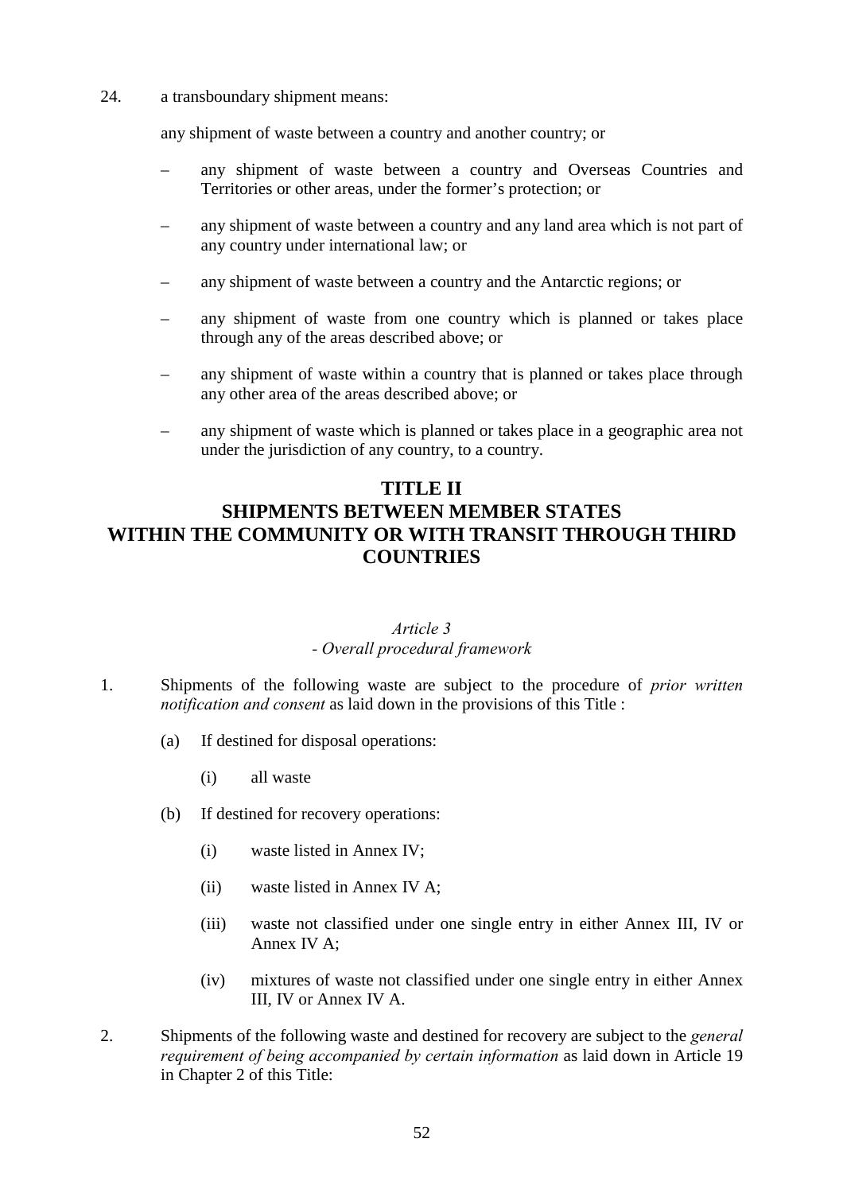24. a transboundary shipment means:

any shipment of waste between a country and another country; or

- any shipment of waste between a country and Overseas Countries and Territories or other areas, under the former's protection; or
- any shipment of waste between a country and any land area which is not part of any country under international law; or
- any shipment of waste between a country and the Antarctic regions; or
- any shipment of waste from one country which is planned or takes place through any of the areas described above; or
- any shipment of waste within a country that is planned or takes place through any other area of the areas described above; or
- any shipment of waste which is planned or takes place in a geographic area not under the jurisdiction of any country, to a country.

## TITLE II
## SHIPMENTS BETWEEN MEMBER STATES WITHIN THE COMMUNITY OR WITH TRANSIT THROUGH THIRD COUNTRIES

### *Article 3*
### *- Overall procedural framework*

1. Shipments of the following waste are subject to the procedure of *prior written notification and consent* as laid down in the provisions of this Title :

   (a) If destined for disposal operations:

      (i) all waste

   (b) If destined for recovery operations:

      (i) waste listed in Annex IV;

      (ii) waste listed in Annex IV A;

      (iii) waste not classified under one single entry in either Annex III, IV or Annex IV A;

      (iv) mixtures of waste not classified under one single entry in either Annex III, IV or Annex IV A.

2. Shipments of the following waste and destined for recovery are subject to the *general requirement of being accompanied by certain information* as laid down in Article 19 in Chapter 2 of this Title: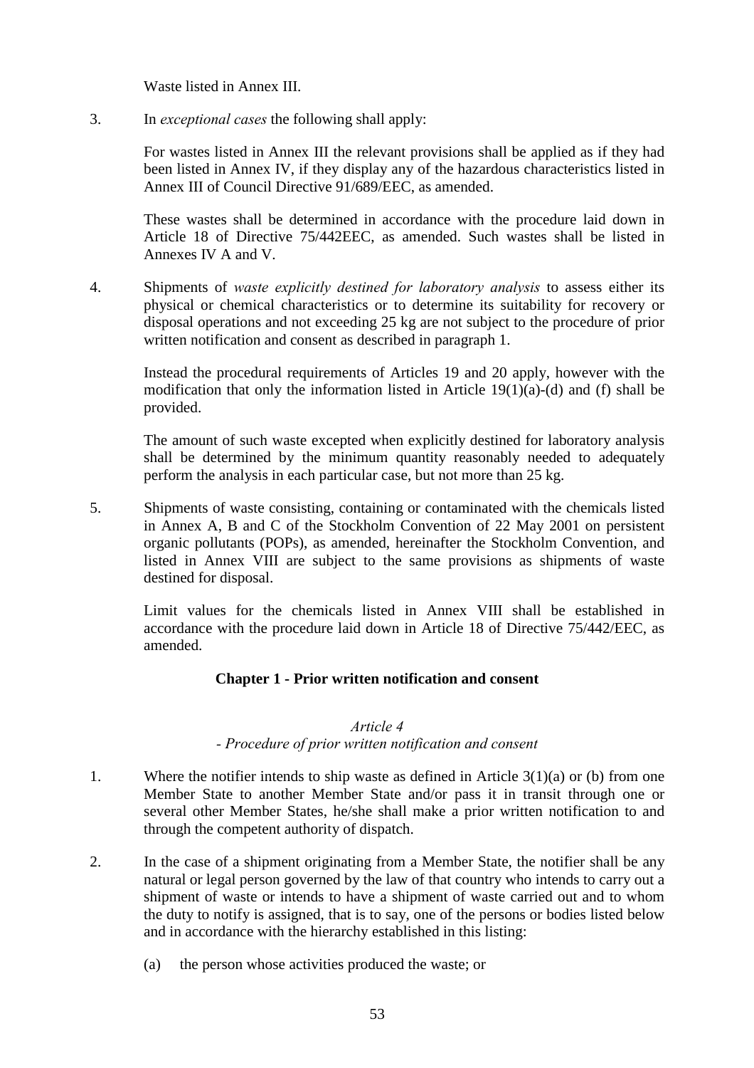Waste listed in Annex III.

3. In *exceptional cases* the following shall apply:

   For wastes listed in Annex III the relevant provisions shall be applied as if they had been listed in Annex IV, if they display any of the hazardous characteristics listed in Annex III of Council Directive 91/689/EEC, as amended.

   These wastes shall be determined in accordance with the procedure laid down in Article 18 of Directive 75/442EEC, as amended. Such wastes shall be listed in Annexes IV A and V.

4. Shipments of *waste explicitly destined for laboratory analysis* to assess either its physical or chemical characteristics or to determine its suitability for recovery or disposal operations and not exceeding 25 kg are not subject to the procedure of prior written notification and consent as described in paragraph 1.

   Instead the procedural requirements of Articles 19 and 20 apply, however with the modification that only the information listed in Article 19(1)(a)-(d) and (f) shall be provided.

   The amount of such waste excepted when explicitly destined for laboratory analysis shall be determined by the minimum quantity reasonably needed to adequately perform the analysis in each particular case, but not more than 25 kg.

5. Shipments of waste consisting, containing or contaminated with the chemicals listed in Annex A, B and C of the Stockholm Convention of 22 May 2001 on persistent organic pollutants (POPs), as amended, hereinafter the Stockholm Convention, and listed in Annex VIII are subject to the same provisions as shipments of waste destined for disposal.

   Limit values for the chemicals listed in Annex VIII shall be established in accordance with the procedure laid down in Article 18 of Directive 75/442/EEC, as amended.

## Chapter 1 - Prior written notification and consent

### *Article 4*
### *- Procedure of prior written notification and consent*

1. Where the notifier intends to ship waste as defined in Article 3(1)(a) or (b) from one Member State to another Member State and/or pass it in transit through one or several other Member States, he/she shall make a prior written notification to and through the competent authority of dispatch.

2. In the case of a shipment originating from a Member State, the notifier shall be any natural or legal person governed by the law of that country who intends to carry out a shipment of waste or intends to have a shipment of waste carried out and to whom the duty to notify is assigned, that is to say, one of the persons or bodies listed below and in accordance with the hierarchy established in this listing:

   (a) the person whose activities produced the waste; or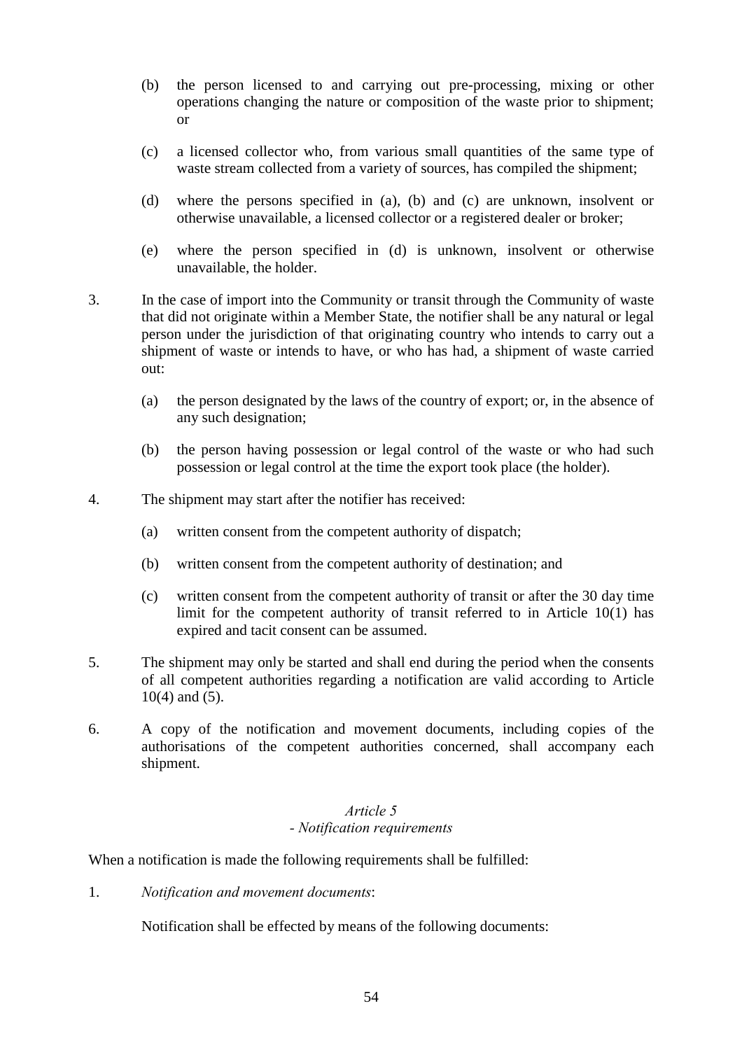(b) the person licensed to and carrying out pre-processing, mixing or other operations changing the nature or composition of the waste prior to shipment; or

(c) a licensed collector who, from various small quantities of the same type of waste stream collected from a variety of sources, has compiled the shipment;

(d) where the persons specified in (a), (b) and (c) are unknown, insolvent or otherwise unavailable, a licensed collector or a registered dealer or broker;

(e) where the person specified in (d) is unknown, insolvent or otherwise unavailable, the holder.

3. In the case of import into the Community or transit through the Community of waste that did not originate within a Member State, the notifier shall be any natural or legal person under the jurisdiction of that originating country who intends to carry out a shipment of waste or intends to have, or who has had, a shipment of waste carried out:

   (a) the person designated by the laws of the country of export; or, in the absence of any such designation;

   (b) the person having possession or legal control of the waste or who had such possession or legal control at the time the export took place (the holder).

4. The shipment may start after the notifier has received:

   (a) written consent from the competent authority of dispatch;

   (b) written consent from the competent authority of destination; and

   (c) written consent from the competent authority of transit or after the 30 day time limit for the competent authority of transit referred to in Article 10(1) has expired and tacit consent can be assumed.

5. The shipment may only be started and shall end during the period when the consents of all competent authorities regarding a notification are valid according to Article 10(4) and (5).

6. A copy of the notification and movement documents, including copies of the authorisations of the competent authorities concerned, shall accompany each shipment.

*Article 5*
*- Notification requirements*

When a notification is made the following requirements shall be fulfilled:

1. *Notification and movement documents*:

   Notification shall be effected by means of the following documents: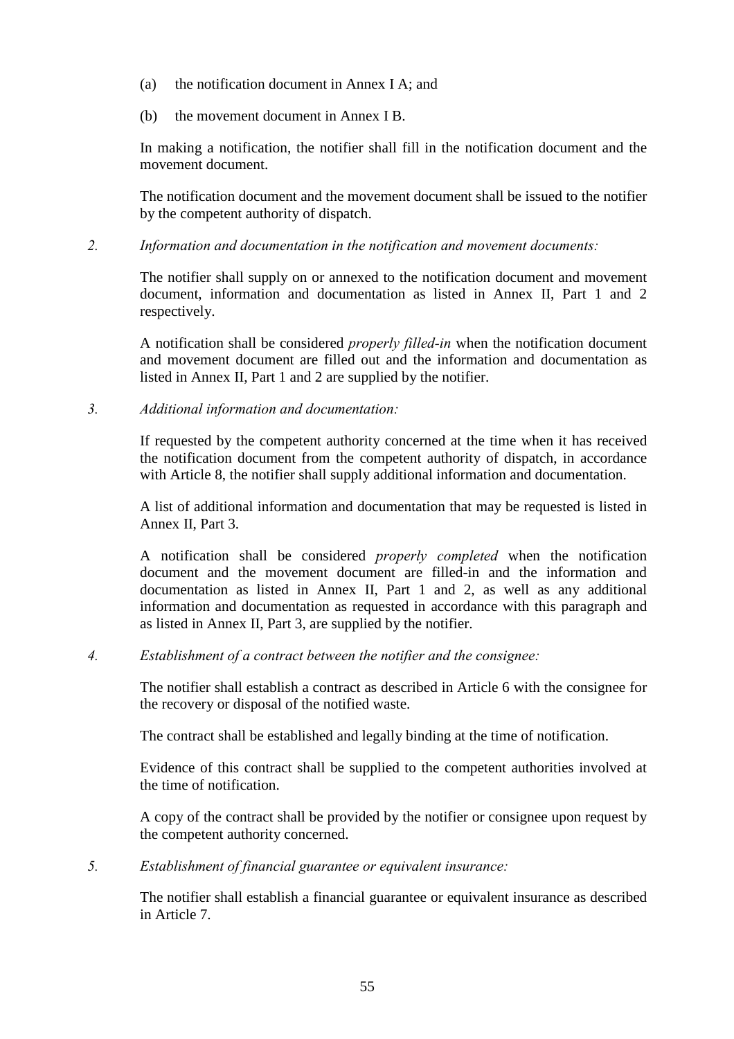(a) the notification document in Annex I A; and

(b) the movement document in Annex I B.

In making a notification, the notifier shall fill in the notification document and the movement document.

The notification document and the movement document shall be issued to the notifier by the competent authority of dispatch.

*2. Information and documentation in the notification and movement documents:*

The notifier shall supply on or annexed to the notification document and movement document, information and documentation as listed in Annex II, Part 1 and 2 respectively.

A notification shall be considered *properly filled-in* when the notification document and movement document are filled out and the information and documentation as listed in Annex II, Part 1 and 2 are supplied by the notifier.

*3. Additional information and documentation:*

If requested by the competent authority concerned at the time when it has received the notification document from the competent authority of dispatch, in accordance with Article 8, the notifier shall supply additional information and documentation.

A list of additional information and documentation that may be requested is listed in Annex II, Part 3.

A notification shall be considered *properly completed* when the notification document and the movement document are filled-in and the information and documentation as listed in Annex II, Part 1 and 2, as well as any additional information and documentation as requested in accordance with this paragraph and as listed in Annex II, Part 3, are supplied by the notifier.

*4. Establishment of a contract between the notifier and the consignee:*

The notifier shall establish a contract as described in Article 6 with the consignee for the recovery or disposal of the notified waste.

The contract shall be established and legally binding at the time of notification.

Evidence of this contract shall be supplied to the competent authorities involved at the time of notification.

A copy of the contract shall be provided by the notifier or consignee upon request by the competent authority concerned.

*5. Establishment of financial guarantee or equivalent insurance:*

The notifier shall establish a financial guarantee or equivalent insurance as described in Article 7.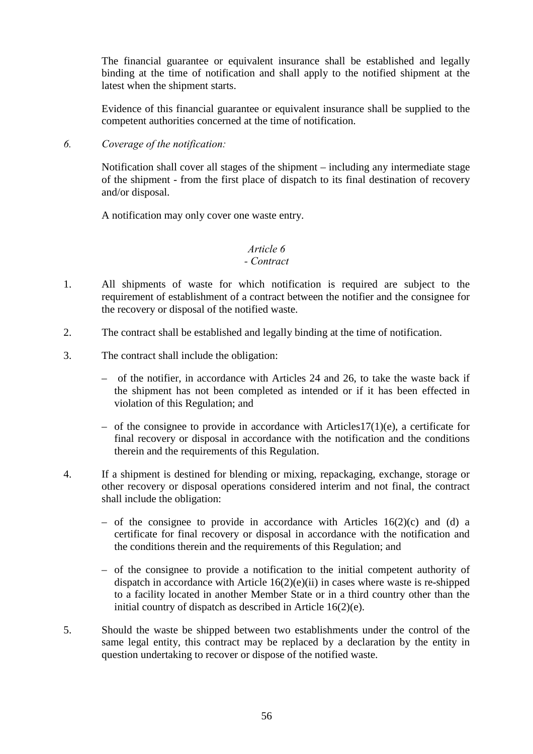The financial guarantee or equivalent insurance shall be established and legally binding at the time of notification and shall apply to the notified shipment at the latest when the shipment starts.

Evidence of this financial guarantee or equivalent insurance shall be supplied to the competent authorities concerned at the time of notification.

6. *Coverage of the notification:*

Notification shall cover all stages of the shipment – including any intermediate stage of the shipment - from the first place of dispatch to its final destination of recovery and/or disposal.

A notification may only cover one waste entry.

*Article 6*
*- Contract*

1. All shipments of waste for which notification is required are subject to the requirement of establishment of a contract between the notifier and the consignee for the recovery or disposal of the notified waste.

2. The contract shall be established and legally binding at the time of notification.

3. The contract shall include the obligation:

   – of the notifier, in accordance with Articles 24 and 26, to take the waste back if the shipment has not been completed as intended or if it has been effected in violation of this Regulation; and

   – of the consignee to provide in accordance with Articles17(1)(e), a certificate for final recovery or disposal in accordance with the notification and the conditions therein and the requirements of this Regulation.

4. If a shipment is destined for blending or mixing, repackaging, exchange, storage or other recovery or disposal operations considered interim and not final, the contract shall include the obligation:

   – of the consignee to provide in accordance with Articles 16(2)(c) and (d) a certificate for final recovery or disposal in accordance with the notification and the conditions therein and the requirements of this Regulation; and

   – of the consignee to provide a notification to the initial competent authority of dispatch in accordance with Article 16(2)(e)(ii) in cases where waste is re-shipped to a facility located in another Member State or in a third country other than the initial country of dispatch as described in Article 16(2)(e).

5. Should the waste be shipped between two establishments under the control of the same legal entity, this contract may be replaced by a declaration by the entity in question undertaking to recover or dispose of the notified waste.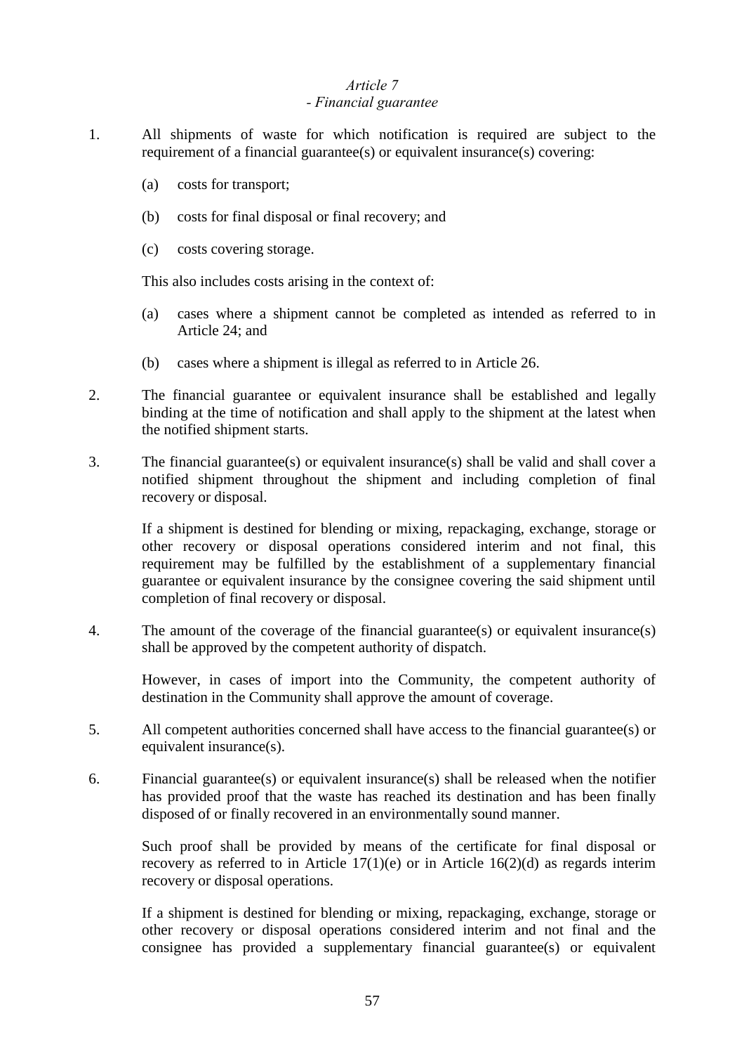### *Article 7*
### *- Financial guarantee*

1. All shipments of waste for which notification is required are subject to the requirement of a financial guarantee(s) or equivalent insurance(s) covering:

   (a) costs for transport;

   (b) costs for final disposal or final recovery; and

   (c) costs covering storage.

   This also includes costs arising in the context of:

   (a) cases where a shipment cannot be completed as intended as referred to in Article 24; and

   (b) cases where a shipment is illegal as referred to in Article 26.

2. The financial guarantee or equivalent insurance shall be established and legally binding at the time of notification and shall apply to the shipment at the latest when the notified shipment starts.

3. The financial guarantee(s) or equivalent insurance(s) shall be valid and shall cover a notified shipment throughout the shipment and including completion of final recovery or disposal.

   If a shipment is destined for blending or mixing, repackaging, exchange, storage or other recovery or disposal operations considered interim and not final, this requirement may be fulfilled by the establishment of a supplementary financial guarantee or equivalent insurance by the consignee covering the said shipment until completion of final recovery or disposal.

4. The amount of the coverage of the financial guarantee(s) or equivalent insurance(s) shall be approved by the competent authority of dispatch.

   However, in cases of import into the Community, the competent authority of destination in the Community shall approve the amount of coverage.

5. All competent authorities concerned shall have access to the financial guarantee(s) or equivalent insurance(s).

6. Financial guarantee(s) or equivalent insurance(s) shall be released when the notifier has provided proof that the waste has reached its destination and has been finally disposed of or finally recovered in an environmentally sound manner.

   Such proof shall be provided by means of the certificate for final disposal or recovery as referred to in Article 17(1)(e) or in Article 16(2)(d) as regards interim recovery or disposal operations.

   If a shipment is destined for blending or mixing, repackaging, exchange, storage or other recovery or disposal operations considered interim and not final and the consignee has provided a supplementary financial guarantee(s) or equivalent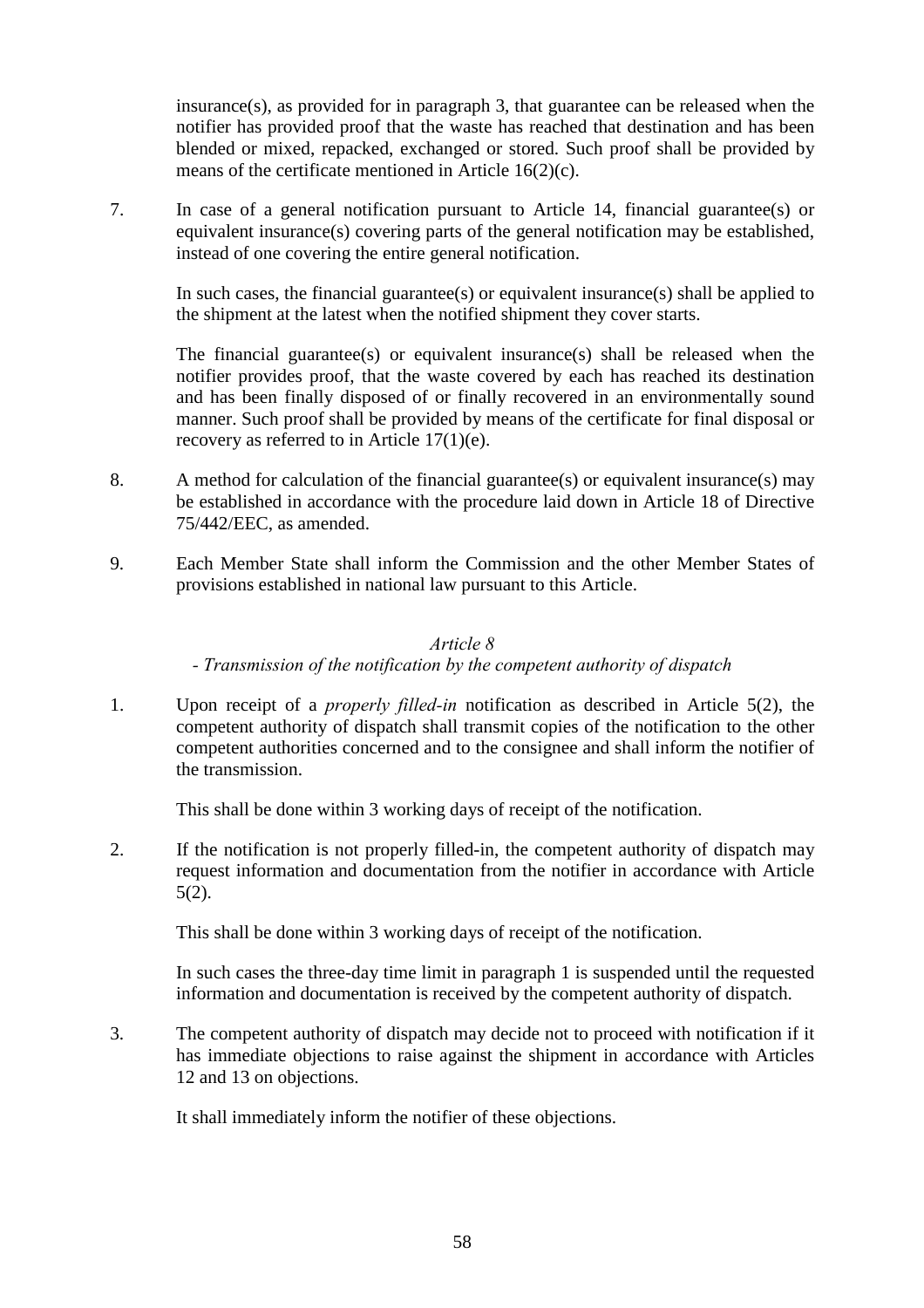insurance(s), as provided for in paragraph 3, that guarantee can be released when the notifier has provided proof that the waste has reached that destination and has been blended or mixed, repacked, exchanged or stored. Such proof shall be provided by means of the certificate mentioned in Article 16(2)(c).

7. In case of a general notification pursuant to Article 14, financial guarantee(s) or equivalent insurance(s) covering parts of the general notification may be established, instead of one covering the entire general notification.

   In such cases, the financial guarantee(s) or equivalent insurance(s) shall be applied to the shipment at the latest when the notified shipment they cover starts.

   The financial guarantee(s) or equivalent insurance(s) shall be released when the notifier provides proof, that the waste covered by each has reached its destination and has been finally disposed of or finally recovered in an environmentally sound manner. Such proof shall be provided by means of the certificate for final disposal or recovery as referred to in Article 17(1)(e).

8. A method for calculation of the financial guarantee(s) or equivalent insurance(s) may be established in accordance with the procedure laid down in Article 18 of Directive 75/442/EEC, as amended.

9. Each Member State shall inform the Commission and the other Member States of provisions established in national law pursuant to this Article.

### *Article 8*
### *- Transmission of the notification by the competent authority of dispatch*

1. Upon receipt of a *properly filled-in* notification as described in Article 5(2), the competent authority of dispatch shall transmit copies of the notification to the other competent authorities concerned and to the consignee and shall inform the notifier of the transmission.

   This shall be done within 3 working days of receipt of the notification.

2. If the notification is not properly filled-in, the competent authority of dispatch may request information and documentation from the notifier in accordance with Article 5(2).

   This shall be done within 3 working days of receipt of the notification.

   In such cases the three-day time limit in paragraph 1 is suspended until the requested information and documentation is received by the competent authority of dispatch.

3. The competent authority of dispatch may decide not to proceed with notification if it has immediate objections to raise against the shipment in accordance with Articles 12 and 13 on objections.

   It shall immediately inform the notifier of these objections.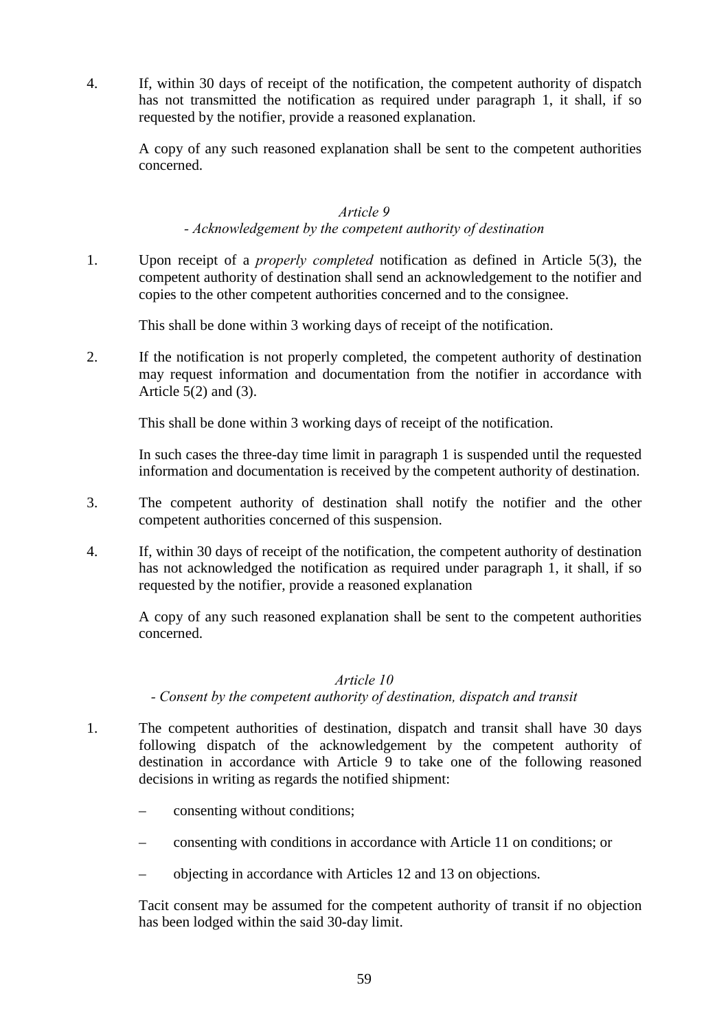4. If, within 30 days of receipt of the notification, the competent authority of dispatch has not transmitted the notification as required under paragraph 1, it shall, if so requested by the notifier, provide a reasoned explanation.

   A copy of any such reasoned explanation shall be sent to the competent authorities concerned.

### *Article 9*
### *- Acknowledgement by the competent authority of destination*

1. Upon receipt of a *properly completed* notification as defined in Article 5(3), the competent authority of destination shall send an acknowledgement to the notifier and copies to the other competent authorities concerned and to the consignee.

   This shall be done within 3 working days of receipt of the notification.

2. If the notification is not properly completed, the competent authority of destination may request information and documentation from the notifier in accordance with Article 5(2) and (3).

   This shall be done within 3 working days of receipt of the notification.

   In such cases the three-day time limit in paragraph 1 is suspended until the requested information and documentation is received by the competent authority of destination.

3. The competent authority of destination shall notify the notifier and the other competent authorities concerned of this suspension.

4. If, within 30 days of receipt of the notification, the competent authority of destination has not acknowledged the notification as required under paragraph 1, it shall, if so requested by the notifier, provide a reasoned explanation

   A copy of any such reasoned explanation shall be sent to the competent authorities concerned.

### *Article 10*
### *- Consent by the competent authority of destination, dispatch and transit*

1. The competent authorities of destination, dispatch and transit shall have 30 days following dispatch of the acknowledgement by the competent authority of destination in accordance with Article 9 to take one of the following reasoned decisions in writing as regards the notified shipment:

   – consenting without conditions;

   – consenting with conditions in accordance with Article 11 on conditions; or

   – objecting in accordance with Articles 12 and 13 on objections.

   Tacit consent may be assumed for the competent authority of transit if no objection has been lodged within the said 30-day limit.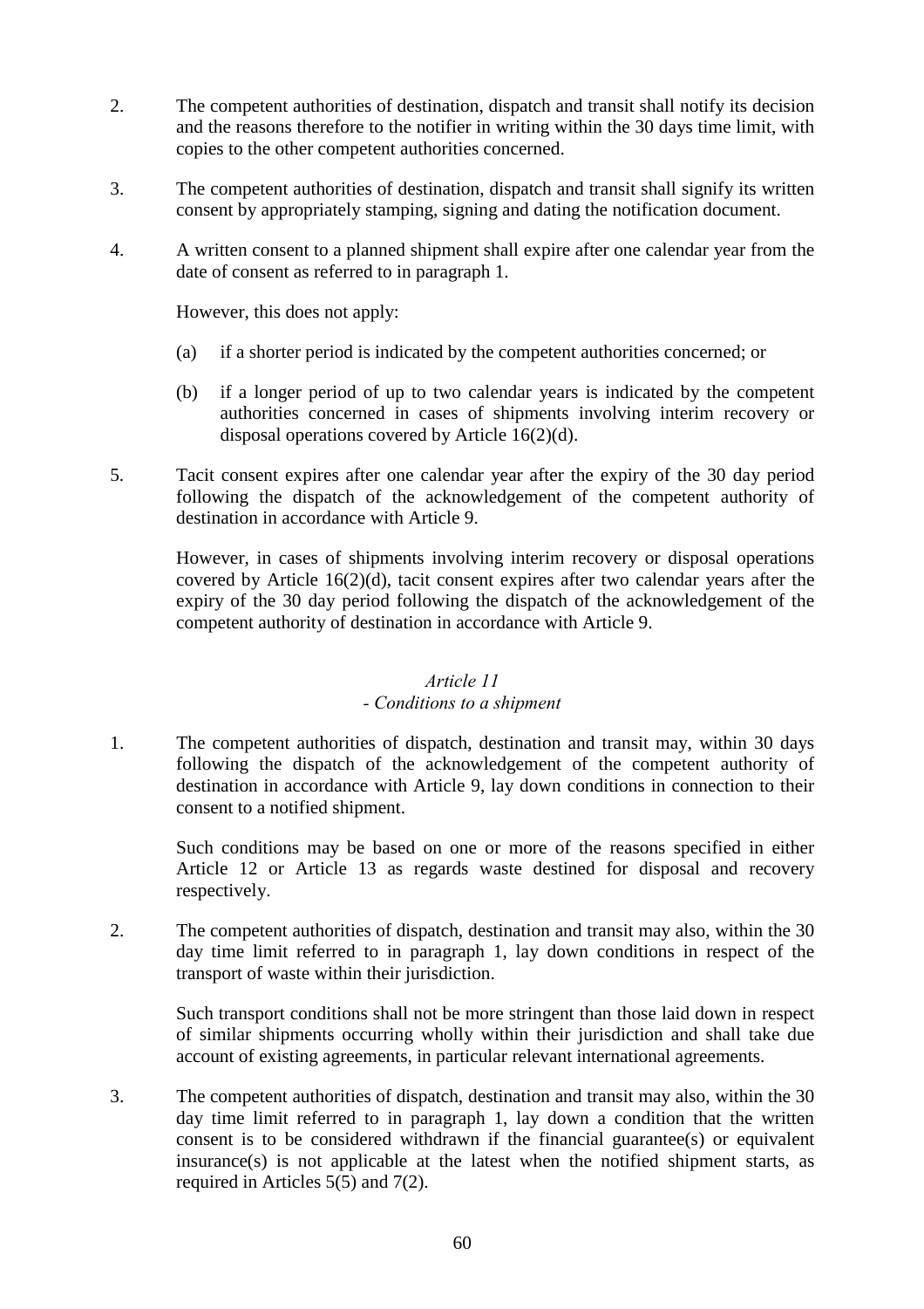2. The competent authorities of destination, dispatch and transit shall notify its decision and the reasons therefore to the notifier in writing within the 30 days time limit, with copies to the other competent authorities concerned.

3. The competent authorities of destination, dispatch and transit shall signify its written consent by appropriately stamping, signing and dating the notification document.

4. A written consent to a planned shipment shall expire after one calendar year from the date of consent as referred to in paragraph 1.

   However, this does not apply:

   (a) if a shorter period is indicated by the competent authorities concerned; or

   (b) if a longer period of up to two calendar years is indicated by the competent authorities concerned in cases of shipments involving interim recovery or disposal operations covered by Article 16(2)(d).

5. Tacit consent expires after one calendar year after the expiry of the 30 day period following the dispatch of the acknowledgement of the competent authority of destination in accordance with Article 9.

   However, in cases of shipments involving interim recovery or disposal operations covered by Article 16(2)(d), tacit consent expires after two calendar years after the expiry of the 30 day period following the dispatch of the acknowledgement of the competent authority of destination in accordance with Article 9.

### *Article 11*
### *- Conditions to a shipment*

1. The competent authorities of dispatch, destination and transit may, within 30 days following the dispatch of the acknowledgement of the competent authority of destination in accordance with Article 9, lay down conditions in connection to their consent to a notified shipment.

   Such conditions may be based on one or more of the reasons specified in either Article 12 or Article 13 as regards waste destined for disposal and recovery respectively.

2. The competent authorities of dispatch, destination and transit may also, within the 30 day time limit referred to in paragraph 1, lay down conditions in respect of the transport of waste within their jurisdiction.

   Such transport conditions shall not be more stringent than those laid down in respect of similar shipments occurring wholly within their jurisdiction and shall take due account of existing agreements, in particular relevant international agreements.

3. The competent authorities of dispatch, destination and transit may also, within the 30 day time limit referred to in paragraph 1, lay down a condition that the written consent is to be considered withdrawn if the financial guarantee(s) or equivalent insurance(s) is not applicable at the latest when the notified shipment starts, as required in Articles 5(5) and 7(2).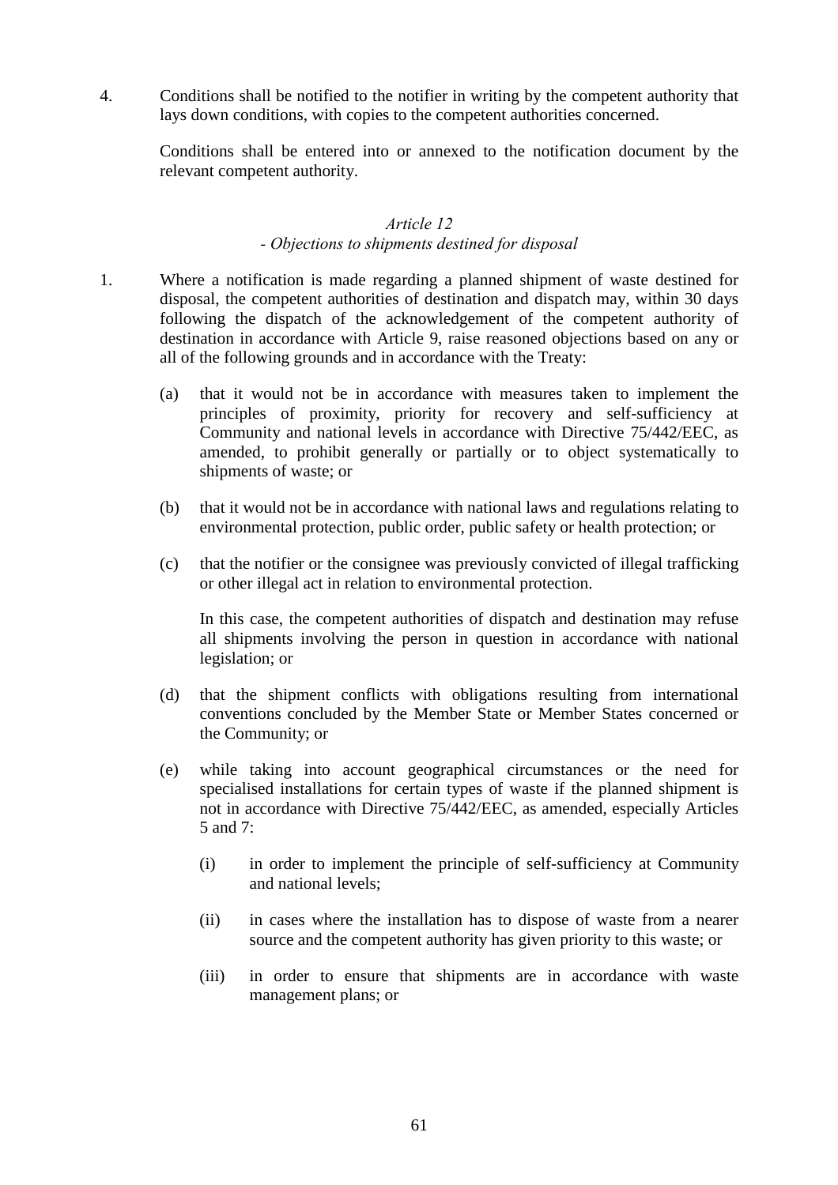4. Conditions shall be notified to the notifier in writing by the competent authority that lays down conditions, with copies to the competent authorities concerned.

   Conditions shall be entered into or annexed to the notification document by the relevant competent authority.

### *Article 12*
### *- Objections to shipments destined for disposal*

1. Where a notification is made regarding a planned shipment of waste destined for disposal, the competent authorities of destination and dispatch may, within 30 days following the dispatch of the acknowledgement of the competent authority of destination in accordance with Article 9, raise reasoned objections based on any or all of the following grounds and in accordance with the Treaty:

   (a) that it would not be in accordance with measures taken to implement the principles of proximity, priority for recovery and self-sufficiency at Community and national levels in accordance with Directive 75/442/EEC, as amended, to prohibit generally or partially or to object systematically to shipments of waste; or

   (b) that it would not be in accordance with national laws and regulations relating to environmental protection, public order, public safety or health protection; or

   (c) that the notifier or the consignee was previously convicted of illegal trafficking or other illegal act in relation to environmental protection.

   In this case, the competent authorities of dispatch and destination may refuse all shipments involving the person in question in accordance with national legislation; or

   (d) that the shipment conflicts with obligations resulting from international conventions concluded by the Member State or Member States concerned or the Community; or

   (e) while taking into account geographical circumstances or the need for specialised installations for certain types of waste if the planned shipment is not in accordance with Directive 75/442/EEC, as amended, especially Articles 5 and 7:

      (i) in order to implement the principle of self-sufficiency at Community and national levels;

      (ii) in cases where the installation has to dispose of waste from a nearer source and the competent authority has given priority to this waste; or

      (iii) in order to ensure that shipments are in accordance with waste management plans; or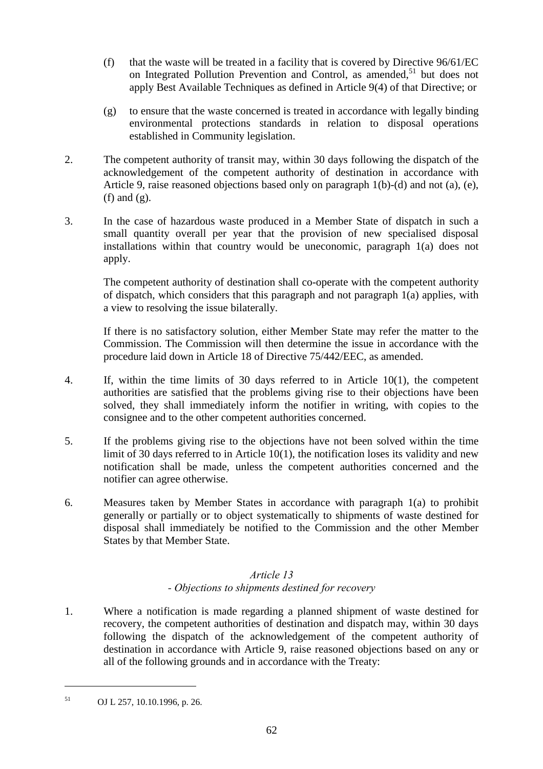(f) that the waste will be treated in a facility that is covered by Directive 96/61/EC on Integrated Pollution Prevention and Control, as amended,[51] but does not apply Best Available Techniques as defined in Article 9(4) of that Directive; or

(g) to ensure that the waste concerned is treated in accordance with legally binding environmental protections standards in relation to disposal operations established in Community legislation.

2. The competent authority of transit may, within 30 days following the dispatch of the acknowledgement of the competent authority of destination in accordance with Article 9, raise reasoned objections based only on paragraph 1(b)-(d) and not (a), (e), (f) and (g).

3. In the case of hazardous waste produced in a Member State of dispatch in such a small quantity overall per year that the provision of new specialised disposal installations within that country would be uneconomic, paragraph 1(a) does not apply.

   The competent authority of destination shall co-operate with the competent authority of dispatch, which considers that this paragraph and not paragraph 1(a) applies, with a view to resolving the issue bilaterally.

   If there is no satisfactory solution, either Member State may refer the matter to the Commission. The Commission will then determine the issue in accordance with the procedure laid down in Article 18 of Directive 75/442/EEC, as amended.

4. If, within the time limits of 30 days referred to in Article 10(1), the competent authorities are satisfied that the problems giving rise to their objections have been solved, they shall immediately inform the notifier in writing, with copies to the consignee and to the other competent authorities concerned.

5. If the problems giving rise to the objections have not been solved within the time limit of 30 days referred to in Article 10(1), the notification loses its validity and new notification shall be made, unless the competent authorities concerned and the notifier can agree otherwise.

6. Measures taken by Member States in accordance with paragraph 1(a) to prohibit generally or partially or to object systematically to shipments of waste destined for disposal shall immediately be notified to the Commission and the other Member States by that Member State.

### *Article 13*
### *- Objections to shipments destined for recovery*

1. Where a notification is made regarding a planned shipment of waste destined for recovery, the competent authorities of destination and dispatch may, within 30 days following the dispatch of the acknowledgement of the competent authority of destination in accordance with Article 9, raise reasoned objections based on any or all of the following grounds and in accordance with the Treaty:

---

[51] OJ L 257, 10.10.1996, p. 26.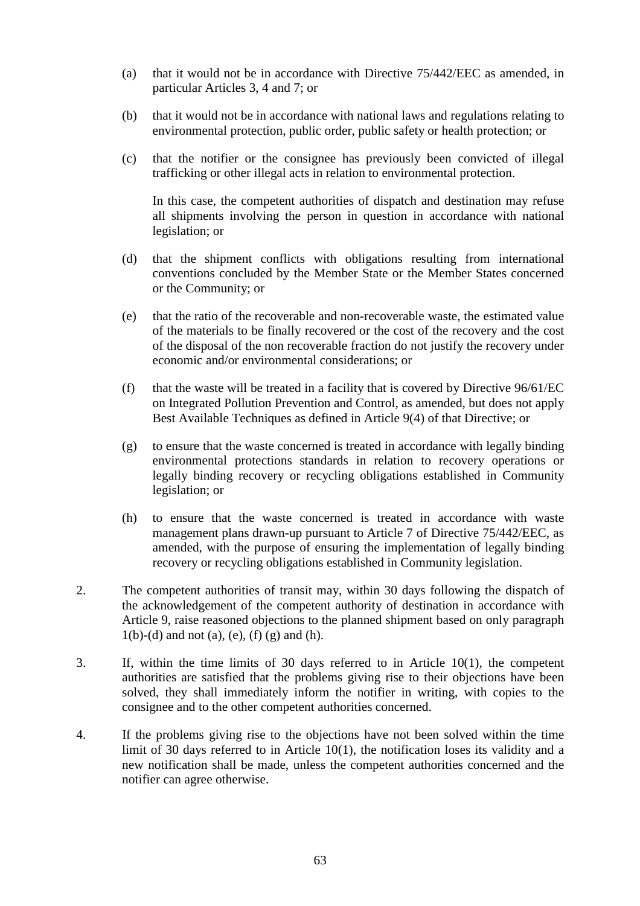(a) that it would not be in accordance with Directive 75/442/EEC as amended, in particular Articles 3, 4 and 7; or

(b) that it would not be in accordance with national laws and regulations relating to environmental protection, public order, public safety or health protection; or

(c) that the notifier or the consignee has previously been convicted of illegal trafficking or other illegal acts in relation to environmental protection.

In this case, the competent authorities of dispatch and destination may refuse all shipments involving the person in question in accordance with national legislation; or

(d) that the shipment conflicts with obligations resulting from international conventions concluded by the Member State or the Member States concerned or the Community; or

(e) that the ratio of the recoverable and non-recoverable waste, the estimated value of the materials to be finally recovered or the cost of the recovery and the cost of the disposal of the non recoverable fraction do not justify the recovery under economic and/or environmental considerations; or

(f) that the waste will be treated in a facility that is covered by Directive 96/61/EC on Integrated Pollution Prevention and Control, as amended, but does not apply Best Available Techniques as defined in Article 9(4) of that Directive; or

(g) to ensure that the waste concerned is treated in accordance with legally binding environmental protections standards in relation to recovery operations or legally binding recovery or recycling obligations established in Community legislation; or

(h) to ensure that the waste concerned is treated in accordance with waste management plans drawn-up pursuant to Article 7 of Directive 75/442/EEC, as amended, with the purpose of ensuring the implementation of legally binding recovery or recycling obligations established in Community legislation.

2. The competent authorities of transit may, within 30 days following the dispatch of the acknowledgement of the competent authority of destination in accordance with Article 9, raise reasoned objections to the planned shipment based on only paragraph 1(b)-(d) and not (a), (e), (f) (g) and (h).

3. If, within the time limits of 30 days referred to in Article 10(1), the competent authorities are satisfied that the problems giving rise to their objections have been solved, they shall immediately inform the notifier in writing, with copies to the consignee and to the other competent authorities concerned.

4. If the problems giving rise to the objections have not been solved within the time limit of 30 days referred to in Article 10(1), the notification loses its validity and a new notification shall be made, unless the competent authorities concerned and the notifier can agree otherwise.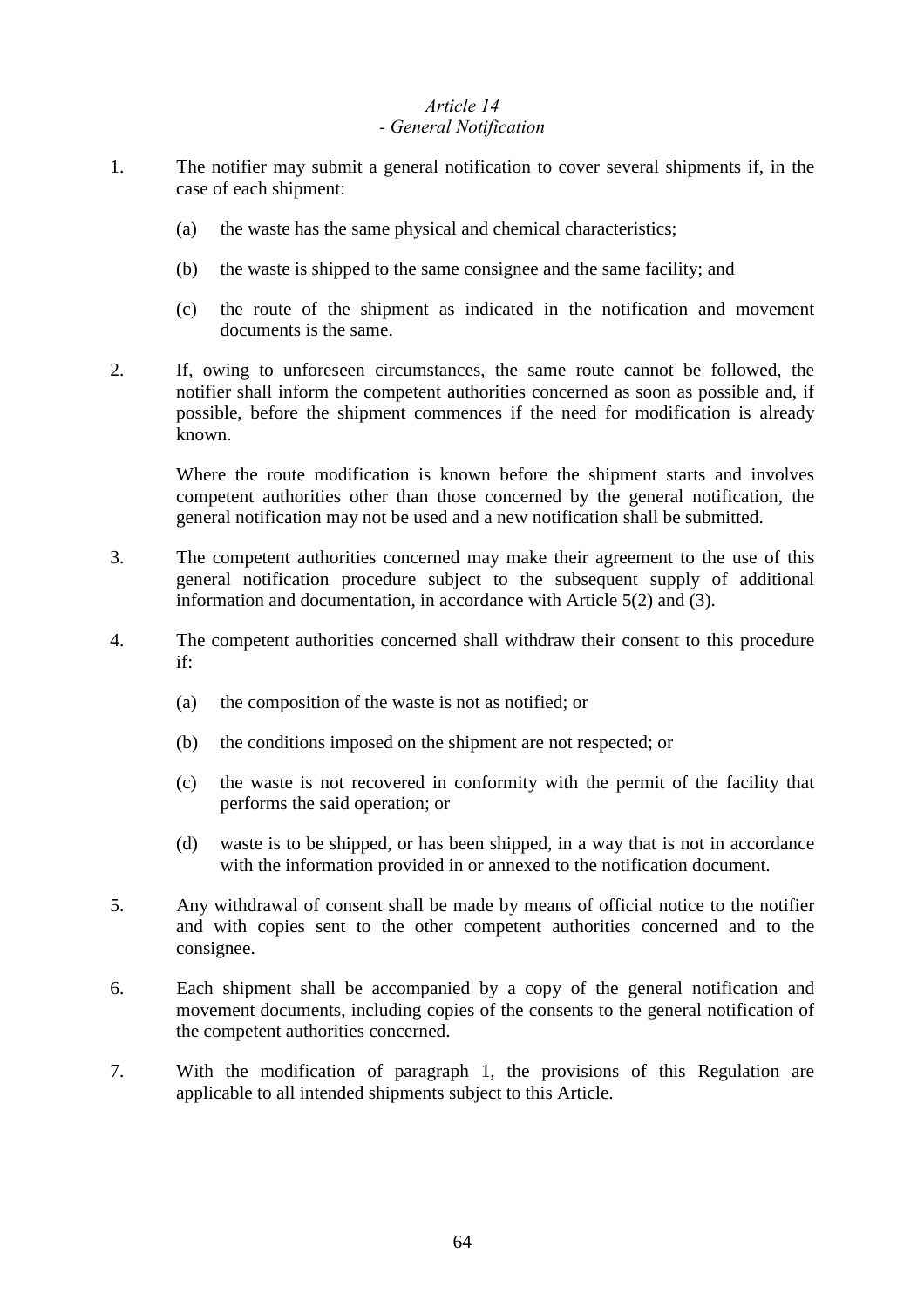*Article 14*
*- General Notification*

1. The notifier may submit a general notification to cover several shipments if, in the case of each shipment:

   (a) the waste has the same physical and chemical characteristics;

   (b) the waste is shipped to the same consignee and the same facility; and

   (c) the route of the shipment as indicated in the notification and movement documents is the same.

2. If, owing to unforeseen circumstances, the same route cannot be followed, the notifier shall inform the competent authorities concerned as soon as possible and, if possible, before the shipment commences if the need for modification is already known.

   Where the route modification is known before the shipment starts and involves competent authorities other than those concerned by the general notification, the general notification may not be used and a new notification shall be submitted.

3. The competent authorities concerned may make their agreement to the use of this general notification procedure subject to the subsequent supply of additional information and documentation, in accordance with Article 5(2) and (3).

4. The competent authorities concerned shall withdraw their consent to this procedure if:

   (a) the composition of the waste is not as notified; or

   (b) the conditions imposed on the shipment are not respected; or

   (c) the waste is not recovered in conformity with the permit of the facility that performs the said operation; or

   (d) waste is to be shipped, or has been shipped, in a way that is not in accordance with the information provided in or annexed to the notification document.

5. Any withdrawal of consent shall be made by means of official notice to the notifier and with copies sent to the other competent authorities concerned and to the consignee.

6. Each shipment shall be accompanied by a copy of the general notification and movement documents, including copies of the consents to the general notification of the competent authorities concerned.

7. With the modification of paragraph 1, the provisions of this Regulation are applicable to all intended shipments subject to this Article.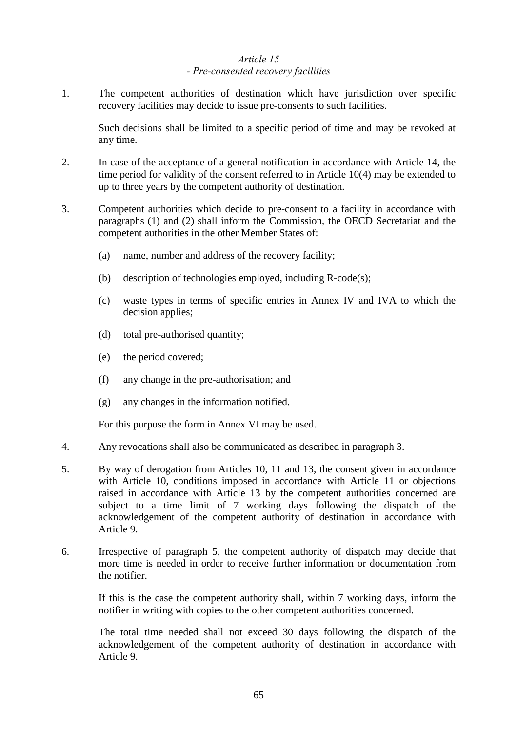*Article 15*
*- Pre-consented recovery facilities*

1. The competent authorities of destination which have jurisdiction over specific recovery facilities may decide to issue pre-consents to such facilities.

   Such decisions shall be limited to a specific period of time and may be revoked at any time.

2. In case of the acceptance of a general notification in accordance with Article 14, the time period for validity of the consent referred to in Article 10(4) may be extended to up to three years by the competent authority of destination.

3. Competent authorities which decide to pre-consent to a facility in accordance with paragraphs (1) and (2) shall inform the Commission, the OECD Secretariat and the competent authorities in the other Member States of:

   (a) name, number and address of the recovery facility;

   (b) description of technologies employed, including R-code(s);

   (c) waste types in terms of specific entries in Annex IV and IVA to which the decision applies;

   (d) total pre-authorised quantity;

   (e) the period covered;

   (f) any change in the pre-authorisation; and

   (g) any changes in the information notified.

   For this purpose the form in Annex VI may be used.

4. Any revocations shall also be communicated as described in paragraph 3.

5. By way of derogation from Articles 10, 11 and 13, the consent given in accordance with Article 10, conditions imposed in accordance with Article 11 or objections raised in accordance with Article 13 by the competent authorities concerned are subject to a time limit of 7 working days following the dispatch of the acknowledgement of the competent authority of destination in accordance with Article 9.

6. Irrespective of paragraph 5, the competent authority of dispatch may decide that more time is needed in order to receive further information or documentation from the notifier.

   If this is the case the competent authority shall, within 7 working days, inform the notifier in writing with copies to the other competent authorities concerned.

   The total time needed shall not exceed 30 days following the dispatch of the acknowledgement of the competent authority of destination in accordance with Article 9.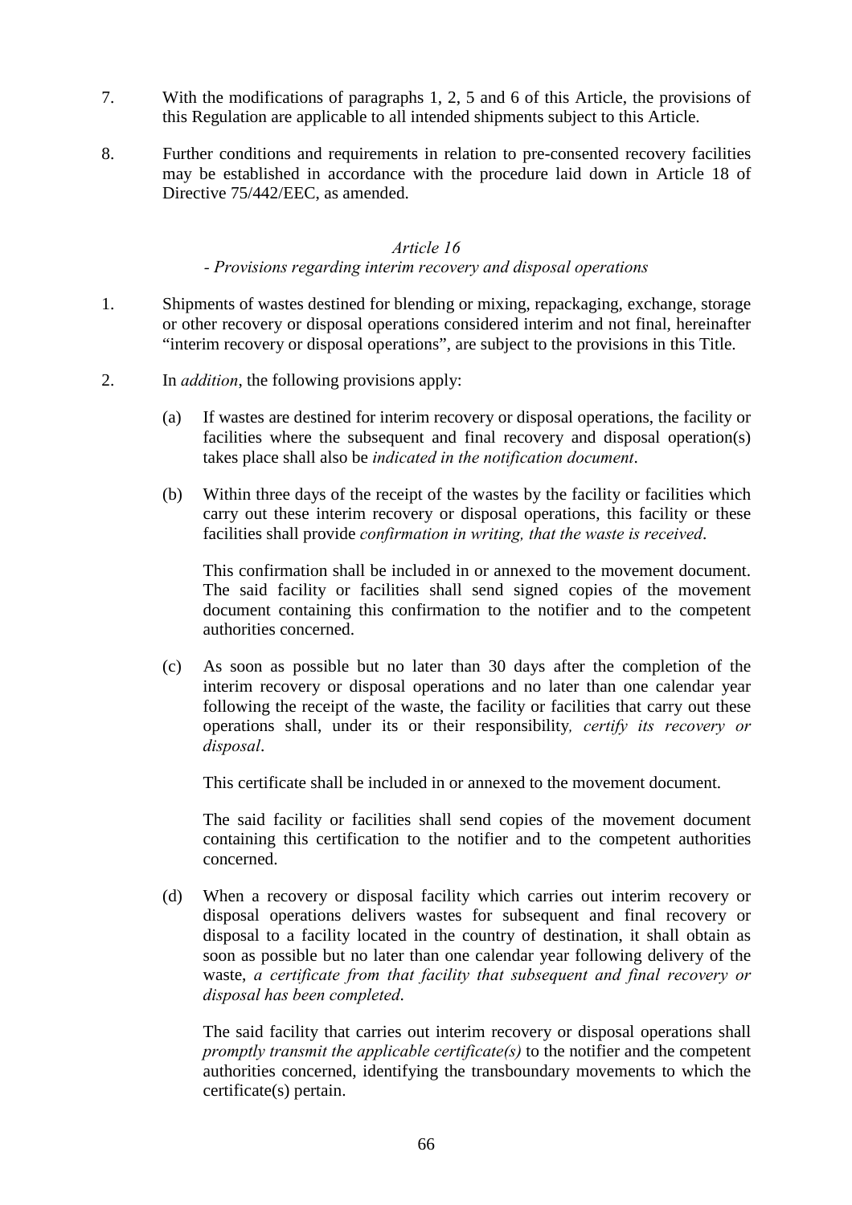7. With the modifications of paragraphs 1, 2, 5 and 6 of this Article, the provisions of this Regulation are applicable to all intended shipments subject to this Article.

8. Further conditions and requirements in relation to pre-consented recovery facilities may be established in accordance with the procedure laid down in Article 18 of Directive 75/442/EEC, as amended.

### *Article 16*
### *- Provisions regarding interim recovery and disposal operations*

1. Shipments of wastes destined for blending or mixing, repackaging, exchange, storage or other recovery or disposal operations considered interim and not final, hereinafter "interim recovery or disposal operations", are subject to the provisions in this Title.

2. In *addition*, the following provisions apply:

   (a) If wastes are destined for interim recovery or disposal operations, the facility or facilities where the subsequent and final recovery and disposal operation(s) takes place shall also be *indicated in the notification document*.

   (b) Within three days of the receipt of the wastes by the facility or facilities which carry out these interim recovery or disposal operations, this facility or these facilities shall provide *confirmation in writing, that the waste is received*.

   This confirmation shall be included in or annexed to the movement document. The said facility or facilities shall send signed copies of the movement document containing this confirmation to the notifier and to the competent authorities concerned.

   (c) As soon as possible but no later than 30 days after the completion of the interim recovery or disposal operations and no later than one calendar year following the receipt of the waste, the facility or facilities that carry out these operations shall, under its or their responsibility*, certify its recovery or disposal*.

   This certificate shall be included in or annexed to the movement document.

   The said facility or facilities shall send copies of the movement document containing this certification to the notifier and to the competent authorities concerned.

   (d) When a recovery or disposal facility which carries out interim recovery or disposal operations delivers wastes for subsequent and final recovery or disposal to a facility located in the country of destination, it shall obtain as soon as possible but no later than one calendar year following delivery of the waste, *a certificate from that facility that subsequent and final recovery or disposal has been completed*.

   The said facility that carries out interim recovery or disposal operations shall *promptly transmit the applicable certificate(s)* to the notifier and the competent authorities concerned, identifying the transboundary movements to which the certificate(s) pertain.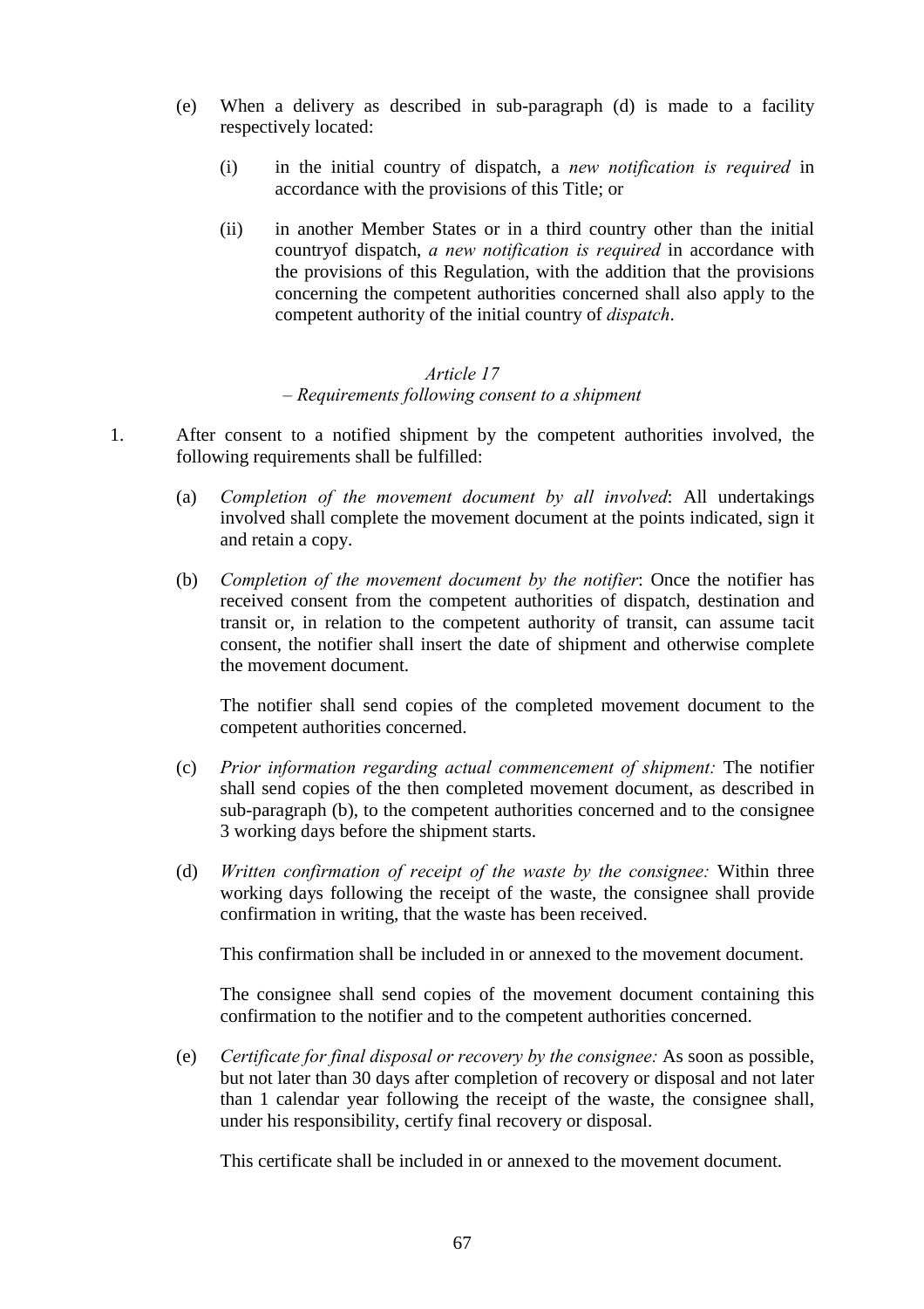(e) When a delivery as described in sub-paragraph (d) is made to a facility respectively located:

(i) in the initial country of dispatch, a *new notification is required* in accordance with the provisions of this Title; or

(ii) in another Member States or in a third country other than the initial countryof dispatch, *a new notification is required* in accordance with the provisions of this Regulation, with the addition that the provisions concerning the competent authorities concerned shall also apply to the competent authority of the initial country of *dispatch*.

### *Article 17*
### *– Requirements following consent to a shipment*

1. After consent to a notified shipment by the competent authorities involved, the following requirements shall be fulfilled:

(a) *Completion of the movement document by all involved*: All undertakings involved shall complete the movement document at the points indicated, sign it and retain a copy.

(b) *Completion of the movement document by the notifier*: Once the notifier has received consent from the competent authorities of dispatch, destination and transit or, in relation to the competent authority of transit, can assume tacit consent, the notifier shall insert the date of shipment and otherwise complete the movement document.

The notifier shall send copies of the completed movement document to the competent authorities concerned.

(c) *Prior information regarding actual commencement of shipment:* The notifier shall send copies of the then completed movement document, as described in sub-paragraph (b), to the competent authorities concerned and to the consignee 3 working days before the shipment starts.

(d) *Written confirmation of receipt of the waste by the consignee:* Within three working days following the receipt of the waste, the consignee shall provide confirmation in writing, that the waste has been received.

This confirmation shall be included in or annexed to the movement document.

The consignee shall send copies of the movement document containing this confirmation to the notifier and to the competent authorities concerned.

(e) *Certificate for final disposal or recovery by the consignee:* As soon as possible, but not later than 30 days after completion of recovery or disposal and not later than 1 calendar year following the receipt of the waste, the consignee shall, under his responsibility, certify final recovery or disposal.

This certificate shall be included in or annexed to the movement document.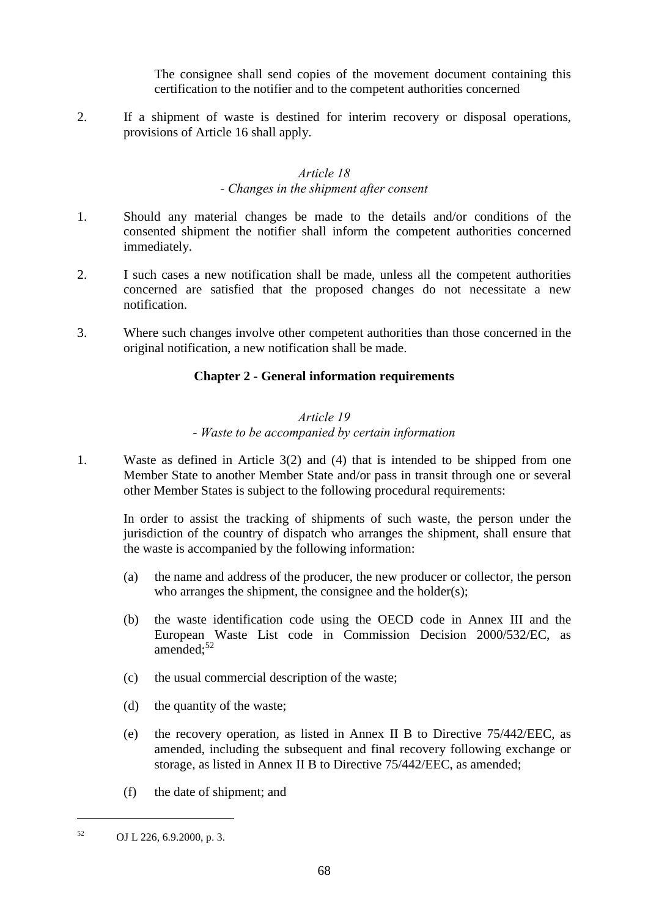The consignee shall send copies of the movement document containing this certification to the notifier and to the competent authorities concerned

2. If a shipment of waste is destined for interim recovery or disposal operations, provisions of Article 16 shall apply.

*Article 18*

*- Changes in the shipment after consent*

1. Should any material changes be made to the details and/or conditions of the consented shipment the notifier shall inform the competent authorities concerned immediately.

2. I such cases a new notification shall be made, unless all the competent authorities concerned are satisfied that the proposed changes do not necessitate a new notification.

3. Where such changes involve other competent authorities than those concerned in the original notification, a new notification shall be made.

## Chapter 2 - General information requirements

*Article 19*

*- Waste to be accompanied by certain information*

1. Waste as defined in Article 3(2) and (4) that is intended to be shipped from one Member State to another Member State and/or pass in transit through one or several other Member States is subject to the following procedural requirements:

   In order to assist the tracking of shipments of such waste, the person under the jurisdiction of the country of dispatch who arranges the shipment, shall ensure that the waste is accompanied by the following information:

   (a) the name and address of the producer, the new producer or collector, the person who arranges the shipment, the consignee and the holder(s);

   (b) the waste identification code using the OECD code in Annex III and the European Waste List code in Commission Decision 2000/532/EC, as amended;[52]

   (c) the usual commercial description of the waste;

   (d) the quantity of the waste;

   (e) the recovery operation, as listed in Annex II B to Directive 75/442/EEC, as amended, including the subsequent and final recovery following exchange or storage, as listed in Annex II B to Directive 75/442/EEC, as amended;

   (f) the date of shipment; and

---

[52] OJ L 226, 6.9.2000, p. 3.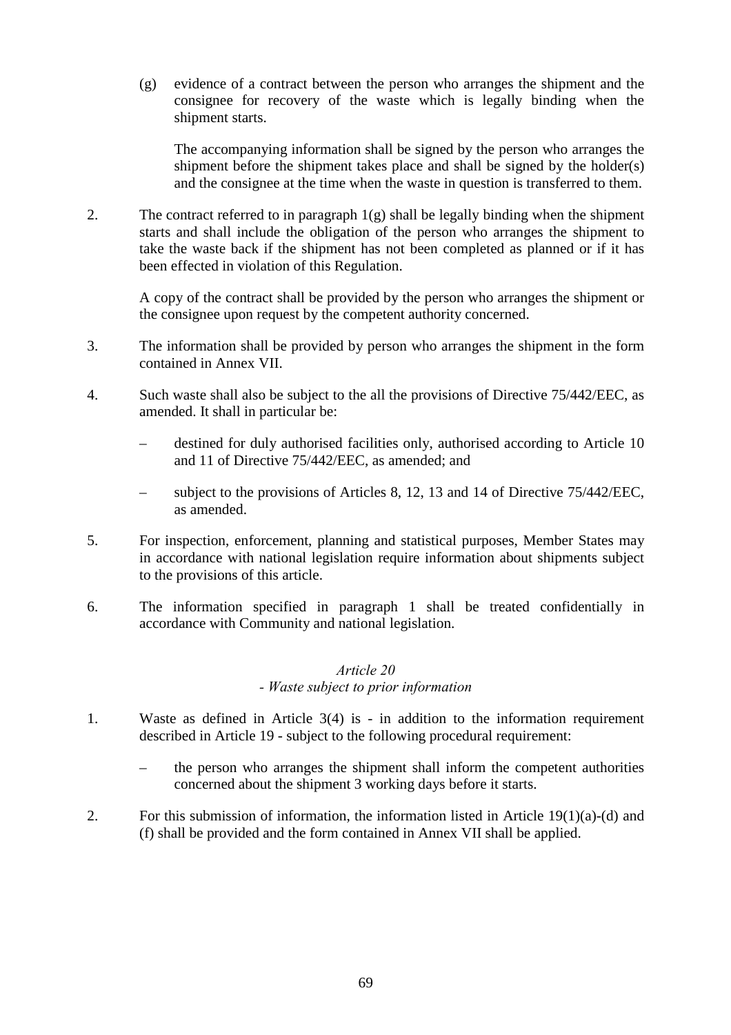(g) evidence of a contract between the person who arranges the shipment and the consignee for recovery of the waste which is legally binding when the shipment starts.

The accompanying information shall be signed by the person who arranges the shipment before the shipment takes place and shall be signed by the holder(s) and the consignee at the time when the waste in question is transferred to them.

2. The contract referred to in paragraph 1(g) shall be legally binding when the shipment starts and shall include the obligation of the person who arranges the shipment to take the waste back if the shipment has not been completed as planned or if it has been effected in violation of this Regulation.

   A copy of the contract shall be provided by the person who arranges the shipment or the consignee upon request by the competent authority concerned.

3. The information shall be provided by person who arranges the shipment in the form contained in Annex VII.

4. Such waste shall also be subject to the all the provisions of Directive 75/442/EEC, as amended. It shall in particular be:

   – destined for duly authorised facilities only, authorised according to Article 10 and 11 of Directive 75/442/EEC, as amended; and

   – subject to the provisions of Articles 8, 12, 13 and 14 of Directive 75/442/EEC, as amended.

5. For inspection, enforcement, planning and statistical purposes, Member States may in accordance with national legislation require information about shipments subject to the provisions of this article.

6. The information specified in paragraph 1 shall be treated confidentially in accordance with Community and national legislation.

*Article 20*
*- Waste subject to prior information*

1. Waste as defined in Article 3(4) is - in addition to the information requirement described in Article 19 - subject to the following procedural requirement:

   – the person who arranges the shipment shall inform the competent authorities concerned about the shipment 3 working days before it starts.

2. For this submission of information, the information listed in Article 19(1)(a)-(d) and (f) shall be provided and the form contained in Annex VII shall be applied.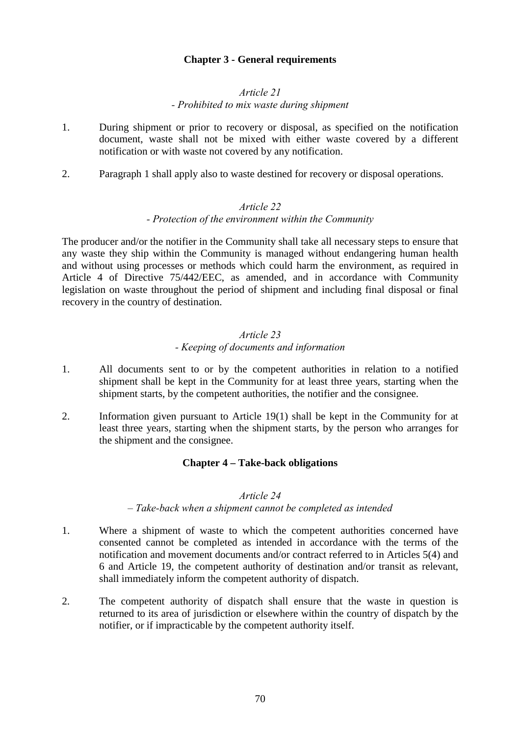## Chapter 3 - General requirements

*Article 21*

*- Prohibited to mix waste during shipment*

1. During shipment or prior to recovery or disposal, as specified on the notification document, waste shall not be mixed with either waste covered by a different notification or with waste not covered by any notification.

2. Paragraph 1 shall apply also to waste destined for recovery or disposal operations.

*Article 22*

*- Protection of the environment within the Community*

The producer and/or the notifier in the Community shall take all necessary steps to ensure that any waste they ship within the Community is managed without endangering human health and without using processes or methods which could harm the environment, as required in Article 4 of Directive 75/442/EEC, as amended, and in accordance with Community legislation on waste throughout the period of shipment and including final disposal or final recovery in the country of destination.

*Article 23*

*- Keeping of documents and information*

1. All documents sent to or by the competent authorities in relation to a notified shipment shall be kept in the Community for at least three years, starting when the shipment starts, by the competent authorities, the notifier and the consignee.

2. Information given pursuant to Article 19(1) shall be kept in the Community for at least three years, starting when the shipment starts, by the person who arranges for the shipment and the consignee.

## Chapter 4 – Take-back obligations

*Article 24*

*– Take-back when a shipment cannot be completed as intended*

1. Where a shipment of waste to which the competent authorities concerned have consented cannot be completed as intended in accordance with the terms of the notification and movement documents and/or contract referred to in Articles 5(4) and 6 and Article 19, the competent authority of destination and/or transit as relevant, shall immediately inform the competent authority of dispatch.

2. The competent authority of dispatch shall ensure that the waste in question is returned to its area of jurisdiction or elsewhere within the country of dispatch by the notifier, or if impracticable by the competent authority itself.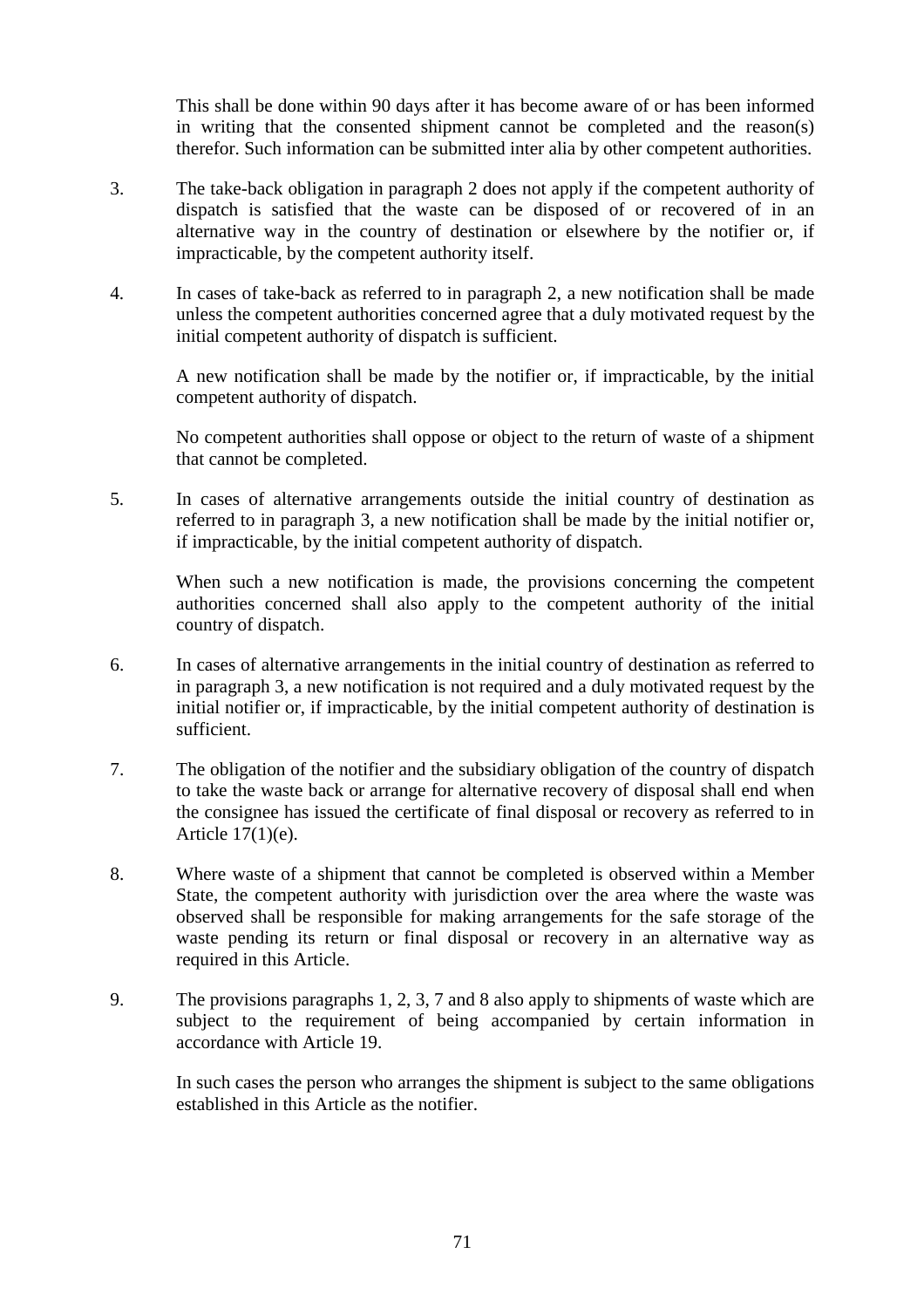This shall be done within 90 days after it has become aware of or has been informed in writing that the consented shipment cannot be completed and the reason(s) therefor. Such information can be submitted inter alia by other competent authorities.

3. The take-back obligation in paragraph 2 does not apply if the competent authority of dispatch is satisfied that the waste can be disposed of or recovered of in an alternative way in the country of destination or elsewhere by the notifier or, if impracticable, by the competent authority itself.

4. In cases of take-back as referred to in paragraph 2, a new notification shall be made unless the competent authorities concerned agree that a duly motivated request by the initial competent authority of dispatch is sufficient.

   A new notification shall be made by the notifier or, if impracticable, by the initial competent authority of dispatch.

   No competent authorities shall oppose or object to the return of waste of a shipment that cannot be completed.

5. In cases of alternative arrangements outside the initial country of destination as referred to in paragraph 3, a new notification shall be made by the initial notifier or, if impracticable, by the initial competent authority of dispatch.

   When such a new notification is made, the provisions concerning the competent authorities concerned shall also apply to the competent authority of the initial country of dispatch.

6. In cases of alternative arrangements in the initial country of destination as referred to in paragraph 3, a new notification is not required and a duly motivated request by the initial notifier or, if impracticable, by the initial competent authority of destination is sufficient.

7. The obligation of the notifier and the subsidiary obligation of the country of dispatch to take the waste back or arrange for alternative recovery of disposal shall end when the consignee has issued the certificate of final disposal or recovery as referred to in Article 17(1)(e).

8. Where waste of a shipment that cannot be completed is observed within a Member State, the competent authority with jurisdiction over the area where the waste was observed shall be responsible for making arrangements for the safe storage of the waste pending its return or final disposal or recovery in an alternative way as required in this Article.

9. The provisions paragraphs 1, 2, 3, 7 and 8 also apply to shipments of waste which are subject to the requirement of being accompanied by certain information in accordance with Article 19.

   In such cases the person who arranges the shipment is subject to the same obligations established in this Article as the notifier.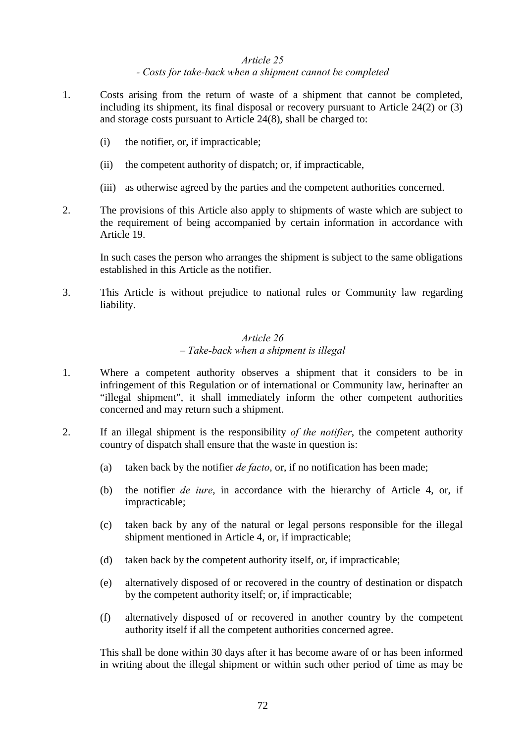*Article 25*

*- Costs for take-back when a shipment cannot be completed*

1. Costs arising from the return of waste of a shipment that cannot be completed, including its shipment, its final disposal or recovery pursuant to Article 24(2) or (3) and storage costs pursuant to Article 24(8), shall be charged to:

   (i) the notifier, or, if impracticable;

   (ii) the competent authority of dispatch; or, if impracticable,

   (iii) as otherwise agreed by the parties and the competent authorities concerned.

2. The provisions of this Article also apply to shipments of waste which are subject to the requirement of being accompanied by certain information in accordance with Article 19.

   In such cases the person who arranges the shipment is subject to the same obligations established in this Article as the notifier.

3. This Article is without prejudice to national rules or Community law regarding liability.

*Article 26*

*– Take-back when a shipment is illegal*

1. Where a competent authority observes a shipment that it considers to be in infringement of this Regulation or of international or Community law, herinafter an "illegal shipment", it shall immediately inform the other competent authorities concerned and may return such a shipment.

2. If an illegal shipment is the responsibility *of the notifier*, the competent authority country of dispatch shall ensure that the waste in question is:

   (a) taken back by the notifier *de facto*, or, if no notification has been made;

   (b) the notifier *de iure*, in accordance with the hierarchy of Article 4, or, if impracticable;

   (c) taken back by any of the natural or legal persons responsible for the illegal shipment mentioned in Article 4, or, if impracticable;

   (d) taken back by the competent authority itself, or, if impracticable;

   (e) alternatively disposed of or recovered in the country of destination or dispatch by the competent authority itself; or, if impracticable;

   (f) alternatively disposed of or recovered in another country by the competent authority itself if all the competent authorities concerned agree.

   This shall be done within 30 days after it has become aware of or has been informed in writing about the illegal shipment or within such other period of time as may be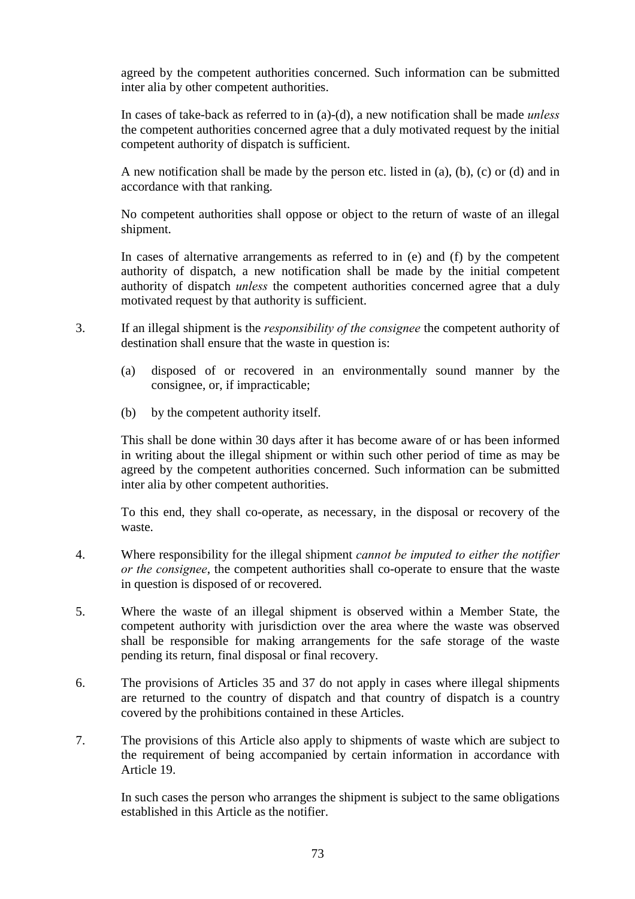agreed by the competent authorities concerned. Such information can be submitted inter alia by other competent authorities.

In cases of take-back as referred to in (a)-(d), a new notification shall be made *unless* the competent authorities concerned agree that a duly motivated request by the initial competent authority of dispatch is sufficient.

A new notification shall be made by the person etc. listed in (a), (b), (c) or (d) and in accordance with that ranking.

No competent authorities shall oppose or object to the return of waste of an illegal shipment.

In cases of alternative arrangements as referred to in (e) and (f) by the competent authority of dispatch, a new notification shall be made by the initial competent authority of dispatch *unless* the competent authorities concerned agree that a duly motivated request by that authority is sufficient.

3. If an illegal shipment is the *responsibility of the consignee* the competent authority of destination shall ensure that the waste in question is:

   (a) disposed of or recovered in an environmentally sound manner by the consignee, or, if impracticable;

   (b) by the competent authority itself.

   This shall be done within 30 days after it has become aware of or has been informed in writing about the illegal shipment or within such other period of time as may be agreed by the competent authorities concerned. Such information can be submitted inter alia by other competent authorities.

   To this end, they shall co-operate, as necessary, in the disposal or recovery of the waste.

4. Where responsibility for the illegal shipment *cannot be imputed to either the notifier or the consignee*, the competent authorities shall co-operate to ensure that the waste in question is disposed of or recovered.

5. Where the waste of an illegal shipment is observed within a Member State, the competent authority with jurisdiction over the area where the waste was observed shall be responsible for making arrangements for the safe storage of the waste pending its return, final disposal or final recovery.

6. The provisions of Articles 35 and 37 do not apply in cases where illegal shipments are returned to the country of dispatch and that country of dispatch is a country covered by the prohibitions contained in these Articles.

7. The provisions of this Article also apply to shipments of waste which are subject to the requirement of being accompanied by certain information in accordance with Article 19.

   In such cases the person who arranges the shipment is subject to the same obligations established in this Article as the notifier.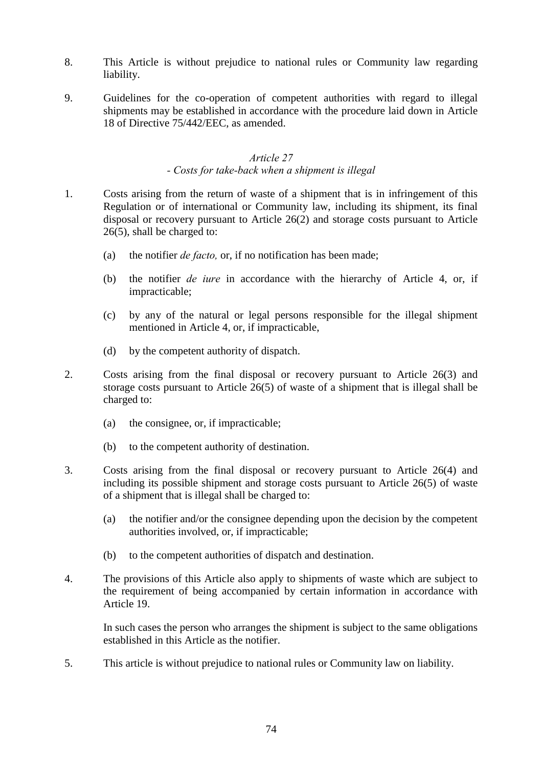8. This Article is without prejudice to national rules or Community law regarding liability.

9. Guidelines for the co-operation of competent authorities with regard to illegal shipments may be established in accordance with the procedure laid down in Article 18 of Directive 75/442/EEC, as amended.

*Article 27*
*- Costs for take-back when a shipment is illegal*

1. Costs arising from the return of waste of a shipment that is in infringement of this Regulation or of international or Community law, including its shipment, its final disposal or recovery pursuant to Article 26(2) and storage costs pursuant to Article 26(5), shall be charged to:

   (a) the notifier *de facto,* or, if no notification has been made;

   (b) the notifier *de iure* in accordance with the hierarchy of Article 4, or, if impracticable;

   (c) by any of the natural or legal persons responsible for the illegal shipment mentioned in Article 4, or, if impracticable,

   (d) by the competent authority of dispatch.

2. Costs arising from the final disposal or recovery pursuant to Article 26(3) and storage costs pursuant to Article 26(5) of waste of a shipment that is illegal shall be charged to:

   (a) the consignee, or, if impracticable;

   (b) to the competent authority of destination.

3. Costs arising from the final disposal or recovery pursuant to Article 26(4) and including its possible shipment and storage costs pursuant to Article 26(5) of waste of a shipment that is illegal shall be charged to:

   (a) the notifier and/or the consignee depending upon the decision by the competent authorities involved, or, if impracticable;

   (b) to the competent authorities of dispatch and destination.

4. The provisions of this Article also apply to shipments of waste which are subject to the requirement of being accompanied by certain information in accordance with Article 19.

   In such cases the person who arranges the shipment is subject to the same obligations established in this Article as the notifier.

5. This article is without prejudice to national rules or Community law on liability.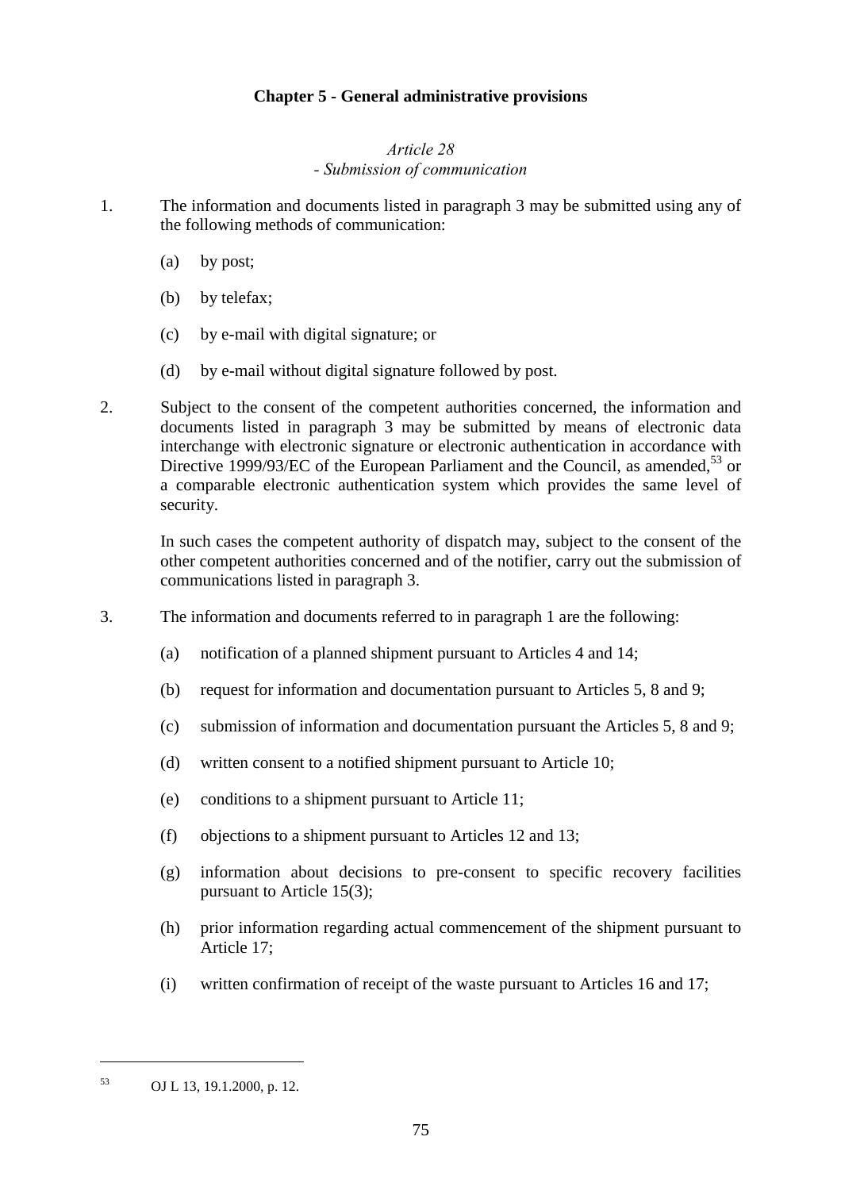## Chapter 5 - General administrative provisions

*Article 28*
*- Submission of communication*

1. The information and documents listed in paragraph 3 may be submitted using any of the following methods of communication:

   (a) by post;

   (b) by telefax;

   (c) by e-mail with digital signature; or

   (d) by e-mail without digital signature followed by post.

2. Subject to the consent of the competent authorities concerned, the information and documents listed in paragraph 3 may be submitted by means of electronic data interchange with electronic signature or electronic authentication in accordance with Directive 1999/93/EC of the European Parliament and the Council, as amended,[53] or a comparable electronic authentication system which provides the same level of security.

   In such cases the competent authority of dispatch may, subject to the consent of the other competent authorities concerned and of the notifier, carry out the submission of communications listed in paragraph 3.

3. The information and documents referred to in paragraph 1 are the following:

   (a) notification of a planned shipment pursuant to Articles 4 and 14;

   (b) request for information and documentation pursuant to Articles 5, 8 and 9;

   (c) submission of information and documentation pursuant the Articles 5, 8 and 9;

   (d) written consent to a notified shipment pursuant to Article 10;

   (e) conditions to a shipment pursuant to Article 11;

   (f) objections to a shipment pursuant to Articles 12 and 13;

   (g) information about decisions to pre-consent to specific recovery facilities pursuant to Article 15(3);

   (h) prior information regarding actual commencement of the shipment pursuant to Article 17;

   (i) written confirmation of receipt of the waste pursuant to Articles 16 and 17;

---

[53] OJ L 13, 19.1.2000, p. 12.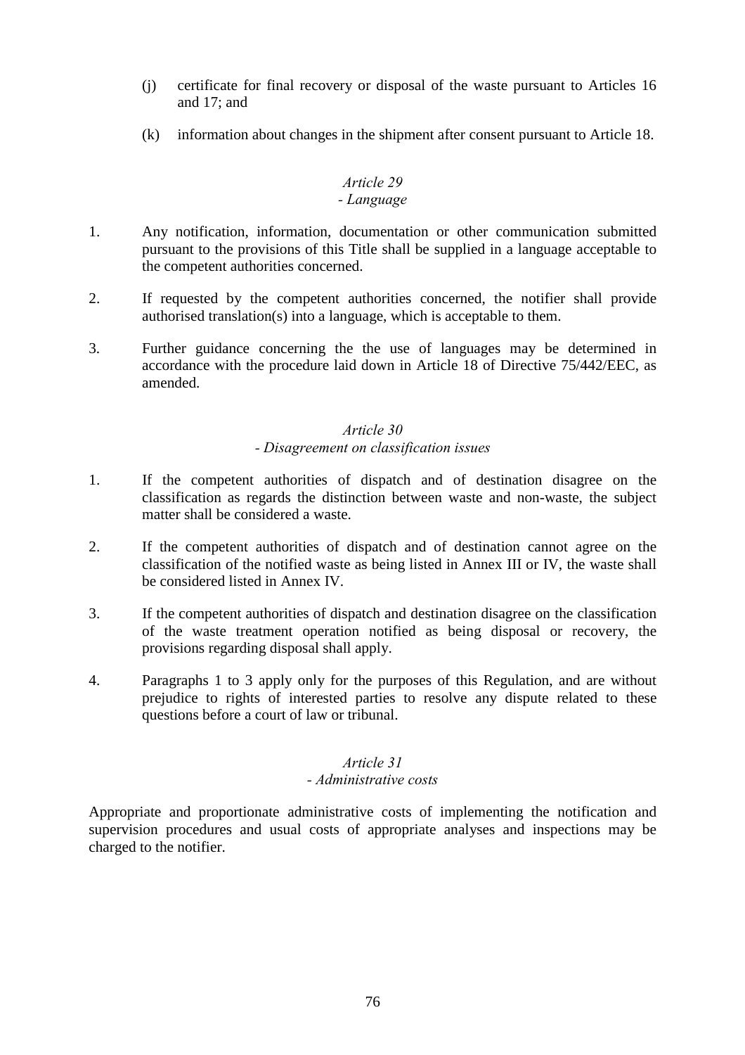(j) certificate for final recovery or disposal of the waste pursuant to Articles 16 and 17; and

(k) information about changes in the shipment after consent pursuant to Article 18.

*Article 29*
*- Language*

1. Any notification, information, documentation or other communication submitted pursuant to the provisions of this Title shall be supplied in a language acceptable to the competent authorities concerned.

2. If requested by the competent authorities concerned, the notifier shall provide authorised translation(s) into a language, which is acceptable to them.

3. Further guidance concerning the the use of languages may be determined in accordance with the procedure laid down in Article 18 of Directive 75/442/EEC, as amended.

*Article 30*
*- Disagreement on classification issues*

1. If the competent authorities of dispatch and of destination disagree on the classification as regards the distinction between waste and non-waste, the subject matter shall be considered a waste.

2. If the competent authorities of dispatch and of destination cannot agree on the classification of the notified waste as being listed in Annex III or IV, the waste shall be considered listed in Annex IV.

3. If the competent authorities of dispatch and destination disagree on the classification of the waste treatment operation notified as being disposal or recovery, the provisions regarding disposal shall apply.

4. Paragraphs 1 to 3 apply only for the purposes of this Regulation, and are without prejudice to rights of interested parties to resolve any dispute related to these questions before a court of law or tribunal.

*Article 31*
*- Administrative costs*

Appropriate and proportionate administrative costs of implementing the notification and supervision procedures and usual costs of appropriate analyses and inspections may be charged to the notifier.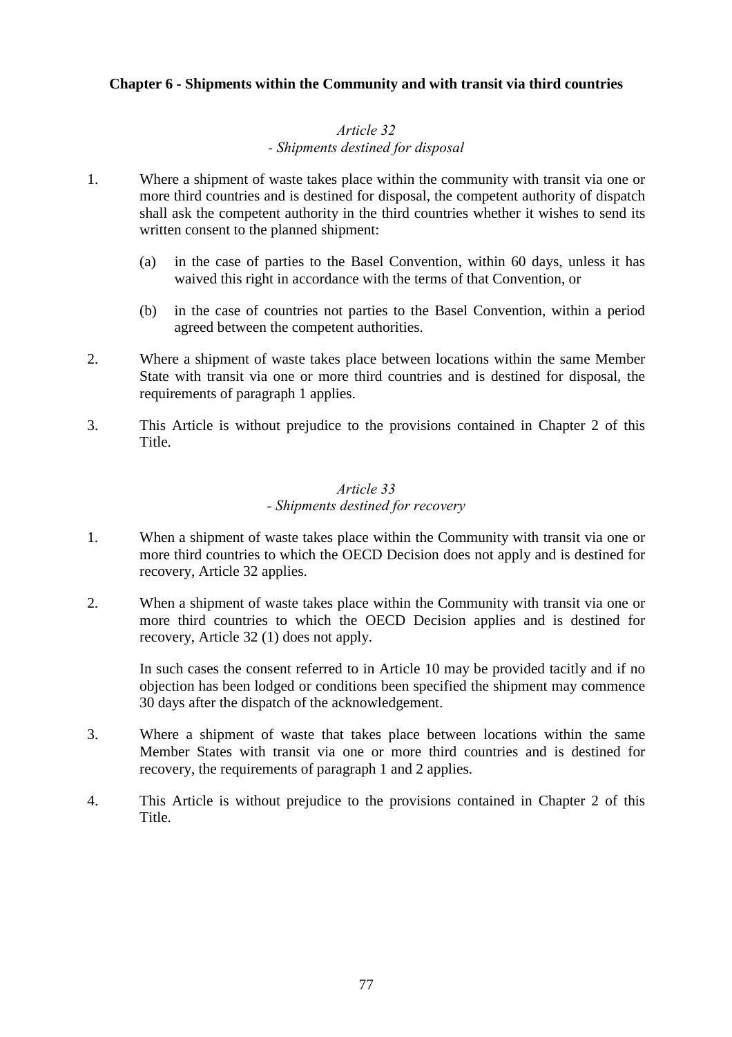## Chapter 6 - Shipments within the Community and with transit via third countries

### *Article 32*
### *- Shipments destined for disposal*

1. Where a shipment of waste takes place within the community with transit via one or more third countries and is destined for disposal, the competent authority of dispatch shall ask the competent authority in the third countries whether it wishes to send its written consent to the planned shipment:

    (a) in the case of parties to the Basel Convention, within 60 days, unless it has waived this right in accordance with the terms of that Convention, or

    (b) in the case of countries not parties to the Basel Convention, within a period agreed between the competent authorities.

2. Where a shipment of waste takes place between locations within the same Member State with transit via one or more third countries and is destined for disposal, the requirements of paragraph 1 applies.

3. This Article is without prejudice to the provisions contained in Chapter 2 of this Title.

### *Article 33*
### *- Shipments destined for recovery*

1. When a shipment of waste takes place within the Community with transit via one or more third countries to which the OECD Decision does not apply and is destined for recovery, Article 32 applies.

2. When a shipment of waste takes place within the Community with transit via one or more third countries to which the OECD Decision applies and is destined for recovery, Article 32 (1) does not apply.

    In such cases the consent referred to in Article 10 may be provided tacitly and if no objection has been lodged or conditions been specified the shipment may commence 30 days after the dispatch of the acknowledgement.

3. Where a shipment of waste that takes place between locations within the same Member States with transit via one or more third countries and is destined for recovery, the requirements of paragraph 1 and 2 applies.

4. This Article is without prejudice to the provisions contained in Chapter 2 of this Title.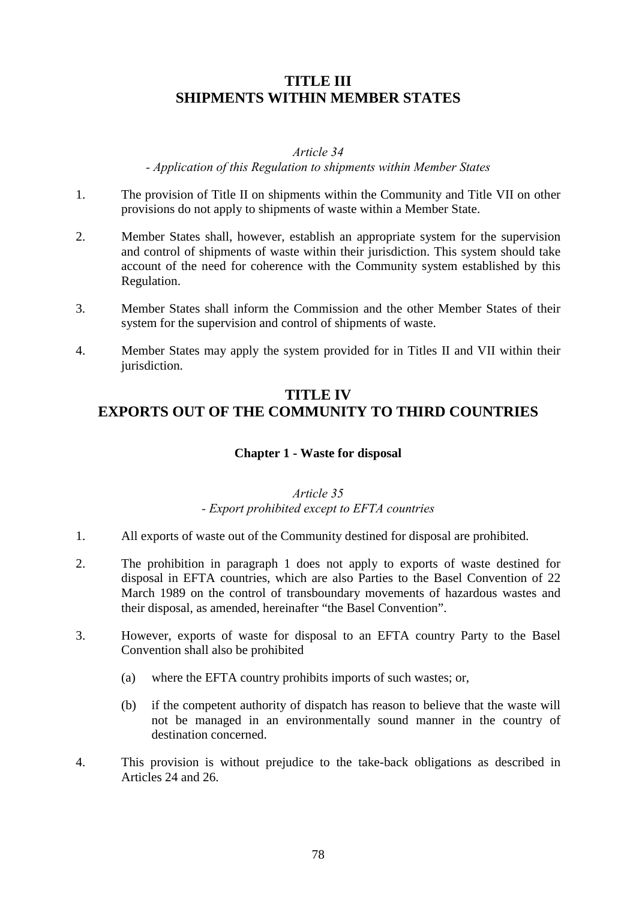# TITLE III
# SHIPMENTS WITHIN MEMBER STATES

*Article 34*
*- Application of this Regulation to shipments within Member States*

1. The provision of Title II on shipments within the Community and Title VII on other provisions do not apply to shipments of waste within a Member State.

2. Member States shall, however, establish an appropriate system for the supervision and control of shipments of waste within their jurisdiction. This system should take account of the need for coherence with the Community system established by this Regulation.

3. Member States shall inform the Commission and the other Member States of their system for the supervision and control of shipments of waste.

4. Member States may apply the system provided for in Titles II and VII within their jurisdiction.

# TITLE IV
# EXPORTS OUT OF THE COMMUNITY TO THIRD COUNTRIES

## Chapter 1 - Waste for disposal

*Article 35*
*- Export prohibited except to EFTA countries*

1. All exports of waste out of the Community destined for disposal are prohibited.

2. The prohibition in paragraph 1 does not apply to exports of waste destined for disposal in EFTA countries, which are also Parties to the Basel Convention of 22 March 1989 on the control of transboundary movements of hazardous wastes and their disposal, as amended, hereinafter "the Basel Convention".

3. However, exports of waste for disposal to an EFTA country Party to the Basel Convention shall also be prohibited

   (a) where the EFTA country prohibits imports of such wastes; or,

   (b) if the competent authority of dispatch has reason to believe that the waste will not be managed in an environmentally sound manner in the country of destination concerned.

4. This provision is without prejudice to the take-back obligations as described in Articles 24 and 26.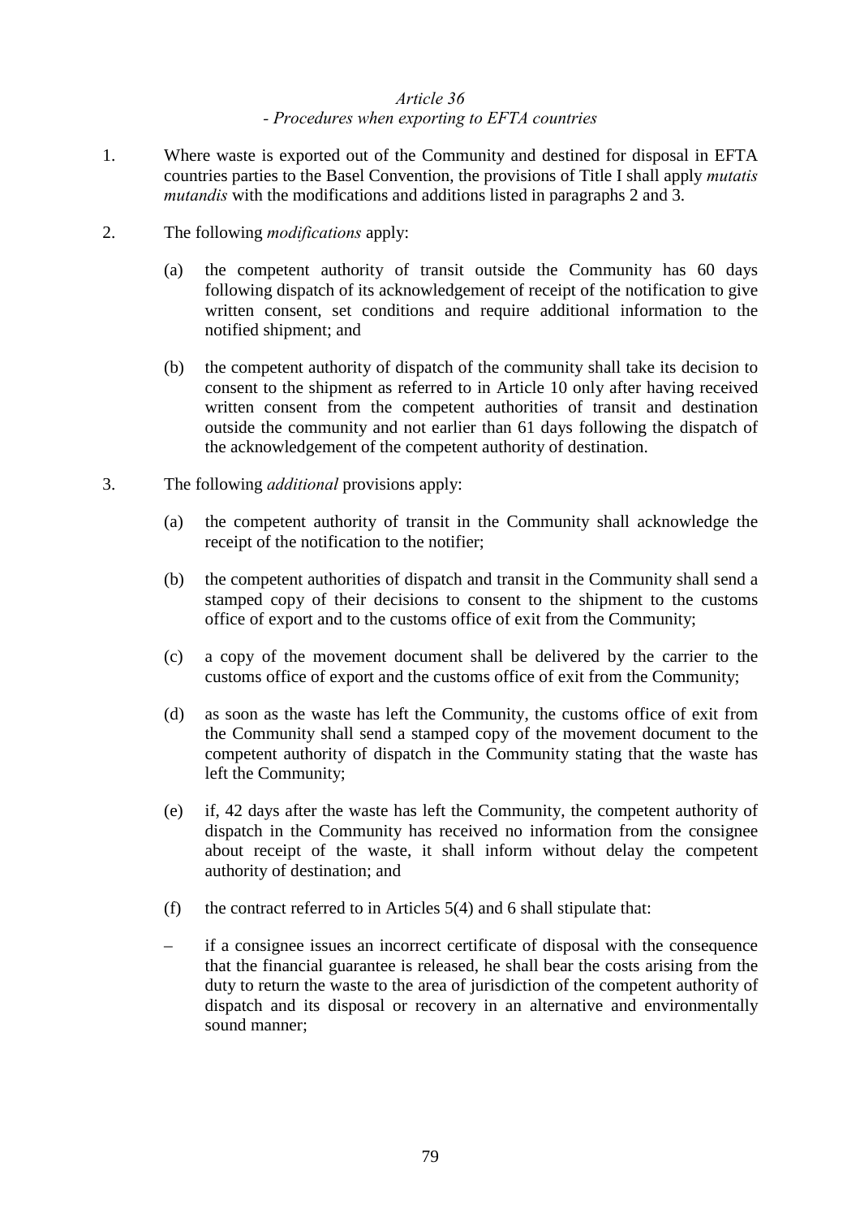*Article 36*

*- Procedures when exporting to EFTA countries*

1. Where waste is exported out of the Community and destined for disposal in EFTA countries parties to the Basel Convention, the provisions of Title I shall apply *mutatis mutandis* with the modifications and additions listed in paragraphs 2 and 3.

2. The following *modifications* apply:

   (a) the competent authority of transit outside the Community has 60 days following dispatch of its acknowledgement of receipt of the notification to give written consent, set conditions and require additional information to the notified shipment; and

   (b) the competent authority of dispatch of the community shall take its decision to consent to the shipment as referred to in Article 10 only after having received written consent from the competent authorities of transit and destination outside the community and not earlier than 61 days following the dispatch of the acknowledgement of the competent authority of destination.

3. The following *additional* provisions apply:

   (a) the competent authority of transit in the Community shall acknowledge the receipt of the notification to the notifier;

   (b) the competent authorities of dispatch and transit in the Community shall send a stamped copy of their decisions to consent to the shipment to the customs office of export and to the customs office of exit from the Community;

   (c) a copy of the movement document shall be delivered by the carrier to the customs office of export and the customs office of exit from the Community;

   (d) as soon as the waste has left the Community, the customs office of exit from the Community shall send a stamped copy of the movement document to the competent authority of dispatch in the Community stating that the waste has left the Community;

   (e) if, 42 days after the waste has left the Community, the competent authority of dispatch in the Community has received no information from the consignee about receipt of the waste, it shall inform without delay the competent authority of destination; and

   (f) the contract referred to in Articles 5(4) and 6 shall stipulate that:

   – if a consignee issues an incorrect certificate of disposal with the consequence that the financial guarantee is released, he shall bear the costs arising from the duty to return the waste to the area of jurisdiction of the competent authority of dispatch and its disposal or recovery in an alternative and environmentally sound manner;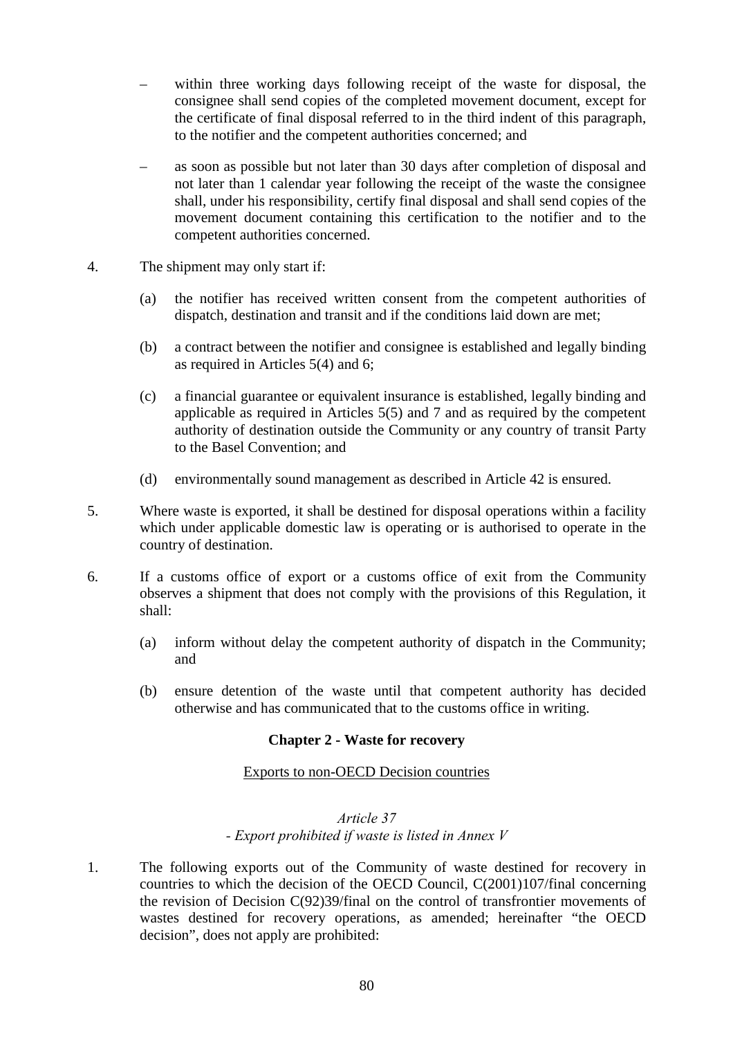– within three working days following receipt of the waste for disposal, the consignee shall send copies of the completed movement document, except for the certificate of final disposal referred to in the third indent of this paragraph, to the notifier and the competent authorities concerned; and

– as soon as possible but not later than 30 days after completion of disposal and not later than 1 calendar year following the receipt of the waste the consignee shall, under his responsibility, certify final disposal and shall send copies of the movement document containing this certification to the notifier and to the competent authorities concerned.

4. The shipment may only start if:

   (a) the notifier has received written consent from the competent authorities of dispatch, destination and transit and if the conditions laid down are met;

   (b) a contract between the notifier and consignee is established and legally binding as required in Articles 5(4) and 6;

   (c) a financial guarantee or equivalent insurance is established, legally binding and applicable as required in Articles 5(5) and 7 and as required by the competent authority of destination outside the Community or any country of transit Party to the Basel Convention; and

   (d) environmentally sound management as described in Article 42 is ensured.

5. Where waste is exported, it shall be destined for disposal operations within a facility which under applicable domestic law is operating or is authorised to operate in the country of destination.

6. If a customs office of export or a customs office of exit from the Community observes a shipment that does not comply with the provisions of this Regulation, it shall:

   (a) inform without delay the competent authority of dispatch in the Community; and

   (b) ensure detention of the waste until that competent authority has decided otherwise and has communicated that to the customs office in writing.

**Chapter 2 - Waste for recovery**

Exports to non-OECD Decision countries

*Article 37*
*- Export prohibited if waste is listed in Annex V*

1. The following exports out of the Community of waste destined for recovery in countries to which the decision of the OECD Council, C(2001)107/final concerning the revision of Decision C(92)39/final on the control of transfrontier movements of wastes destined for recovery operations, as amended; hereinafter “the OECD decision”, does not apply are prohibited: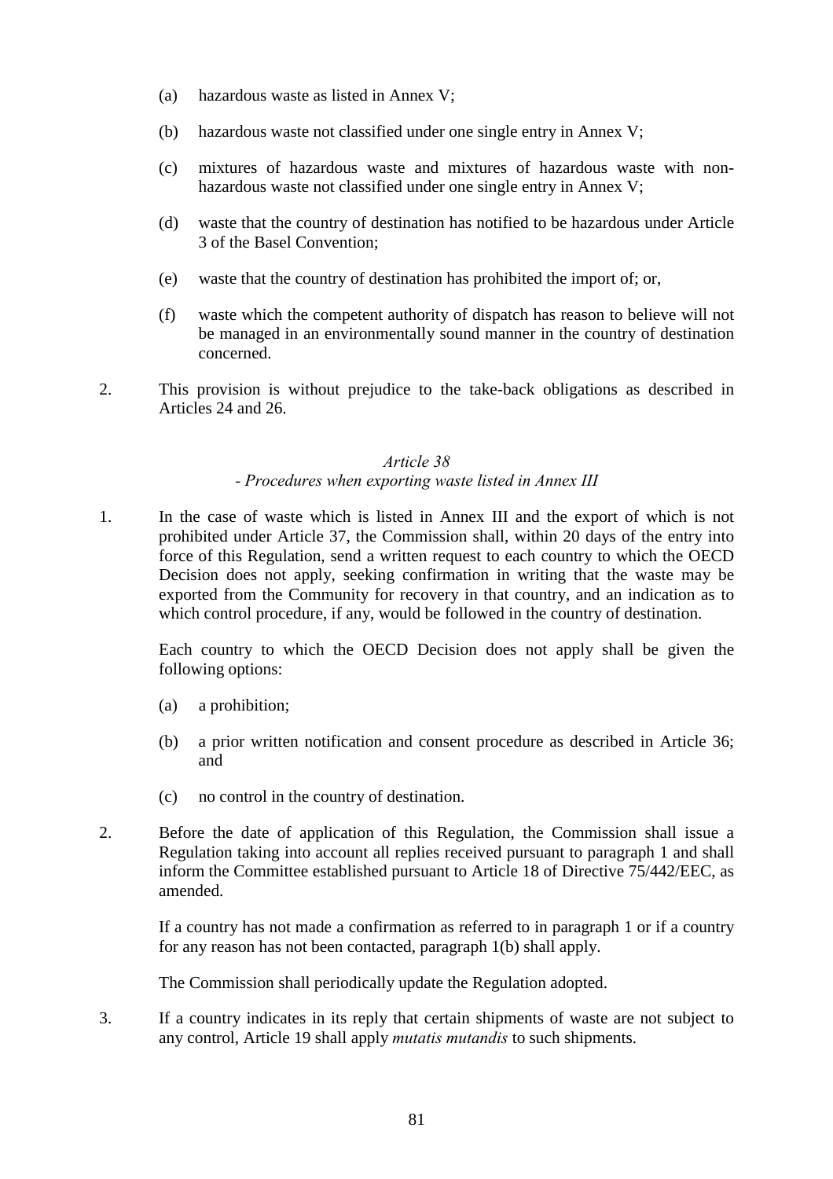(a) hazardous waste as listed in Annex V;

(b) hazardous waste not classified under one single entry in Annex V;

(c) mixtures of hazardous waste and mixtures of hazardous waste with non-hazardous waste not classified under one single entry in Annex V;

(d) waste that the country of destination has notified to be hazardous under Article 3 of the Basel Convention;

(e) waste that the country of destination has prohibited the import of; or,

(f) waste which the competent authority of dispatch has reason to believe will not be managed in an environmentally sound manner in the country of destination concerned.

2. This provision is without prejudice to the take-back obligations as described in Articles 24 and 26.

*Article 38*

*- Procedures when exporting waste listed in Annex III*

1. In the case of waste which is listed in Annex III and the export of which is not prohibited under Article 37, the Commission shall, within 20 days of the entry into force of this Regulation, send a written request to each country to which the OECD Decision does not apply, seeking confirmation in writing that the waste may be exported from the Community for recovery in that country, and an indication as to which control procedure, if any, would be followed in the country of destination.

   Each country to which the OECD Decision does not apply shall be given the following options:

   (a) a prohibition;

   (b) a prior written notification and consent procedure as described in Article 36; and

   (c) no control in the country of destination.

2. Before the date of application of this Regulation, the Commission shall issue a Regulation taking into account all replies received pursuant to paragraph 1 and shall inform the Committee established pursuant to Article 18 of Directive 75/442/EEC, as amended.

   If a country has not made a confirmation as referred to in paragraph 1 or if a country for any reason has not been contacted, paragraph 1(b) shall apply.

   The Commission shall periodically update the Regulation adopted.

3. If a country indicates in its reply that certain shipments of waste are not subject to any control, Article 19 shall apply *mutatis mutandis* to such shipments.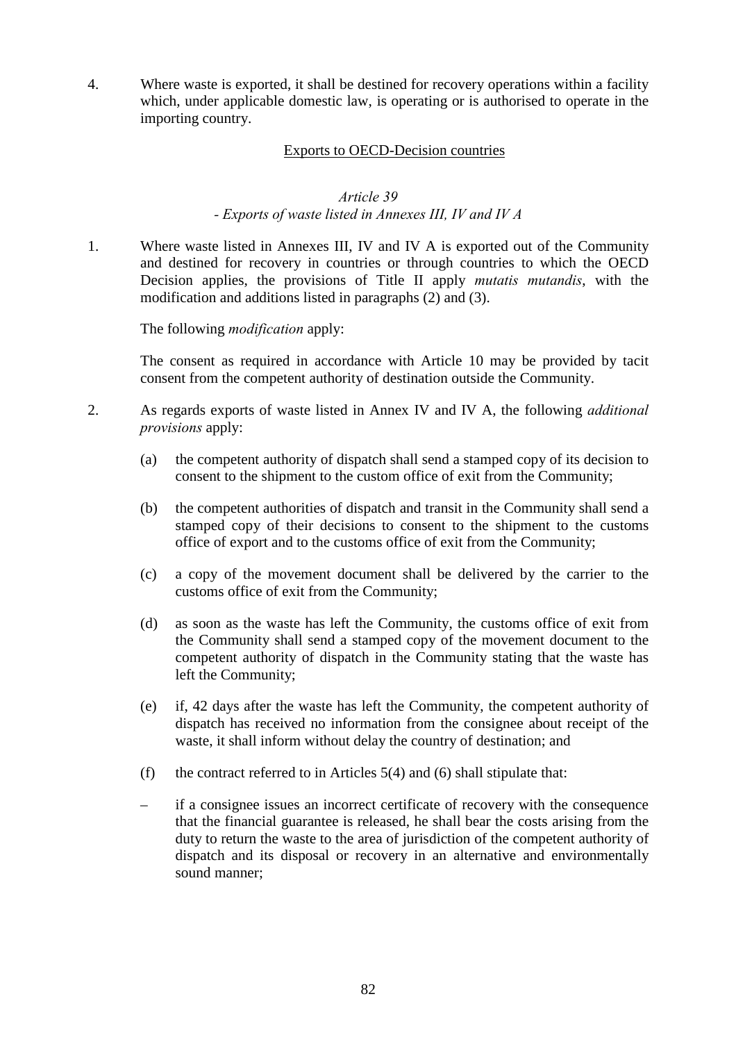4. Where waste is exported, it shall be destined for recovery operations within a facility which, under applicable domestic law, is operating or is authorised to operate in the importing country.

<u>Exports to OECD-Decision countries</u>

*Article 39*
*- Exports of waste listed in Annexes III, IV and IV A*

1. Where waste listed in Annexes III, IV and IV A is exported out of the Community and destined for recovery in countries or through countries to which the OECD Decision applies, the provisions of Title II apply *mutatis mutandis*, with the modification and additions listed in paragraphs (2) and (3).

   The following *modification* apply:

   The consent as required in accordance with Article 10 may be provided by tacit consent from the competent authority of destination outside the Community.

2. As regards exports of waste listed in Annex IV and IV A, the following *additional provisions* apply:

   (a) the competent authority of dispatch shall send a stamped copy of its decision to consent to the shipment to the custom office of exit from the Community;

   (b) the competent authorities of dispatch and transit in the Community shall send a stamped copy of their decisions to consent to the shipment to the customs office of export and to the customs office of exit from the Community;

   (c) a copy of the movement document shall be delivered by the carrier to the customs office of exit from the Community;

   (d) as soon as the waste has left the Community, the customs office of exit from the Community shall send a stamped copy of the movement document to the competent authority of dispatch in the Community stating that the waste has left the Community;

   (e) if, 42 days after the waste has left the Community, the competent authority of dispatch has received no information from the consignee about receipt of the waste, it shall inform without delay the country of destination; and

   (f) the contract referred to in Articles 5(4) and (6) shall stipulate that:

   – if a consignee issues an incorrect certificate of recovery with the consequence that the financial guarantee is released, he shall bear the costs arising from the duty to return the waste to the area of jurisdiction of the competent authority of dispatch and its disposal or recovery in an alternative and environmentally sound manner;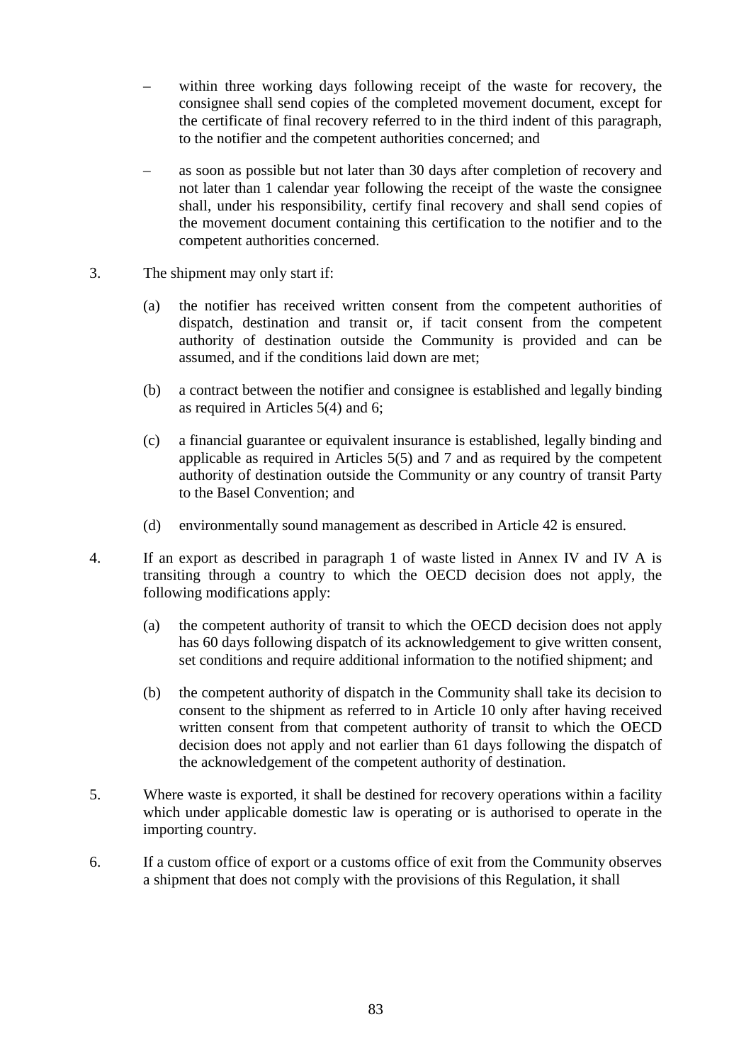- within three working days following receipt of the waste for recovery, the consignee shall send copies of the completed movement document, except for the certificate of final recovery referred to in the third indent of this paragraph, to the notifier and the competent authorities concerned; and

- as soon as possible but not later than 30 days after completion of recovery and not later than 1 calendar year following the receipt of the waste the consignee shall, under his responsibility, certify final recovery and shall send copies of the movement document containing this certification to the notifier and to the competent authorities concerned.

3. The shipment may only start if:

   (a) the notifier has received written consent from the competent authorities of dispatch, destination and transit or, if tacit consent from the competent authority of destination outside the Community is provided and can be assumed, and if the conditions laid down are met;

   (b) a contract between the notifier and consignee is established and legally binding as required in Articles 5(4) and 6;

   (c) a financial guarantee or equivalent insurance is established, legally binding and applicable as required in Articles 5(5) and 7 and as required by the competent authority of destination outside the Community or any country of transit Party to the Basel Convention; and

   (d) environmentally sound management as described in Article 42 is ensured.

4. If an export as described in paragraph 1 of waste listed in Annex IV and IV A is transiting through a country to which the OECD decision does not apply, the following modifications apply:

   (a) the competent authority of transit to which the OECD decision does not apply has 60 days following dispatch of its acknowledgement to give written consent, set conditions and require additional information to the notified shipment; and

   (b) the competent authority of dispatch in the Community shall take its decision to consent to the shipment as referred to in Article 10 only after having received written consent from that competent authority of transit to which the OECD decision does not apply and not earlier than 61 days following the dispatch of the acknowledgement of the competent authority of destination.

5. Where waste is exported, it shall be destined for recovery operations within a facility which under applicable domestic law is operating or is authorised to operate in the importing country.

6. If a custom office of export or a customs office of exit from the Community observes a shipment that does not comply with the provisions of this Regulation, it shall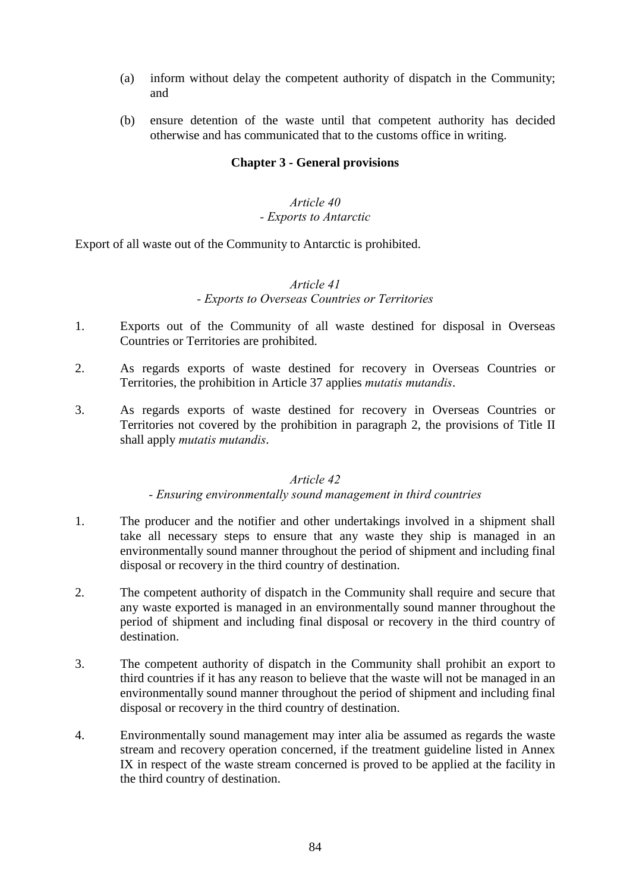(a) inform without delay the competent authority of dispatch in the Community; and

(b) ensure detention of the waste until that competent authority has decided otherwise and has communicated that to the customs office in writing.

## Chapter 3 - General provisions

### *Article 40*
### *- Exports to Antarctic*

Export of all waste out of the Community to Antarctic is prohibited.

### *Article 41*
### *- Exports to Overseas Countries or Territories*

1. Exports out of the Community of all waste destined for disposal in Overseas Countries or Territories are prohibited.

2. As regards exports of waste destined for recovery in Overseas Countries or Territories, the prohibition in Article 37 applies *mutatis mutandis*.

3. As regards exports of waste destined for recovery in Overseas Countries or Territories not covered by the prohibition in paragraph 2, the provisions of Title II shall apply *mutatis mutandis*.

### *Article 42*
### *- Ensuring environmentally sound management in third countries*

1. The producer and the notifier and other undertakings involved in a shipment shall take all necessary steps to ensure that any waste they ship is managed in an environmentally sound manner throughout the period of shipment and including final disposal or recovery in the third country of destination.

2. The competent authority of dispatch in the Community shall require and secure that any waste exported is managed in an environmentally sound manner throughout the period of shipment and including final disposal or recovery in the third country of destination.

3. The competent authority of dispatch in the Community shall prohibit an export to third countries if it has any reason to believe that the waste will not be managed in an environmentally sound manner throughout the period of shipment and including final disposal or recovery in the third country of destination.

4. Environmentally sound management may inter alia be assumed as regards the waste stream and recovery operation concerned, if the treatment guideline listed in Annex IX in respect of the waste stream concerned is proved to be applied at the facility in the third country of destination.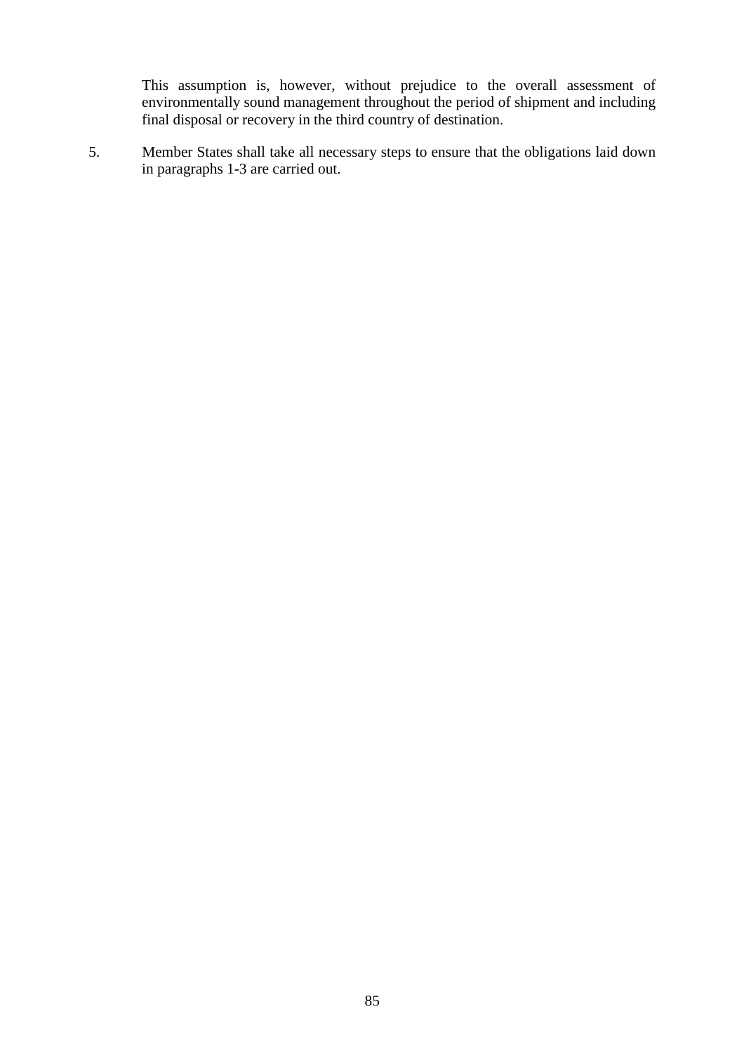This assumption is, however, without prejudice to the overall assessment of environmentally sound management throughout the period of shipment and including final disposal or recovery in the third country of destination.

5. Member States shall take all necessary steps to ensure that the obligations laid down in paragraphs 1-3 are carried out.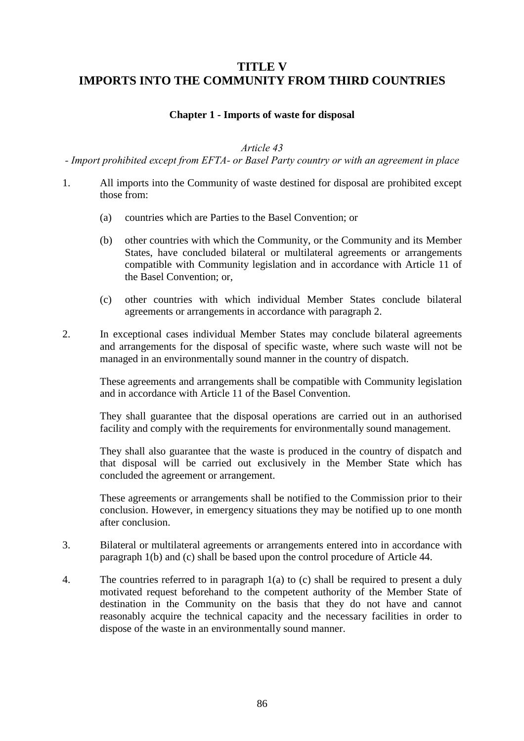# TITLE V
# IMPORTS INTO THE COMMUNITY FROM THIRD COUNTRIES

### Chapter 1 - Imports of waste for disposal

*Article 43*

*- Import prohibited except from EFTA- or Basel Party country or with an agreement in place*

1. All imports into the Community of waste destined for disposal are prohibited except those from:

   (a) countries which are Parties to the Basel Convention; or

   (b) other countries with which the Community, or the Community and its Member States, have concluded bilateral or multilateral agreements or arrangements compatible with Community legislation and in accordance with Article 11 of the Basel Convention; or,

   (c) other countries with which individual Member States conclude bilateral agreements or arrangements in accordance with paragraph 2.

2. In exceptional cases individual Member States may conclude bilateral agreements and arrangements for the disposal of specific waste, where such waste will not be managed in an environmentally sound manner in the country of dispatch.

   These agreements and arrangements shall be compatible with Community legislation and in accordance with Article 11 of the Basel Convention.

   They shall guarantee that the disposal operations are carried out in an authorised facility and comply with the requirements for environmentally sound management.

   They shall also guarantee that the waste is produced in the country of dispatch and that disposal will be carried out exclusively in the Member State which has concluded the agreement or arrangement.

   These agreements or arrangements shall be notified to the Commission prior to their conclusion. However, in emergency situations they may be notified up to one month after conclusion.

3. Bilateral or multilateral agreements or arrangements entered into in accordance with paragraph 1(b) and (c) shall be based upon the control procedure of Article 44.

4. The countries referred to in paragraph 1(a) to (c) shall be required to present a duly motivated request beforehand to the competent authority of the Member State of destination in the Community on the basis that they do not have and cannot reasonably acquire the technical capacity and the necessary facilities in order to dispose of the waste in an environmentally sound manner.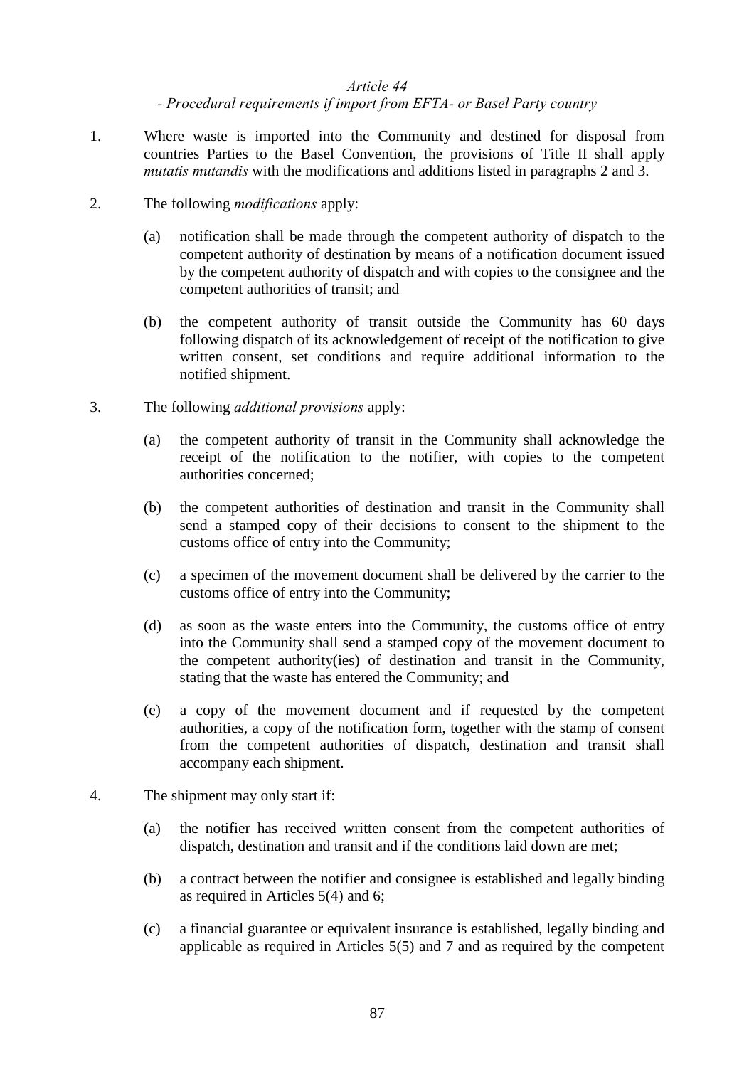*Article 44*
*- Procedural requirements if import from EFTA- or Basel Party country*

1. Where waste is imported into the Community and destined for disposal from countries Parties to the Basel Convention, the provisions of Title II shall apply *mutatis mutandis* with the modifications and additions listed in paragraphs 2 and 3.

2. The following *modifications* apply:

   (a) notification shall be made through the competent authority of dispatch to the competent authority of destination by means of a notification document issued by the competent authority of dispatch and with copies to the consignee and the competent authorities of transit; and

   (b) the competent authority of transit outside the Community has 60 days following dispatch of its acknowledgement of receipt of the notification to give written consent, set conditions and require additional information to the notified shipment.

3. The following *additional provisions* apply:

   (a) the competent authority of transit in the Community shall acknowledge the receipt of the notification to the notifier, with copies to the competent authorities concerned;

   (b) the competent authorities of destination and transit in the Community shall send a stamped copy of their decisions to consent to the shipment to the customs office of entry into the Community;

   (c) a specimen of the movement document shall be delivered by the carrier to the customs office of entry into the Community;

   (d) as soon as the waste enters into the Community, the customs office of entry into the Community shall send a stamped copy of the movement document to the competent authority(ies) of destination and transit in the Community, stating that the waste has entered the Community; and

   (e) a copy of the movement document and if requested by the competent authorities, a copy of the notification form, together with the stamp of consent from the competent authorities of dispatch, destination and transit shall accompany each shipment.

4. The shipment may only start if:

   (a) the notifier has received written consent from the competent authorities of dispatch, destination and transit and if the conditions laid down are met;

   (b) a contract between the notifier and consignee is established and legally binding as required in Articles 5(4) and 6;

   (c) a financial guarantee or equivalent insurance is established, legally binding and applicable as required in Articles 5(5) and 7 and as required by the competent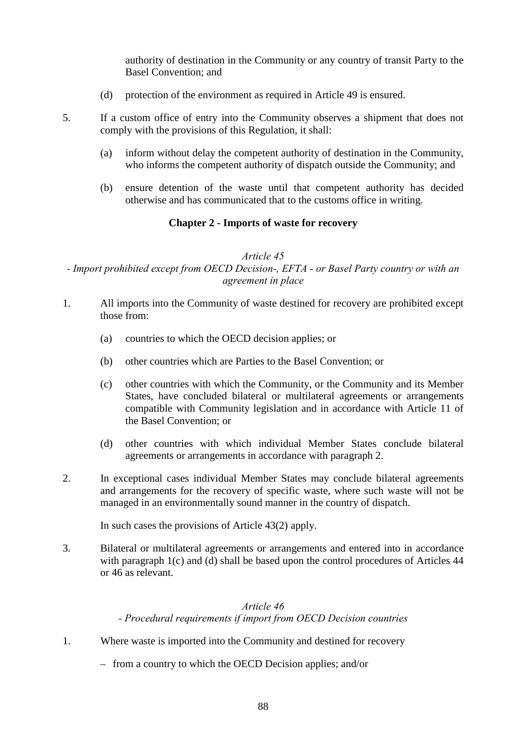authority of destination in the Community or any country of transit Party to the Basel Convention; and

(d) protection of the environment as required in Article 49 is ensured.

5. If a custom office of entry into the Community observes a shipment that does not comply with the provisions of this Regulation, it shall:

   (a) inform without delay the competent authority of destination in the Community, who informs the competent authority of dispatch outside the Community; and

   (b) ensure detention of the waste until that competent authority has decided otherwise and has communicated that to the customs office in writing.

## Chapter 2 - Imports of waste for recovery

*Article 45*

*- Import prohibited except from OECD Decision-, EFTA - or Basel Party country or with an agreement in place*

1. All imports into the Community of waste destined for recovery are prohibited except those from:

   (a) countries to which the OECD decision applies; or

   (b) other countries which are Parties to the Basel Convention; or

   (c) other countries with which the Community, or the Community and its Member States, have concluded bilateral or multilateral agreements or arrangements compatible with Community legislation and in accordance with Article 11 of the Basel Convention; or

   (d) other countries with which individual Member States conclude bilateral agreements or arrangements in accordance with paragraph 2.

2. In exceptional cases individual Member States may conclude bilateral agreements and arrangements for the recovery of specific waste, where such waste will not be managed in an environmentally sound manner in the country of dispatch.

   In such cases the provisions of Article 43(2) apply.

3. Bilateral or multilateral agreements or arrangements and entered into in accordance with paragraph 1(c) and (d) shall be based upon the control procedures of Articles 44 or 46 as relevant.

*Article 46*

*- Procedural requirements if import from OECD Decision countries*

1. Where waste is imported into the Community and destined for recovery

   – from a country to which the OECD Decision applies; and/or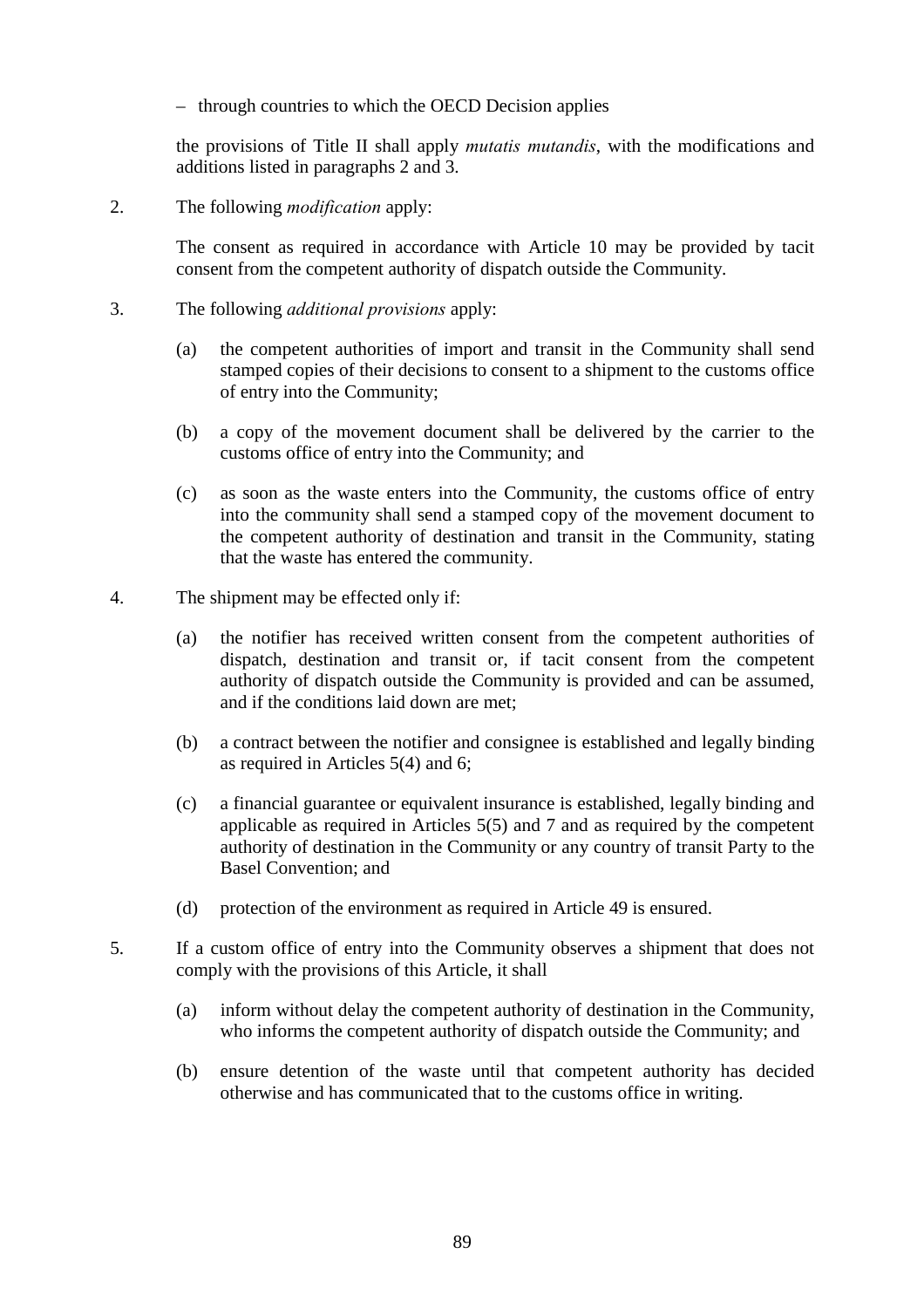– through countries to which the OECD Decision applies

the provisions of Title II shall apply *mutatis mutandis*, with the modifications and additions listed in paragraphs 2 and 3.

2. The following *modification* apply:

   The consent as required in accordance with Article 10 may be provided by tacit consent from the competent authority of dispatch outside the Community.

3. The following *additional provisions* apply:

   (a) the competent authorities of import and transit in the Community shall send stamped copies of their decisions to consent to a shipment to the customs office of entry into the Community;

   (b) a copy of the movement document shall be delivered by the carrier to the customs office of entry into the Community; and

   (c) as soon as the waste enters into the Community, the customs office of entry into the community shall send a stamped copy of the movement document to the competent authority of destination and transit in the Community, stating that the waste has entered the community.

4. The shipment may be effected only if:

   (a) the notifier has received written consent from the competent authorities of dispatch, destination and transit or, if tacit consent from the competent authority of dispatch outside the Community is provided and can be assumed, and if the conditions laid down are met;

   (b) a contract between the notifier and consignee is established and legally binding as required in Articles 5(4) and 6;

   (c) a financial guarantee or equivalent insurance is established, legally binding and applicable as required in Articles 5(5) and 7 and as required by the competent authority of destination in the Community or any country of transit Party to the Basel Convention; and

   (d) protection of the environment as required in Article 49 is ensured.

5. If a custom office of entry into the Community observes a shipment that does not comply with the provisions of this Article, it shall

   (a) inform without delay the competent authority of destination in the Community, who informs the competent authority of dispatch outside the Community; and

   (b) ensure detention of the waste until that competent authority has decided otherwise and has communicated that to the customs office in writing.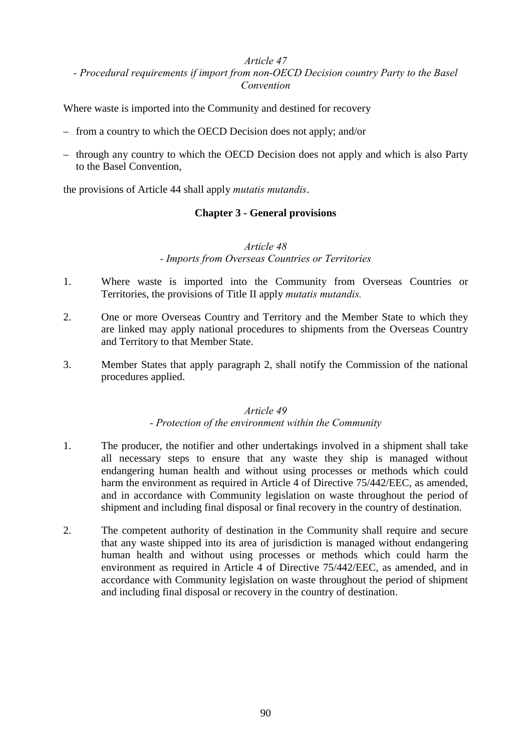*Article 47*
*- Procedural requirements if import from non-OECD Decision country Party to the Basel Convention*

Where waste is imported into the Community and destined for recovery

- from a country to which the OECD Decision does not apply; and/or
- through any country to which the OECD Decision does not apply and which is also Party to the Basel Convention,

the provisions of Article 44 shall apply *mutatis mutandis*.

## Chapter 3 - General provisions

*Article 48*
*- Imports from Overseas Countries or Territories*

1. Where waste is imported into the Community from Overseas Countries or Territories, the provisions of Title II apply *mutatis mutandis.*

2. One or more Overseas Country and Territory and the Member State to which they are linked may apply national procedures to shipments from the Overseas Country and Territory to that Member State.

3. Member States that apply paragraph 2, shall notify the Commission of the national procedures applied.

*Article 49*
*- Protection of the environment within the Community*

1. The producer, the notifier and other undertakings involved in a shipment shall take all necessary steps to ensure that any waste they ship is managed without endangering human health and without using processes or methods which could harm the environment as required in Article 4 of Directive 75/442/EEC, as amended, and in accordance with Community legislation on waste throughout the period of shipment and including final disposal or final recovery in the country of destination.

2. The competent authority of destination in the Community shall require and secure that any waste shipped into its area of jurisdiction is managed without endangering human health and without using processes or methods which could harm the environment as required in Article 4 of Directive 75/442/EEC, as amended, and in accordance with Community legislation on waste throughout the period of shipment and including final disposal or recovery in the country of destination.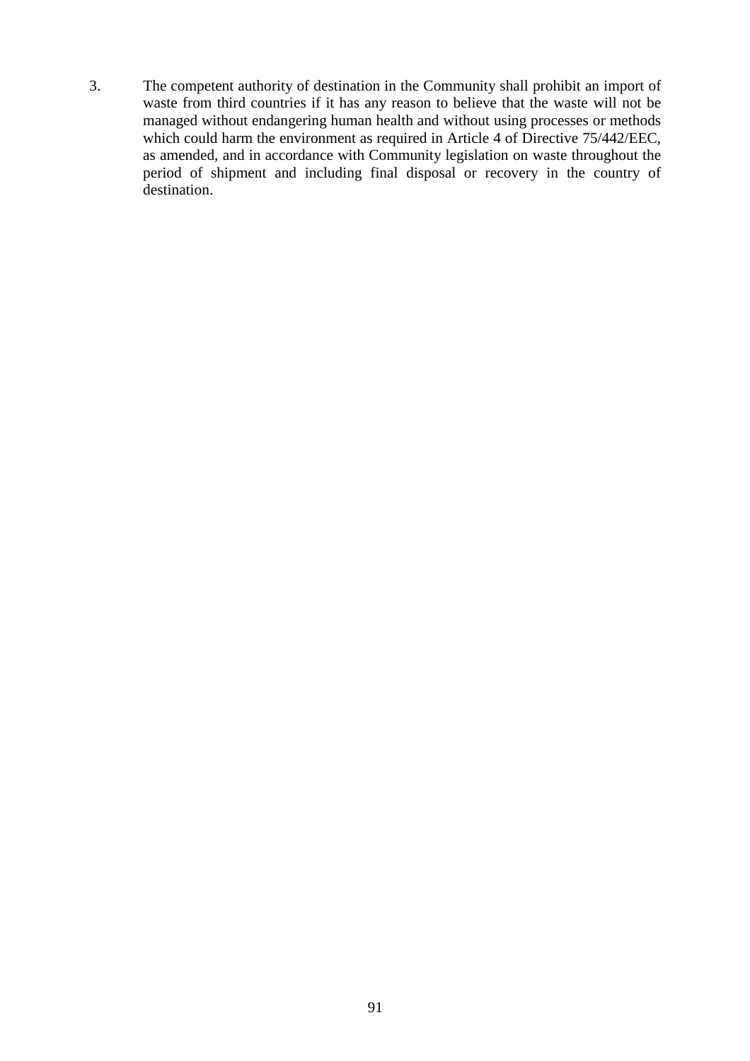3. The competent authority of destination in the Community shall prohibit an import of waste from third countries if it has any reason to believe that the waste will not be managed without endangering human health and without using processes or methods which could harm the environment as required in Article 4 of Directive 75/442/EEC, as amended, and in accordance with Community legislation on waste throughout the period of shipment and including final disposal or recovery in the country of destination.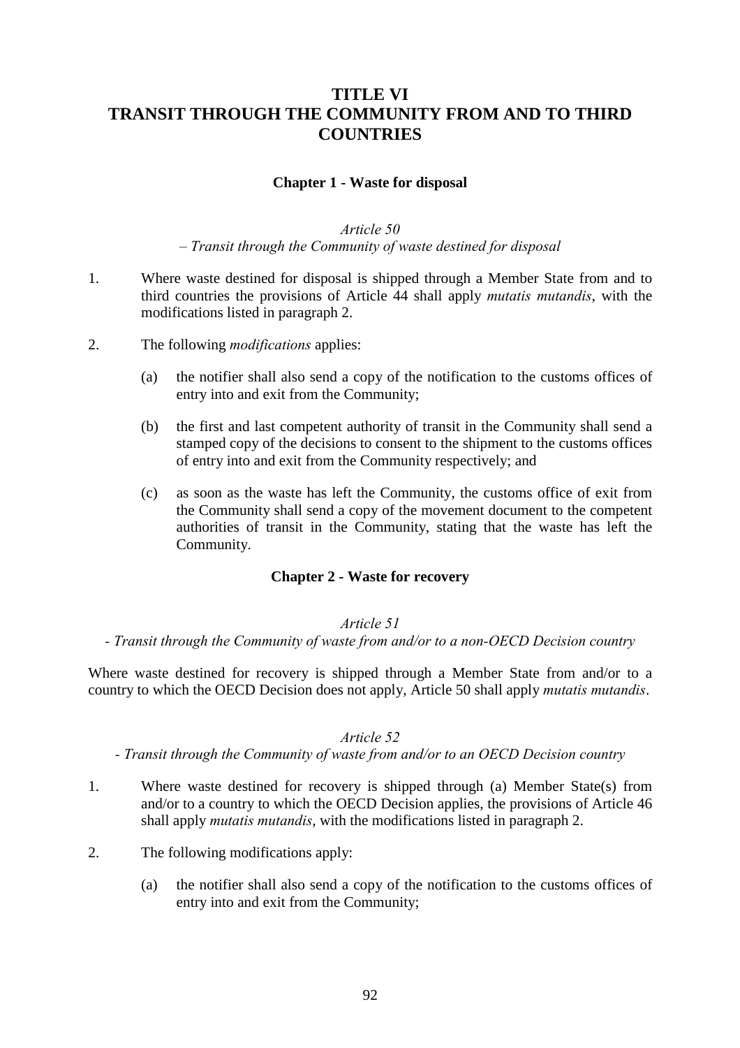# TITLE VI
# TRANSIT THROUGH THE COMMUNITY FROM AND TO THIRD COUNTRIES

## Chapter 1 - Waste for disposal

### *Article 50*
### *– Transit through the Community of waste destined for disposal*

1. Where waste destined for disposal is shipped through a Member State from and to third countries the provisions of Article 44 shall apply *mutatis mutandis*, with the modifications listed in paragraph 2.

2. The following *modifications* applies:

   (a) the notifier shall also send a copy of the notification to the customs offices of entry into and exit from the Community;

   (b) the first and last competent authority of transit in the Community shall send a stamped copy of the decisions to consent to the shipment to the customs offices of entry into and exit from the Community respectively; and

   (c) as soon as the waste has left the Community, the customs office of exit from the Community shall send a copy of the movement document to the competent authorities of transit in the Community, stating that the waste has left the Community.

## Chapter 2 - Waste for recovery

### *Article 51*
### *- Transit through the Community of waste from and/or to a non-OECD Decision country*

Where waste destined for recovery is shipped through a Member State from and/or to a country to which the OECD Decision does not apply, Article 50 shall apply *mutatis mutandis*.

### *Article 52*
### *- Transit through the Community of waste from and/or to an OECD Decision country*

1. Where waste destined for recovery is shipped through (a) Member State(s) from and/or to a country to which the OECD Decision applies, the provisions of Article 46 shall apply *mutatis mutandis*, with the modifications listed in paragraph 2.

2. The following modifications apply:

   (a) the notifier shall also send a copy of the notification to the customs offices of entry into and exit from the Community;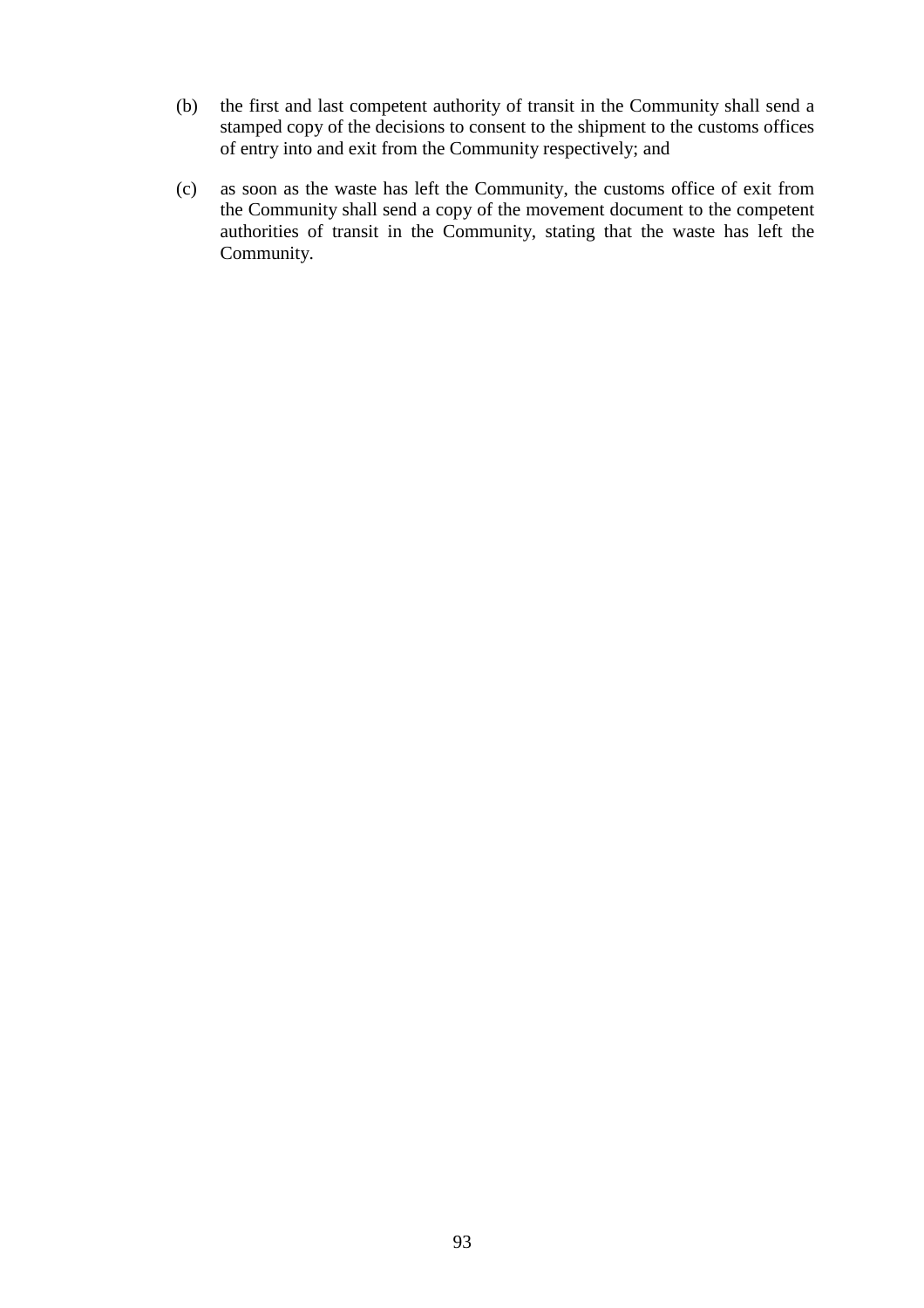(b) the first and last competent authority of transit in the Community shall send a stamped copy of the decisions to consent to the shipment to the customs offices of entry into and exit from the Community respectively; and

(c) as soon as the waste has left the Community, the customs office of exit from the Community shall send a copy of the movement document to the competent authorities of transit in the Community, stating that the waste has left the Community.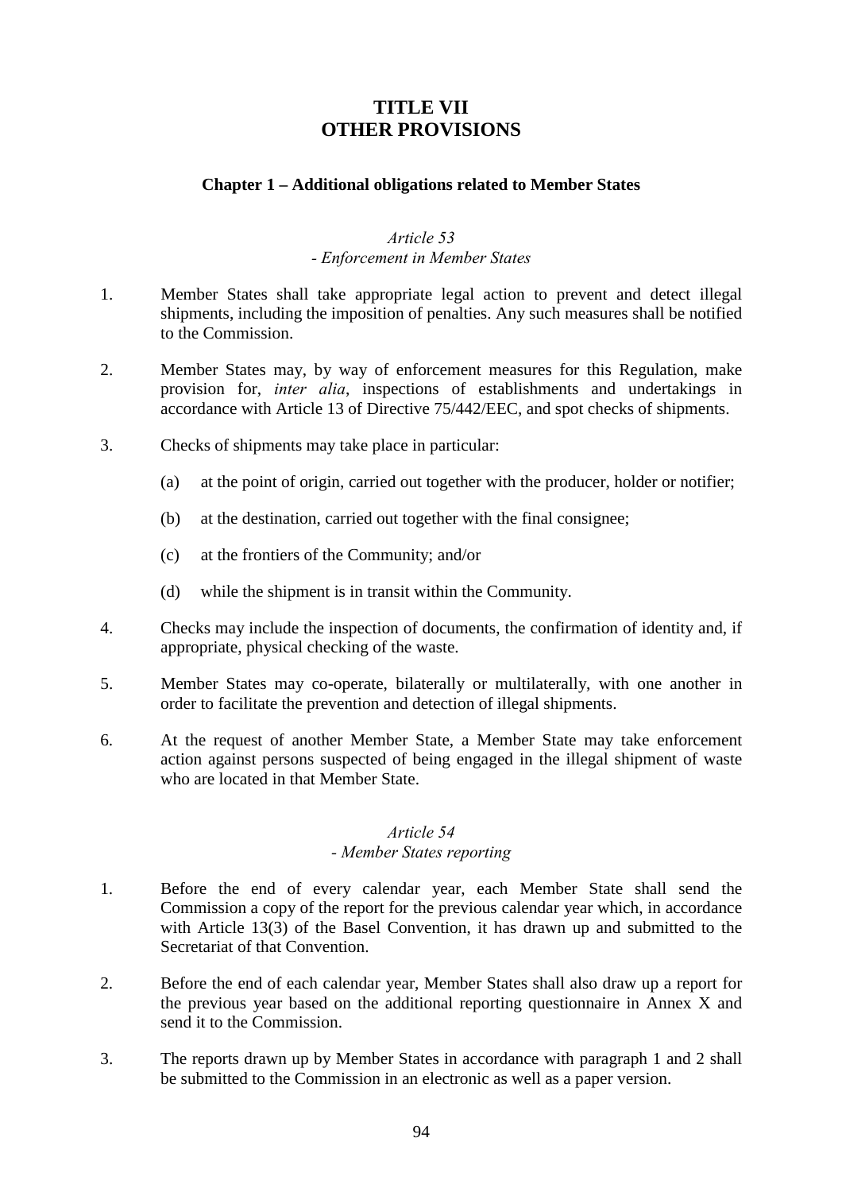# TITLE VII
# OTHER PROVISIONS

## Chapter 1 – Additional obligations related to Member States

### *Article 53*
### *- Enforcement in Member States*

1. Member States shall take appropriate legal action to prevent and detect illegal shipments, including the imposition of penalties. Any such measures shall be notified to the Commission.

2. Member States may, by way of enforcement measures for this Regulation, make provision for, *inter alia*, inspections of establishments and undertakings in accordance with Article 13 of Directive 75/442/EEC, and spot checks of shipments.

3. Checks of shipments may take place in particular:

   (a) at the point of origin, carried out together with the producer, holder or notifier;

   (b) at the destination, carried out together with the final consignee;

   (c) at the frontiers of the Community; and/or

   (d) while the shipment is in transit within the Community.

4. Checks may include the inspection of documents, the confirmation of identity and, if appropriate, physical checking of the waste.

5. Member States may co-operate, bilaterally or multilaterally, with one another in order to facilitate the prevention and detection of illegal shipments.

6. At the request of another Member State, a Member State may take enforcement action against persons suspected of being engaged in the illegal shipment of waste who are located in that Member State.

### *Article 54*
### *- Member States reporting*

1. Before the end of every calendar year, each Member State shall send the Commission a copy of the report for the previous calendar year which, in accordance with Article 13(3) of the Basel Convention, it has drawn up and submitted to the Secretariat of that Convention.

2. Before the end of each calendar year, Member States shall also draw up a report for the previous year based on the additional reporting questionnaire in Annex X and send it to the Commission.

3. The reports drawn up by Member States in accordance with paragraph 1 and 2 shall be submitted to the Commission in an electronic as well as a paper version.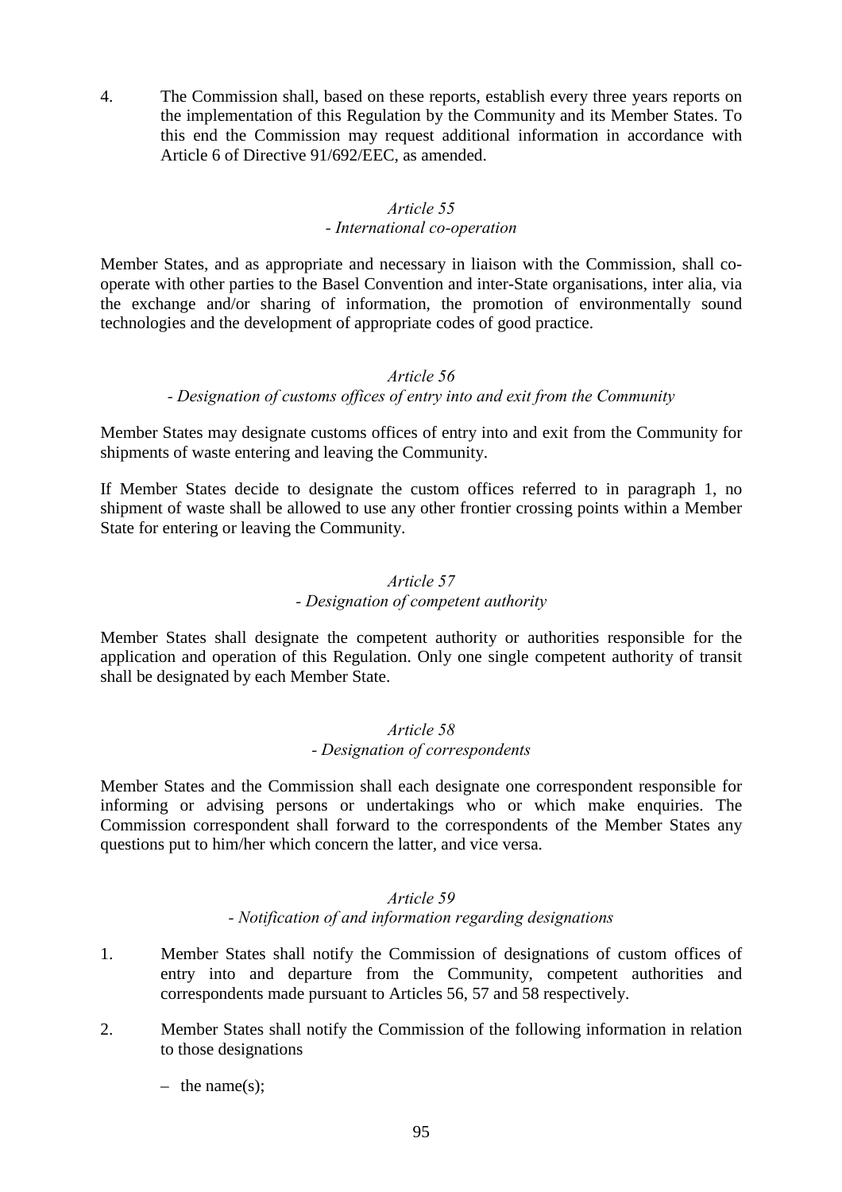4. The Commission shall, based on these reports, establish every three years reports on the implementation of this Regulation by the Community and its Member States. To this end the Commission may request additional information in accordance with Article 6 of Directive 91/692/EEC, as amended.

*Article 55*

*- International co-operation*

Member States, and as appropriate and necessary in liaison with the Commission, shall co-operate with other parties to the Basel Convention and inter-State organisations, inter alia, via the exchange and/or sharing of information, the promotion of environmentally sound technologies and the development of appropriate codes of good practice.

*Article 56*

*- Designation of customs offices of entry into and exit from the Community*

Member States may designate customs offices of entry into and exit from the Community for shipments of waste entering and leaving the Community.

If Member States decide to designate the custom offices referred to in paragraph 1, no shipment of waste shall be allowed to use any other frontier crossing points within a Member State for entering or leaving the Community.

*Article 57*

*- Designation of competent authority*

Member States shall designate the competent authority or authorities responsible for the application and operation of this Regulation. Only one single competent authority of transit shall be designated by each Member State.

*Article 58*

*- Designation of correspondents*

Member States and the Commission shall each designate one correspondent responsible for informing or advising persons or undertakings who or which make enquiries. The Commission correspondent shall forward to the correspondents of the Member States any questions put to him/her which concern the latter, and vice versa.

*Article 59*

*- Notification of and information regarding designations*

1. Member States shall notify the Commission of designations of custom offices of entry into and departure from the Community, competent authorities and correspondents made pursuant to Articles 56, 57 and 58 respectively.

2. Member States shall notify the Commission of the following information in relation to those designations

   – the name(s);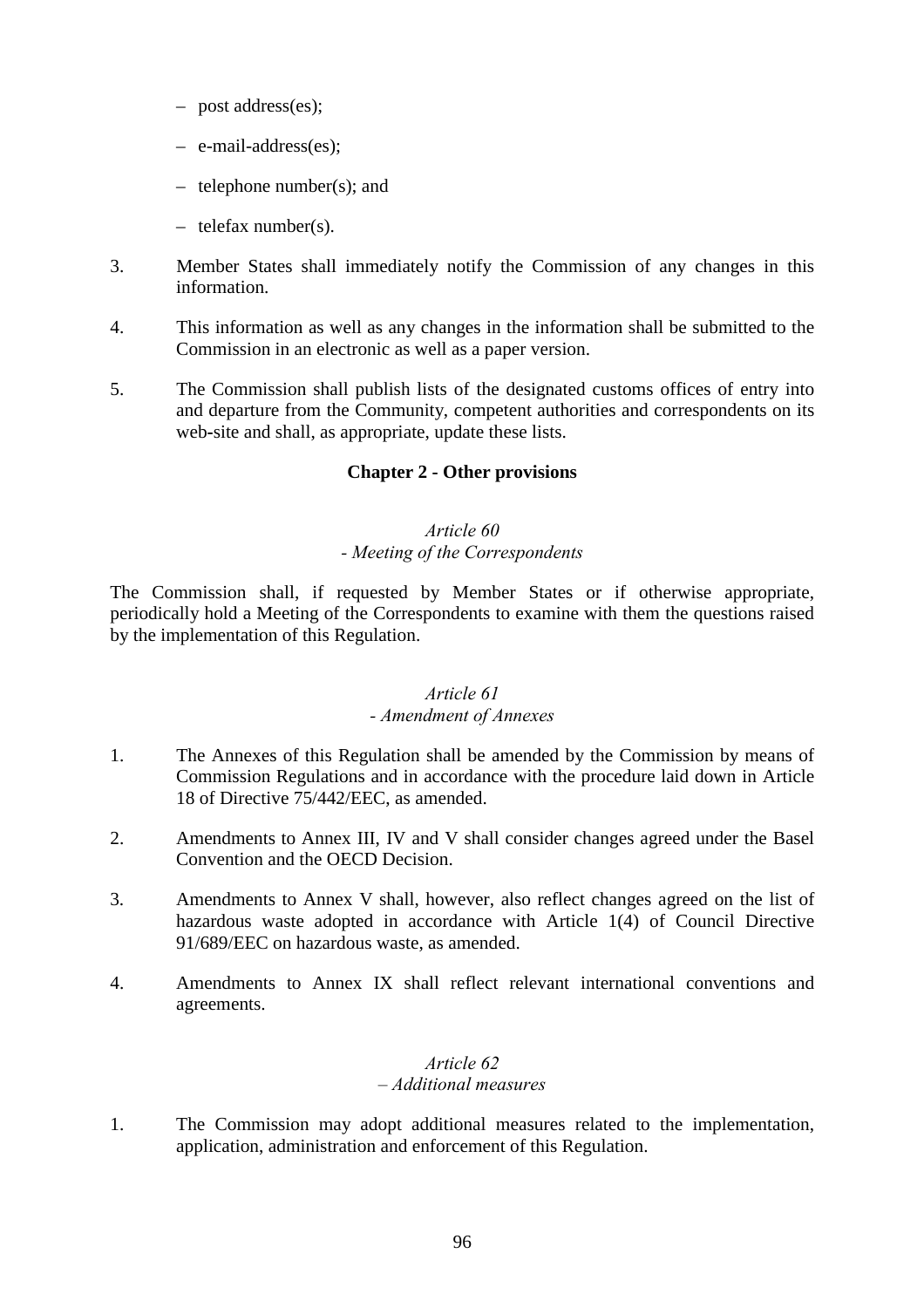– post address(es);

– e-mail-address(es);

– telephone number(s); and

– telefax number(s).

3. Member States shall immediately notify the Commission of any changes in this information.

4. This information as well as any changes in the information shall be submitted to the Commission in an electronic as well as a paper version.

5. The Commission shall publish lists of the designated customs offices of entry into and departure from the Community, competent authorities and correspondents on its web-site and shall, as appropriate, update these lists.

## Chapter 2 - Other provisions

*Article 60*
*- Meeting of the Correspondents*

The Commission shall, if requested by Member States or if otherwise appropriate, periodically hold a Meeting of the Correspondents to examine with them the questions raised by the implementation of this Regulation.

*Article 61*
*- Amendment of Annexes*

1. The Annexes of this Regulation shall be amended by the Commission by means of Commission Regulations and in accordance with the procedure laid down in Article 18 of Directive 75/442/EEC, as amended.

2. Amendments to Annex III, IV and V shall consider changes agreed under the Basel Convention and the OECD Decision.

3. Amendments to Annex V shall, however, also reflect changes agreed on the list of hazardous waste adopted in accordance with Article 1(4) of Council Directive 91/689/EEC on hazardous waste, as amended.

4. Amendments to Annex IX shall reflect relevant international conventions and agreements.

*Article 62*
*– Additional measures*

1. The Commission may adopt additional measures related to the implementation, application, administration and enforcement of this Regulation.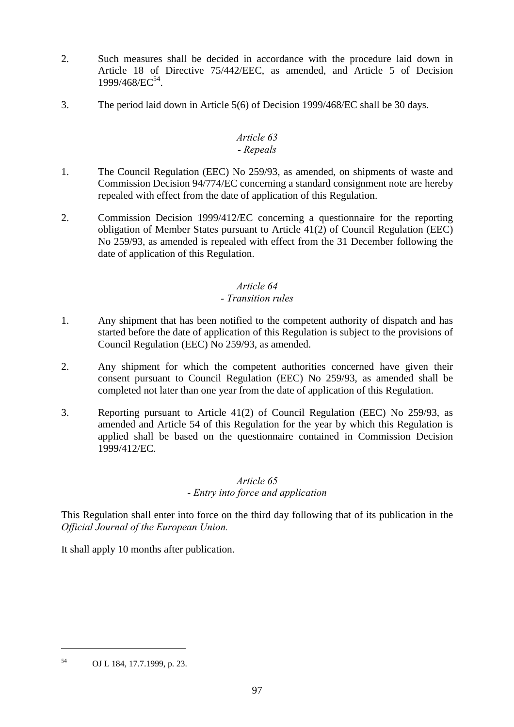2. Such measures shall be decided in accordance with the procedure laid down in Article 18 of Directive 75/442/EEC, as amended, and Article 5 of Decision 1999/468/EC[54].

3. The period laid down in Article 5(6) of Decision 1999/468/EC shall be 30 days.

*Article 63*
*- Repeals*

1. The Council Regulation (EEC) No 259/93, as amended, on shipments of waste and Commission Decision 94/774/EC concerning a standard consignment note are hereby repealed with effect from the date of application of this Regulation.

2. Commission Decision 1999/412/EC concerning a questionnaire for the reporting obligation of Member States pursuant to Article 41(2) of Council Regulation (EEC) No 259/93, as amended is repealed with effect from the 31 December following the date of application of this Regulation.

*Article 64*
*- Transition rules*

1. Any shipment that has been notified to the competent authority of dispatch and has started before the date of application of this Regulation is subject to the provisions of Council Regulation (EEC) No 259/93, as amended.

2. Any shipment for which the competent authorities concerned have given their consent pursuant to Council Regulation (EEC) No 259/93, as amended shall be completed not later than one year from the date of application of this Regulation.

3. Reporting pursuant to Article 41(2) of Council Regulation (EEC) No 259/93, as amended and Article 54 of this Regulation for the year by which this Regulation is applied shall be based on the questionnaire contained in Commission Decision 1999/412/EC.

*Article 65*
*- Entry into force and application*

This Regulation shall enter into force on the third day following that of its publication in the *Official Journal of the European Union.*

It shall apply 10 months after publication.

---

[54] OJ L 184, 17.7.1999, p. 23.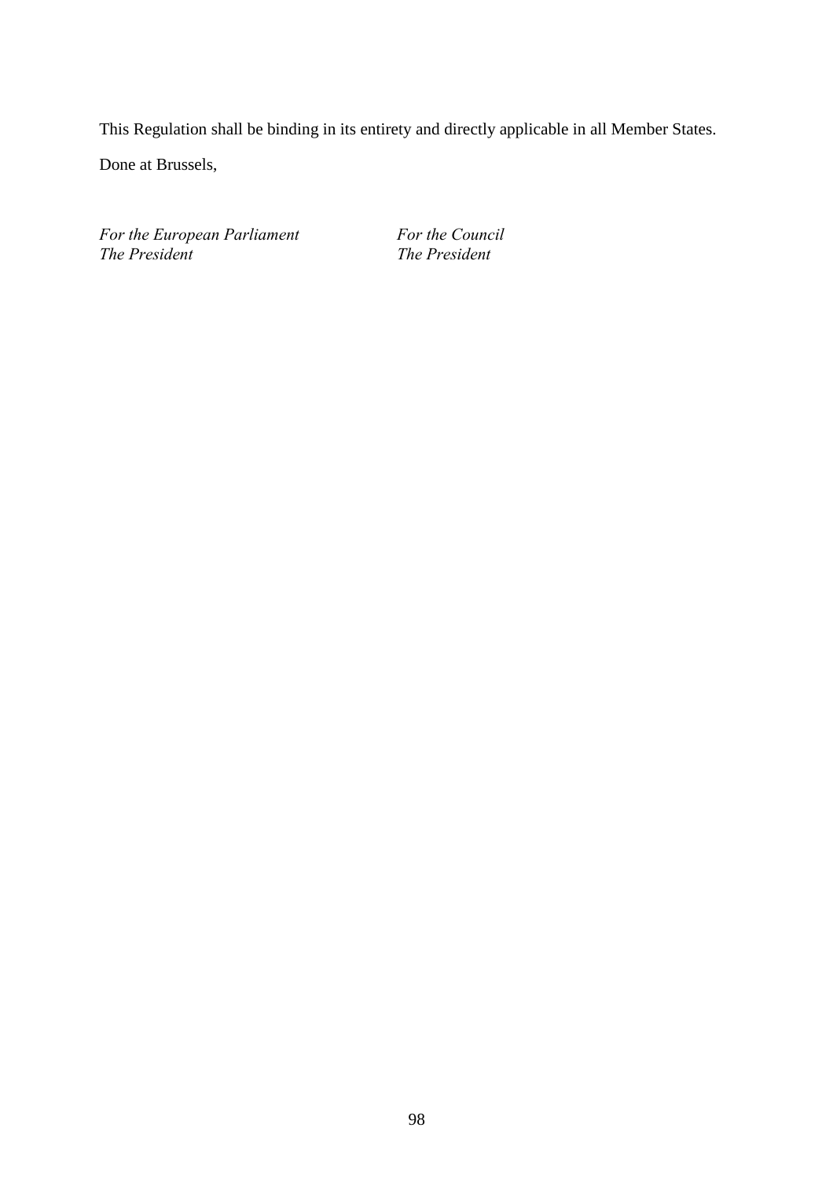This Regulation shall be binding in its entirety and directly applicable in all Member States.

Done at Brussels,

| *For the European Parliament* | *For the Council* |
|---|---|
| *The President* | *The President* |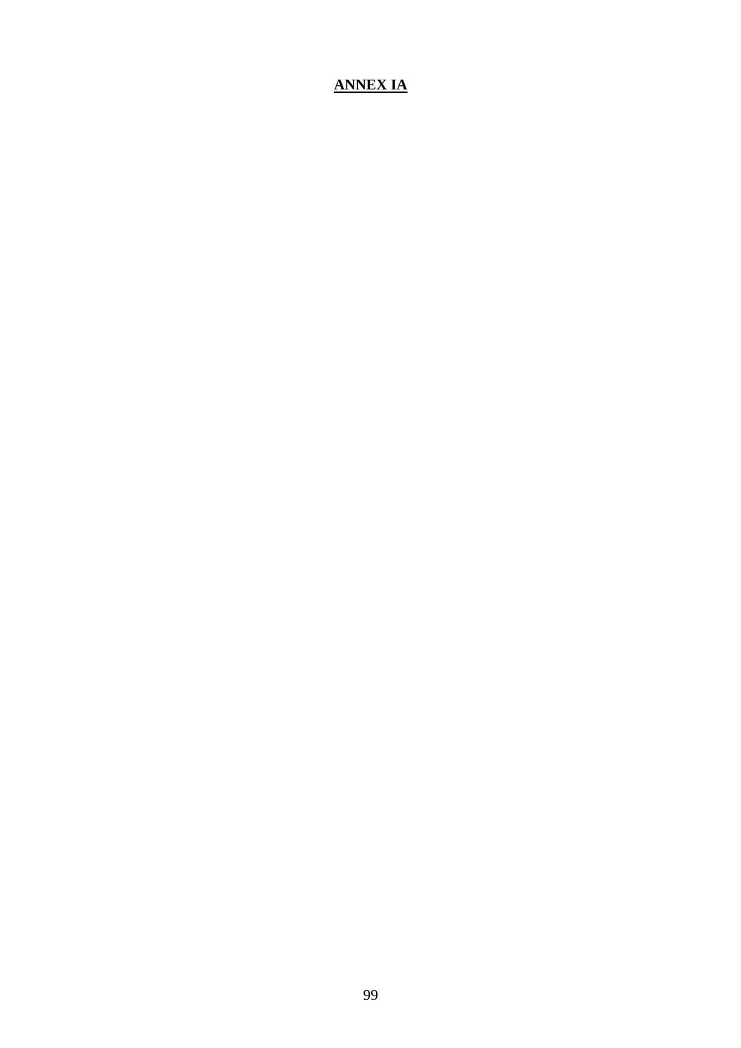# **ANNEX IA**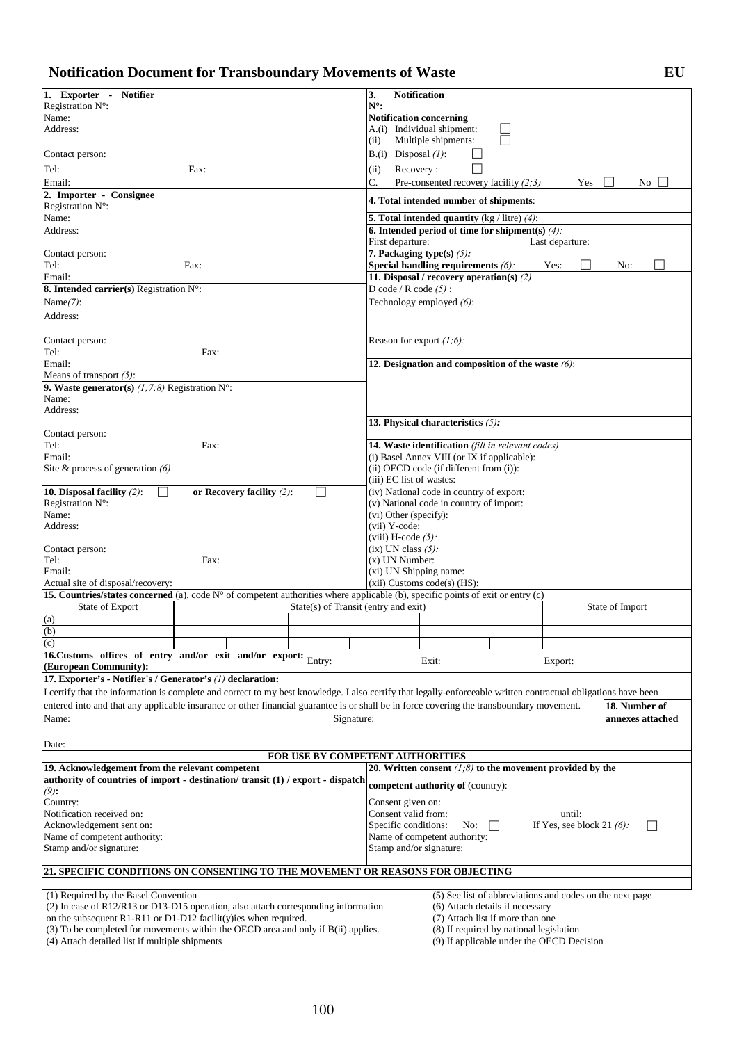# Notification Document for Transboundary Movements of Waste **EU**

**1. Exporter - Notifier**
Registration N°:
Name:
Address:

Contact person:
Tel: Fax:
Email:

**2. Importer - Consignee**
Registration N°:
Name:
Address:

Contact person:
Tel: Fax:
Email:

**3. Notification N°:**

**Notification concerning**
A.(i) Individual shipment: ☐
(ii) Multiple shipments: ☐
B.(i) Disposal *(1)*: ☐
(ii) Recovery : ☐
C. Pre-consented recovery facility *(2;3)* Yes ☐ No ☐

**4. Total intended number of shipments**:

**5. Total intended quantity** (kg / litre) *(4)*:

**6. Intended period of time for shipment(s)** *(4)*:
First departure: Last departure:

**7. Packaging type(s)** *(5)***:**
**Special handling requirements** *(6)*: Yes: ☐ No: ☐

**8. Intended carrier(s)** Registration N°:
Name*(7)*:
Address:

Contact person:
Tel: Fax:
Email:
Means of transport *(5)*:

**9. Waste generator(s)** *(1;7;8)* Registration N°:
Name:
Address:

Contact person:
Tel: Fax:
Email:
Site & process of generation *(6)*

**10. Disposal facility** *(2)*: ☐ **or Recovery facility** *(2)*: ☐
Registration N°:
Name:
Address:

Contact person:
Tel: Fax:
Email:
Actual site of disposal/recovery:

**11. Disposal / recovery operation(s)** *(2)*
D code / R code *(5)* :
Technology employed *(6)*:

Reason for export *(1;6)*:

**12. Designation and composition of the waste** *(6)*:

**13. Physical characteristics** *(5)***:**

**14. Waste identification** *(fill in relevant codes)*
(i) Basel Annex VIII (or IX if applicable):
(ii) OECD code (if different from (i)):
(iii) EC list of wastes:
(iv) National code in country of export:
(v) National code in country of import:
(vi) Other (specify):
(vii) Y-code:
(viii) H-code *(5)*:
(ix) UN class *(5)*:
(x) UN Number:
(xi) UN Shipping name:
(xii) Customs code(s) (HS):

**15. Countries/states concerned** (a), code N° of competent authorities where applicable (b), specific points of exit or entry (c)

| | State of Export | State(s) of Transit (entry and exit) | | | | State of Import |
|---|---|---|---|---|---|---|
| (a) | | | | | | |
| (b) | | | | | | |
| (c) | | | | | | |

**16.Customs offices of entry and/or exit and/or export: (European Community):** Entry: Exit: Export:

**17. Exporter's - Notifier's / Generator's** *(1)* **declaration:**
I certify that the information is complete and correct to my best knowledge. I also certify that legally-enforceable written contractual obligations have been entered into and that any applicable insurance or other financial guarantee is or shall be in force covering the transboundary movement.
Name: Signature:

Date:

**18. Number of annexes attached**

**FOR USE BY COMPETENT AUTHORITIES**

**19. Acknowledgement from the relevant competent authority of countries of import - destination/ transit (1) / export - dispatch** *(9)***:**
Country:
Notification received on:
Acknowledgement sent on:
Name of competent authority:
Stamp and/or signature:

**20. Written consent** *(1;8)* **to the movement provided by the competent authority of** (country):
Consent given on:
Consent valid from: until:
Specific conditions: No: ☐ If Yes, see block 21 *(6)*: ☐
Name of competent authority:
Stamp and/or signature:

**21. SPECIFIC CONDITIONS ON CONSENTING TO THE MOVEMENT OR REASONS FOR OBJECTING**

(1) Required by the Basel Convention
(2) In case of R12/R13 or D13-D15 operation, also attach corresponding information on the subsequent R1-R11 or D1-D12 facilit(y)ies when required.
(3) To be completed for movements within the OECD area and only if B(ii) applies.
(4) Attach detailed list if multiple shipments
(5) See list of abbreviations and codes on the next page
(6) Attach details if necessary
(7) Attach list if more than one
(8) If required by national legislation
(9) If applicable under the OECD Decision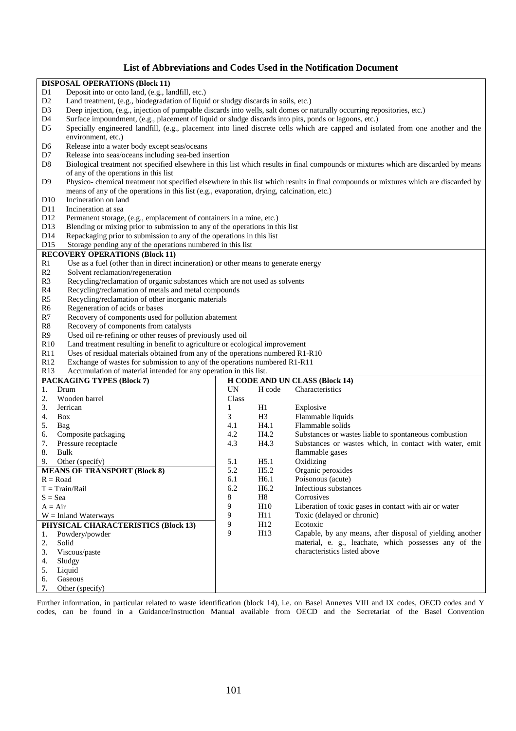## List of Abbreviations and Codes Used in the Notification Document

**DISPOSAL OPERATIONS (Block 11)**

| Code | Description |
|---|---|
| D1 | Deposit into or onto land, (e.g., landfill, etc.) |
| D2 | Land treatment, (e.g., biodegradation of liquid or sludgy discards in soils, etc.) |
| D3 | Deep injection, (e.g., injection of pumpable discards into wells, salt domes or naturally occurring repositories, etc.) |
| D4 | Surface impoundment, (e.g., placement of liquid or sludge discards into pits, ponds or lagoons, etc.) |
| D5 | Specially engineered landfill, (e.g., placement into lined discrete cells which are capped and isolated from one another and the environment, etc.) |
| D6 | Release into a water body except seas/oceans |
| D7 | Release into seas/oceans including sea-bed insertion |
| D8 | Biological treatment not specified elsewhere in this list which results in final compounds or mixtures which are discarded by means of any of the operations in this list |
| D9 | Physico- chemical treatment not specified elsewhere in this list which results in final compounds or mixtures which are discarded by means of any of the operations in this list (e.g., evaporation, drying, calcination, etc.) |
| D10 | Incineration on land |
| D11 | Incineration at sea |
| D12 | Permanent storage, (e.g., emplacement of containers in a mine, etc.) |
| D13 | Blending or mixing prior to submission to any of the operations in this list |
| D14 | Repackaging prior to submission to any of the operations in this list |
| D15 | Storage pending any of the operations numbered in this list |

**RECOVERY OPERATIONS (Block 11)**

| Code | Description |
|---|---|
| R1 | Use as a fuel (other than in direct incineration) or other means to generate energy |
| R2 | Solvent reclamation/regeneration |
| R3 | Recycling/reclamation of organic substances which are not used as solvents |
| R4 | Recycling/reclamation of metals and metal compounds |
| R5 | Recycling/reclamation of other inorganic materials |
| R6 | Regeneration of acids or bases |
| R7 | Recovery of components used for pollution abatement |
| R8 | Recovery of components from catalysts |
| R9 | Used oil re-refining or other reuses of previously used oil |
| R10 | Land treatment resulting in benefit to agriculture or ecological improvement |
| R11 | Uses of residual materials obtained from any of the operations numbered R1-R10 |
| R12 | Exchange of wastes for submission to any of the operations numbered R1-R11 |
| R13 | Accumulation of material intended for any operation in this list. |

**PACKAGING TYPES (Block 7)**

1. Drum
2. Wooden barrel
3. Jerrican
4. Box
5. Bag
6. Composite packaging
7. Pressure receptacle
8. Bulk
9. Other (specify)

**MEANS OF TRANSPORT (Block 8)**

R = Road
T = Train/Rail
S = Sea
A = Air
W = Inland Waterways

**PHYSICAL CHARACTERISTICS (Block 13)**

1. Powdery/powder
2. Solid
3. Viscous/paste
4. Sludgy
5. Liquid
6. Gaseous
7. Other (specify)

**H CODE AND UN CLASS (Block 14)**

| UN Class | H code | Characteristics |
|---|---|---|
| 1 | H1 | Explosive |
| 3 | H3 | Flammable liquids |
| 4.1 | H4.1 | Flammable solids |
| 4.2 | H4.2 | Substances or wastes liable to spontaneous combustion |
| 4.3 | H4.3 | Substances or wastes which, in contact with water, emit flammable gases |
| 5.1 | H5.1 | Oxidizing |
| 5.2 | H5.2 | Organic peroxides |
| 6.1 | H6.1 | Poisonous (acute) |
| 6.2 | H6.2 | Infectious substances |
| 8 | H8 | Corrosives |
| 9 | H10 | Liberation of toxic gases in contact with air or water |
| 9 | H11 | Toxic (delayed or chronic) |
| 9 | H12 | Ecotoxic |
| 9 | H13 | Capable, by any means, after disposal of yielding another material, e. g., leachate, which possesses any of the characteristics listed above |

Further information, in particular related to waste identification (block 14), i.e. on Basel Annexes VIII and IX codes, OECD codes and Y codes, can be found in a Guidance/Instruction Manual available from OECD and the Secretariat of the Basel Convention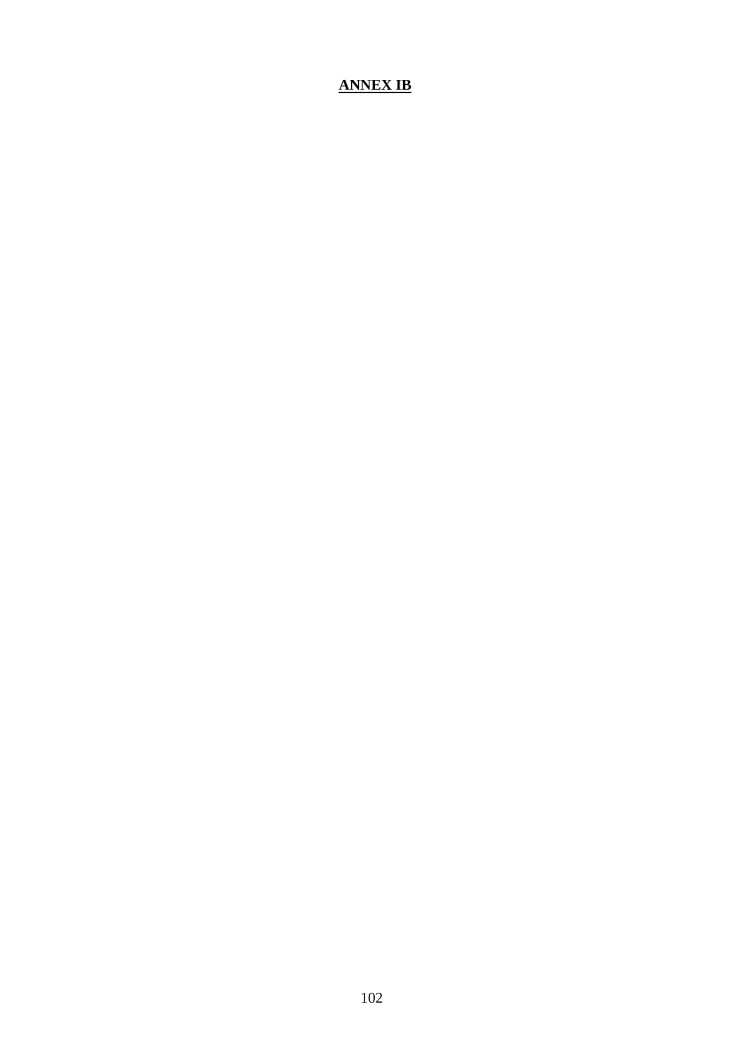# **ANNEX IB**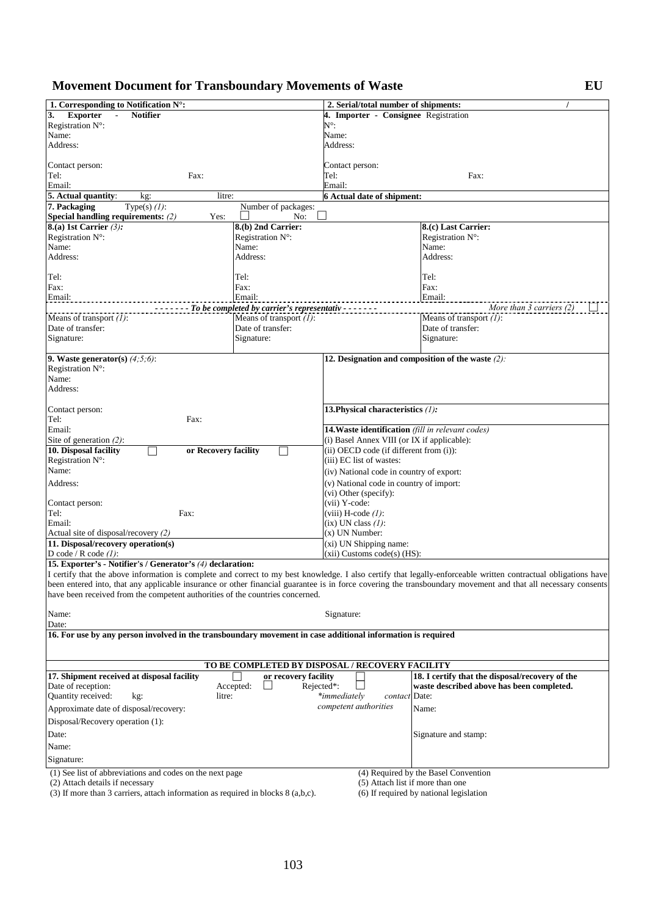## Movement Document for Transboundary Movements of Waste — EU

| | | |
|---|---|---|
| **1. Corresponding to Notification N°:** | **2. Serial/total number of shipments:** / | |
| **3. Exporter - Notifier**<br>Registration N°:<br>Name:<br>Address:<br><br>Contact person:<br>Tel: Fax:<br>Email: | **4. Importer - Consignee** Registration N°:<br>Name:<br>Address:<br><br>Contact person:<br>Tel: Fax:<br>Email: | |
| **5. Actual quantity**: kg: litre: | **6 Actual date of shipment:** | |
| **7. Packaging** Type(s) *(1)*: Number of packages:<br>**Special handling requirements:** *(2)* Yes: ☐ No: ☐ | | |
| **8.(a) 1st Carrier** *(3)***:**<br>Registration N°:<br>Name:<br>Address:<br><br>Tel:<br>Fax:<br>Email: | **8.(b) 2nd Carrier:**<br>Registration N°:<br>Name:<br>Address:<br><br>Tel:<br>Fax:<br>Email: | **8.(c) Last Carrier:**<br>Registration N°:<br>Name:<br>Address:<br><br>Tel:<br>Fax:<br>Email: |
| - - - - - - - ***To be completed by carrier's representativ*** - - - - - - - | | *More than 3 carriers (2)* ☐ |
| Means of transport *(1)*:<br>Date of transfer:<br>Signature: | Means of transport *(1)*:<br>Date of transfer:<br>Signature: | Means of transport *(1)*:<br>Date of transfer:<br>Signature: |
| **9. Waste generator(s)** *(4;5;6)*:<br>Registration N°:<br>Name:<br>Address:<br><br>Contact person:<br>Tel: Fax:<br>Email:<br>Site of generation *(2)*: | **12. Designation and composition of the waste** *(2):*<br><br>**13.Physical characteristics** *(1)***:** | |
| **10. Disposal facility** ☐ **or Recovery facility** ☐<br>Registration N°:<br>Name:<br>Address:<br><br>Contact person:<br>Tel: Fax:<br>Email:<br>Actual site of disposal/recovery *(2)* | **14.Waste identification** *(fill in relevant codes)*<br>(i) Basel Annex VIII (or IX if applicable):<br>(ii) OECD code (if different from (i)):<br>(iii) EC list of wastes:<br>(iv) National code in country of export:<br>(v) National code in country of import:<br>(vi) Other (specify):<br>(vii) Y-code:<br>(viii) H-code *(1)*:<br>(ix) UN class *(1)*:<br>(x) UN Number:<br>(xi) UN Shipping name:<br>(xii) Customs code(s) (HS): | |
| **11. Disposal/recovery operation(s)**<br>D code / R code *(1)*: | | |

**15. Exporter's - Notifier's / Generator's** *(4)* **declaration:**
I certify that the above information is complete and correct to my best knowledge. I also certify that legally-enforceable written contractual obligations have been entered into, that any applicable insurance or other financial guarantee is in force covering the transboundary movement and that all necessary consents have been received from the competent authorities of the countries concerned.

Name: Signature:
Date:

**16. For use by any person involved in the transboundary movement in case additional information is required**

**TO BE COMPLETED BY DISPOSAL / RECOVERY FACILITY**

| | |
|---|---|
| **17. Shipment received at disposal facility** ☐ **or recovery facility** ☐<br>Date of reception: Accepted: ☐ Rejected*: ☐<br>Quantity received: kg: litre: *\*immediately contact competent authorities*<br>Approximate date of disposal/recovery:<br>Disposal/Recovery operation (1):<br>Date:<br>Name:<br>Signature: | **18. I certify that the disposal/recovery of the waste described above has been completed.**<br>Date:<br>Name:<br><br>Signature and stamp: |

(1) See list of abbreviations and codes on the next page
(2) Attach details if necessary
(3) If more than 3 carriers, attach information as required in blocks 8 (a,b,c).
(4) Required by the Basel Convention
(5) Attach list if more than one
(6) If required by national legislation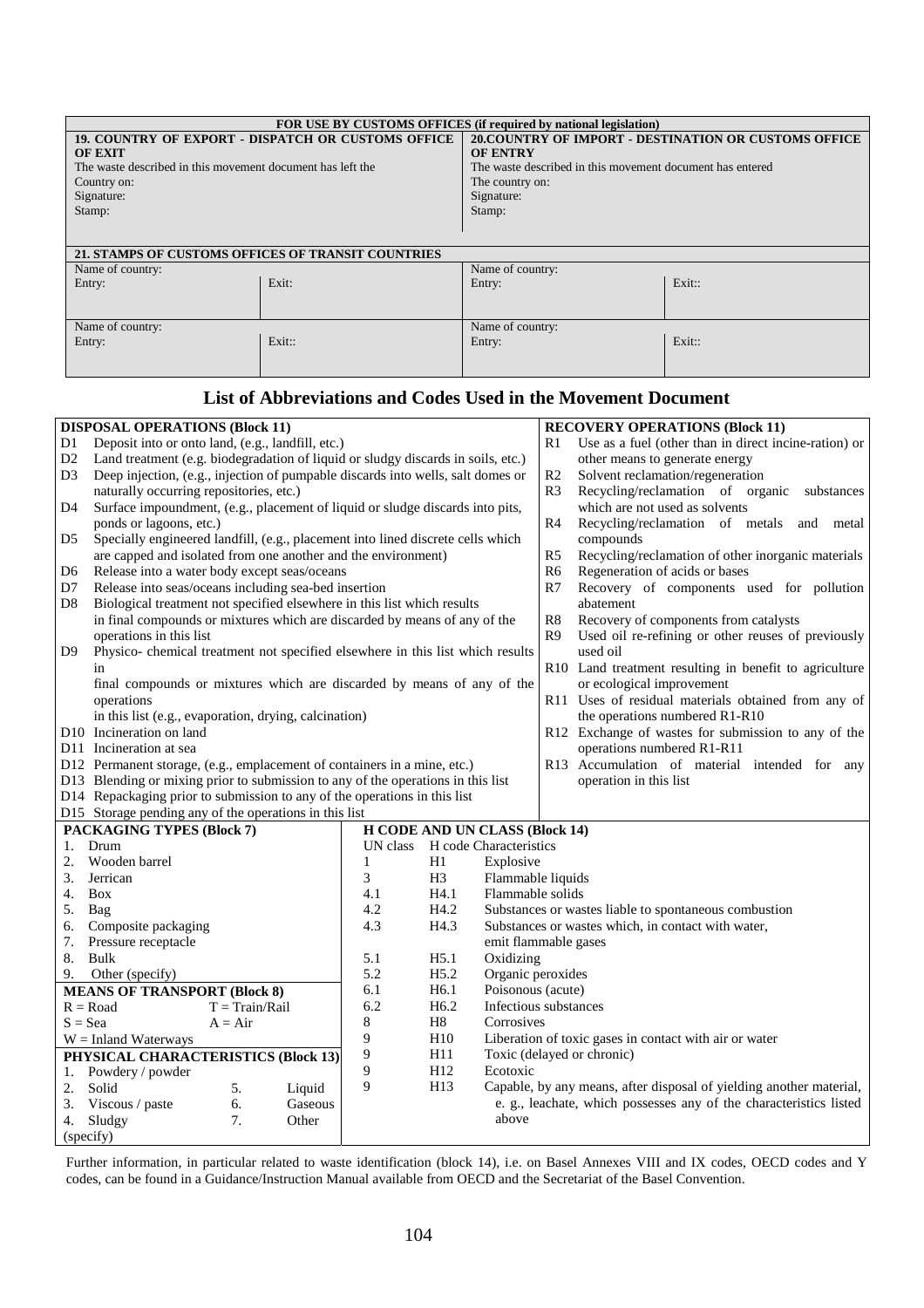| FOR USE BY CUSTOMS OFFICES (if required by national legislation) | | | |
|---|---|---|---|
| **19. COUNTRY OF EXPORT - DISPATCH OR CUSTOMS OFFICE OF EXIT**<br>The waste described in this movement document has left the<br>Country on:<br>Signature:<br>Stamp: | | **20.COUNTRY OF IMPORT - DESTINATION OR CUSTOMS OFFICE OF ENTRY**<br>The waste described in this movement document has entered<br>The country on:<br>Signature:<br>Stamp: | |
| **21. STAMPS OF CUSTOMS OFFICES OF TRANSIT COUNTRIES** | | | |
| Name of country: | | Name of country: | |
| Entry: | Exit: | Entry: | Exit:: |
| Name of country: | | Name of country: | |
| Entry: | Exit:: | Entry: | Exit:: |

## List of Abbreviations and Codes Used in the Movement Document

**DISPOSAL OPERATIONS (Block 11)**

- D1 Deposit into or onto land, (e.g., landfill, etc.)
- D2 Land treatment (e.g. biodegradation of liquid or sludgy discards in soils, etc.)
- D3 Deep injection, (e.g., injection of pumpable discards into wells, salt domes or naturally occurring repositories, etc.)
- D4 Surface impoundment, (e.g., placement of liquid or sludge discards into pits, ponds or lagoons, etc.)
- D5 Specially engineered landfill, (e.g., placement into lined discrete cells which are capped and isolated from one another and the environment)
- D6 Release into a water body except seas/oceans
- D7 Release into seas/oceans including sea-bed insertion
- D8 Biological treatment not specified elsewhere in this list which results in final compounds or mixtures which are discarded by means of any of the operations in this list
- D9 Physico- chemical treatment not specified elsewhere in this list which results in final compounds or mixtures which are discarded by means of any of the operations in this list (e.g., evaporation, drying, calcination)
- D10 Incineration on land
- D11 Incineration at sea
- D12 Permanent storage, (e.g., emplacement of containers in a mine, etc.)
- D13 Blending or mixing prior to submission to any of the operations in this list
- D14 Repackaging prior to submission to any of the operations in this list
- D15 Storage pending any of the operations in this list

**RECOVERY OPERATIONS (Block 11)**

- R1 Use as a fuel (other than in direct incine-ration) or other means to generate energy
- R2 Solvent reclamation/regeneration
- R3 Recycling/reclamation of organic substances which are not used as solvents
- R4 Recycling/reclamation of metals and metal compounds
- R5 Recycling/reclamation of other inorganic materials
- R6 Regeneration of acids or bases
- R7 Recovery of components used for pollution abatement
- R8 Recovery of components from catalysts
- R9 Used oil re-refining or other reuses of previously used oil
- R10 Land treatment resulting in benefit to agriculture or ecological improvement
- R11 Uses of residual materials obtained from any of the operations numbered R1-R10
- R12 Exchange of wastes for submission to any of the operations numbered R1-R11
- R13 Accumulation of material intended for any operation in this list

**PACKAGING TYPES (Block 7)**

1. Drum
2. Wooden barrel
3. Jerrican
4. Box
5. Bag
6. Composite packaging
7. Pressure receptacle
8. Bulk
9. Other (specify)

**MEANS OF TRANSPORT (Block 8)**

R = Road  T = Train/Rail
S = Sea  A = Air
W = Inland Waterways

**PHYSICAL CHARACTERISTICS (Block 13)**

1. Powdery / powder
2. Solid
3. Viscous / paste
4. Sludgy
5. Liquid
6. Gaseous
7. Other (specify)

**H CODE AND UN CLASS (Block 14)**

| UN class | H code | Characteristics |
|---|---|---|
| 1 | H1 | Explosive |
| 3 | H3 | Flammable liquids |
| 4.1 | H4.1 | Flammable solids |
| 4.2 | H4.2 | Substances or wastes liable to spontaneous combustion |
| 4.3 | H4.3 | Substances or wastes which, in contact with water, emit flammable gases |
| 5.1 | H5.1 | Oxidizing |
| 5.2 | H5.2 | Organic peroxides |
| 6.1 | H6.1 | Poisonous (acute) |
| 6.2 | H6.2 | Infectious substances |
| 8 | H8 | Corrosives |
| 9 | H10 | Liberation of toxic gases in contact with air or water |
| 9 | H11 | Toxic (delayed or chronic) |
| 9 | H12 | Ecotoxic |
| 9 | H13 | Capable, by any means, after disposal of yielding another material, e. g., leachate, which possesses any of the characteristics listed above |

Further information, in particular related to waste identification (block 14), i.e. on Basel Annexes VIII and IX codes, OECD codes and Y codes, can be found in a Guidance/Instruction Manual available from OECD and the Secretariat of the Basel Convention.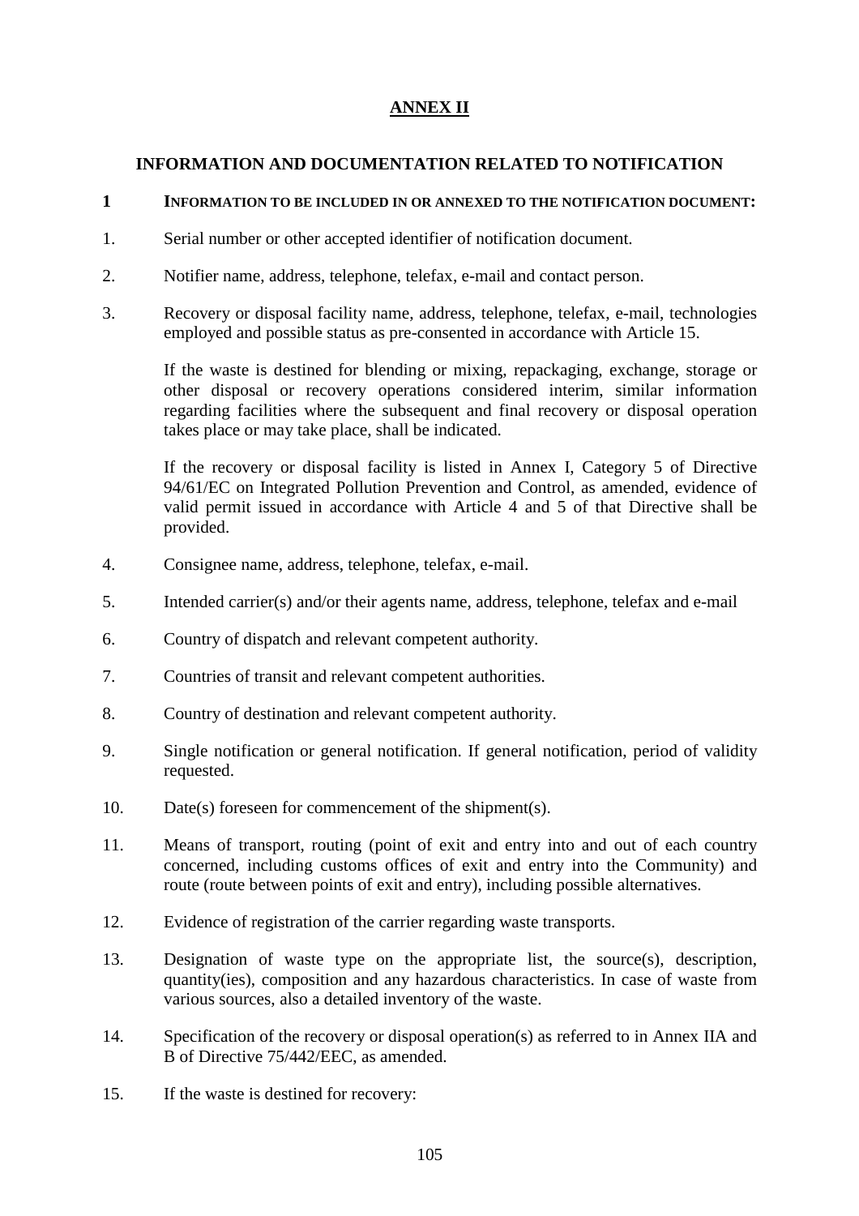# ANNEX II

## INFORMATION AND DOCUMENTATION RELATED TO NOTIFICATION

### 1 INFORMATION TO BE INCLUDED IN OR ANNEXED TO THE NOTIFICATION DOCUMENT:

1. Serial number or other accepted identifier of notification document.

2. Notifier name, address, telephone, telefax, e-mail and contact person.

3. Recovery or disposal facility name, address, telephone, telefax, e-mail, technologies employed and possible status as pre-consented in accordance with Article 15.

   If the waste is destined for blending or mixing, repackaging, exchange, storage or other disposal or recovery operations considered interim, similar information regarding facilities where the subsequent and final recovery or disposal operation takes place or may take place, shall be indicated.

   If the recovery or disposal facility is listed in Annex I, Category 5 of Directive 94/61/EC on Integrated Pollution Prevention and Control, as amended, evidence of valid permit issued in accordance with Article 4 and 5 of that Directive shall be provided.

4. Consignee name, address, telephone, telefax, e-mail.

5. Intended carrier(s) and/or their agents name, address, telephone, telefax and e-mail

6. Country of dispatch and relevant competent authority.

7. Countries of transit and relevant competent authorities.

8. Country of destination and relevant competent authority.

9. Single notification or general notification. If general notification, period of validity requested.

10. Date(s) foreseen for commencement of the shipment(s).

11. Means of transport, routing (point of exit and entry into and out of each country concerned, including customs offices of exit and entry into the Community) and route (route between points of exit and entry), including possible alternatives.

12. Evidence of registration of the carrier regarding waste transports.

13. Designation of waste type on the appropriate list, the source(s), description, quantity(ies), composition and any hazardous characteristics. In case of waste from various sources, also a detailed inventory of the waste.

14. Specification of the recovery or disposal operation(s) as referred to in Annex IIA and B of Directive 75/442/EEC, as amended.

15. If the waste is destined for recovery: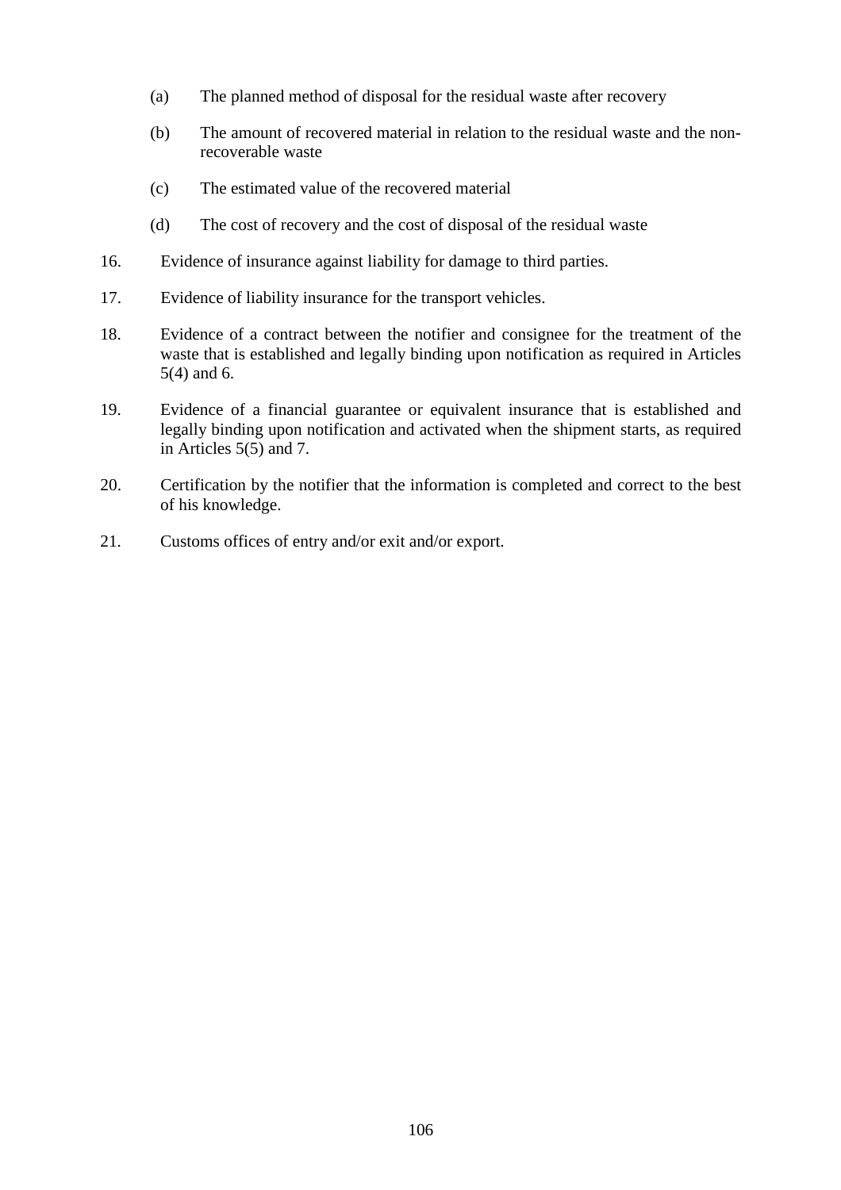(a) The planned method of disposal for the residual waste after recovery

(b) The amount of recovered material in relation to the residual waste and the non-recoverable waste

(c) The estimated value of the recovered material

(d) The cost of recovery and the cost of disposal of the residual waste

16. Evidence of insurance against liability for damage to third parties.

17. Evidence of liability insurance for the transport vehicles.

18. Evidence of a contract between the notifier and consignee for the treatment of the waste that is established and legally binding upon notification as required in Articles 5(4) and 6.

19. Evidence of a financial guarantee or equivalent insurance that is established and legally binding upon notification and activated when the shipment starts, as required in Articles 5(5) and 7.

20. Certification by the notifier that the information is completed and correct to the best of his knowledge.

21. Customs offices of entry and/or exit and/or export.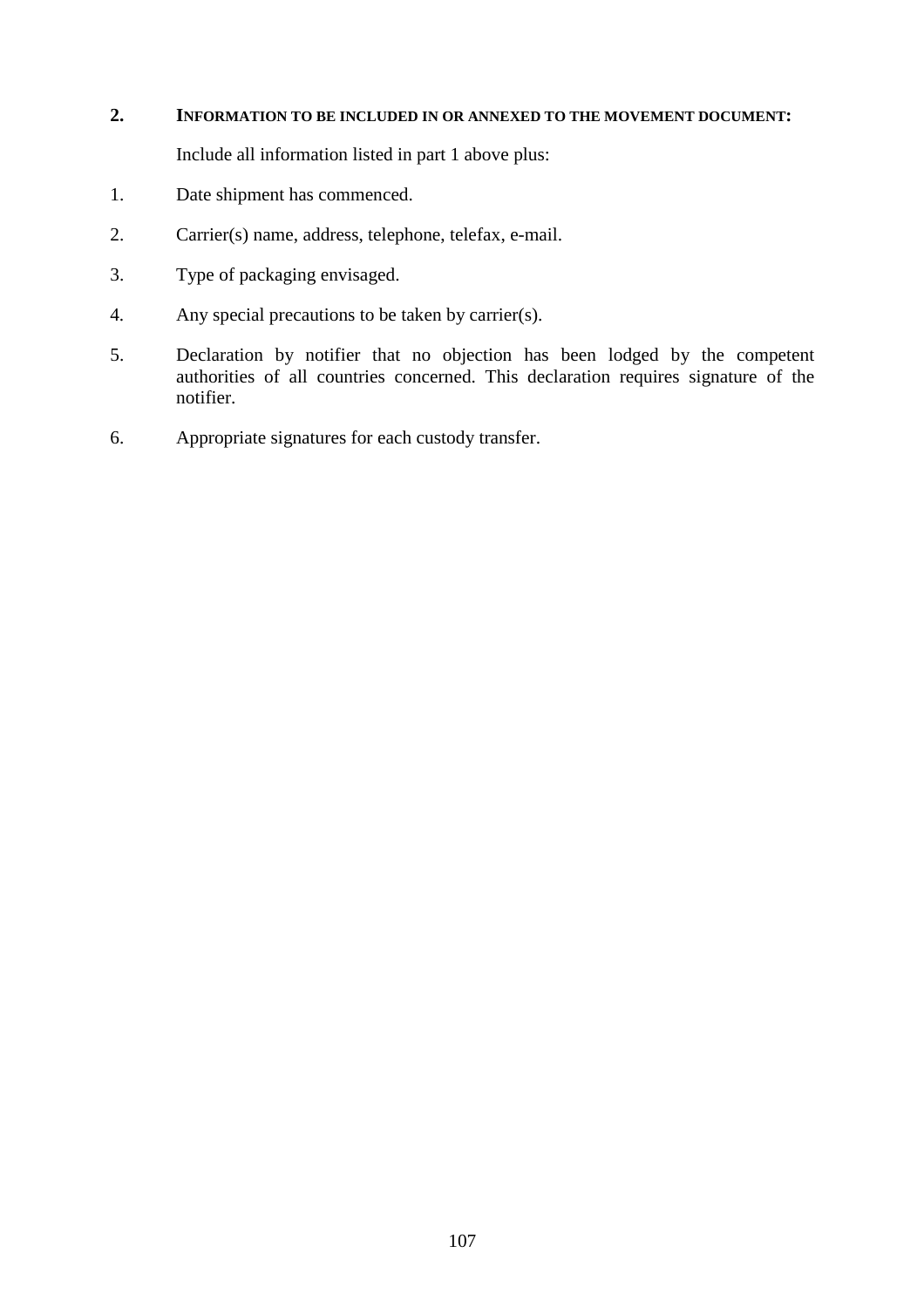## 2. INFORMATION TO BE INCLUDED IN OR ANNEXED TO THE MOVEMENT DOCUMENT:

Include all information listed in part 1 above plus:

1. Date shipment has commenced.
2. Carrier(s) name, address, telephone, telefax, e-mail.
3. Type of packaging envisaged.
4. Any special precautions to be taken by carrier(s).
5. Declaration by notifier that no objection has been lodged by the competent authorities of all countries concerned. This declaration requires signature of the notifier.
6. Appropriate signatures for each custody transfer.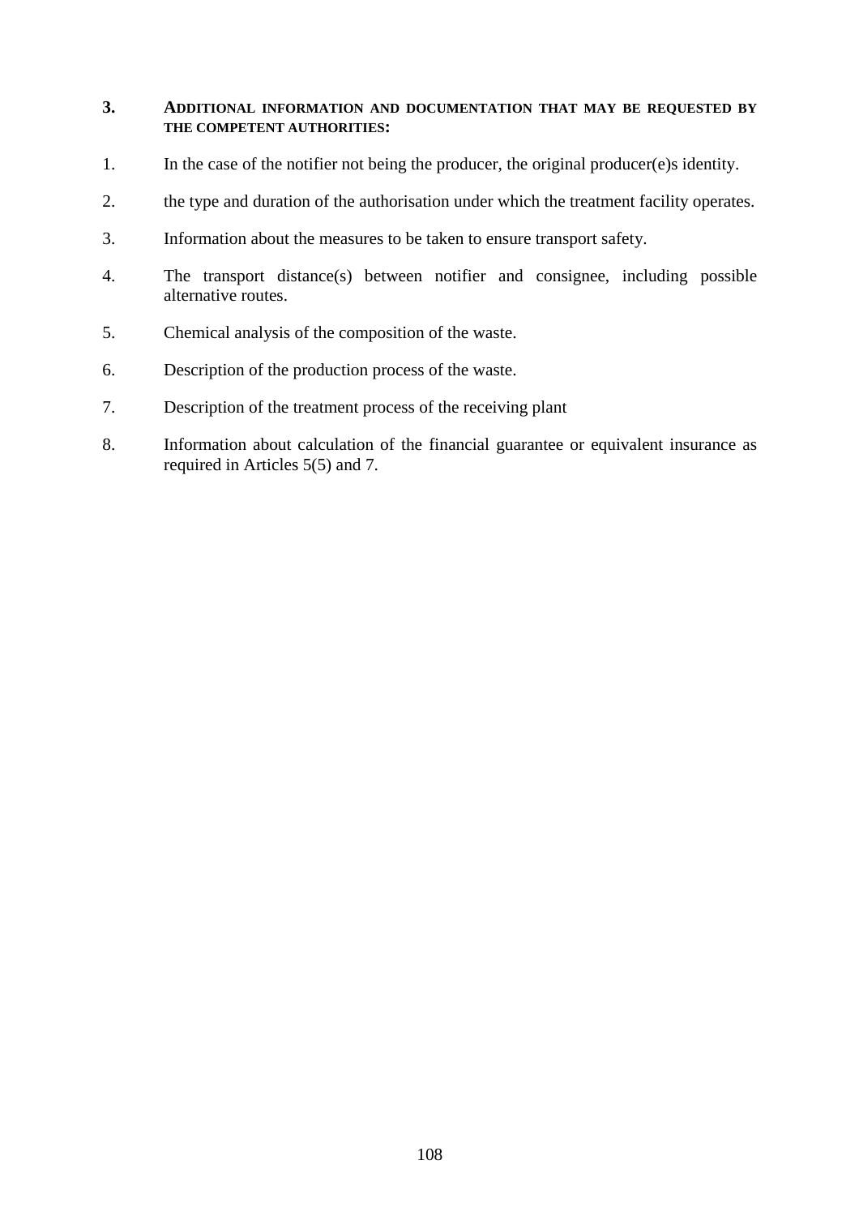## 3. ADDITIONAL INFORMATION AND DOCUMENTATION THAT MAY BE REQUESTED BY THE COMPETENT AUTHORITIES:

1. In the case of the notifier not being the producer, the original producer(e)s identity.
2. the type and duration of the authorisation under which the treatment facility operates.
3. Information about the measures to be taken to ensure transport safety.
4. The transport distance(s) between notifier and consignee, including possible alternative routes.
5. Chemical analysis of the composition of the waste.
6. Description of the production process of the waste.
7. Description of the treatment process of the receiving plant
8. Information about calculation of the financial guarantee or equivalent insurance as required in Articles 5(5) and 7.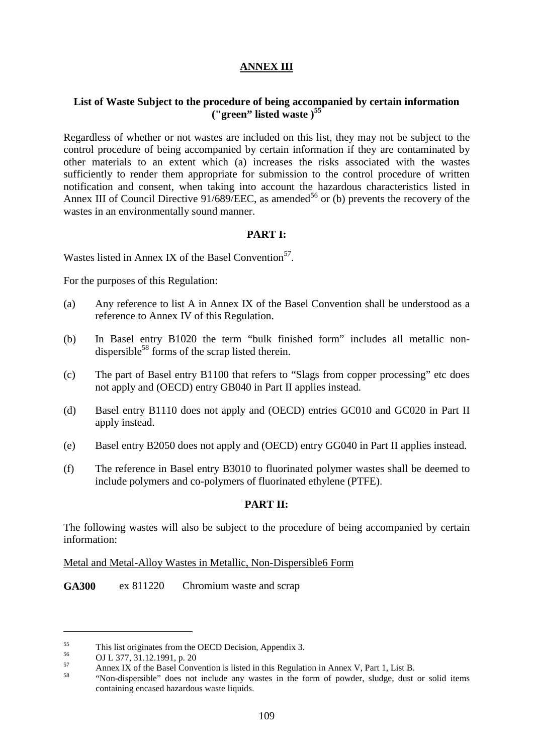## ANNEX III

### List of Waste Subject to the procedure of being accompanied by certain information ("green" listed waste )[55]

Regardless of whether or not wastes are included on this list, they may not be subject to the control procedure of being accompanied by certain information if they are contaminated by other materials to an extent which (a) increases the risks associated with the wastes sufficiently to render them appropriate for submission to the control procedure of written notification and consent, when taking into account the hazardous characteristics listed in Annex III of Council Directive 91/689/EEC, as amended[56] or (b) prevents the recovery of the wastes in an environmentally sound manner.

#### PART I:

Wastes listed in Annex IX of the Basel Convention[57].

For the purposes of this Regulation:

(a) Any reference to list A in Annex IX of the Basel Convention shall be understood as a reference to Annex IV of this Regulation.

(b) In Basel entry B1020 the term "bulk finished form" includes all metallic non-dispersible[58] forms of the scrap listed therein.

(c) The part of Basel entry B1100 that refers to "Slags from copper processing" etc does not apply and (OECD) entry GB040 in Part II applies instead.

(d) Basel entry B1110 does not apply and (OECD) entries GC010 and GC020 in Part II apply instead.

(e) Basel entry B2050 does not apply and (OECD) entry GG040 in Part II applies instead.

(f) The reference in Basel entry B3010 to fluorinated polymer wastes shall be deemed to include polymers and co-polymers of fluorinated ethylene (PTFE).

#### PART II:

The following wastes will also be subject to the procedure of being accompanied by certain information:

Metal and Metal-Alloy Wastes in Metallic, Non-Dispersible6 Form

**GA300** ex 811220 Chromium waste and scrap

---

[55] This list originates from the OECD Decision, Appendix 3.

[56] OJ L 377, 31.12.1991, p. 20

[57] Annex IX of the Basel Convention is listed in this Regulation in Annex V, Part 1, List B.

[58] "Non-dispersible" does not include any wastes in the form of powder, sludge, dust or solid items containing encased hazardous waste liquids.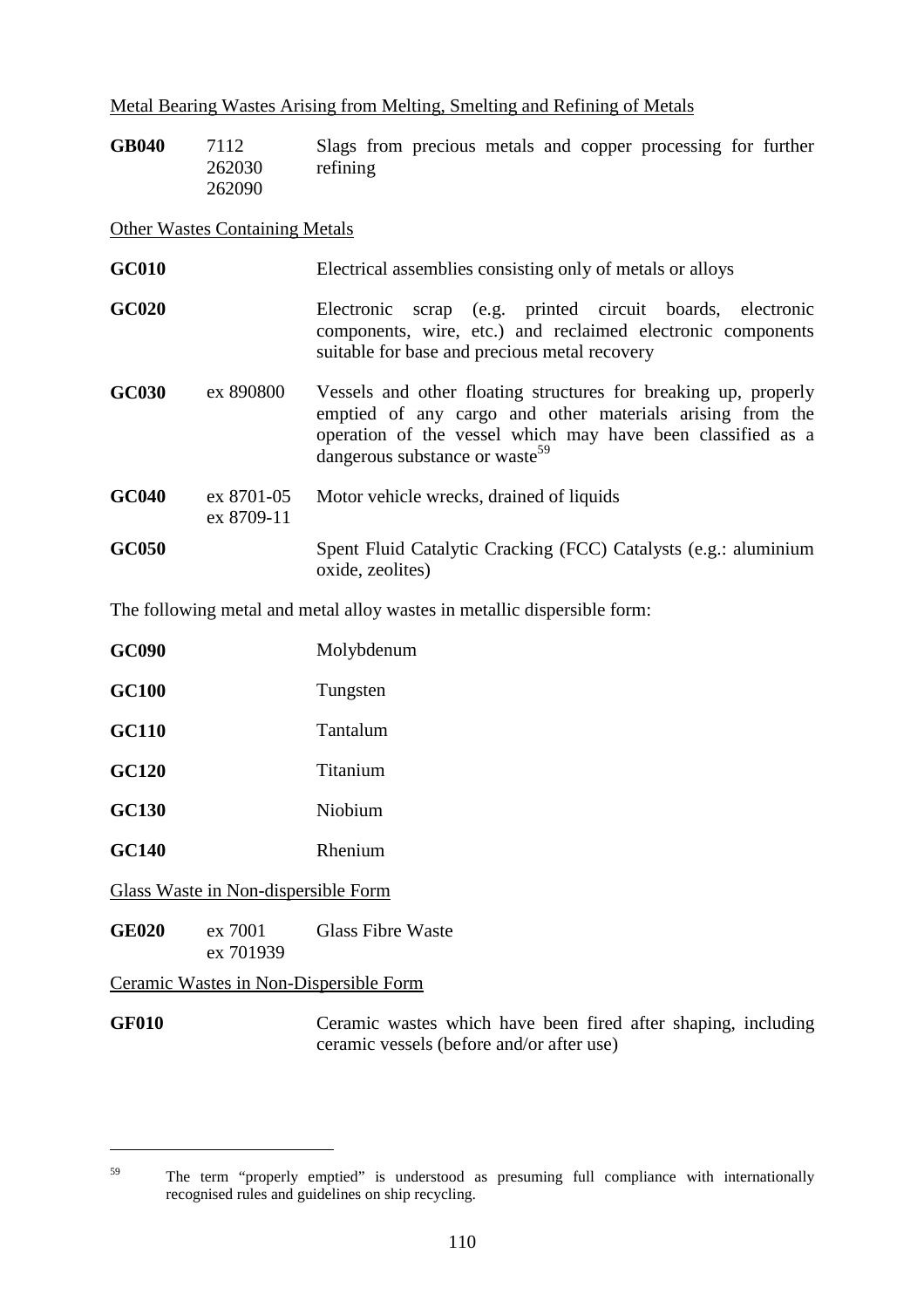Metal Bearing Wastes Arising from Melting, Smelting and Refining of Metals

| | | |
|---|---|---|
| **GB040** | 7112<br>262030<br>262090 | Slags from precious metals and copper processing for further refining |

Other Wastes Containing Metals

| | | |
|---|---|---|
| **GC010** | | Electrical assemblies consisting only of metals or alloys |
| **GC020** | | Electronic scrap (e.g. printed circuit boards, electronic components, wire, etc.) and reclaimed electronic components suitable for base and precious metal recovery |
| **GC030** | ex 890800 | Vessels and other floating structures for breaking up, properly emptied of any cargo and other materials arising from the operation of the vessel which may have been classified as a dangerous substance or waste[59] |
| **GC040** | ex 8701-05<br>ex 8709-11 | Motor vehicle wrecks, drained of liquids |
| **GC050** | | Spent Fluid Catalytic Cracking (FCC) Catalysts (e.g.: aluminium oxide, zeolites) |

The following metal and metal alloy wastes in metallic dispersible form:

| | | |
|---|---|---|
| **GC090** | | Molybdenum |
| **GC100** | | Tungsten |
| **GC110** | | Tantalum |
| **GC120** | | Titanium |
| **GC130** | | Niobium |
| **GC140** | | Rhenium |

Glass Waste in Non-dispersible Form

| | | |
|---|---|---|
| **GE020** | ex 7001<br>ex 701939 | Glass Fibre Waste |

Ceramic Wastes in Non-Dispersible Form

| | | |
|---|---|---|
| **GF010** | | Ceramic wastes which have been fired after shaping, including ceramic vessels (before and/or after use) |

---

[59] The term "properly emptied" is understood as presuming full compliance with internationally recognised rules and guidelines on ship recycling.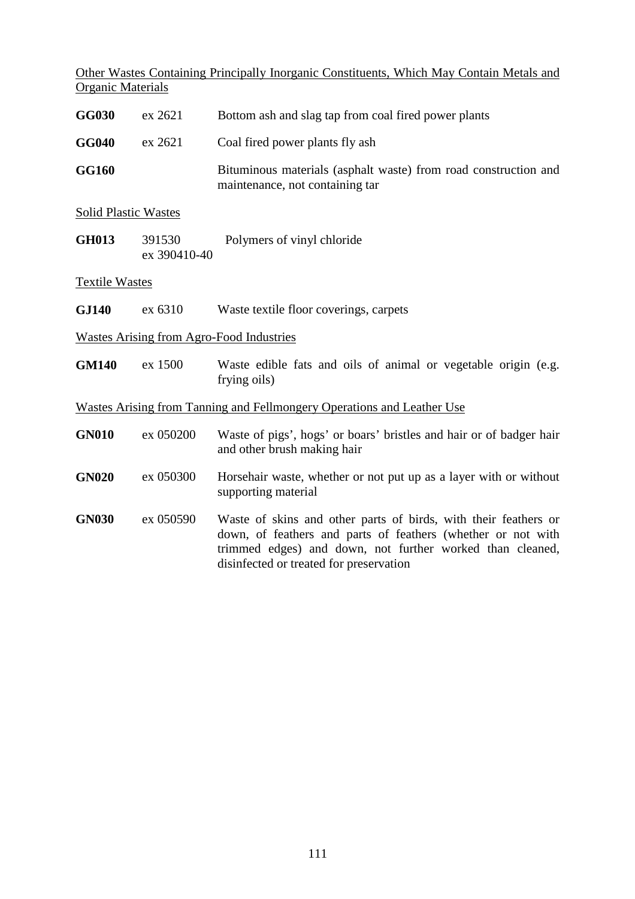Other Wastes Containing Principally Inorganic Constituents, Which May Contain Metals and Organic Materials

| | | |
|---|---|---|
| **GG030** | ex 2621 | Bottom ash and slag tap from coal fired power plants |
| **GG040** | ex 2621 | Coal fired power plants fly ash |
| **GG160** | | Bituminous materials (asphalt waste) from road construction and maintenance, not containing tar |

Solid Plastic Wastes

| | | |
|---|---|---|
| **GH013** | 391530<br>ex 390410-40 | Polymers of vinyl chloride |

Textile Wastes

| | | |
|---|---|---|
| **GJ140** | ex 6310 | Waste textile floor coverings, carpets |

Wastes Arising from Agro-Food Industries

| | | |
|---|---|---|
| **GM140** | ex 1500 | Waste edible fats and oils of animal or vegetable origin (e.g. frying oils) |

Wastes Arising from Tanning and Fellmongery Operations and Leather Use

| | | |
|---|---|---|
| **GN010** | ex 050200 | Waste of pigs', hogs' or boars' bristles and hair or of badger hair and other brush making hair |
| **GN020** | ex 050300 | Horsehair waste, whether or not put up as a layer with or without supporting material |
| **GN030** | ex 050590 | Waste of skins and other parts of birds, with their feathers or down, of feathers and parts of feathers (whether or not with trimmed edges) and down, not further worked than cleaned, disinfected or treated for preservation |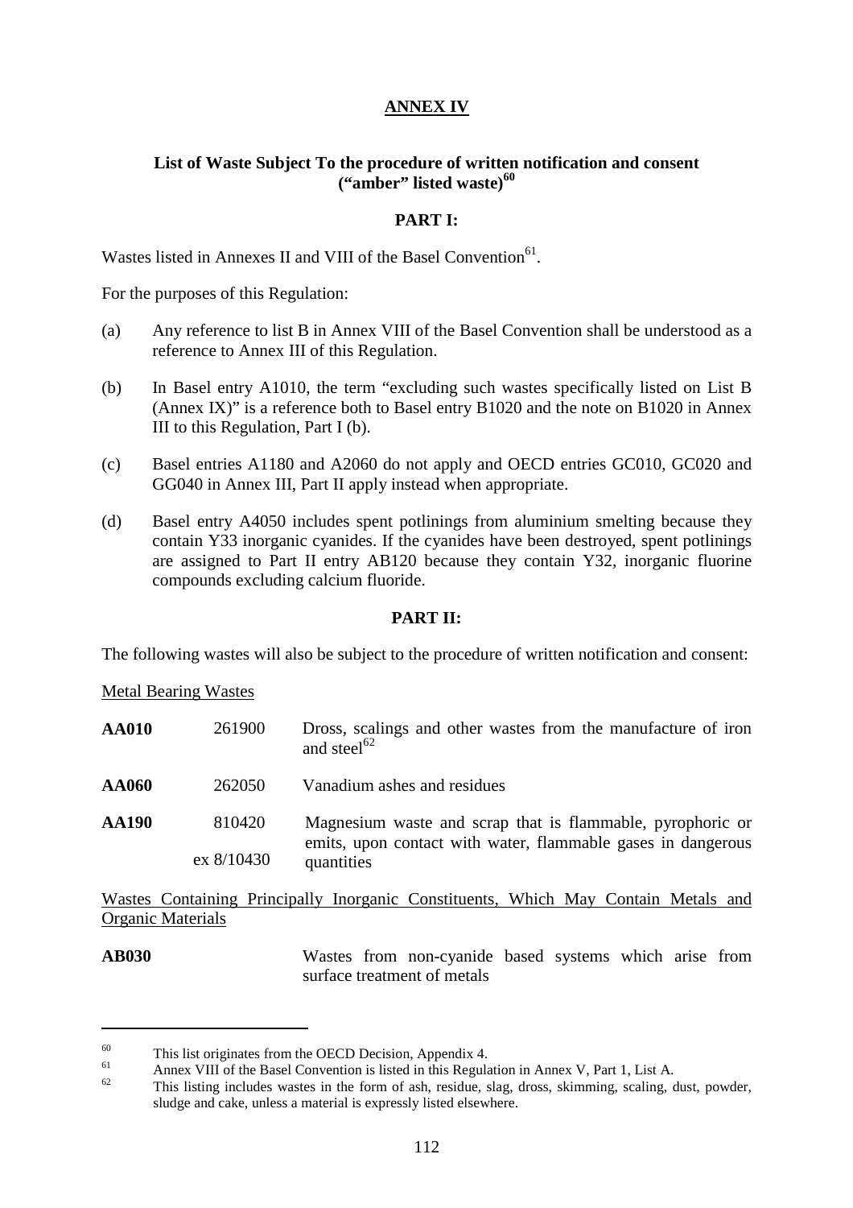# ANNEX IV

## List of Waste Subject To the procedure of written notification and consent ("amber" listed waste)[60]

### PART I:

Wastes listed in Annexes II and VIII of the Basel Convention[61].

For the purposes of this Regulation:

(a) Any reference to list B in Annex VIII of the Basel Convention shall be understood as a reference to Annex III of this Regulation.

(b) In Basel entry A1010, the term "excluding such wastes specifically listed on List B (Annex IX)" is a reference both to Basel entry B1020 and the note on B1020 in Annex III to this Regulation, Part I (b).

(c) Basel entries A1180 and A2060 do not apply and OECD entries GC010, GC020 and GG040 in Annex III, Part II apply instead when appropriate.

(d) Basel entry A4050 includes spent potlinings from aluminium smelting because they contain Y33 inorganic cyanides. If the cyanides have been destroyed, spent potlinings are assigned to Part II entry AB120 because they contain Y32, inorganic fluorine compounds excluding calcium fluoride.

### PART II:

The following wastes will also be subject to the procedure of written notification and consent:

Metal Bearing Wastes

| | | |
|---|---|---|
| **AA010** | 261900 | Dross, scalings and other wastes from the manufacture of iron and steel[62] |
| **AA060** | 262050 | Vanadium ashes and residues |
| **AA190** | 810420<br>ex 8/10430 | Magnesium waste and scrap that is flammable, pyrophoric or emits, upon contact with water, flammable gases in dangerous quantities |

Wastes Containing Principally Inorganic Constituents, Which May Contain Metals and Organic Materials

| | | |
|---|---|---|
| **AB030** | | Wastes from non-cyanide based systems which arise from surface treatment of metals |

---

[60] This list originates from the OECD Decision, Appendix 4.

[61] Annex VIII of the Basel Convention is listed in this Regulation in Annex V, Part 1, List A.

[62] This listing includes wastes in the form of ash, residue, slag, dross, skimming, scaling, dust, powder, sludge and cake, unless a material is expressly listed elsewhere.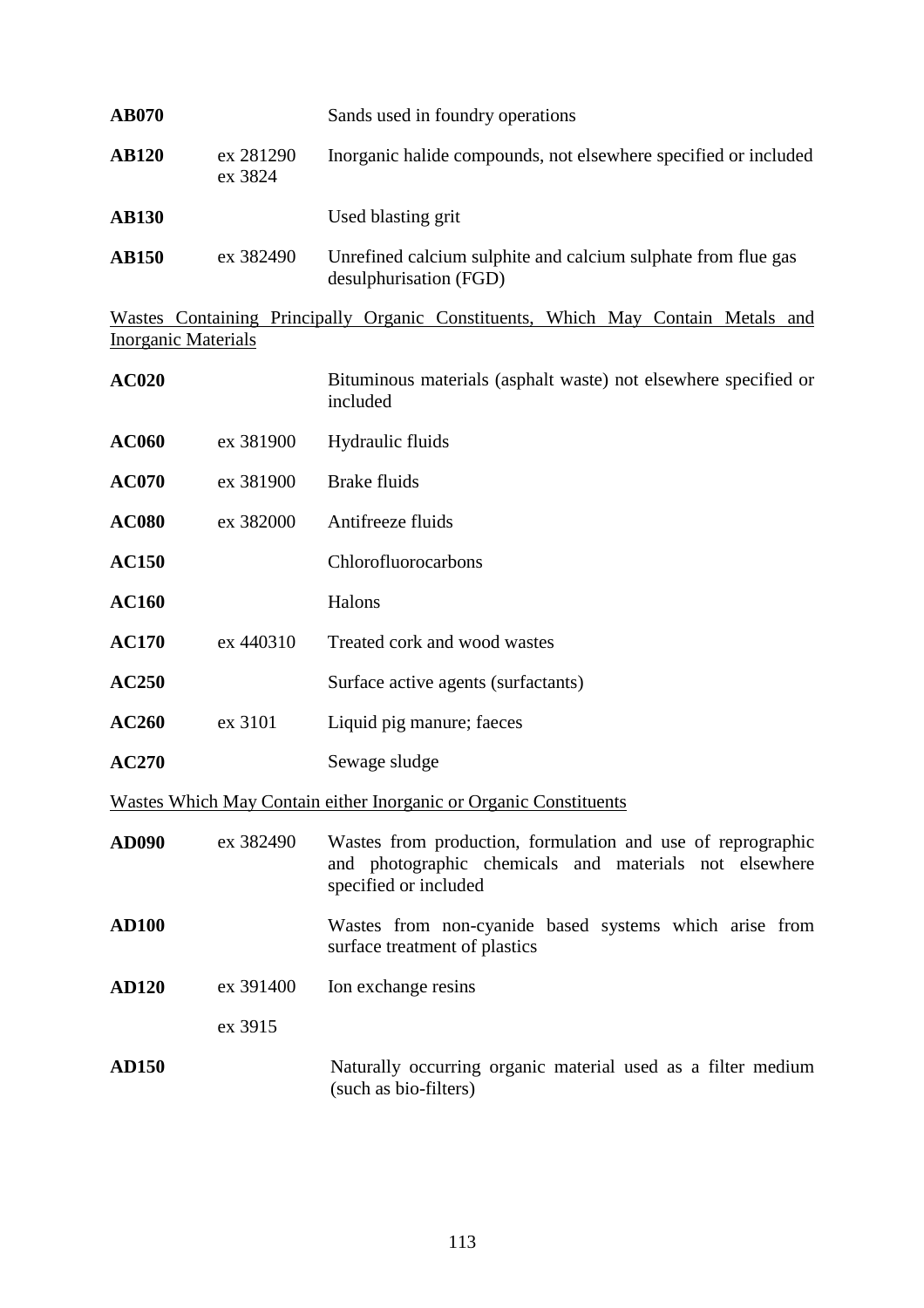| | | |
|---|---|---|
| **AB070** | | Sands used in foundry operations |
| **AB120** | ex 281290<br>ex 3824 | Inorganic halide compounds, not elsewhere specified or included |
| **AB130** | | Used blasting grit |
| **AB150** | ex 382490 | Unrefined calcium sulphite and calcium sulphate from flue gas desulphurisation (FGD) |

<u>Wastes Containing Principally Organic Constituents, Which May Contain Metals and Inorganic Materials</u>

| | | |
|---|---|---|
| **AC020** | | Bituminous materials (asphalt waste) not elsewhere specified or included |
| **AC060** | ex 381900 | Hydraulic fluids |
| **AC070** | ex 381900 | Brake fluids |
| **AC080** | ex 382000 | Antifreeze fluids |
| **AC150** | | Chlorofluorocarbons |
| **AC160** | | Halons |
| **AC170** | ex 440310 | Treated cork and wood wastes |
| **AC250** | | Surface active agents (surfactants) |
| **AC260** | ex 3101 | Liquid pig manure; faeces |
| **AC270** | | Sewage sludge |

<u>Wastes Which May Contain either Inorganic or Organic Constituents</u>

| | | |
|---|---|---|
| **AD090** | ex 382490 | Wastes from production, formulation and use of reprographic and photographic chemicals and materials not elsewhere specified or included |
| **AD100** | | Wastes from non-cyanide based systems which arise from surface treatment of plastics |
| **AD120** | ex 391400<br>ex 3915 | Ion exchange resins |
| **AD150** | | Naturally occurring organic material used as a filter medium (such as bio-filters) |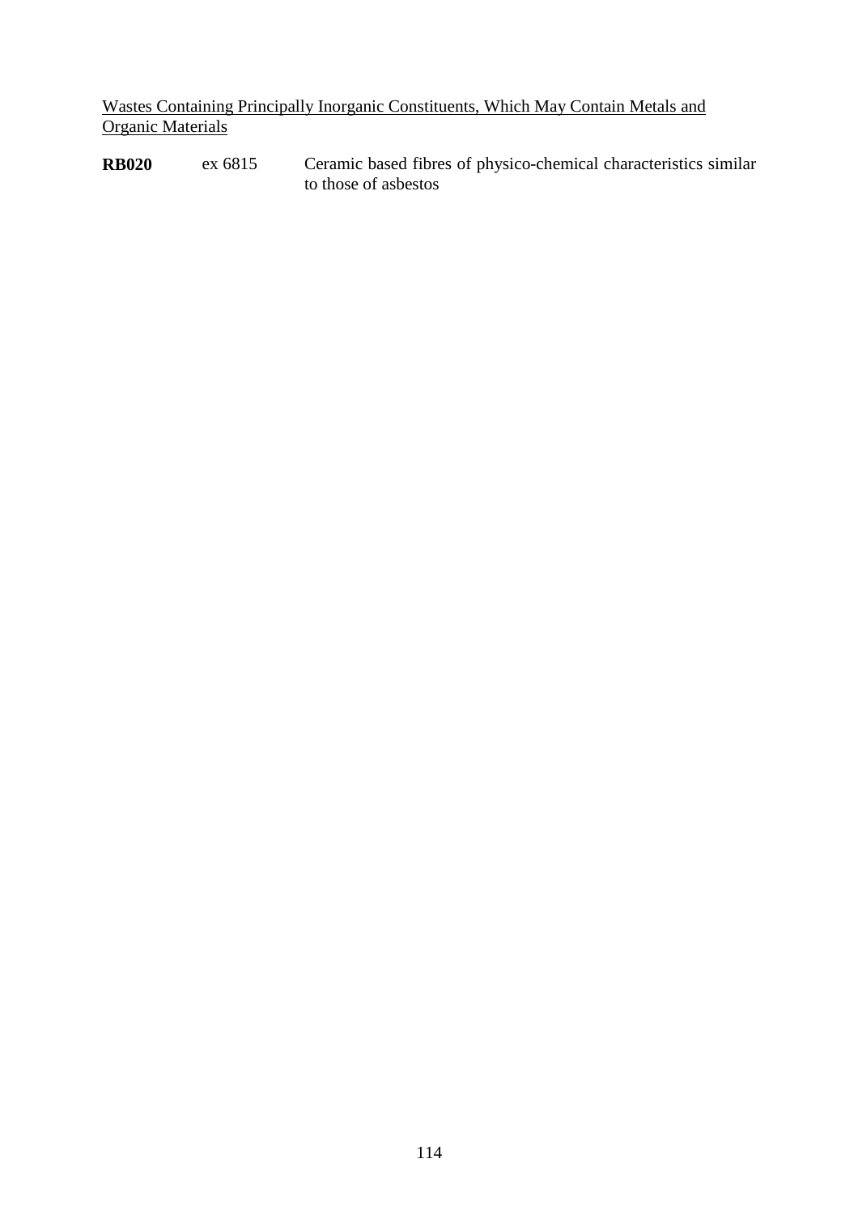<u>Wastes Containing Principally Inorganic Constituents, Which May Contain Metals and Organic Materials</u>

| | | |
|---|---|---|
| **RB020** | ex 6815 | Ceramic based fibres of physico-chemical characteristics similar to those of asbestos |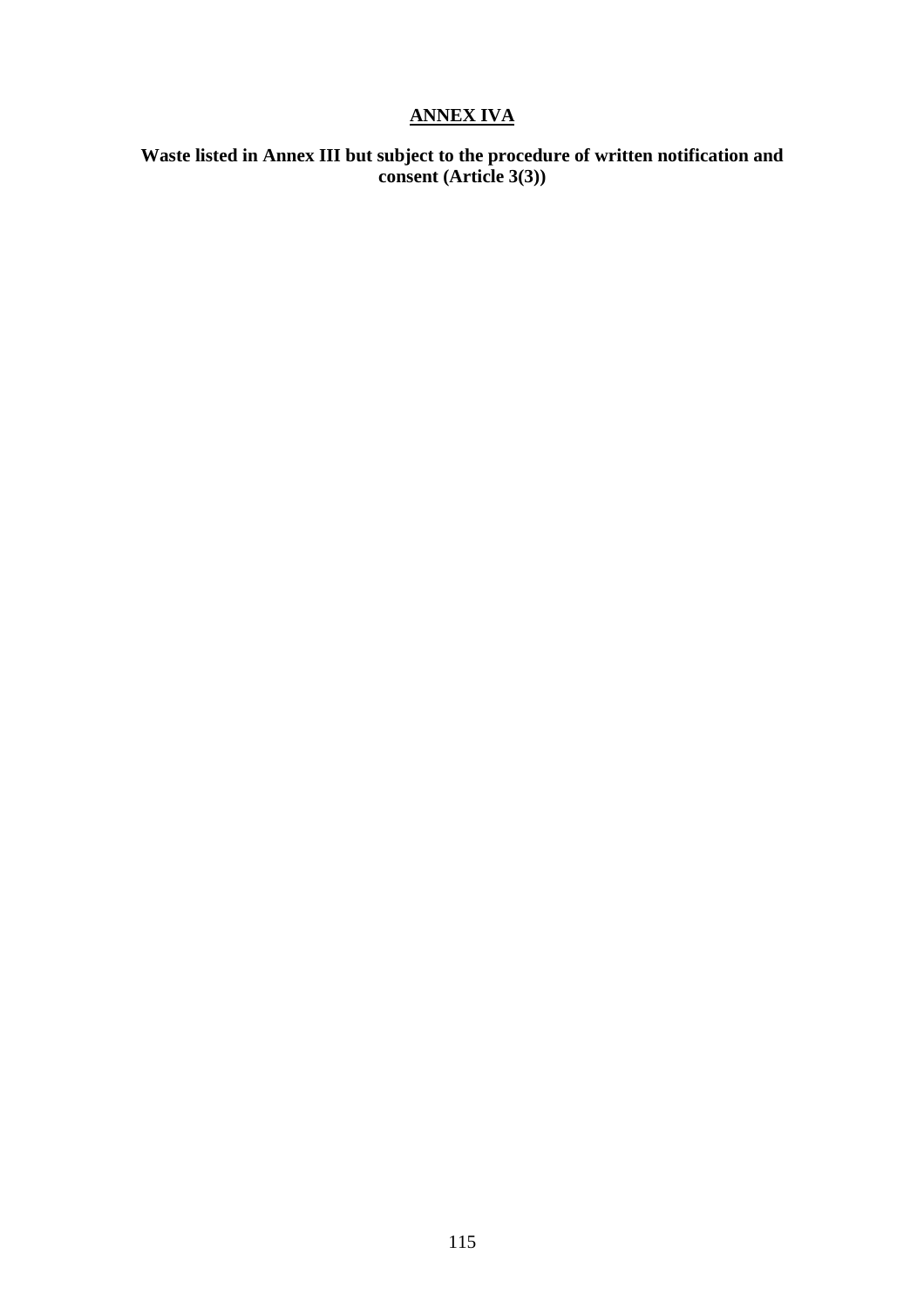# **ANNEX IVA**

**Waste listed in Annex III but subject to the procedure of written notification and consent (Article 3(3))**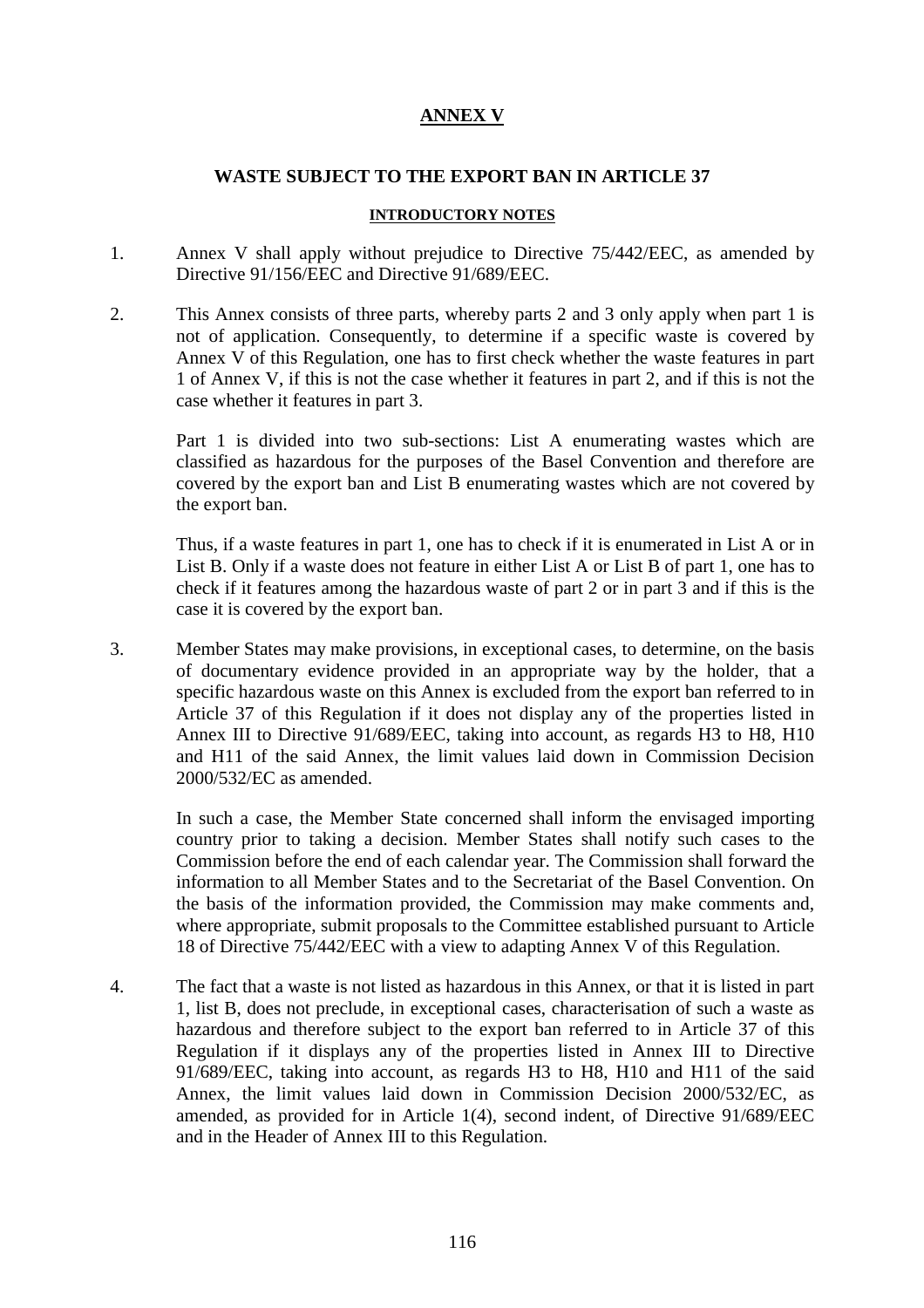# ANNEX V

## WASTE SUBJECT TO THE EXPORT BAN IN ARTICLE 37

### INTRODUCTORY NOTES

1. Annex V shall apply without prejudice to Directive 75/442/EEC, as amended by Directive 91/156/EEC and Directive 91/689/EEC.

2. This Annex consists of three parts, whereby parts 2 and 3 only apply when part 1 is not of application. Consequently, to determine if a specific waste is covered by Annex V of this Regulation, one has to first check whether the waste features in part 1 of Annex V, if this is not the case whether it features in part 2, and if this is not the case whether it features in part 3.

   Part 1 is divided into two sub-sections: List A enumerating wastes which are classified as hazardous for the purposes of the Basel Convention and therefore are covered by the export ban and List B enumerating wastes which are not covered by the export ban.

   Thus, if a waste features in part 1, one has to check if it is enumerated in List A or in List B. Only if a waste does not feature in either List A or List B of part 1, one has to check if it features among the hazardous waste of part 2 or in part 3 and if this is the case it is covered by the export ban.

3. Member States may make provisions, in exceptional cases, to determine, on the basis of documentary evidence provided in an appropriate way by the holder, that a specific hazardous waste on this Annex is excluded from the export ban referred to in Article 37 of this Regulation if it does not display any of the properties listed in Annex III to Directive 91/689/EEC, taking into account, as regards H3 to H8, H10 and H11 of the said Annex, the limit values laid down in Commission Decision 2000/532/EC as amended.

   In such a case, the Member State concerned shall inform the envisaged importing country prior to taking a decision. Member States shall notify such cases to the Commission before the end of each calendar year. The Commission shall forward the information to all Member States and to the Secretariat of the Basel Convention. On the basis of the information provided, the Commission may make comments and, where appropriate, submit proposals to the Committee established pursuant to Article 18 of Directive 75/442/EEC with a view to adapting Annex V of this Regulation.

4. The fact that a waste is not listed as hazardous in this Annex, or that it is listed in part 1, list B, does not preclude, in exceptional cases, characterisation of such a waste as hazardous and therefore subject to the export ban referred to in Article 37 of this Regulation if it displays any of the properties listed in Annex III to Directive 91/689/EEC, taking into account, as regards H3 to H8, H10 and H11 of the said Annex, the limit values laid down in Commission Decision 2000/532/EC, as amended, as provided for in Article 1(4), second indent, of Directive 91/689/EEC and in the Header of Annex III to this Regulation.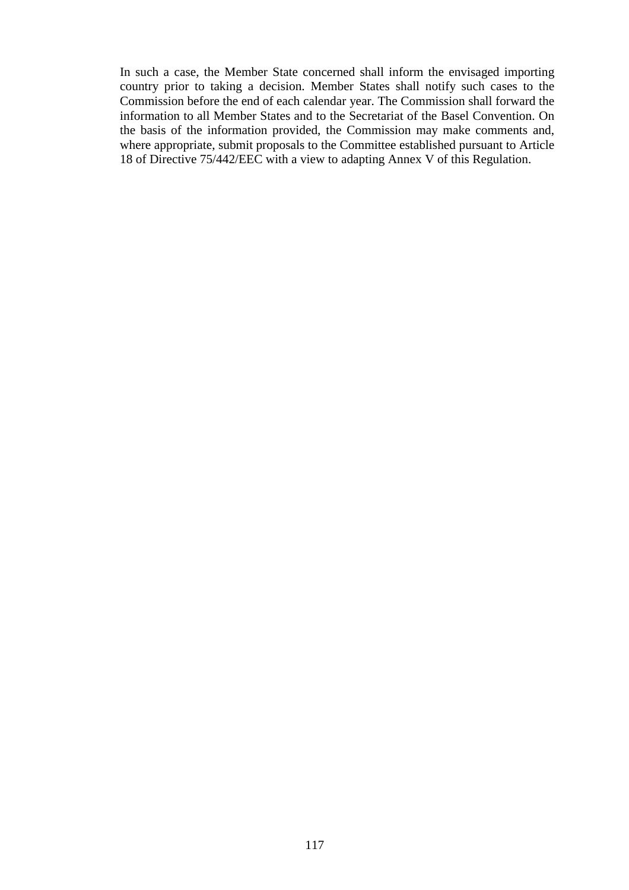In such a case, the Member State concerned shall inform the envisaged importing country prior to taking a decision. Member States shall notify such cases to the Commission before the end of each calendar year. The Commission shall forward the information to all Member States and to the Secretariat of the Basel Convention. On the basis of the information provided, the Commission may make comments and, where appropriate, submit proposals to the Committee established pursuant to Article 18 of Directive 75/442/EEC with a view to adapting Annex V of this Regulation.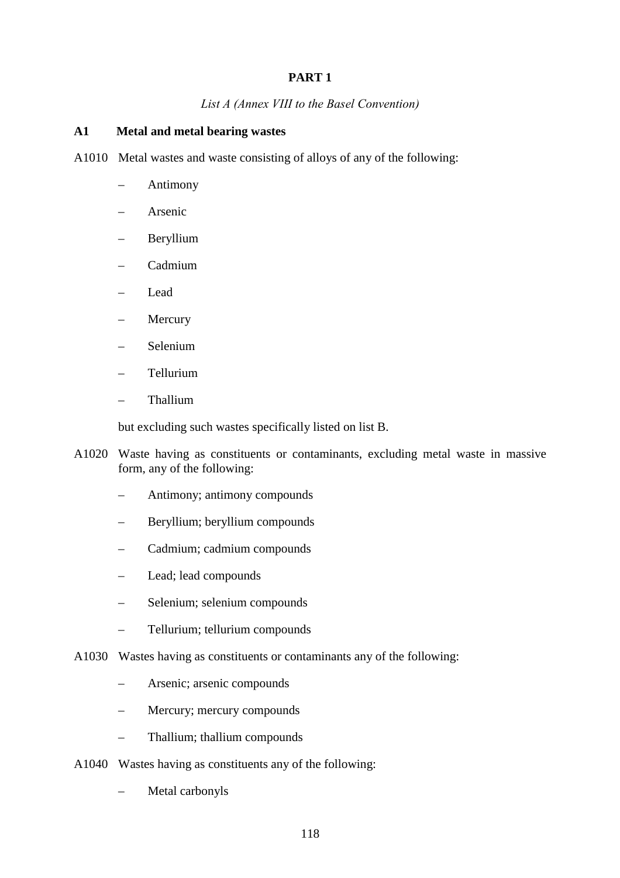## PART 1

*List A (Annex VIII to the Basel Convention)*

### A1 Metal and metal bearing wastes

A1010 Metal wastes and waste consisting of alloys of any of the following:

- Antimony
- Arsenic
- Beryllium
- Cadmium
- Lead
- Mercury
- Selenium
- Tellurium
- Thallium

but excluding such wastes specifically listed on list B.

A1020 Waste having as constituents or contaminants, excluding metal waste in massive form, any of the following:

- Antimony; antimony compounds
- Beryllium; beryllium compounds
- Cadmium; cadmium compounds
- Lead; lead compounds
- Selenium; selenium compounds
- Tellurium; tellurium compounds

A1030 Wastes having as constituents or contaminants any of the following:

- Arsenic; arsenic compounds
- Mercury; mercury compounds
- Thallium; thallium compounds

A1040 Wastes having as constituents any of the following:

- Metal carbonyls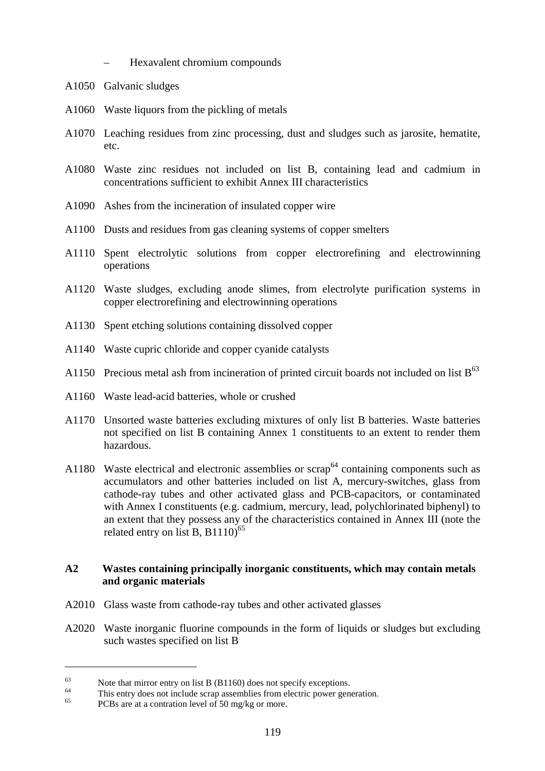– Hexavalent chromium compounds

A1050 Galvanic sludges

A1060 Waste liquors from the pickling of metals

A1070 Leaching residues from zinc processing, dust and sludges such as jarosite, hematite, etc.

A1080 Waste zinc residues not included on list B, containing lead and cadmium in concentrations sufficient to exhibit Annex III characteristics

A1090 Ashes from the incineration of insulated copper wire

A1100 Dusts and residues from gas cleaning systems of copper smelters

A1110 Spent electrolytic solutions from copper electrorefining and electrowinning operations

A1120 Waste sludges, excluding anode slimes, from electrolyte purification systems in copper electrorefining and electrowinning operations

A1130 Spent etching solutions containing dissolved copper

A1140 Waste cupric chloride and copper cyanide catalysts

A1150 Precious metal ash from incineration of printed circuit boards not included on list B[63]

A1160 Waste lead-acid batteries, whole or crushed

A1170 Unsorted waste batteries excluding mixtures of only list B batteries. Waste batteries not specified on list B containing Annex 1 constituents to an extent to render them hazardous.

A1180 Waste electrical and electronic assemblies or scrap[64] containing components such as accumulators and other batteries included on list A, mercury-switches, glass from cathode-ray tubes and other activated glass and PCB-capacitors, or contaminated with Annex I constituents (e.g. cadmium, mercury, lead, polychlorinated biphenyl) to an extent that they possess any of the characteristics contained in Annex III (note the related entry on list B, B1110)[65]

### A2 Wastes containing principally inorganic constituents, which may contain metals and organic materials

A2010 Glass waste from cathode-ray tubes and other activated glasses

A2020 Waste inorganic fluorine compounds in the form of liquids or sludges but excluding such wastes specified on list B

---

[63] Note that mirror entry on list B (B1160) does not specify exceptions.

[64] This entry does not include scrap assemblies from electric power generation.

[65] PCBs are at a contration level of 50 mg/kg or more.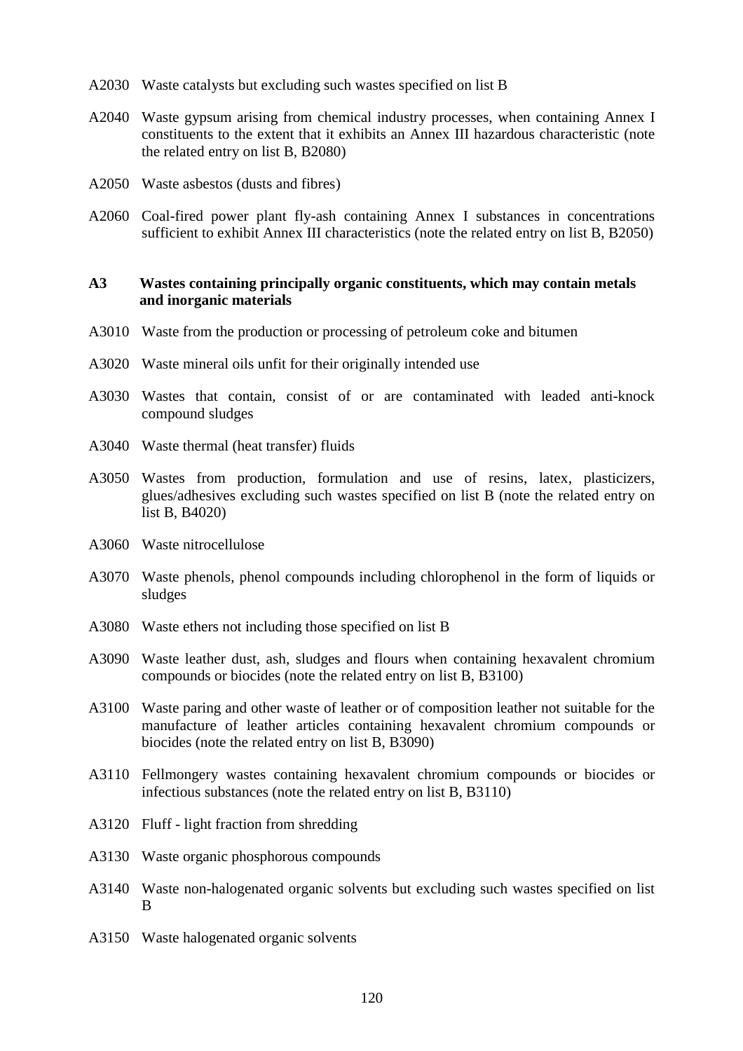A2030 Waste catalysts but excluding such wastes specified on list B

A2040 Waste gypsum arising from chemical industry processes, when containing Annex I constituents to the extent that it exhibits an Annex III hazardous characteristic (note the related entry on list B, B2080)

A2050 Waste asbestos (dusts and fibres)

A2060 Coal-fired power plant fly-ash containing Annex I substances in concentrations sufficient to exhibit Annex III characteristics (note the related entry on list B, B2050)

**A3 Wastes containing principally organic constituents, which may contain metals and inorganic materials**

A3010 Waste from the production or processing of petroleum coke and bitumen

A3020 Waste mineral oils unfit for their originally intended use

A3030 Wastes that contain, consist of or are contaminated with leaded anti-knock compound sludges

A3040 Waste thermal (heat transfer) fluids

A3050 Wastes from production, formulation and use of resins, latex, plasticizers, glues/adhesives excluding such wastes specified on list B (note the related entry on list B, B4020)

A3060 Waste nitrocellulose

A3070 Waste phenols, phenol compounds including chlorophenol in the form of liquids or sludges

A3080 Waste ethers not including those specified on list B

A3090 Waste leather dust, ash, sludges and flours when containing hexavalent chromium compounds or biocides (note the related entry on list B, B3100)

A3100 Waste paring and other waste of leather or of composition leather not suitable for the manufacture of leather articles containing hexavalent chromium compounds or biocides (note the related entry on list B, B3090)

A3110 Fellmongery wastes containing hexavalent chromium compounds or biocides or infectious substances (note the related entry on list B, B3110)

A3120 Fluff - light fraction from shredding

A3130 Waste organic phosphorous compounds

A3140 Waste non-halogenated organic solvents but excluding such wastes specified on list B

A3150 Waste halogenated organic solvents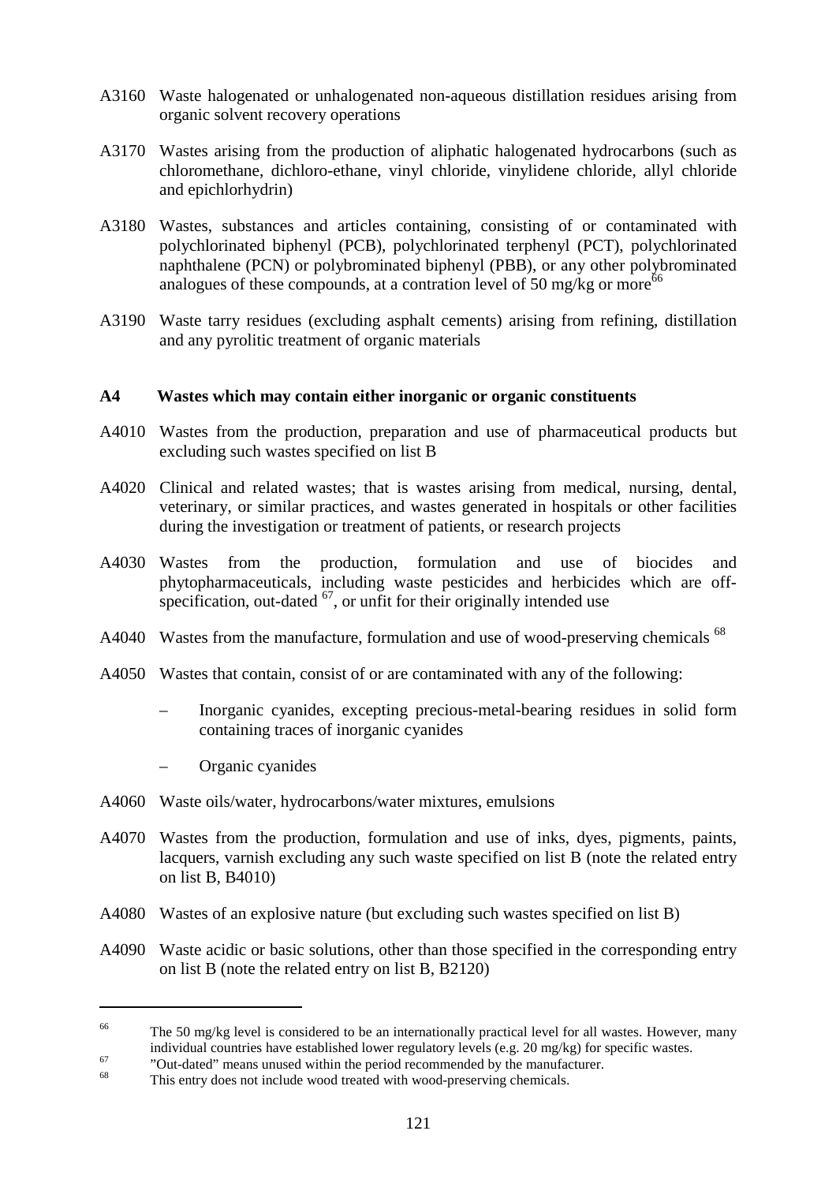A3160 Waste halogenated or unhalogenated non-aqueous distillation residues arising from organic solvent recovery operations

A3170 Wastes arising from the production of aliphatic halogenated hydrocarbons (such as chloromethane, dichloro-ethane, vinyl chloride, vinylidene chloride, allyl chloride and epichlorhydrin)

A3180 Wastes, substances and articles containing, consisting of or contaminated with polychlorinated biphenyl (PCB), polychlorinated terphenyl (PCT), polychlorinated naphthalene (PCN) or polybrominated biphenyl (PBB), or any other polybrominated analogues of these compounds, at a contration level of 50 mg/kg or more[66]

A3190 Waste tarry residues (excluding asphalt cements) arising from refining, distillation and any pyrolitic treatment of organic materials

**A4 Wastes which may contain either inorganic or organic constituents**

A4010 Wastes from the production, preparation and use of pharmaceutical products but excluding such wastes specified on list B

A4020 Clinical and related wastes; that is wastes arising from medical, nursing, dental, veterinary, or similar practices, and wastes generated in hospitals or other facilities during the investigation or treatment of patients, or research projects

A4030 Wastes from the production, formulation and use of biocides and phytopharmaceuticals, including waste pesticides and herbicides which are off-specification, out-dated [67], or unfit for their originally intended use

A4040 Wastes from the manufacture, formulation and use of wood-preserving chemicals [68]

A4050 Wastes that contain, consist of or are contaminated with any of the following:

- Inorganic cyanides, excepting precious-metal-bearing residues in solid form containing traces of inorganic cyanides
- Organic cyanides

A4060 Waste oils/water, hydrocarbons/water mixtures, emulsions

A4070 Wastes from the production, formulation and use of inks, dyes, pigments, paints, lacquers, varnish excluding any such waste specified on list B (note the related entry on list B, B4010)

A4080 Wastes of an explosive nature (but excluding such wastes specified on list B)

A4090 Waste acidic or basic solutions, other than those specified in the corresponding entry on list B (note the related entry on list B, B2120)

---

[66] The 50 mg/kg level is considered to be an internationally practical level for all wastes. However, many individual countries have established lower regulatory levels (e.g. 20 mg/kg) for specific wastes.

[67] "Out-dated" means unused within the period recommended by the manufacturer.

[68] This entry does not include wood treated with wood-preserving chemicals.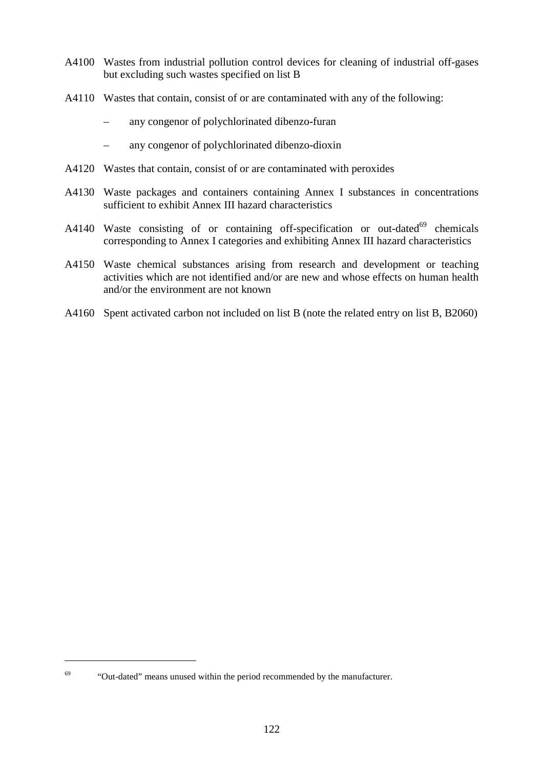A4100 Wastes from industrial pollution control devices for cleaning of industrial off-gases but excluding such wastes specified on list B

A4110 Wastes that contain, consist of or are contaminated with any of the following:

- any congenor of polychlorinated dibenzo-furan
- any congenor of polychlorinated dibenzo-dioxin

A4120 Wastes that contain, consist of or are contaminated with peroxides

A4130 Waste packages and containers containing Annex I substances in concentrations sufficient to exhibit Annex III hazard characteristics

A4140 Waste consisting of or containing off-specification or out-dated[69] chemicals corresponding to Annex I categories and exhibiting Annex III hazard characteristics

A4150 Waste chemical substances arising from research and development or teaching activities which are not identified and/or are new and whose effects on human health and/or the environment are not known

A4160 Spent activated carbon not included on list B (note the related entry on list B, B2060)

---

[69] "Out-dated" means unused within the period recommended by the manufacturer.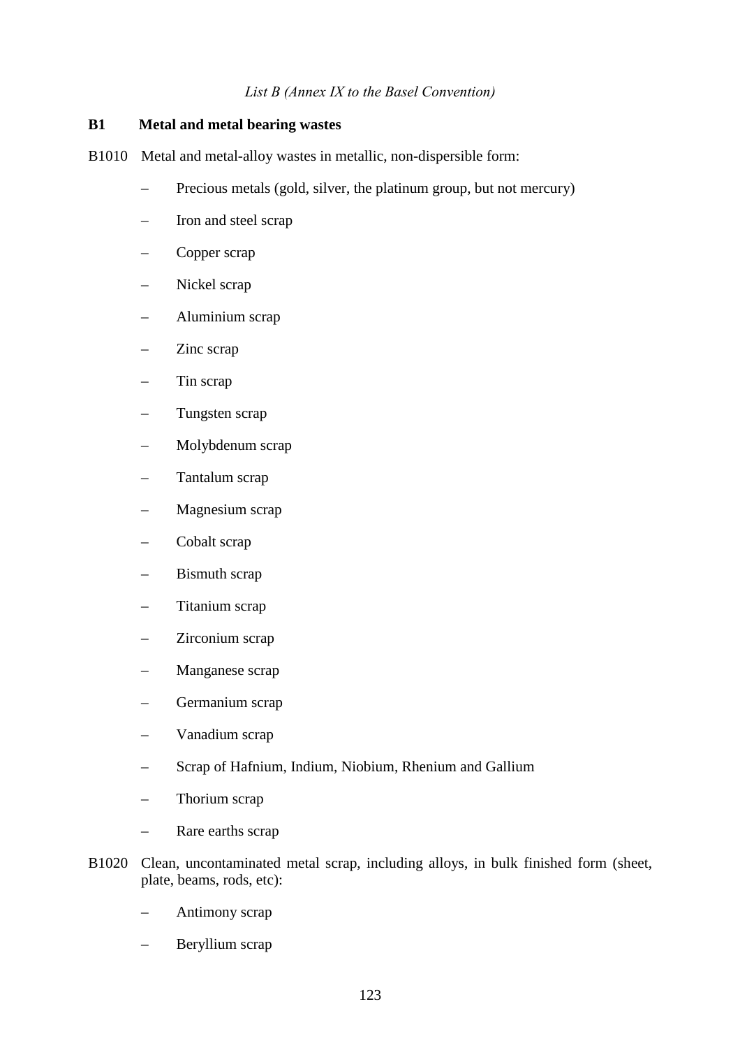*List B (Annex IX to the Basel Convention)*

**B1 Metal and metal bearing wastes**

B1010 Metal and metal-alloy wastes in metallic, non-dispersible form:

- Precious metals (gold, silver, the platinum group, but not mercury)
- Iron and steel scrap
- Copper scrap
- Nickel scrap
- Aluminium scrap
- Zinc scrap
- Tin scrap
- Tungsten scrap
- Molybdenum scrap
- Tantalum scrap
- Magnesium scrap
- Cobalt scrap
- Bismuth scrap
- Titanium scrap
- Zirconium scrap
- Manganese scrap
- Germanium scrap
- Vanadium scrap
- Scrap of Hafnium, Indium, Niobium, Rhenium and Gallium
- Thorium scrap
- Rare earths scrap

B1020 Clean, uncontaminated metal scrap, including alloys, in bulk finished form (sheet, plate, beams, rods, etc):

- Antimony scrap
- Beryllium scrap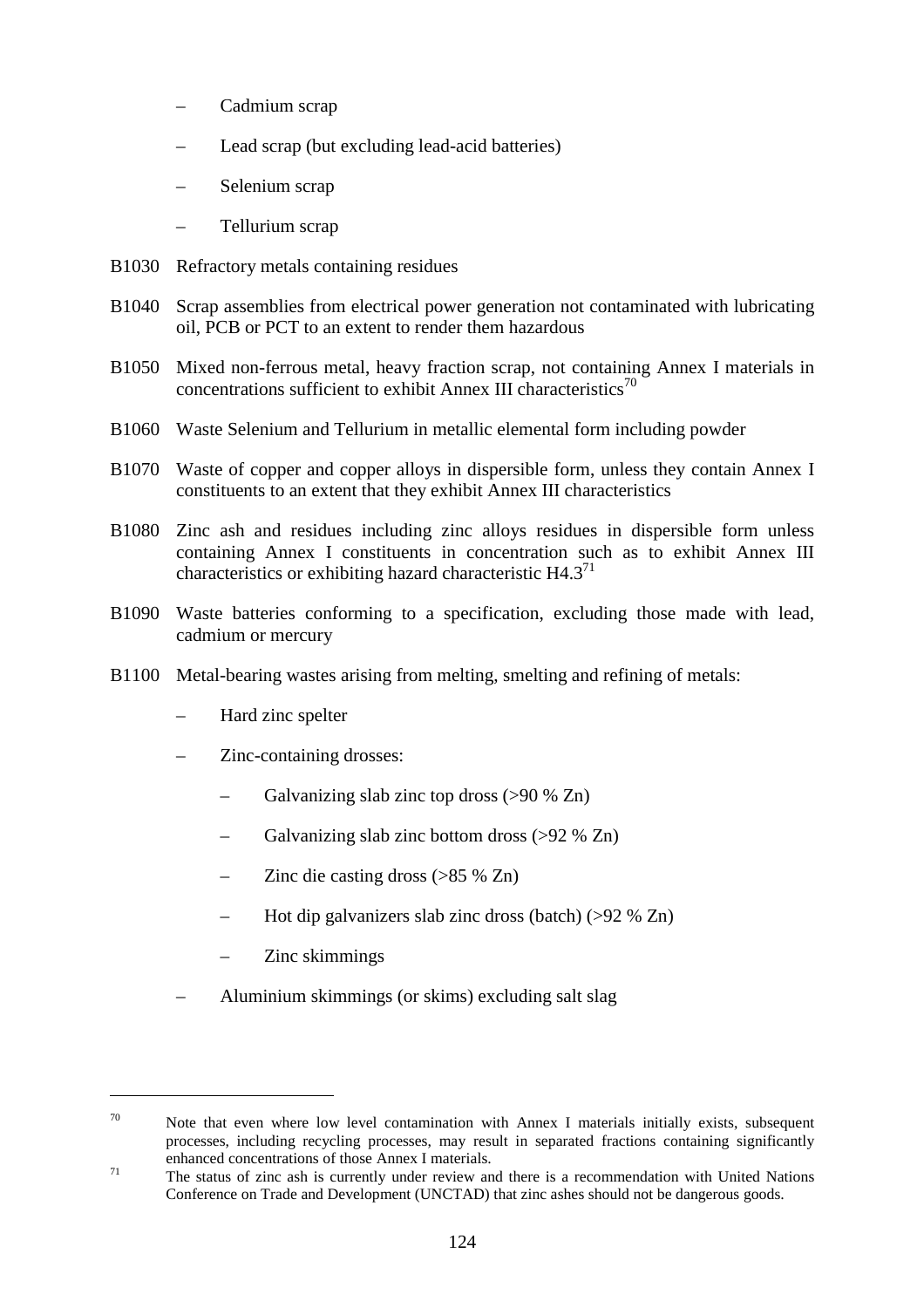– Cadmium scrap

– Lead scrap (but excluding lead-acid batteries)

– Selenium scrap

– Tellurium scrap

B1030 Refractory metals containing residues

B1040 Scrap assemblies from electrical power generation not contaminated with lubricating oil, PCB or PCT to an extent to render them hazardous

B1050 Mixed non-ferrous metal, heavy fraction scrap, not containing Annex I materials in concentrations sufficient to exhibit Annex III characteristics[70]

B1060 Waste Selenium and Tellurium in metallic elemental form including powder

B1070 Waste of copper and copper alloys in dispersible form, unless they contain Annex I constituents to an extent that they exhibit Annex III characteristics

B1080 Zinc ash and residues including zinc alloys residues in dispersible form unless containing Annex I constituents in concentration such as to exhibit Annex III characteristics or exhibiting hazard characteristic H4.3[71]

B1090 Waste batteries conforming to a specification, excluding those made with lead, cadmium or mercury

B1100 Metal-bearing wastes arising from melting, smelting and refining of metals:

– Hard zinc spelter

– Zinc-containing drosses:

  – Galvanizing slab zinc top dross (>90 % Zn)

  – Galvanizing slab zinc bottom dross (>92 % Zn)

  – Zinc die casting dross (>85 % Zn)

  – Hot dip galvanizers slab zinc dross (batch) (>92 % Zn)

  – Zinc skimmings

– Aluminium skimmings (or skims) excluding salt slag

---

[70] Note that even where low level contamination with Annex I materials initially exists, subsequent processes, including recycling processes, may result in separated fractions containing significantly enhanced concentrations of those Annex I materials.

[71] The status of zinc ash is currently under review and there is a recommendation with United Nations Conference on Trade and Development (UNCTAD) that zinc ashes should not be dangerous goods.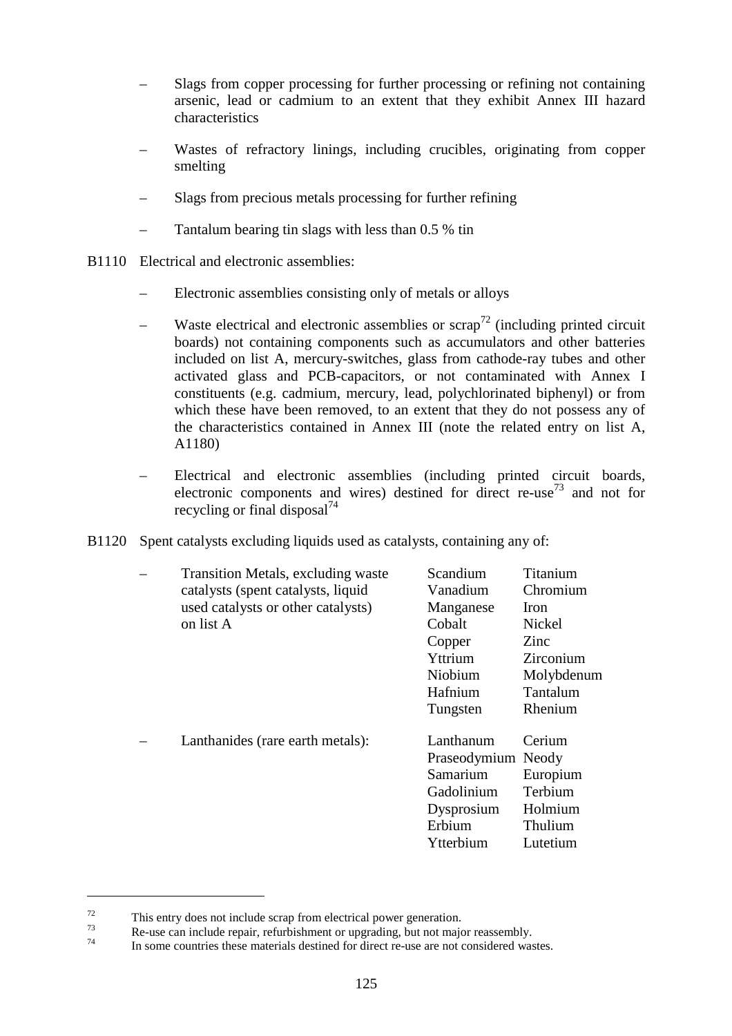- Slags from copper processing for further processing or refining not containing arsenic, lead or cadmium to an extent that they exhibit Annex III hazard characteristics
- Wastes of refractory linings, including crucibles, originating from copper smelting
- Slags from precious metals processing for further refining
- Tantalum bearing tin slags with less than 0.5 % tin

B1110 Electrical and electronic assemblies:

- Electronic assemblies consisting only of metals or alloys
- Waste electrical and electronic assemblies or scrap[72] (including printed circuit boards) not containing components such as accumulators and other batteries included on list A, mercury-switches, glass from cathode-ray tubes and other activated glass and PCB-capacitors, or not contaminated with Annex I constituents (e.g. cadmium, mercury, lead, polychlorinated biphenyl) or from which these have been removed, to an extent that they do not possess any of the characteristics contained in Annex III (note the related entry on list A, A1180)
- Electrical and electronic assemblies (including printed circuit boards, electronic components and wires) destined for direct re-use[73] and not for recycling or final disposal[74]

B1120 Spent catalysts excluding liquids used as catalysts, containing any of:

| | | |
|---|---|---|
| – Transition Metals, excluding waste catalysts (spent catalysts, liquid used catalysts or other catalysts) on list A | Scandium | Titanium |
| | Vanadium | Chromium |
| | Manganese | Iron |
| | Cobalt | Nickel |
| | Copper | Zinc |
| | Yttrium | Zirconium |
| | Niobium | Molybdenum |
| | Hafnium | Tantalum |
| | Tungsten | Rhenium |
| – Lanthanides (rare earth metals): | Lanthanum | Cerium |
| | Praseodymium | Neody |
| | Samarium | Europium |
| | Gadolinium | Terbium |
| | Dysprosium | Holmium |
| | Erbium | Thulium |
| | Ytterbium | Lutetium |

---

[72] This entry does not include scrap from electrical power generation.

[73] Re-use can include repair, refurbishment or upgrading, but not major reassembly.

[74] In some countries these materials destined for direct re-use are not considered wastes.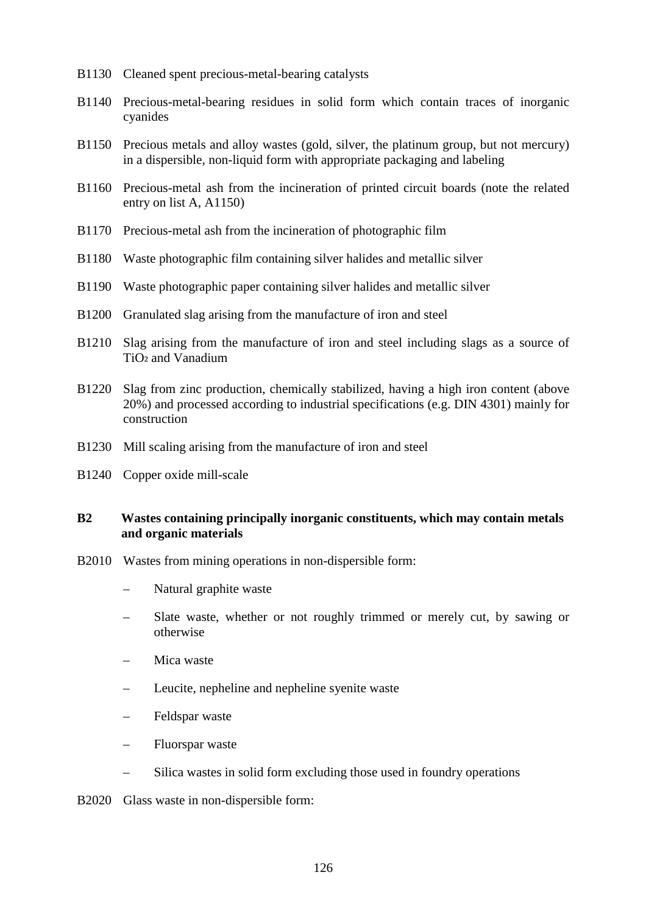B1130 Cleaned spent precious-metal-bearing catalysts

B1140 Precious-metal-bearing residues in solid form which contain traces of inorganic cyanides

B1150 Precious metals and alloy wastes (gold, silver, the platinum group, but not mercury) in a dispersible, non-liquid form with appropriate packaging and labeling

B1160 Precious-metal ash from the incineration of printed circuit boards (note the related entry on list A, A1150)

B1170 Precious-metal ash from the incineration of photographic film

B1180 Waste photographic film containing silver halides and metallic silver

B1190 Waste photographic paper containing silver halides and metallic silver

B1200 Granulated slag arising from the manufacture of iron and steel

B1210 Slag arising from the manufacture of iron and steel including slags as a source of $TiO_2$ and Vanadium

B1220 Slag from zinc production, chemically stabilized, having a high iron content (above 20%) and processed according to industrial specifications (e.g. DIN 4301) mainly for construction

B1230 Mill scaling arising from the manufacture of iron and steel

B1240 Copper oxide mill-scale

**B2 Wastes containing principally inorganic constituents, which may contain metals and organic materials**

B2010 Wastes from mining operations in non-dispersible form:

- Natural graphite waste
- Slate waste, whether or not roughly trimmed or merely cut, by sawing or otherwise
- Mica waste
- Leucite, nepheline and nepheline syenite waste
- Feldspar waste
- Fluorspar waste
- Silica wastes in solid form excluding those used in foundry operations

B2020 Glass waste in non-dispersible form: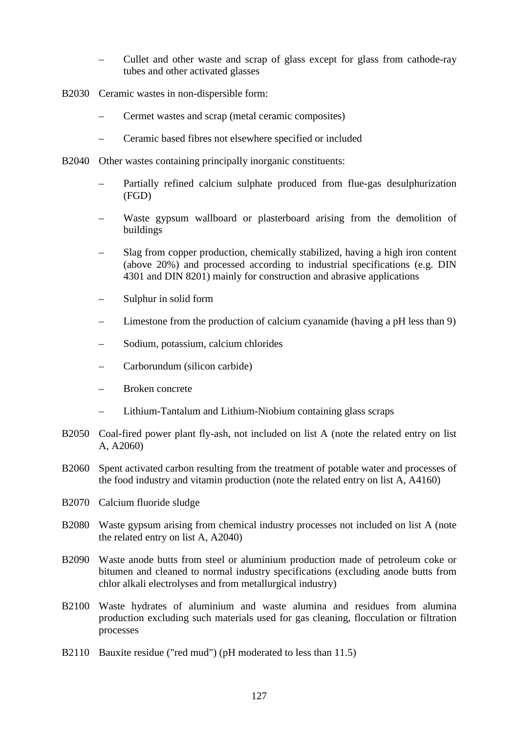- Cullet and other waste and scrap of glass except for glass from cathode-ray tubes and other activated glasses

B2030 Ceramic wastes in non-dispersible form:

- Cermet wastes and scrap (metal ceramic composites)
- Ceramic based fibres not elsewhere specified or included

B2040 Other wastes containing principally inorganic constituents:

- Partially refined calcium sulphate produced from flue-gas desulphurization (FGD)
- Waste gypsum wallboard or plasterboard arising from the demolition of buildings
- Slag from copper production, chemically stabilized, having a high iron content (above 20%) and processed according to industrial specifications (e.g. DIN 4301 and DIN 8201) mainly for construction and abrasive applications
- Sulphur in solid form
- Limestone from the production of calcium cyanamide (having a pH less than 9)
- Sodium, potassium, calcium chlorides
- Carborundum (silicon carbide)
- Broken concrete
- Lithium-Tantalum and Lithium-Niobium containing glass scraps

B2050 Coal-fired power plant fly-ash, not included on list A (note the related entry on list A, A2060)

B2060 Spent activated carbon resulting from the treatment of potable water and processes of the food industry and vitamin production (note the related entry on list A, A4160)

B2070 Calcium fluoride sludge

B2080 Waste gypsum arising from chemical industry processes not included on list A (note the related entry on list A, A2040)

B2090 Waste anode butts from steel or aluminium production made of petroleum coke or bitumen and cleaned to normal industry specifications (excluding anode butts from chlor alkali electrolyses and from metallurgical industry)

B2100 Waste hydrates of aluminium and waste alumina and residues from alumina production excluding such materials used for gas cleaning, flocculation or filtration processes

B2110 Bauxite residue ("red mud") (pH moderated to less than 11.5)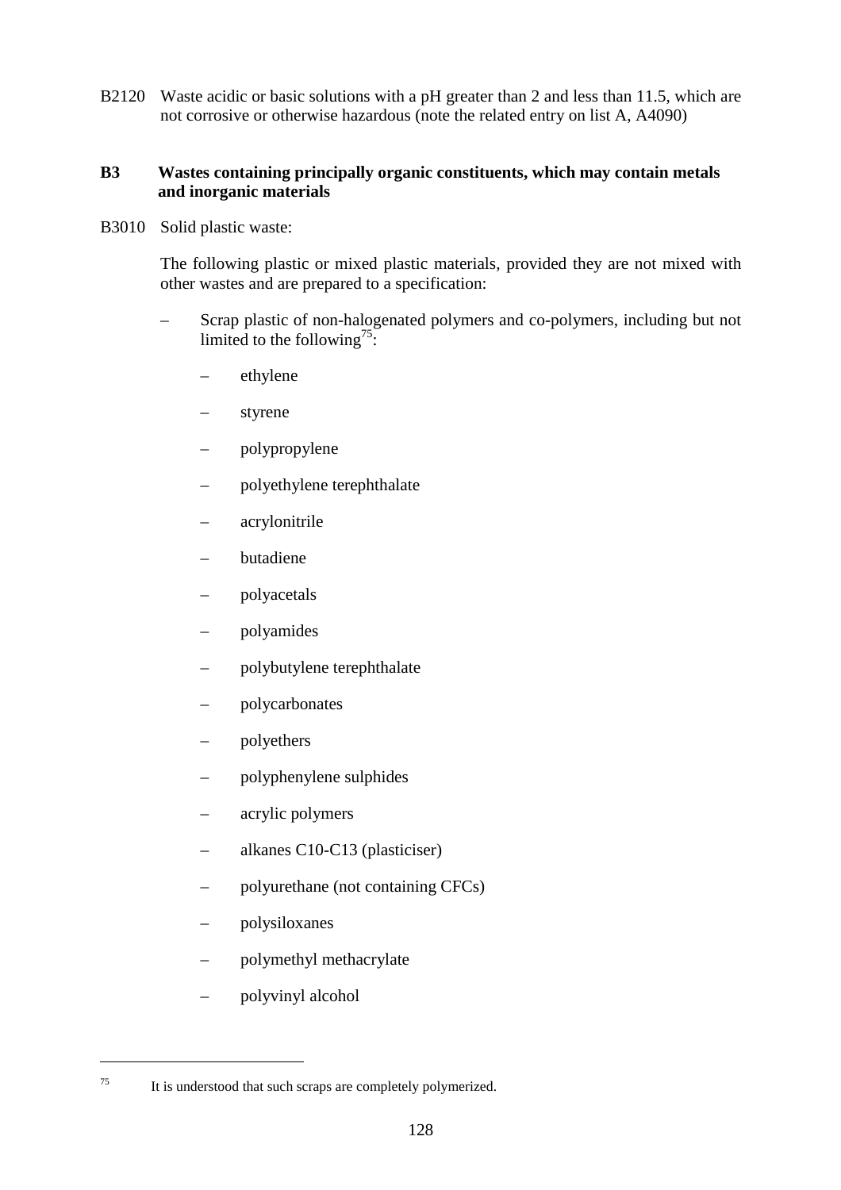B2120 Waste acidic or basic solutions with a pH greater than 2 and less than 11.5, which are not corrosive or otherwise hazardous (note the related entry on list A, A4090)

**B3 Wastes containing principally organic constituents, which may contain metals and inorganic materials**

B3010 Solid plastic waste:

The following plastic or mixed plastic materials, provided they are not mixed with other wastes and are prepared to a specification:

- Scrap plastic of non-halogenated polymers and co-polymers, including but not limited to the following[75]:
  - ethylene
  - styrene
  - polypropylene
  - polyethylene terephthalate
  - acrylonitrile
  - butadiene
  - polyacetals
  - polyamides
  - polybutylene terephthalate
  - polycarbonates
  - polyethers
  - polyphenylene sulphides
  - acrylic polymers
  - alkanes C10-C13 (plasticiser)
  - polyurethane (not containing CFCs)
  - polysiloxanes
  - polymethyl methacrylate
  - polyvinyl alcohol

---

[75] It is understood that such scraps are completely polymerized.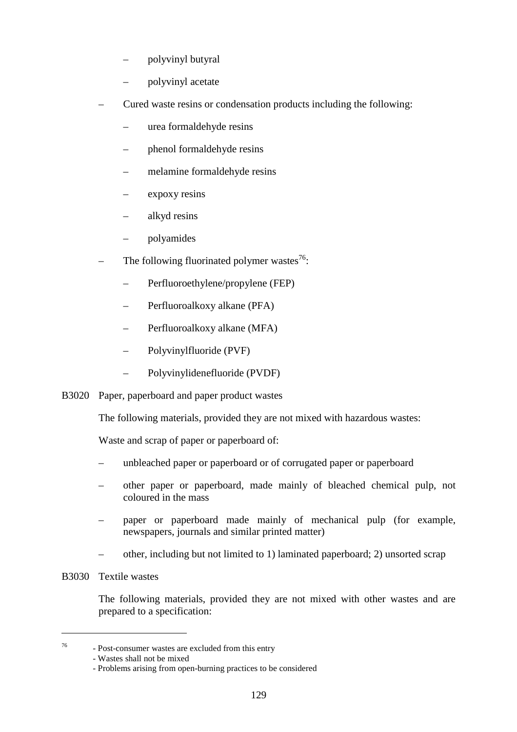- polyvinyl butyral
  - polyvinyl acetate
- Cured waste resins or condensation products including the following:
  - urea formaldehyde resins
  - phenol formaldehyde resins
  - melamine formaldehyde resins
  - expoxy resins
  - alkyd resins
  - polyamides
- The following fluorinated polymer wastes[76]:
  - Perfluoroethylene/propylene (FEP)
  - Perfluoroalkoxy alkane (PFA)
  - Perfluoroalkoxy alkane (MFA)
  - Polyvinylfluoride (PVF)
  - Polyvinylidenefluoride (PVDF)

B3020 Paper, paperboard and paper product wastes

The following materials, provided they are not mixed with hazardous wastes:

Waste and scrap of paper or paperboard of:

- unbleached paper or paperboard or of corrugated paper or paperboard
- other paper or paperboard, made mainly of bleached chemical pulp, not coloured in the mass
- paper or paperboard made mainly of mechanical pulp (for example, newspapers, journals and similar printed matter)
- other, including but not limited to 1) laminated paperboard; 2) unsorted scrap

B3030 Textile wastes

The following materials, provided they are not mixed with other wastes and are prepared to a specification:

---

[76] - Post-consumer wastes are excluded from this entry
- Wastes shall not be mixed
- Problems arising from open-burning practices to be considered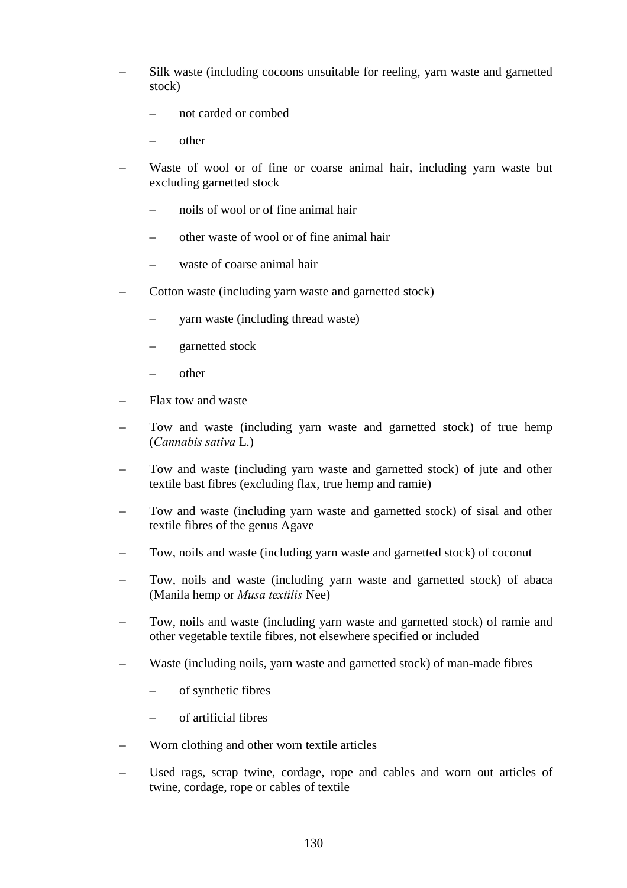- Silk waste (including cocoons unsuitable for reeling, yarn waste and garnetted stock)
  - not carded or combed
  - other
- Waste of wool or of fine or coarse animal hair, including yarn waste but excluding garnetted stock
  - noils of wool or of fine animal hair
  - other waste of wool or of fine animal hair
  - waste of coarse animal hair
- Cotton waste (including yarn waste and garnetted stock)
  - yarn waste (including thread waste)
  - garnetted stock
  - other
- Flax tow and waste
- Tow and waste (including yarn waste and garnetted stock) of true hemp (*Cannabis sativa* L.)
- Tow and waste (including yarn waste and garnetted stock) of jute and other textile bast fibres (excluding flax, true hemp and ramie)
- Tow and waste (including yarn waste and garnetted stock) of sisal and other textile fibres of the genus Agave
- Tow, noils and waste (including yarn waste and garnetted stock) of coconut
- Tow, noils and waste (including yarn waste and garnetted stock) of abaca (Manila hemp or *Musa textilis* Nee)
- Tow, noils and waste (including yarn waste and garnetted stock) of ramie and other vegetable textile fibres, not elsewhere specified or included
- Waste (including noils, yarn waste and garnetted stock) of man-made fibres
  - of synthetic fibres
  - of artificial fibres
- Worn clothing and other worn textile articles
- Used rags, scrap twine, cordage, rope and cables and worn out articles of twine, cordage, rope or cables of textile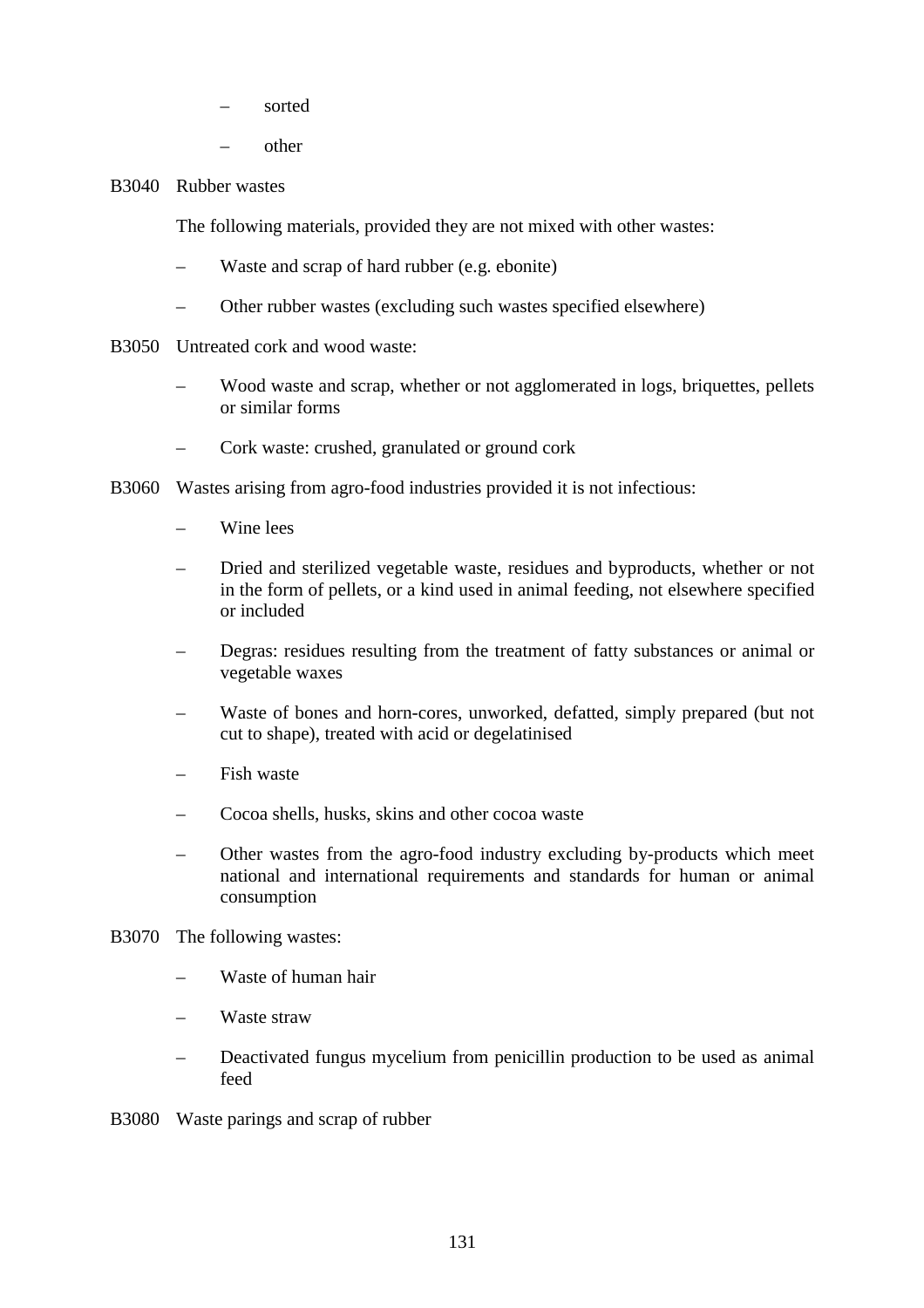- sorted
  - other

B3040 Rubber wastes

The following materials, provided they are not mixed with other wastes:

- Waste and scrap of hard rubber (e.g. ebonite)
- Other rubber wastes (excluding such wastes specified elsewhere)

B3050 Untreated cork and wood waste:

- Wood waste and scrap, whether or not agglomerated in logs, briquettes, pellets or similar forms
- Cork waste: crushed, granulated or ground cork

B3060 Wastes arising from agro-food industries provided it is not infectious:

- Wine lees
- Dried and sterilized vegetable waste, residues and byproducts, whether or not in the form of pellets, or a kind used in animal feeding, not elsewhere specified or included
- Degras: residues resulting from the treatment of fatty substances or animal or vegetable waxes
- Waste of bones and horn-cores, unworked, defatted, simply prepared (but not cut to shape), treated with acid or degelatinised
- Fish waste
- Cocoa shells, husks, skins and other cocoa waste
- Other wastes from the agro-food industry excluding by-products which meet national and international requirements and standards for human or animal consumption

B3070 The following wastes:

- Waste of human hair
- Waste straw
- Deactivated fungus mycelium from penicillin production to be used as animal feed

B3080 Waste parings and scrap of rubber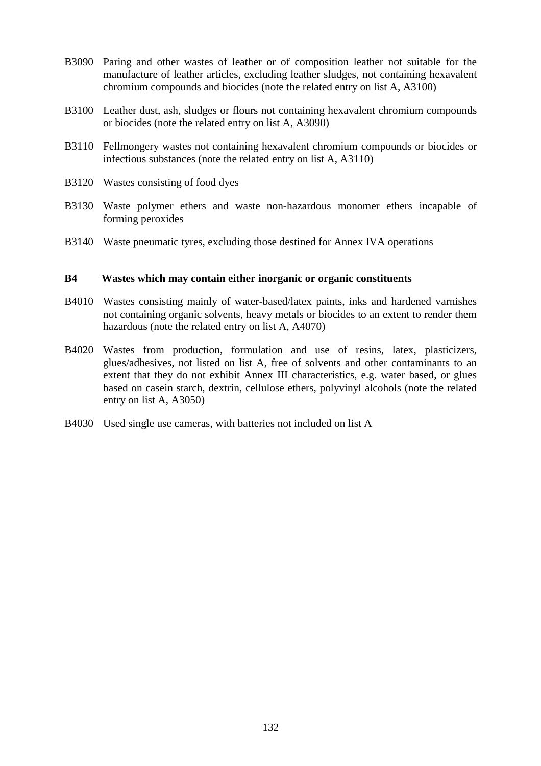B3090 Paring and other wastes of leather or of composition leather not suitable for the manufacture of leather articles, excluding leather sludges, not containing hexavalent chromium compounds and biocides (note the related entry on list A, A3100)

B3100 Leather dust, ash, sludges or flours not containing hexavalent chromium compounds or biocides (note the related entry on list A, A3090)

B3110 Fellmongery wastes not containing hexavalent chromium compounds or biocides or infectious substances (note the related entry on list A, A3110)

B3120 Wastes consisting of food dyes

B3130 Waste polymer ethers and waste non-hazardous monomer ethers incapable of forming peroxides

B3140 Waste pneumatic tyres, excluding those destined for Annex IVA operations

**B4 Wastes which may contain either inorganic or organic constituents**

B4010 Wastes consisting mainly of water-based/latex paints, inks and hardened varnishes not containing organic solvents, heavy metals or biocides to an extent to render them hazardous (note the related entry on list A, A4070)

B4020 Wastes from production, formulation and use of resins, latex, plasticizers, glues/adhesives, not listed on list A, free of solvents and other contaminants to an extent that they do not exhibit Annex III characteristics, e.g. water based, or glues based on casein starch, dextrin, cellulose ethers, polyvinyl alcohols (note the related entry on list A, A3050)

B4030 Used single use cameras, with batteries not included on list A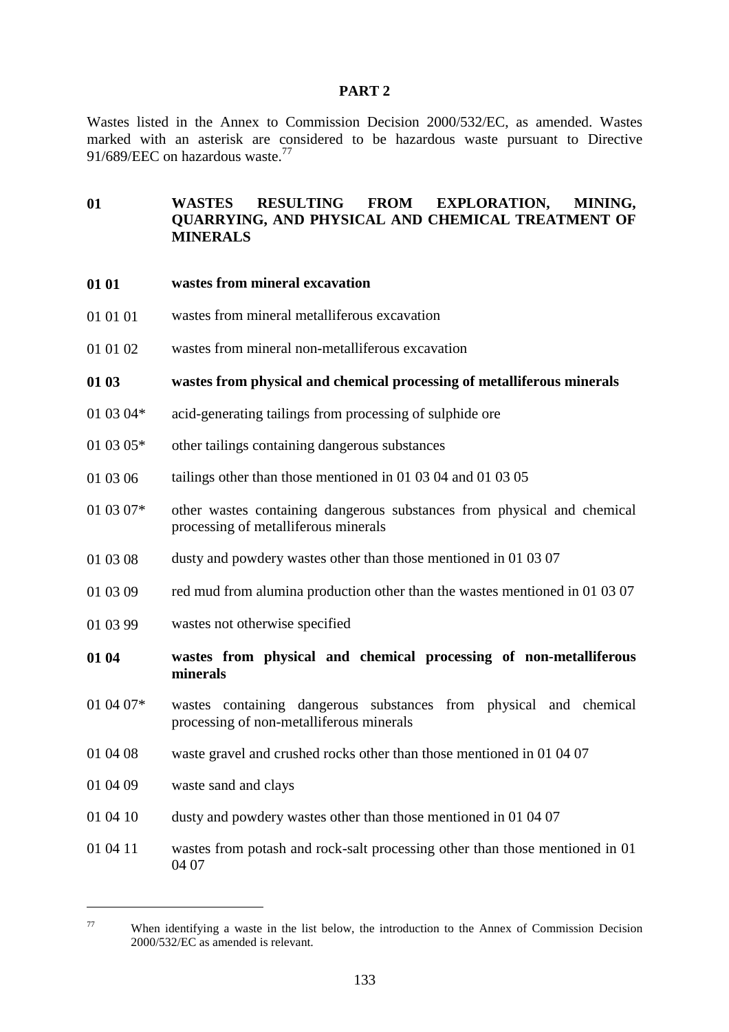## PART 2

Wastes listed in the Annex to Commission Decision 2000/532/EC, as amended. Wastes marked with an asterisk are considered to be hazardous waste pursuant to Directive 91/689/EEC on hazardous waste.[77]

**01 WASTES RESULTING FROM EXPLORATION, MINING, QUARRYING, AND PHYSICAL AND CHEMICAL TREATMENT OF MINERALS**

**01 01 wastes from mineral excavation**

01 01 01 wastes from mineral metalliferous excavation

01 01 02 wastes from mineral non-metalliferous excavation

**01 03 wastes from physical and chemical processing of metalliferous minerals**

01 03 04* acid-generating tailings from processing of sulphide ore

01 03 05* other tailings containing dangerous substances

01 03 06 tailings other than those mentioned in 01 03 04 and 01 03 05

01 03 07* other wastes containing dangerous substances from physical and chemical processing of metalliferous minerals

01 03 08 dusty and powdery wastes other than those mentioned in 01 03 07

01 03 09 red mud from alumina production other than the wastes mentioned in 01 03 07

01 03 99 wastes not otherwise specified

**01 04 wastes from physical and chemical processing of non-metalliferous minerals**

01 04 07* wastes containing dangerous substances from physical and chemical processing of non-metalliferous minerals

01 04 08 waste gravel and crushed rocks other than those mentioned in 01 04 07

01 04 09 waste sand and clays

01 04 10 dusty and powdery wastes other than those mentioned in 01 04 07

01 04 11 wastes from potash and rock-salt processing other than those mentioned in 01 04 07

---

[77] When identifying a waste in the list below, the introduction to the Annex of Commission Decision 2000/532/EC as amended is relevant.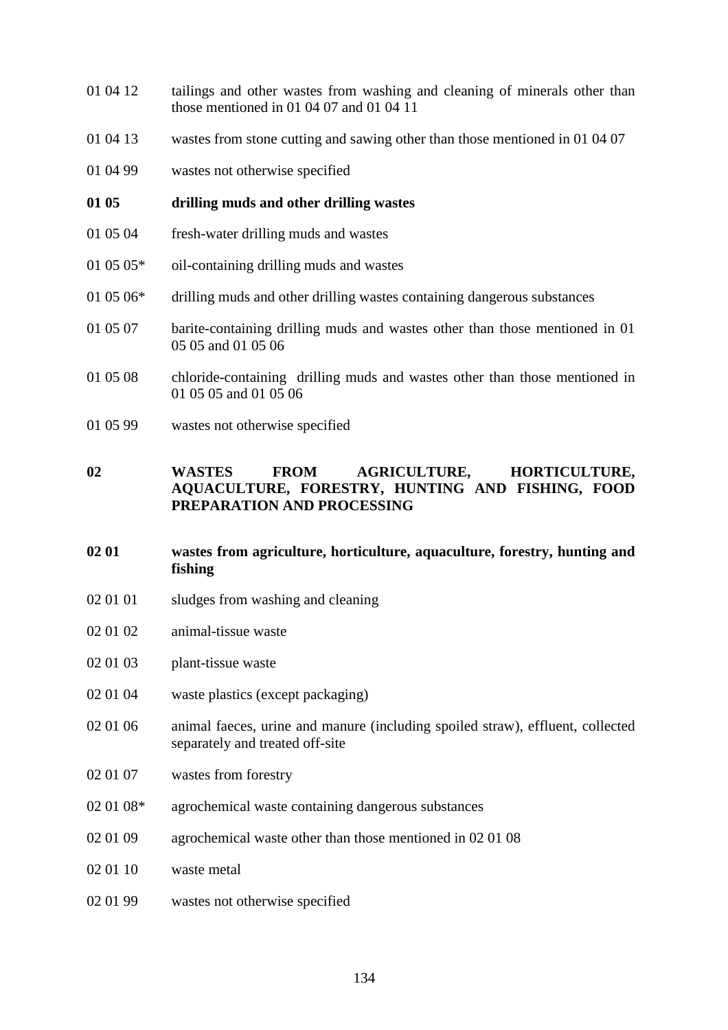01 04 12 tailings and other wastes from washing and cleaning of minerals other than those mentioned in 01 04 07 and 01 04 11

01 04 13 wastes from stone cutting and sawing other than those mentioned in 01 04 07

01 04 99 wastes not otherwise specified

**01 05 drilling muds and other drilling wastes**

01 05 04 fresh-water drilling muds and wastes

01 05 05* oil-containing drilling muds and wastes

01 05 06* drilling muds and other drilling wastes containing dangerous substances

01 05 07 barite-containing drilling muds and wastes other than those mentioned in 01 05 05 and 01 05 06

01 05 08 chloride-containing drilling muds and wastes other than those mentioned in 01 05 05 and 01 05 06

01 05 99 wastes not otherwise specified

**02 WASTES FROM AGRICULTURE, HORTICULTURE, AQUACULTURE, FORESTRY, HUNTING AND FISHING, FOOD PREPARATION AND PROCESSING**

**02 01 wastes from agriculture, horticulture, aquaculture, forestry, hunting and fishing**

02 01 01 sludges from washing and cleaning

02 01 02 animal-tissue waste

02 01 03 plant-tissue waste

02 01 04 waste plastics (except packaging)

02 01 06 animal faeces, urine and manure (including spoiled straw), effluent, collected separately and treated off-site

02 01 07 wastes from forestry

02 01 08* agrochemical waste containing dangerous substances

02 01 09 agrochemical waste other than those mentioned in 02 01 08

02 01 10 waste metal

02 01 99 wastes not otherwise specified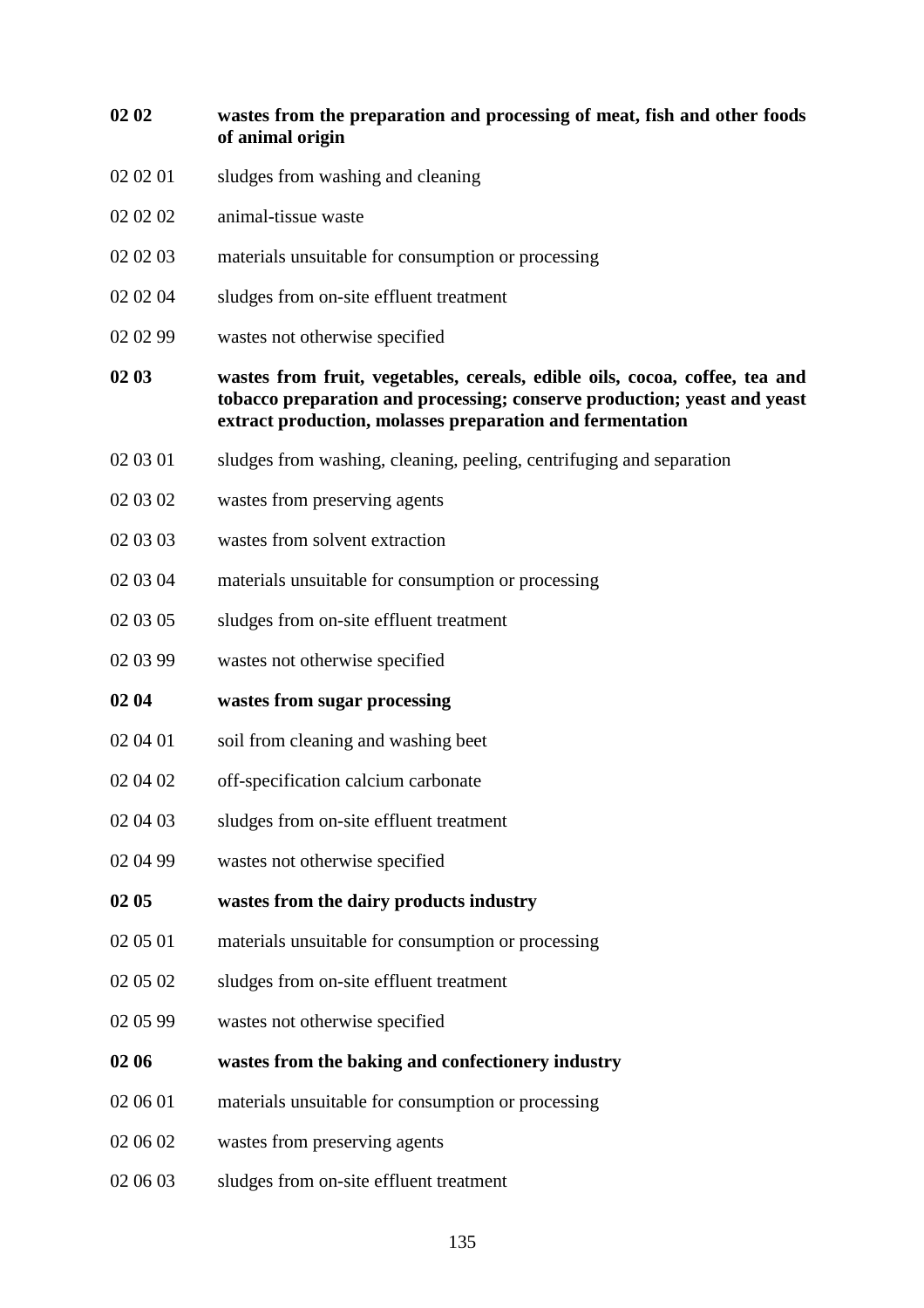**02 02** **wastes from the preparation and processing of meat, fish and other foods of animal origin**

02 02 01 sludges from washing and cleaning

02 02 02 animal-tissue waste

02 02 03 materials unsuitable for consumption or processing

02 02 04 sludges from on-site effluent treatment

02 02 99 wastes not otherwise specified

**02 03** **wastes from fruit, vegetables, cereals, edible oils, cocoa, coffee, tea and tobacco preparation and processing; conserve production; yeast and yeast extract production, molasses preparation and fermentation**

02 03 01 sludges from washing, cleaning, peeling, centrifuging and separation

02 03 02 wastes from preserving agents

02 03 03 wastes from solvent extraction

02 03 04 materials unsuitable for consumption or processing

02 03 05 sludges from on-site effluent treatment

02 03 99 wastes not otherwise specified

**02 04** **wastes from sugar processing**

02 04 01 soil from cleaning and washing beet

02 04 02 off-specification calcium carbonate

02 04 03 sludges from on-site effluent treatment

02 04 99 wastes not otherwise specified

**02 05** **wastes from the dairy products industry**

02 05 01 materials unsuitable for consumption or processing

02 05 02 sludges from on-site effluent treatment

02 05 99 wastes not otherwise specified

**02 06** **wastes from the baking and confectionery industry**

02 06 01 materials unsuitable for consumption or processing

02 06 02 wastes from preserving agents

02 06 03 sludges from on-site effluent treatment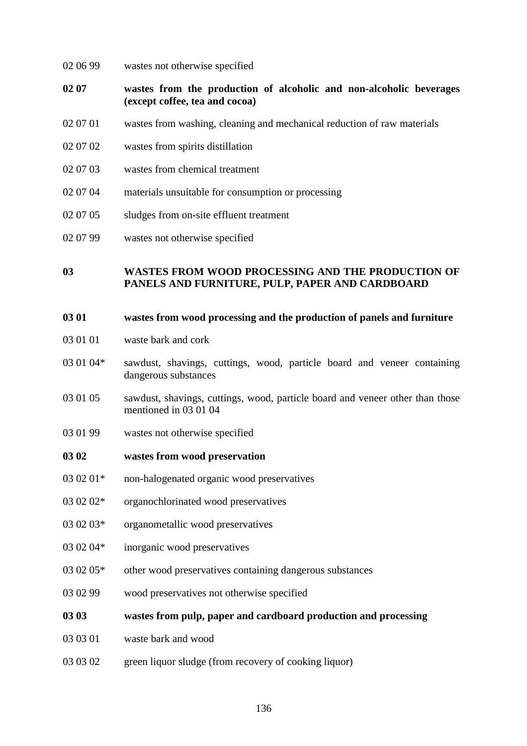02 06 99 wastes not otherwise specified

**02 07 wastes from the production of alcoholic and non-alcoholic beverages (except coffee, tea and cocoa)**

02 07 01 wastes from washing, cleaning and mechanical reduction of raw materials

02 07 02 wastes from spirits distillation

02 07 03 wastes from chemical treatment

02 07 04 materials unsuitable for consumption or processing

02 07 05 sludges from on-site effluent treatment

02 07 99 wastes not otherwise specified

## 03 WASTES FROM WOOD PROCESSING AND THE PRODUCTION OF PANELS AND FURNITURE, PULP, PAPER AND CARDBOARD

**03 01 wastes from wood processing and the production of panels and furniture**

03 01 01 waste bark and cork

03 01 04* sawdust, shavings, cuttings, wood, particle board and veneer containing dangerous substances

03 01 05 sawdust, shavings, cuttings, wood, particle board and veneer other than those mentioned in 03 01 04

03 01 99 wastes not otherwise specified

**03 02 wastes from wood preservation**

03 02 01* non-halogenated organic wood preservatives

03 02 02* organochlorinated wood preservatives

03 02 03* organometallic wood preservatives

03 02 04* inorganic wood preservatives

03 02 05* other wood preservatives containing dangerous substances

03 02 99 wood preservatives not otherwise specified

**03 03 wastes from pulp, paper and cardboard production and processing**

03 03 01 waste bark and wood

03 03 02 green liquor sludge (from recovery of cooking liquor)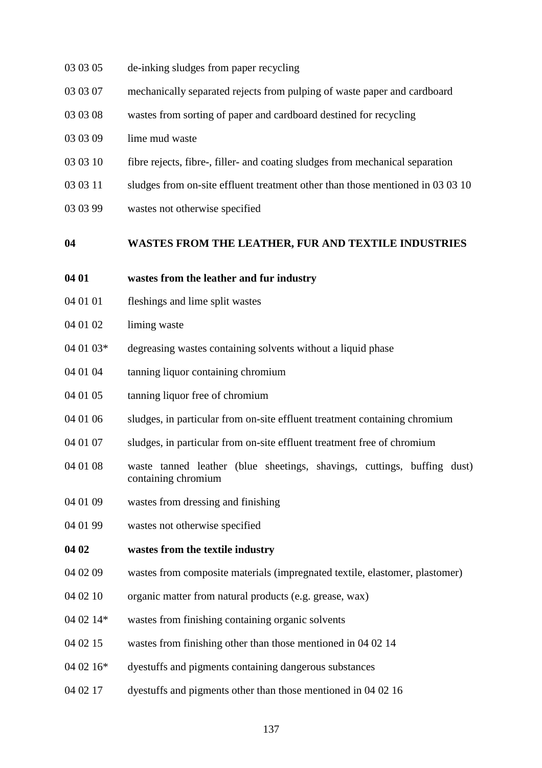| | |
|---|---|
| 03 03 05 | de-inking sludges from paper recycling |
| 03 03 07 | mechanically separated rejects from pulping of waste paper and cardboard |
| 03 03 08 | wastes from sorting of paper and cardboard destined for recycling |
| 03 03 09 | lime mud waste |
| 03 03 10 | fibre rejects, fibre-, filler- and coating sludges from mechanical separation |
| 03 03 11 | sludges from on-site effluent treatment other than those mentioned in 03 03 10 |
| 03 03 99 | wastes not otherwise specified |

**04 WASTES FROM THE LEATHER, FUR AND TEXTILE INDUSTRIES**

**04 01 wastes from the leather and fur industry**

| | |
|---|---|
| 04 01 01 | fleshings and lime split wastes |
| 04 01 02 | liming waste |
| 04 01 03* | degreasing wastes containing solvents without a liquid phase |
| 04 01 04 | tanning liquor containing chromium |
| 04 01 05 | tanning liquor free of chromium |
| 04 01 06 | sludges, in particular from on-site effluent treatment containing chromium |
| 04 01 07 | sludges, in particular from on-site effluent treatment free of chromium |
| 04 01 08 | waste tanned leather (blue sheetings, shavings, cuttings, buffing dust) containing chromium |
| 04 01 09 | wastes from dressing and finishing |
| 04 01 99 | wastes not otherwise specified |

**04 02 wastes from the textile industry**

| | |
|---|---|
| 04 02 09 | wastes from composite materials (impregnated textile, elastomer, plastomer) |
| 04 02 10 | organic matter from natural products (e.g. grease, wax) |
| 04 02 14* | wastes from finishing containing organic solvents |
| 04 02 15 | wastes from finishing other than those mentioned in 04 02 14 |
| 04 02 16* | dyestuffs and pigments containing dangerous substances |
| 04 02 17 | dyestuffs and pigments other than those mentioned in 04 02 16 |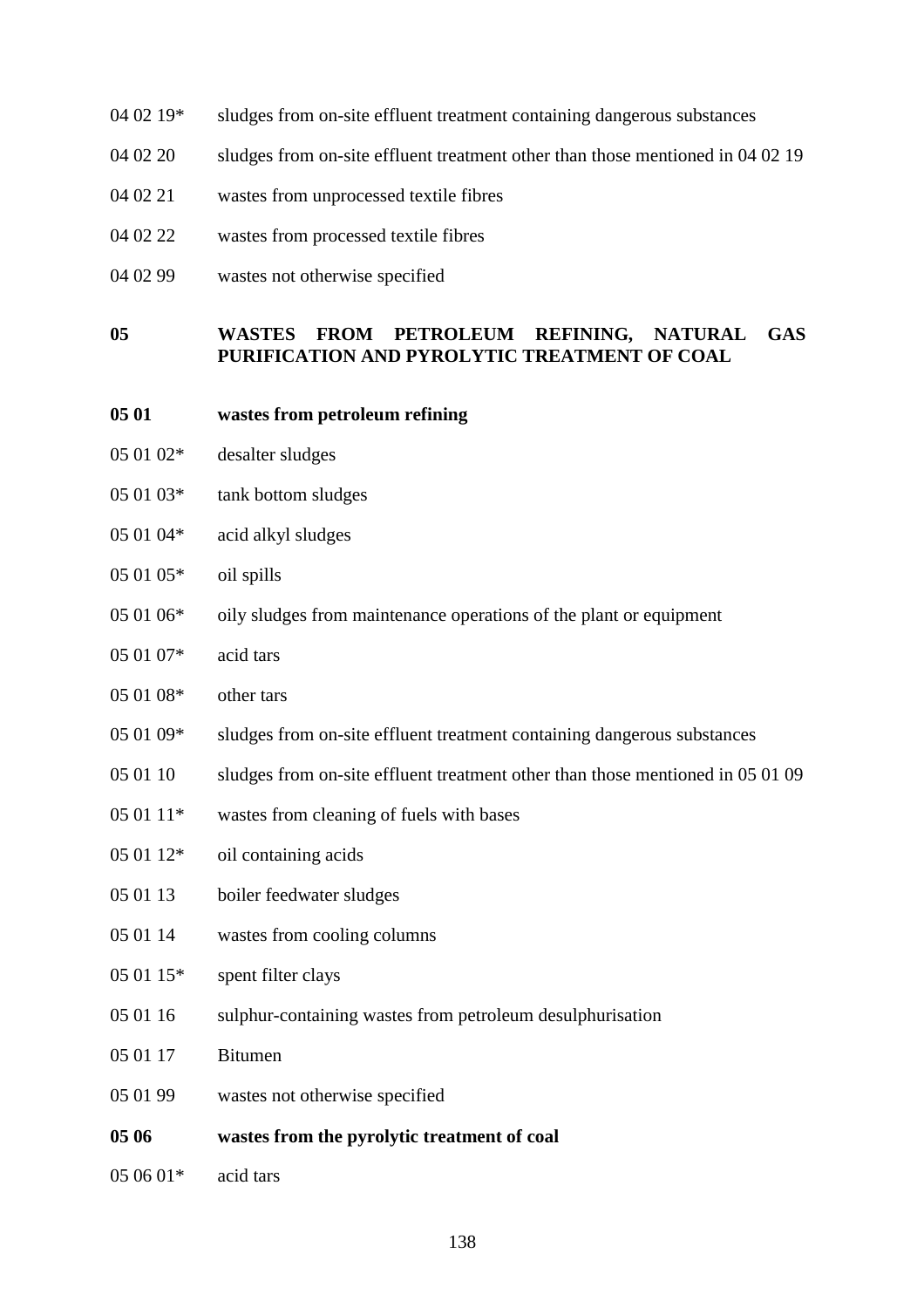04 02 19* sludges from on-site effluent treatment containing dangerous substances

04 02 20 sludges from on-site effluent treatment other than those mentioned in 04 02 19

04 02 21 wastes from unprocessed textile fibres

04 02 22 wastes from processed textile fibres

04 02 99 wastes not otherwise specified

**05 WASTES FROM PETROLEUM REFINING, NATURAL GAS PURIFICATION AND PYROLYTIC TREATMENT OF COAL**

**05 01 wastes from petroleum refining**

05 01 02* desalter sludges

05 01 03* tank bottom sludges

05 01 04* acid alkyl sludges

05 01 05* oil spills

05 01 06* oily sludges from maintenance operations of the plant or equipment

05 01 07* acid tars

05 01 08* other tars

05 01 09* sludges from on-site effluent treatment containing dangerous substances

05 01 10 sludges from on-site effluent treatment other than those mentioned in 05 01 09

05 01 11* wastes from cleaning of fuels with bases

05 01 12* oil containing acids

05 01 13 boiler feedwater sludges

05 01 14 wastes from cooling columns

05 01 15* spent filter clays

05 01 16 sulphur-containing wastes from petroleum desulphurisation

05 01 17 Bitumen

05 01 99 wastes not otherwise specified

**05 06 wastes from the pyrolytic treatment of coal**

05 06 01* acid tars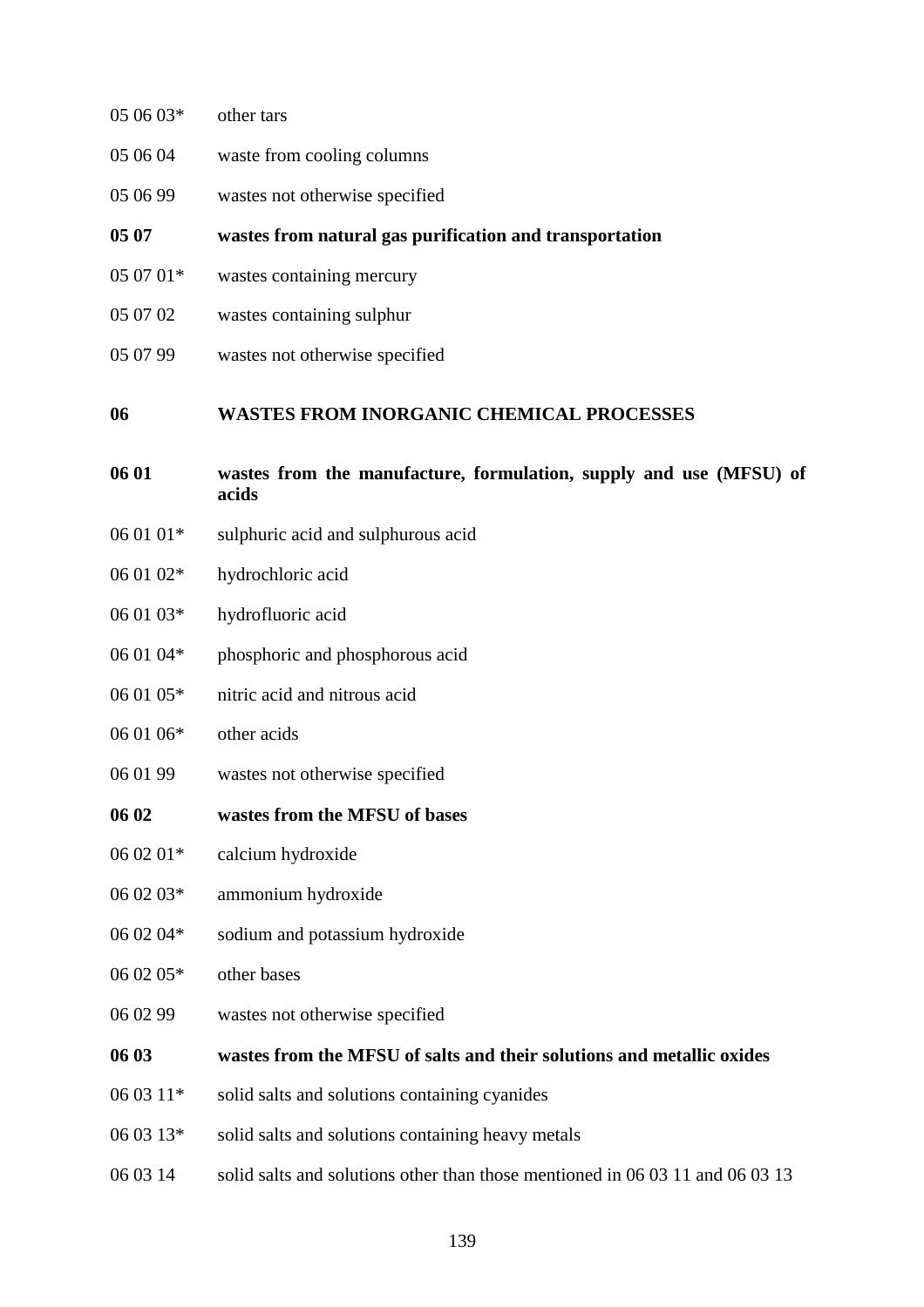05 06 03* other tars

05 06 04 waste from cooling columns

05 06 99 wastes not otherwise specified

**05 07 wastes from natural gas purification and transportation**

05 07 01* wastes containing mercury

05 07 02 wastes containing sulphur

05 07 99 wastes not otherwise specified

**06 WASTES FROM INORGANIC CHEMICAL PROCESSES**

**06 01 wastes from the manufacture, formulation, supply and use (MFSU) of acids**

06 01 01* sulphuric acid and sulphurous acid

06 01 02* hydrochloric acid

06 01 03* hydrofluoric acid

06 01 04* phosphoric and phosphorous acid

06 01 05* nitric acid and nitrous acid

06 01 06* other acids

06 01 99 wastes not otherwise specified

**06 02 wastes from the MFSU of bases**

06 02 01* calcium hydroxide

06 02 03* ammonium hydroxide

06 02 04* sodium and potassium hydroxide

06 02 05* other bases

06 02 99 wastes not otherwise specified

**06 03 wastes from the MFSU of salts and their solutions and metallic oxides**

06 03 11* solid salts and solutions containing cyanides

06 03 13* solid salts and solutions containing heavy metals

06 03 14 solid salts and solutions other than those mentioned in 06 03 11 and 06 03 13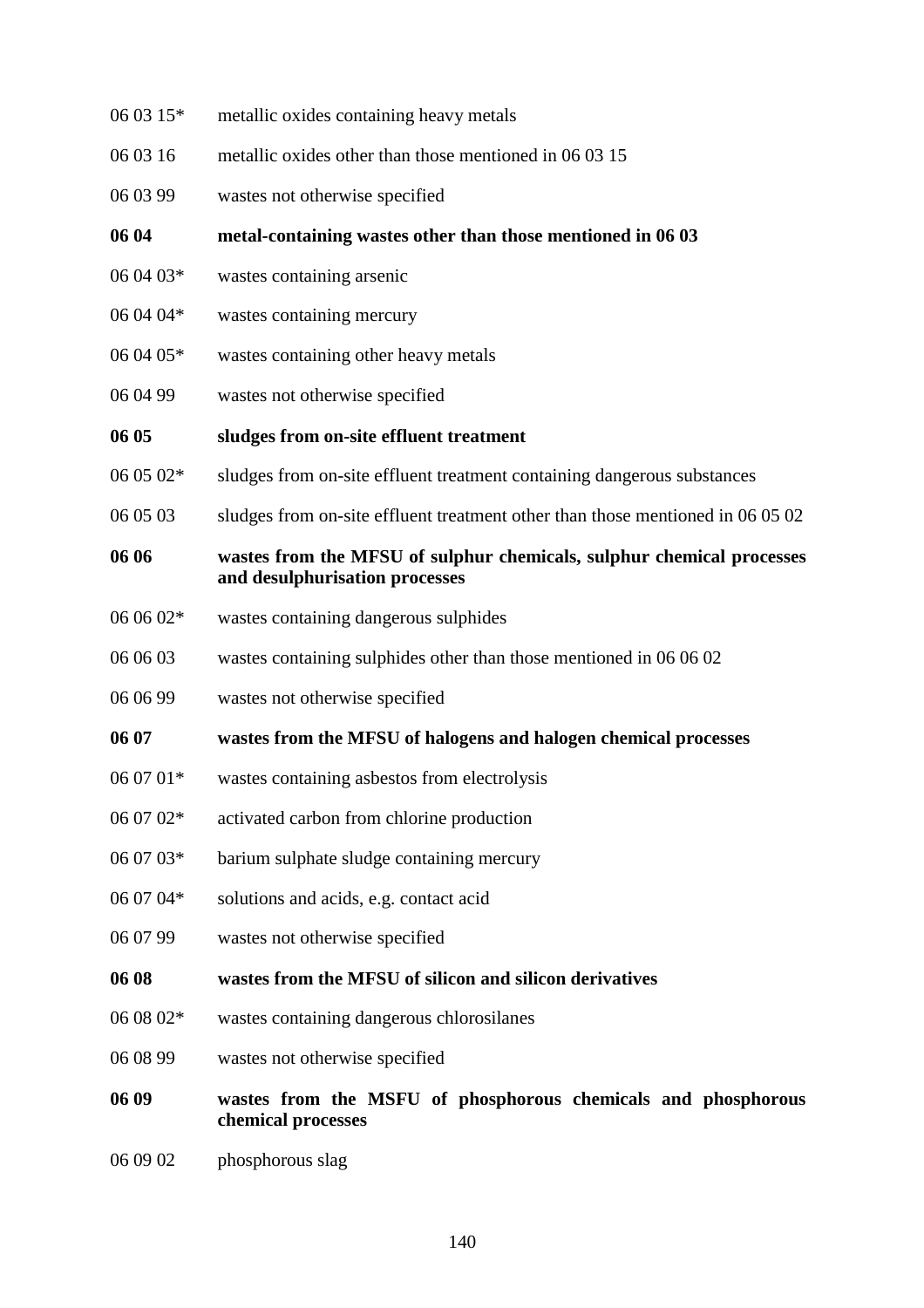06 03 15* metallic oxides containing heavy metals

06 03 16 metallic oxides other than those mentioned in 06 03 15

06 03 99 wastes not otherwise specified

**06 04 metal-containing wastes other than those mentioned in 06 03**

06 04 03* wastes containing arsenic

06 04 04* wastes containing mercury

06 04 05* wastes containing other heavy metals

06 04 99 wastes not otherwise specified

**06 05 sludges from on-site effluent treatment**

06 05 02* sludges from on-site effluent treatment containing dangerous substances

06 05 03 sludges from on-site effluent treatment other than those mentioned in 06 05 02

**06 06 wastes from the MFSU of sulphur chemicals, sulphur chemical processes and desulphurisation processes**

06 06 02* wastes containing dangerous sulphides

06 06 03 wastes containing sulphides other than those mentioned in 06 06 02

06 06 99 wastes not otherwise specified

**06 07 wastes from the MFSU of halogens and halogen chemical processes**

06 07 01* wastes containing asbestos from electrolysis

06 07 02* activated carbon from chlorine production

06 07 03* barium sulphate sludge containing mercury

06 07 04* solutions and acids, e.g. contact acid

06 07 99 wastes not otherwise specified

**06 08 wastes from the MFSU of silicon and silicon derivatives**

06 08 02* wastes containing dangerous chlorosilanes

06 08 99 wastes not otherwise specified

**06 09 wastes from the MSFU of phosphorous chemicals and phosphorous chemical processes**

06 09 02 phosphorous slag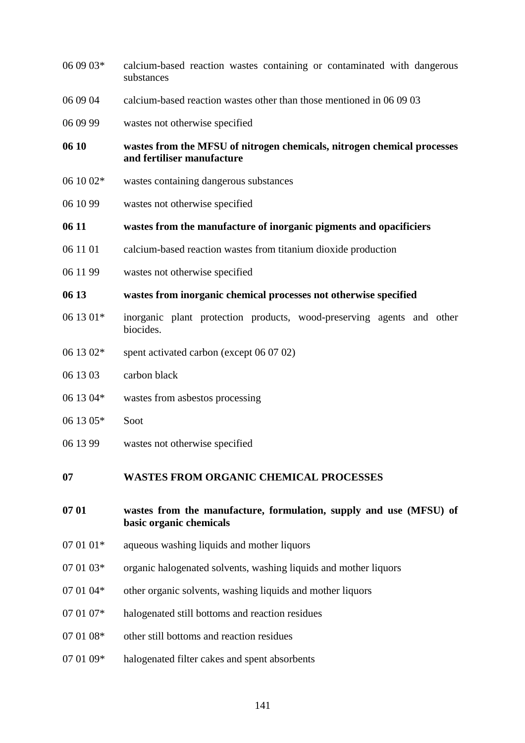06 09 03* calcium-based reaction wastes containing or contaminated with dangerous substances

06 09 04 calcium-based reaction wastes other than those mentioned in 06 09 03

06 09 99 wastes not otherwise specified

**06 10 wastes from the MFSU of nitrogen chemicals, nitrogen chemical processes and fertiliser manufacture**

06 10 02* wastes containing dangerous substances

06 10 99 wastes not otherwise specified

**06 11 wastes from the manufacture of inorganic pigments and opacificiers**

06 11 01 calcium-based reaction wastes from titanium dioxide production

06 11 99 wastes not otherwise specified

**06 13 wastes from inorganic chemical processes not otherwise specified**

06 13 01* inorganic plant protection products, wood-preserving agents and other biocides.

06 13 02* spent activated carbon (except 06 07 02)

06 13 03 carbon black

06 13 04* wastes from asbestos processing

06 13 05* Soot

06 13 99 wastes not otherwise specified

**07 WASTES FROM ORGANIC CHEMICAL PROCESSES**

**07 01 wastes from the manufacture, formulation, supply and use (MFSU) of basic organic chemicals**

07 01 01* aqueous washing liquids and mother liquors

07 01 03* organic halogenated solvents, washing liquids and mother liquors

07 01 04* other organic solvents, washing liquids and mother liquors

07 01 07* halogenated still bottoms and reaction residues

07 01 08* other still bottoms and reaction residues

07 01 09* halogenated filter cakes and spent absorbents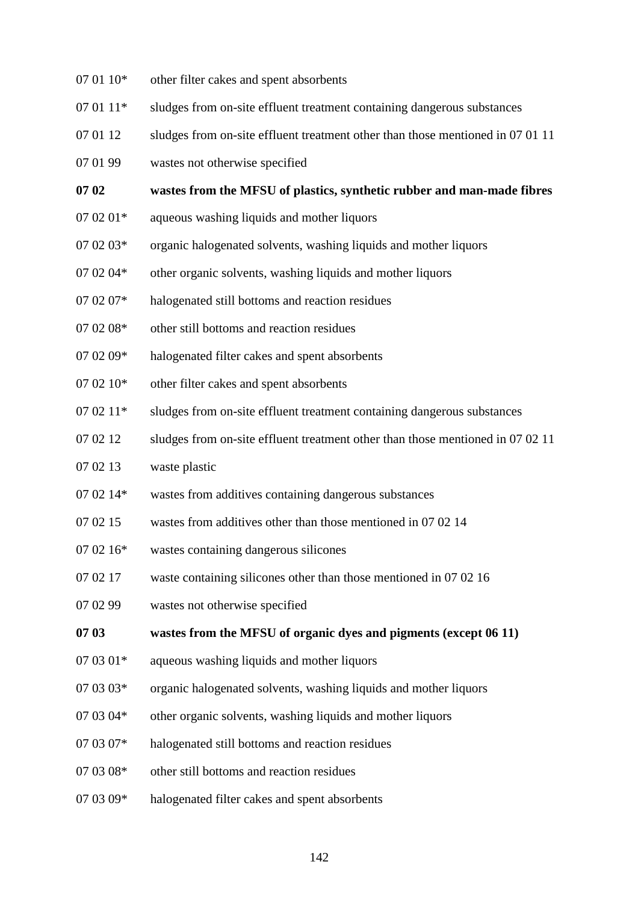07 01 10*	other filter cakes and spent absorbents

07 01 11*	sludges from on-site effluent treatment containing dangerous substances

07 01 12	sludges from on-site effluent treatment other than those mentioned in 07 01 11

07 01 99	wastes not otherwise specified

**07 02	wastes from the MFSU of plastics, synthetic rubber and man-made fibres**

07 02 01*	aqueous washing liquids and mother liquors

07 02 03*	organic halogenated solvents, washing liquids and mother liquors

07 02 04*	other organic solvents, washing liquids and mother liquors

07 02 07*	halogenated still bottoms and reaction residues

07 02 08*	other still bottoms and reaction residues

07 02 09*	halogenated filter cakes and spent absorbents

07 02 10*	other filter cakes and spent absorbents

07 02 11*	sludges from on-site effluent treatment containing dangerous substances

07 02 12	sludges from on-site effluent treatment other than those mentioned in 07 02 11

07 02 13	waste plastic

07 02 14*	wastes from additives containing dangerous substances

07 02 15	wastes from additives other than those mentioned in 07 02 14

07 02 16*	wastes containing dangerous silicones

07 02 17	waste containing silicones other than those mentioned in 07 02 16

07 02 99	wastes not otherwise specified

**07 03	wastes from the MFSU of organic dyes and pigments (except 06 11)**

07 03 01*	aqueous washing liquids and mother liquors

07 03 03*	organic halogenated solvents, washing liquids and mother liquors

07 03 04*	other organic solvents, washing liquids and mother liquors

07 03 07*	halogenated still bottoms and reaction residues

07 03 08*	other still bottoms and reaction residues

07 03 09*	halogenated filter cakes and spent absorbents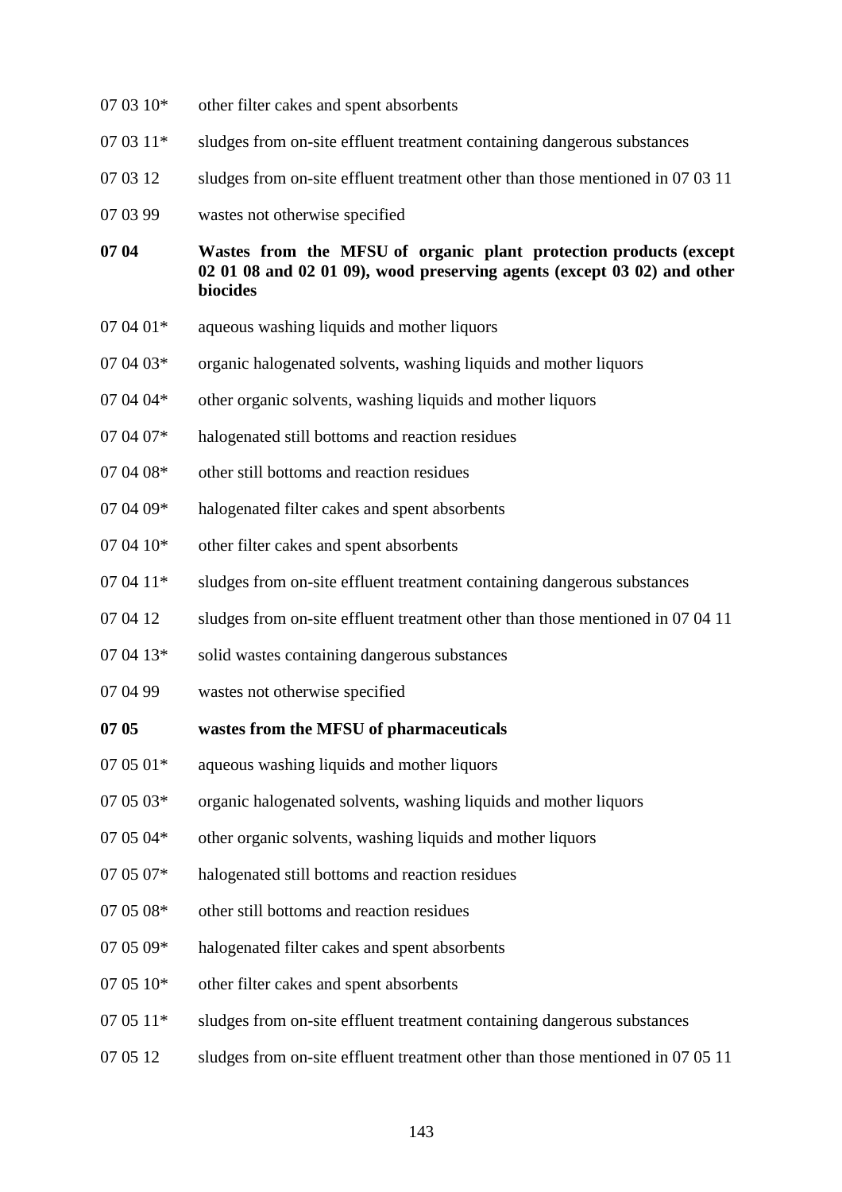07 03 10* other filter cakes and spent absorbents

07 03 11* sludges from on-site effluent treatment containing dangerous substances

07 03 12 sludges from on-site effluent treatment other than those mentioned in 07 03 11

07 03 99 wastes not otherwise specified

**07 04 Wastes from the MFSU of organic plant protection products (except 02 01 08 and 02 01 09), wood preserving agents (except 03 02) and other biocides**

07 04 01* aqueous washing liquids and mother liquors

07 04 03* organic halogenated solvents, washing liquids and mother liquors

07 04 04* other organic solvents, washing liquids and mother liquors

07 04 07* halogenated still bottoms and reaction residues

07 04 08* other still bottoms and reaction residues

07 04 09* halogenated filter cakes and spent absorbents

07 04 10* other filter cakes and spent absorbents

07 04 11* sludges from on-site effluent treatment containing dangerous substances

07 04 12 sludges from on-site effluent treatment other than those mentioned in 07 04 11

07 04 13* solid wastes containing dangerous substances

07 04 99 wastes not otherwise specified

**07 05 wastes from the MFSU of pharmaceuticals**

07 05 01* aqueous washing liquids and mother liquors

07 05 03* organic halogenated solvents, washing liquids and mother liquors

07 05 04* other organic solvents, washing liquids and mother liquors

07 05 07* halogenated still bottoms and reaction residues

07 05 08* other still bottoms and reaction residues

07 05 09* halogenated filter cakes and spent absorbents

07 05 10* other filter cakes and spent absorbents

07 05 11* sludges from on-site effluent treatment containing dangerous substances

07 05 12 sludges from on-site effluent treatment other than those mentioned in 07 05 11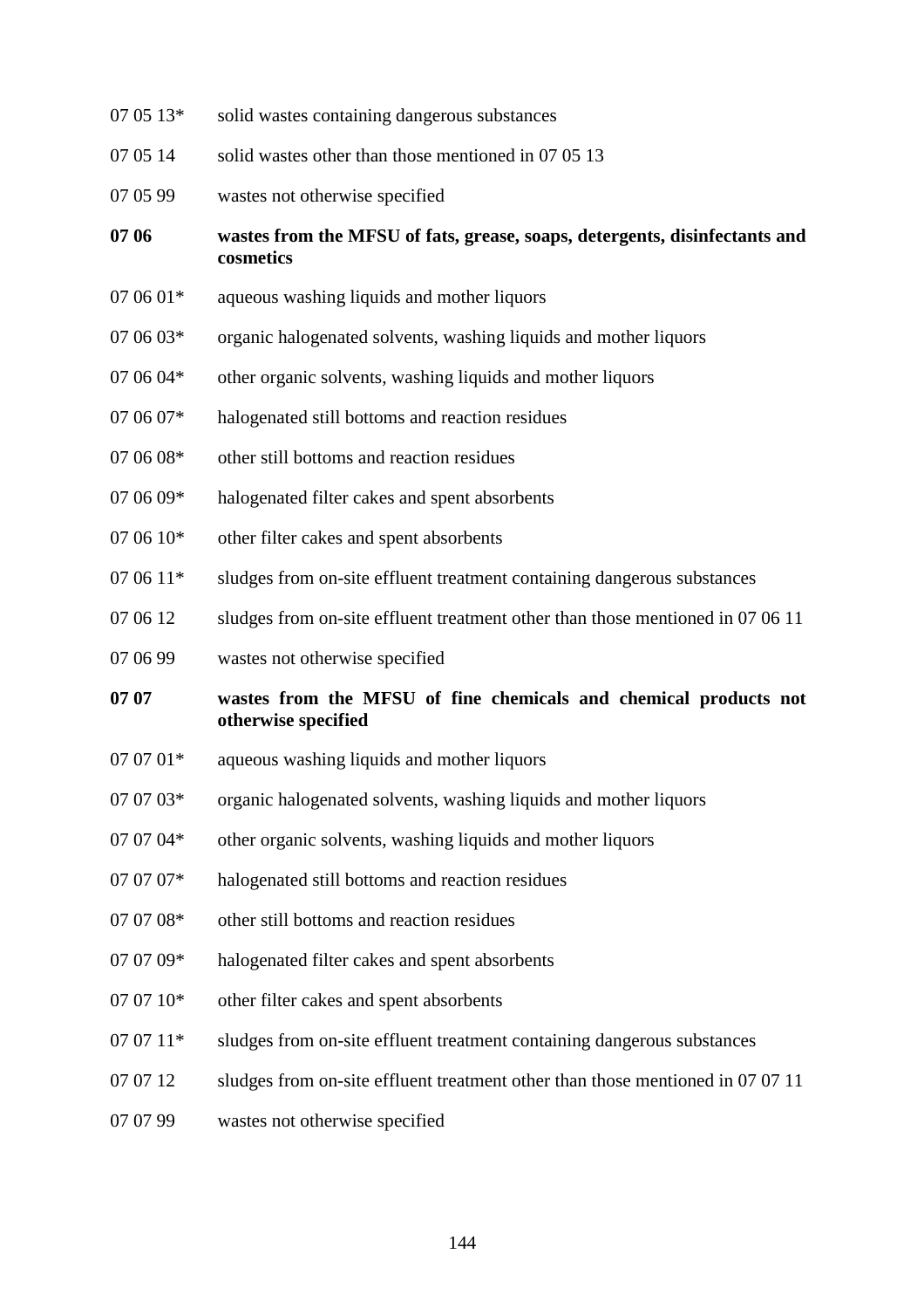07 05 13* solid wastes containing dangerous substances

07 05 14 solid wastes other than those mentioned in 07 05 13

07 05 99 wastes not otherwise specified

**07 06 wastes from the MFSU of fats, grease, soaps, detergents, disinfectants and cosmetics**

07 06 01* aqueous washing liquids and mother liquors

07 06 03* organic halogenated solvents, washing liquids and mother liquors

07 06 04* other organic solvents, washing liquids and mother liquors

07 06 07* halogenated still bottoms and reaction residues

07 06 08* other still bottoms and reaction residues

07 06 09* halogenated filter cakes and spent absorbents

07 06 10* other filter cakes and spent absorbents

07 06 11* sludges from on-site effluent treatment containing dangerous substances

07 06 12 sludges from on-site effluent treatment other than those mentioned in 07 06 11

07 06 99 wastes not otherwise specified

**07 07 wastes from the MFSU of fine chemicals and chemical products not otherwise specified**

07 07 01* aqueous washing liquids and mother liquors

07 07 03* organic halogenated solvents, washing liquids and mother liquors

07 07 04* other organic solvents, washing liquids and mother liquors

07 07 07* halogenated still bottoms and reaction residues

07 07 08* other still bottoms and reaction residues

07 07 09* halogenated filter cakes and spent absorbents

07 07 10* other filter cakes and spent absorbents

07 07 11* sludges from on-site effluent treatment containing dangerous substances

07 07 12 sludges from on-site effluent treatment other than those mentioned in 07 07 11

07 07 99 wastes not otherwise specified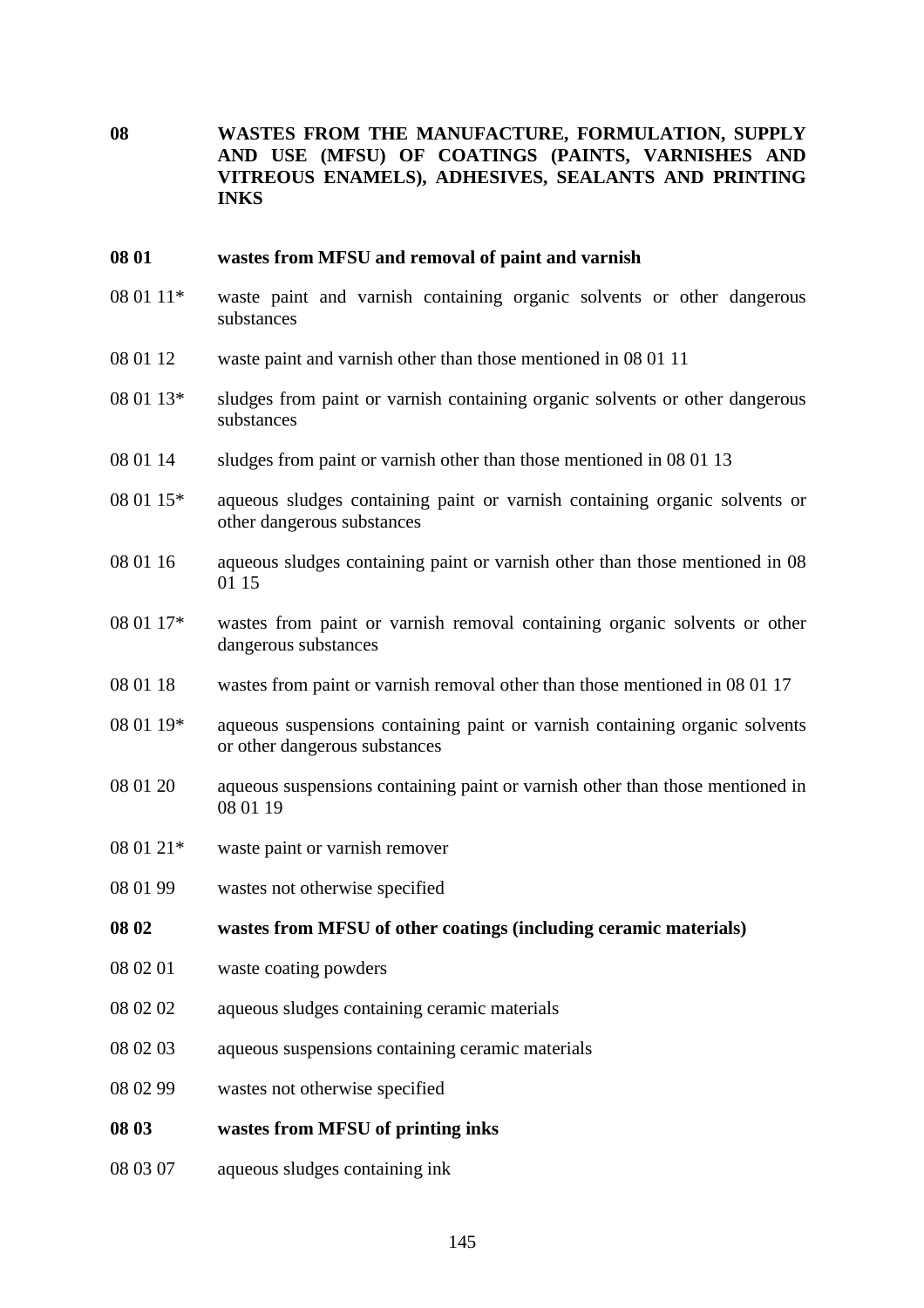**08 WASTES FROM THE MANUFACTURE, FORMULATION, SUPPLY AND USE (MFSU) OF COATINGS (PAINTS, VARNISHES AND VITREOUS ENAMELS), ADHESIVES, SEALANTS AND PRINTING INKS**

**08 01 wastes from MFSU and removal of paint and varnish**

08 01 11* waste paint and varnish containing organic solvents or other dangerous substances

08 01 12 waste paint and varnish other than those mentioned in 08 01 11

08 01 13* sludges from paint or varnish containing organic solvents or other dangerous substances

08 01 14 sludges from paint or varnish other than those mentioned in 08 01 13

08 01 15* aqueous sludges containing paint or varnish containing organic solvents or other dangerous substances

08 01 16 aqueous sludges containing paint or varnish other than those mentioned in 08 01 15

08 01 17* wastes from paint or varnish removal containing organic solvents or other dangerous substances

08 01 18 wastes from paint or varnish removal other than those mentioned in 08 01 17

08 01 19* aqueous suspensions containing paint or varnish containing organic solvents or other dangerous substances

08 01 20 aqueous suspensions containing paint or varnish other than those mentioned in 08 01 19

08 01 21* waste paint or varnish remover

08 01 99 wastes not otherwise specified

**08 02 wastes from MFSU of other coatings (including ceramic materials)**

08 02 01 waste coating powders

08 02 02 aqueous sludges containing ceramic materials

08 02 03 aqueous suspensions containing ceramic materials

08 02 99 wastes not otherwise specified

**08 03 wastes from MFSU of printing inks**

08 03 07 aqueous sludges containing ink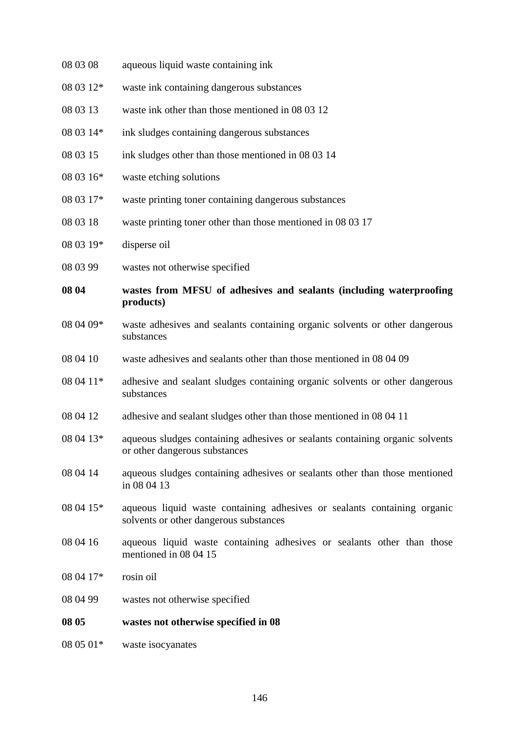08 03 08 aqueous liquid waste containing ink

08 03 12* waste ink containing dangerous substances

08 03 13 waste ink other than those mentioned in 08 03 12

08 03 14* ink sludges containing dangerous substances

08 03 15 ink sludges other than those mentioned in 08 03 14

08 03 16* waste etching solutions

08 03 17* waste printing toner containing dangerous substances

08 03 18 waste printing toner other than those mentioned in 08 03 17

08 03 19* disperse oil

08 03 99 wastes not otherwise specified

**08 04 wastes from MFSU of adhesives and sealants (including waterproofing products)**

08 04 09* waste adhesives and sealants containing organic solvents or other dangerous substances

08 04 10 waste adhesives and sealants other than those mentioned in 08 04 09

08 04 11* adhesive and sealant sludges containing organic solvents or other dangerous substances

08 04 12 adhesive and sealant sludges other than those mentioned in 08 04 11

08 04 13* aqueous sludges containing adhesives or sealants containing organic solvents or other dangerous substances

08 04 14 aqueous sludges containing adhesives or sealants other than those mentioned in 08 04 13

08 04 15* aqueous liquid waste containing adhesives or sealants containing organic solvents or other dangerous substances

08 04 16 aqueous liquid waste containing adhesives or sealants other than those mentioned in 08 04 15

08 04 17* rosin oil

08 04 99 wastes not otherwise specified

**08 05 wastes not otherwise specified in 08**

08 05 01* waste isocyanates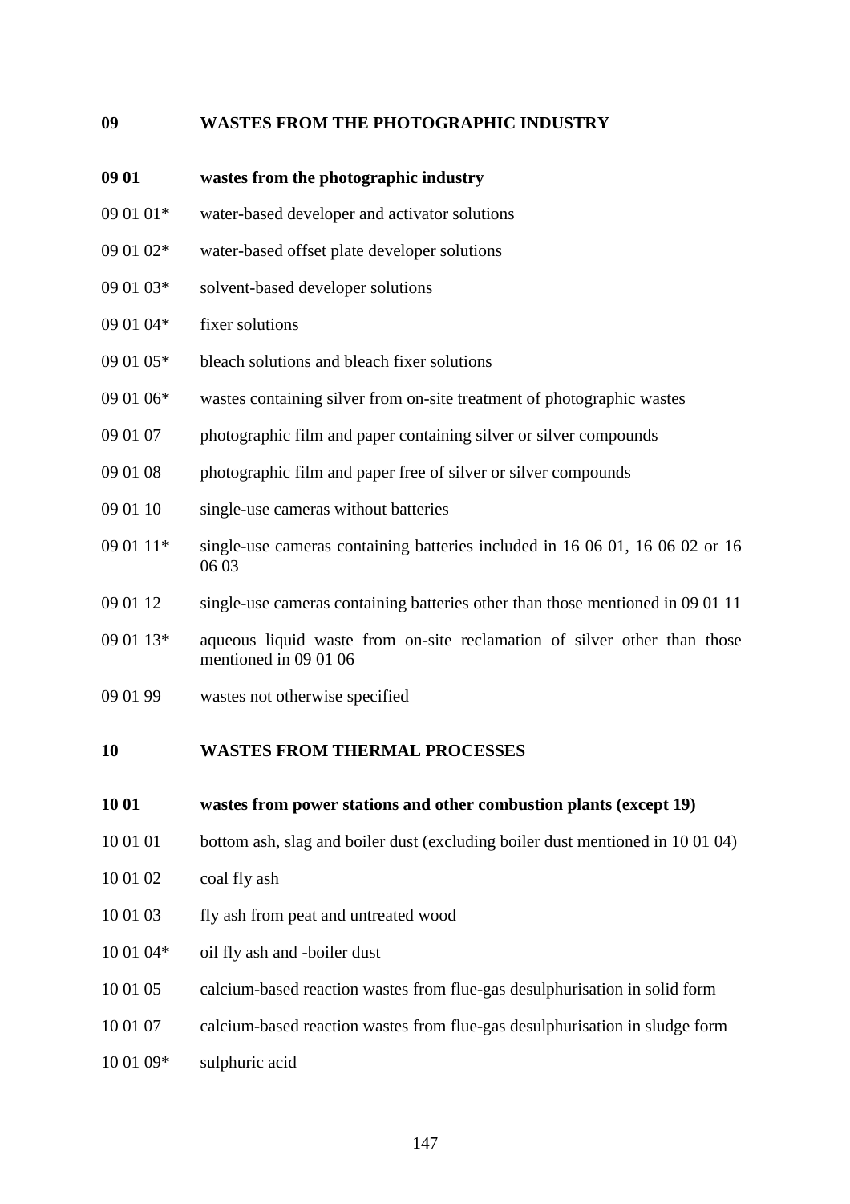**09 WASTES FROM THE PHOTOGRAPHIC INDUSTRY**

**09 01 wastes from the photographic industry**

09 01 01* water-based developer and activator solutions

09 01 02* water-based offset plate developer solutions

09 01 03* solvent-based developer solutions

09 01 04* fixer solutions

09 01 05* bleach solutions and bleach fixer solutions

09 01 06* wastes containing silver from on-site treatment of photographic wastes

09 01 07 photographic film and paper containing silver or silver compounds

09 01 08 photographic film and paper free of silver or silver compounds

09 01 10 single-use cameras without batteries

09 01 11* single-use cameras containing batteries included in 16 06 01, 16 06 02 or 16 06 03

09 01 12 single-use cameras containing batteries other than those mentioned in 09 01 11

09 01 13* aqueous liquid waste from on-site reclamation of silver other than those mentioned in 09 01 06

09 01 99 wastes not otherwise specified

**10 WASTES FROM THERMAL PROCESSES**

**10 01 wastes from power stations and other combustion plants (except 19)**

10 01 01 bottom ash, slag and boiler dust (excluding boiler dust mentioned in 10 01 04)

10 01 02 coal fly ash

10 01 03 fly ash from peat and untreated wood

10 01 04* oil fly ash and -boiler dust

10 01 05 calcium-based reaction wastes from flue-gas desulphurisation in solid form

10 01 07 calcium-based reaction wastes from flue-gas desulphurisation in sludge form

10 01 09* sulphuric acid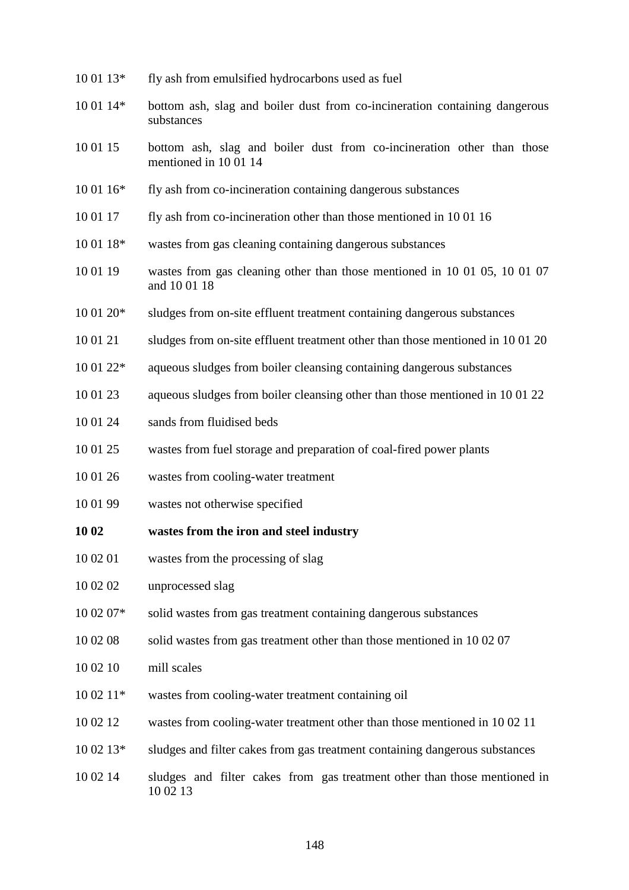10 01 13* fly ash from emulsified hydrocarbons used as fuel

10 01 14* bottom ash, slag and boiler dust from co-incineration containing dangerous substances

10 01 15 bottom ash, slag and boiler dust from co-incineration other than those mentioned in 10 01 14

10 01 16* fly ash from co-incineration containing dangerous substances

10 01 17 fly ash from co-incineration other than those mentioned in 10 01 16

10 01 18* wastes from gas cleaning containing dangerous substances

10 01 19 wastes from gas cleaning other than those mentioned in 10 01 05, 10 01 07 and 10 01 18

10 01 20* sludges from on-site effluent treatment containing dangerous substances

10 01 21 sludges from on-site effluent treatment other than those mentioned in 10 01 20

10 01 22* aqueous sludges from boiler cleansing containing dangerous substances

10 01 23 aqueous sludges from boiler cleansing other than those mentioned in 10 01 22

10 01 24 sands from fluidised beds

10 01 25 wastes from fuel storage and preparation of coal-fired power plants

10 01 26 wastes from cooling-water treatment

10 01 99 wastes not otherwise specified

**10 02 wastes from the iron and steel industry**

10 02 01 wastes from the processing of slag

10 02 02 unprocessed slag

10 02 07* solid wastes from gas treatment containing dangerous substances

10 02 08 solid wastes from gas treatment other than those mentioned in 10 02 07

10 02 10 mill scales

10 02 11* wastes from cooling-water treatment containing oil

10 02 12 wastes from cooling-water treatment other than those mentioned in 10 02 11

10 02 13* sludges and filter cakes from gas treatment containing dangerous substances

10 02 14 sludges and filter cakes from gas treatment other than those mentioned in 10 02 13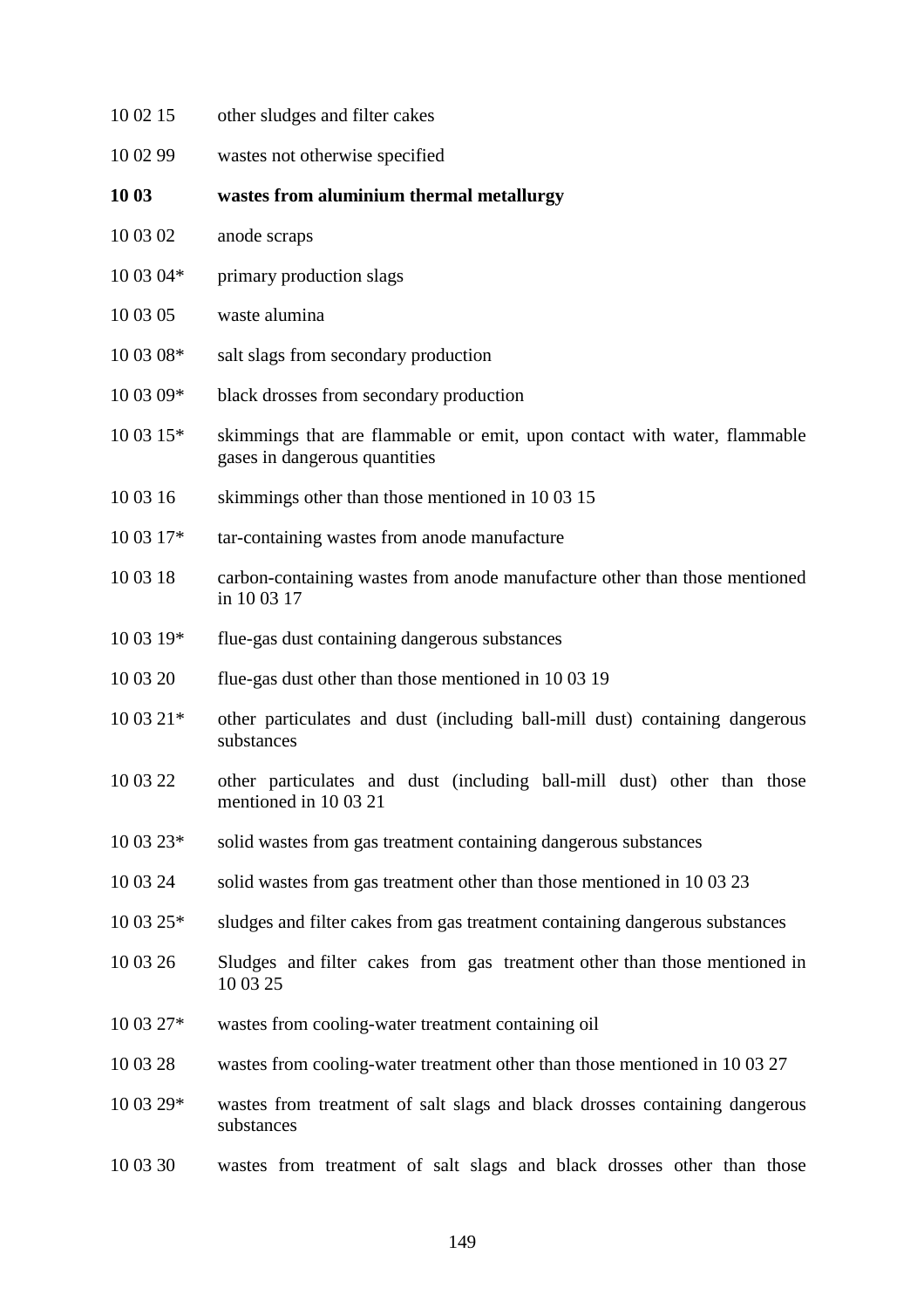10 02 15 other sludges and filter cakes

10 02 99 wastes not otherwise specified

**10 03 wastes from aluminium thermal metallurgy**

10 03 02 anode scraps

10 03 04* primary production slags

10 03 05 waste alumina

10 03 08* salt slags from secondary production

10 03 09* black drosses from secondary production

10 03 15* skimmings that are flammable or emit, upon contact with water, flammable gases in dangerous quantities

10 03 16 skimmings other than those mentioned in 10 03 15

10 03 17* tar-containing wastes from anode manufacture

10 03 18 carbon-containing wastes from anode manufacture other than those mentioned in 10 03 17

10 03 19* flue-gas dust containing dangerous substances

10 03 20 flue-gas dust other than those mentioned in 10 03 19

10 03 21* other particulates and dust (including ball-mill dust) containing dangerous substances

10 03 22 other particulates and dust (including ball-mill dust) other than those mentioned in 10 03 21

10 03 23* solid wastes from gas treatment containing dangerous substances

10 03 24 solid wastes from gas treatment other than those mentioned in 10 03 23

10 03 25* sludges and filter cakes from gas treatment containing dangerous substances

10 03 26 Sludges and filter cakes from gas treatment other than those mentioned in 10 03 25

10 03 27* wastes from cooling-water treatment containing oil

10 03 28 wastes from cooling-water treatment other than those mentioned in 10 03 27

10 03 29* wastes from treatment of salt slags and black drosses containing dangerous substances

10 03 30 wastes from treatment of salt slags and black drosses other than those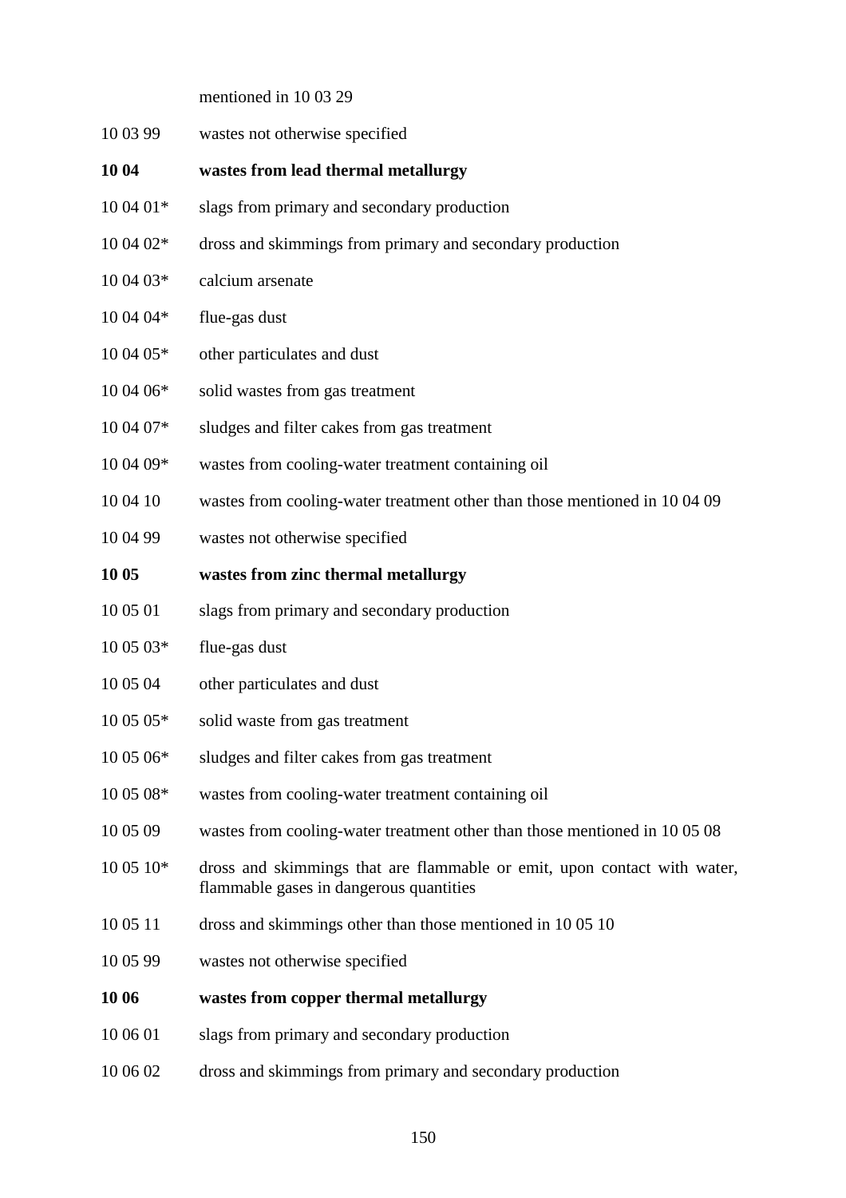mentioned in 10 03 29

10 03 99 wastes not otherwise specified

**10 04 wastes from lead thermal metallurgy**

10 04 01* slags from primary and secondary production

10 04 02* dross and skimmings from primary and secondary production

10 04 03* calcium arsenate

10 04 04* flue-gas dust

10 04 05* other particulates and dust

10 04 06* solid wastes from gas treatment

10 04 07* sludges and filter cakes from gas treatment

10 04 09* wastes from cooling-water treatment containing oil

10 04 10 wastes from cooling-water treatment other than those mentioned in 10 04 09

10 04 99 wastes not otherwise specified

**10 05 wastes from zinc thermal metallurgy**

10 05 01 slags from primary and secondary production

10 05 03* flue-gas dust

10 05 04 other particulates and dust

10 05 05* solid waste from gas treatment

10 05 06* sludges and filter cakes from gas treatment

10 05 08* wastes from cooling-water treatment containing oil

10 05 09 wastes from cooling-water treatment other than those mentioned in 10 05 08

10 05 10* dross and skimmings that are flammable or emit, upon contact with water, flammable gases in dangerous quantities

10 05 11 dross and skimmings other than those mentioned in 10 05 10

10 05 99 wastes not otherwise specified

**10 06 wastes from copper thermal metallurgy**

10 06 01 slags from primary and secondary production

10 06 02 dross and skimmings from primary and secondary production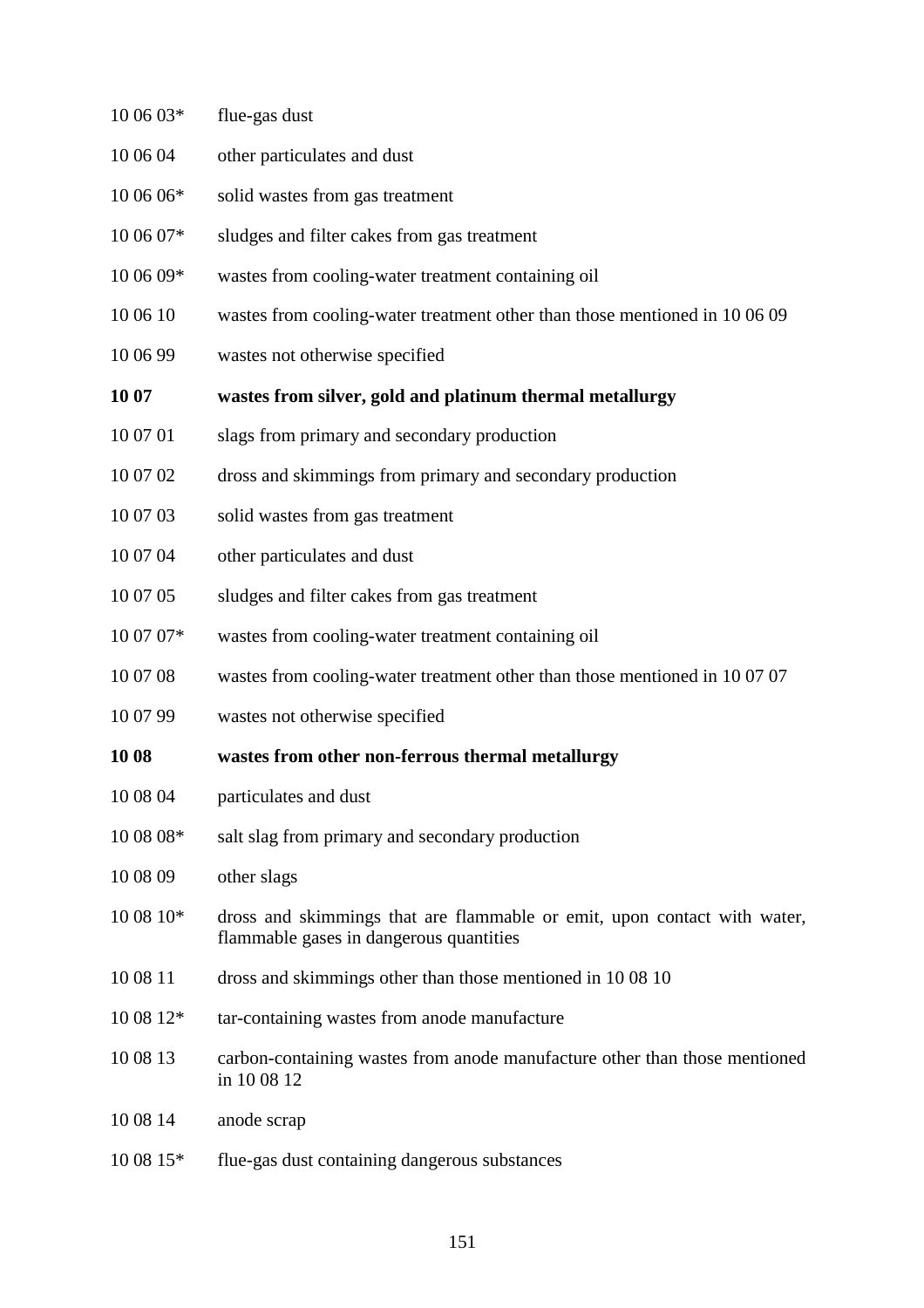10 06 03* flue-gas dust

10 06 04 other particulates and dust

10 06 06* solid wastes from gas treatment

10 06 07* sludges and filter cakes from gas treatment

10 06 09* wastes from cooling-water treatment containing oil

10 06 10 wastes from cooling-water treatment other than those mentioned in 10 06 09

10 06 99 wastes not otherwise specified

**10 07 wastes from silver, gold and platinum thermal metallurgy**

10 07 01 slags from primary and secondary production

10 07 02 dross and skimmings from primary and secondary production

10 07 03 solid wastes from gas treatment

10 07 04 other particulates and dust

10 07 05 sludges and filter cakes from gas treatment

10 07 07* wastes from cooling-water treatment containing oil

10 07 08 wastes from cooling-water treatment other than those mentioned in 10 07 07

10 07 99 wastes not otherwise specified

**10 08 wastes from other non-ferrous thermal metallurgy**

10 08 04 particulates and dust

10 08 08* salt slag from primary and secondary production

10 08 09 other slags

10 08 10* dross and skimmings that are flammable or emit, upon contact with water, flammable gases in dangerous quantities

10 08 11 dross and skimmings other than those mentioned in 10 08 10

10 08 12* tar-containing wastes from anode manufacture

10 08 13 carbon-containing wastes from anode manufacture other than those mentioned in 10 08 12

10 08 14 anode scrap

10 08 15* flue-gas dust containing dangerous substances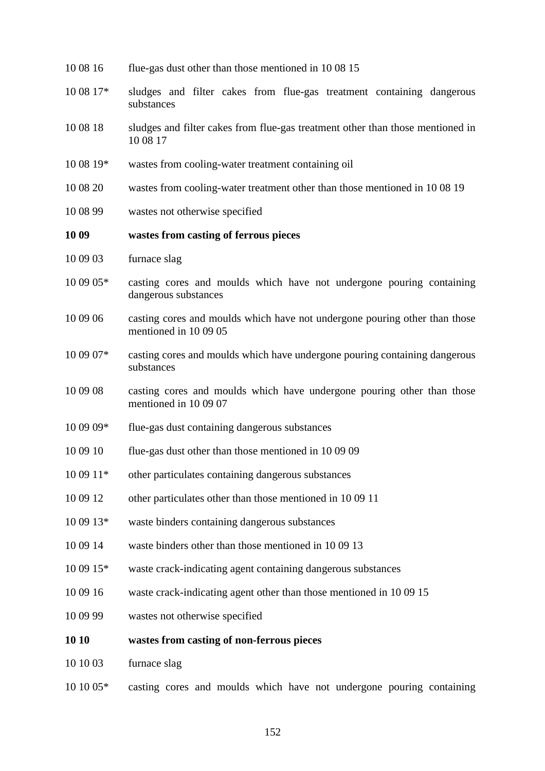10 08 16 flue-gas dust other than those mentioned in 10 08 15

10 08 17* sludges and filter cakes from flue-gas treatment containing dangerous substances

10 08 18 sludges and filter cakes from flue-gas treatment other than those mentioned in 10 08 17

10 08 19* wastes from cooling-water treatment containing oil

10 08 20 wastes from cooling-water treatment other than those mentioned in 10 08 19

10 08 99 wastes not otherwise specified

**10 09 wastes from casting of ferrous pieces**

10 09 03 furnace slag

10 09 05* casting cores and moulds which have not undergone pouring containing dangerous substances

10 09 06 casting cores and moulds which have not undergone pouring other than those mentioned in 10 09 05

10 09 07* casting cores and moulds which have undergone pouring containing dangerous substances

10 09 08 casting cores and moulds which have undergone pouring other than those mentioned in 10 09 07

10 09 09* flue-gas dust containing dangerous substances

10 09 10 flue-gas dust other than those mentioned in 10 09 09

10 09 11* other particulates containing dangerous substances

10 09 12 other particulates other than those mentioned in 10 09 11

10 09 13* waste binders containing dangerous substances

10 09 14 waste binders other than those mentioned in 10 09 13

10 09 15* waste crack-indicating agent containing dangerous substances

10 09 16 waste crack-indicating agent other than those mentioned in 10 09 15

10 09 99 wastes not otherwise specified

**10 10 wastes from casting of non-ferrous pieces**

10 10 03 furnace slag

10 10 05* casting cores and moulds which have not undergone pouring containing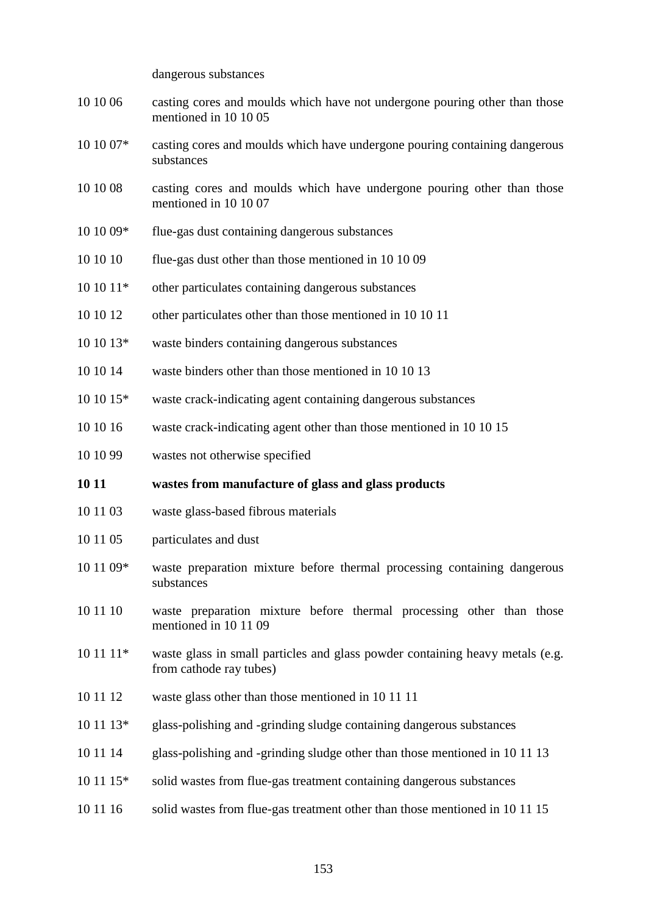dangerous substances

10 10 06 casting cores and moulds which have not undergone pouring other than those mentioned in 10 10 05

10 10 07* casting cores and moulds which have undergone pouring containing dangerous substances

10 10 08 casting cores and moulds which have undergone pouring other than those mentioned in 10 10 07

10 10 09* flue-gas dust containing dangerous substances

10 10 10 flue-gas dust other than those mentioned in 10 10 09

10 10 11* other particulates containing dangerous substances

10 10 12 other particulates other than those mentioned in 10 10 11

10 10 13* waste binders containing dangerous substances

10 10 14 waste binders other than those mentioned in 10 10 13

10 10 15* waste crack-indicating agent containing dangerous substances

10 10 16 waste crack-indicating agent other than those mentioned in 10 10 15

10 10 99 wastes not otherwise specified

**10 11 wastes from manufacture of glass and glass products**

10 11 03 waste glass-based fibrous materials

10 11 05 particulates and dust

10 11 09* waste preparation mixture before thermal processing containing dangerous substances

10 11 10 waste preparation mixture before thermal processing other than those mentioned in 10 11 09

10 11 11* waste glass in small particles and glass powder containing heavy metals (e.g. from cathode ray tubes)

10 11 12 waste glass other than those mentioned in 10 11 11

10 11 13* glass-polishing and -grinding sludge containing dangerous substances

10 11 14 glass-polishing and -grinding sludge other than those mentioned in 10 11 13

10 11 15* solid wastes from flue-gas treatment containing dangerous substances

10 11 16 solid wastes from flue-gas treatment other than those mentioned in 10 11 15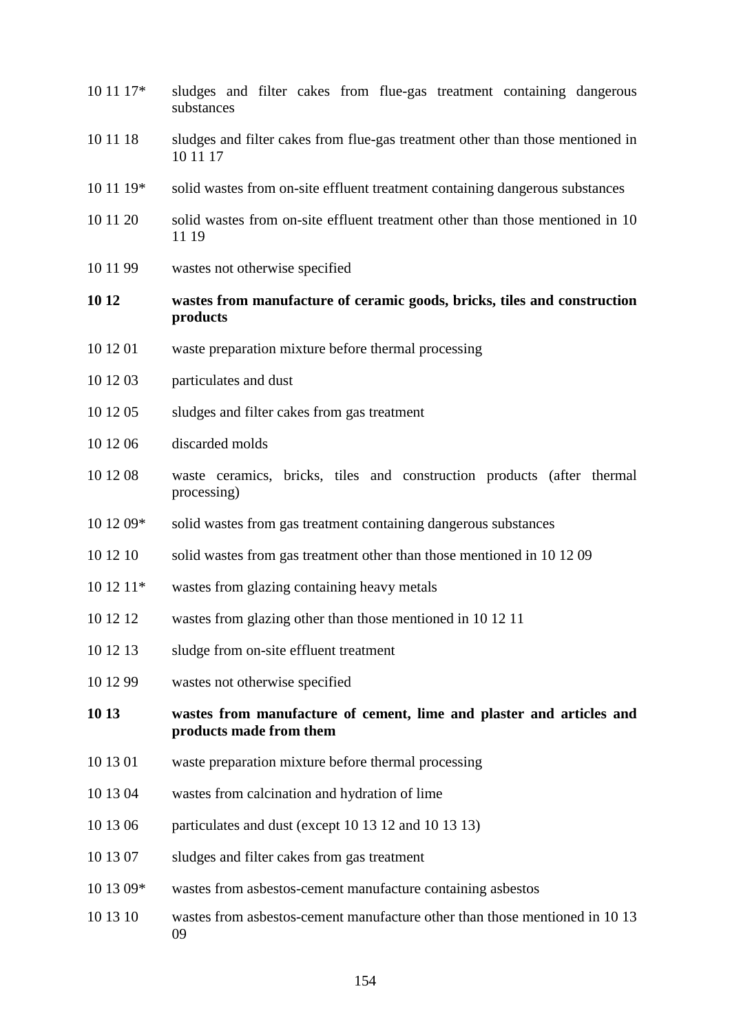10 11 17* sludges and filter cakes from flue-gas treatment containing dangerous substances

10 11 18 sludges and filter cakes from flue-gas treatment other than those mentioned in 10 11 17

10 11 19* solid wastes from on-site effluent treatment containing dangerous substances

10 11 20 solid wastes from on-site effluent treatment other than those mentioned in 10 11 19

10 11 99 wastes not otherwise specified

**10 12 wastes from manufacture of ceramic goods, bricks, tiles and construction products**

10 12 01 waste preparation mixture before thermal processing

10 12 03 particulates and dust

10 12 05 sludges and filter cakes from gas treatment

10 12 06 discarded molds

10 12 08 waste ceramics, bricks, tiles and construction products (after thermal processing)

10 12 09* solid wastes from gas treatment containing dangerous substances

10 12 10 solid wastes from gas treatment other than those mentioned in 10 12 09

10 12 11* wastes from glazing containing heavy metals

10 12 12 wastes from glazing other than those mentioned in 10 12 11

10 12 13 sludge from on-site effluent treatment

10 12 99 wastes not otherwise specified

**10 13 wastes from manufacture of cement, lime and plaster and articles and products made from them**

10 13 01 waste preparation mixture before thermal processing

10 13 04 wastes from calcination and hydration of lime

10 13 06 particulates and dust (except 10 13 12 and 10 13 13)

10 13 07 sludges and filter cakes from gas treatment

10 13 09* wastes from asbestos-cement manufacture containing asbestos

10 13 10 wastes from asbestos-cement manufacture other than those mentioned in 10 13 09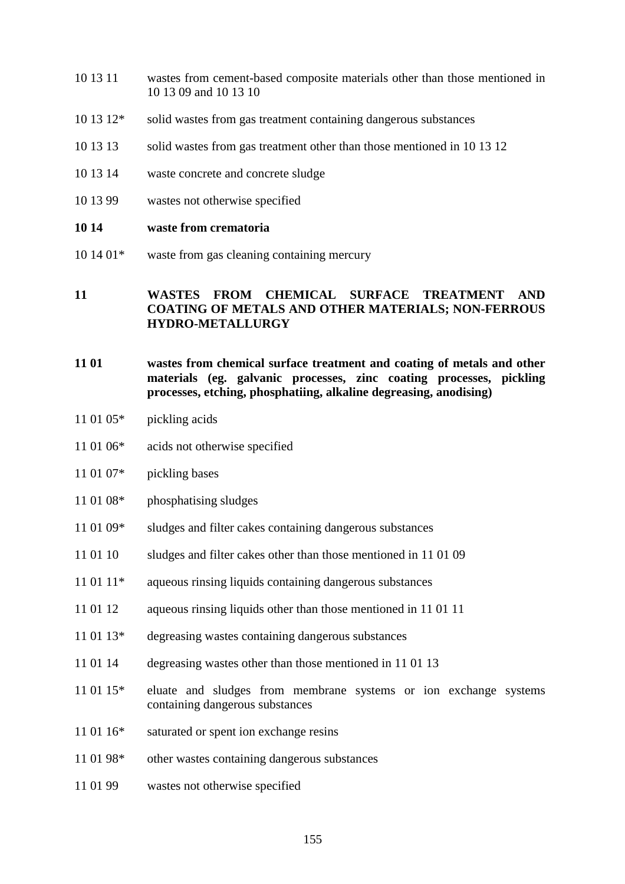10 13 11 wastes from cement-based composite materials other than those mentioned in 10 13 09 and 10 13 10

10 13 12* solid wastes from gas treatment containing dangerous substances

10 13 13 solid wastes from gas treatment other than those mentioned in 10 13 12

10 13 14 waste concrete and concrete sludge

10 13 99 wastes not otherwise specified

**10 14 waste from crematoria**

10 14 01* waste from gas cleaning containing mercury

**11 WASTES FROM CHEMICAL SURFACE TREATMENT AND COATING OF METALS AND OTHER MATERIALS; NON-FERROUS HYDRO-METALLURGY**

**11 01 wastes from chemical surface treatment and coating of metals and other materials (eg. galvanic processes, zinc coating processes, pickling processes, etching, phosphatiing, alkaline degreasing, anodising)**

11 01 05* pickling acids

11 01 06* acids not otherwise specified

11 01 07* pickling bases

11 01 08* phosphatising sludges

11 01 09* sludges and filter cakes containing dangerous substances

11 01 10 sludges and filter cakes other than those mentioned in 11 01 09

11 01 11* aqueous rinsing liquids containing dangerous substances

11 01 12 aqueous rinsing liquids other than those mentioned in 11 01 11

11 01 13* degreasing wastes containing dangerous substances

11 01 14 degreasing wastes other than those mentioned in 11 01 13

11 01 15* eluate and sludges from membrane systems or ion exchange systems containing dangerous substances

11 01 16* saturated or spent ion exchange resins

11 01 98* other wastes containing dangerous substances

11 01 99 wastes not otherwise specified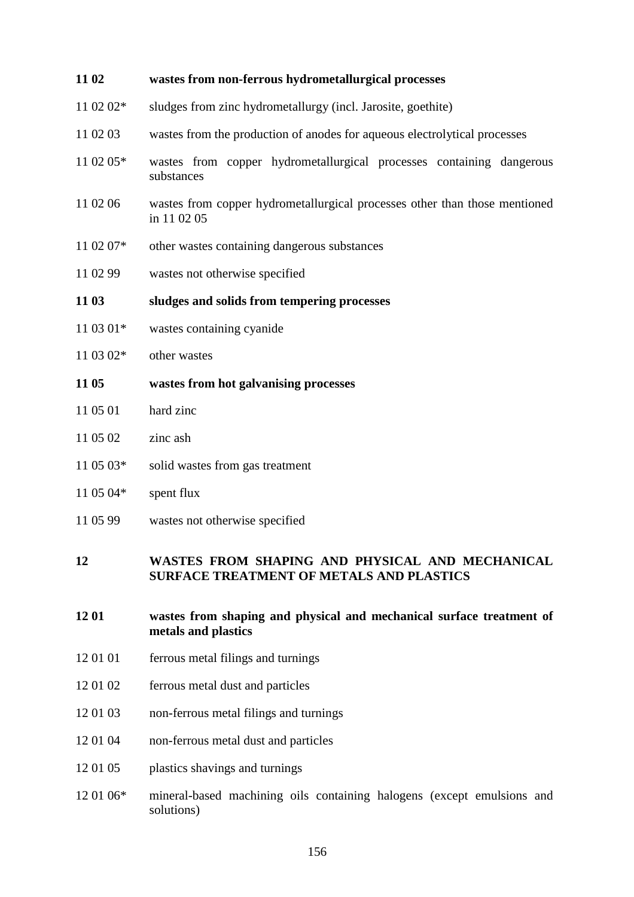**11 02 wastes from non-ferrous hydrometallurgical processes**

11 02 02* sludges from zinc hydrometallurgy (incl. Jarosite, goethite)

11 02 03 wastes from the production of anodes for aqueous electrolytical processes

11 02 05* wastes from copper hydrometallurgical processes containing dangerous substances

11 02 06 wastes from copper hydrometallurgical processes other than those mentioned in 11 02 05

11 02 07* other wastes containing dangerous substances

11 02 99 wastes not otherwise specified

**11 03 sludges and solids from tempering processes**

11 03 01* wastes containing cyanide

11 03 02* other wastes

**11 05 wastes from hot galvanising processes**

11 05 01 hard zinc

11 05 02 zinc ash

11 05 03* solid wastes from gas treatment

11 05 04* spent flux

11 05 99 wastes not otherwise specified

**12 WASTES FROM SHAPING AND PHYSICAL AND MECHANICAL SURFACE TREATMENT OF METALS AND PLASTICS**

**12 01 wastes from shaping and physical and mechanical surface treatment of metals and plastics**

12 01 01 ferrous metal filings and turnings

12 01 02 ferrous metal dust and particles

12 01 03 non-ferrous metal filings and turnings

12 01 04 non-ferrous metal dust and particles

12 01 05 plastics shavings and turnings

12 01 06* mineral-based machining oils containing halogens (except emulsions and solutions)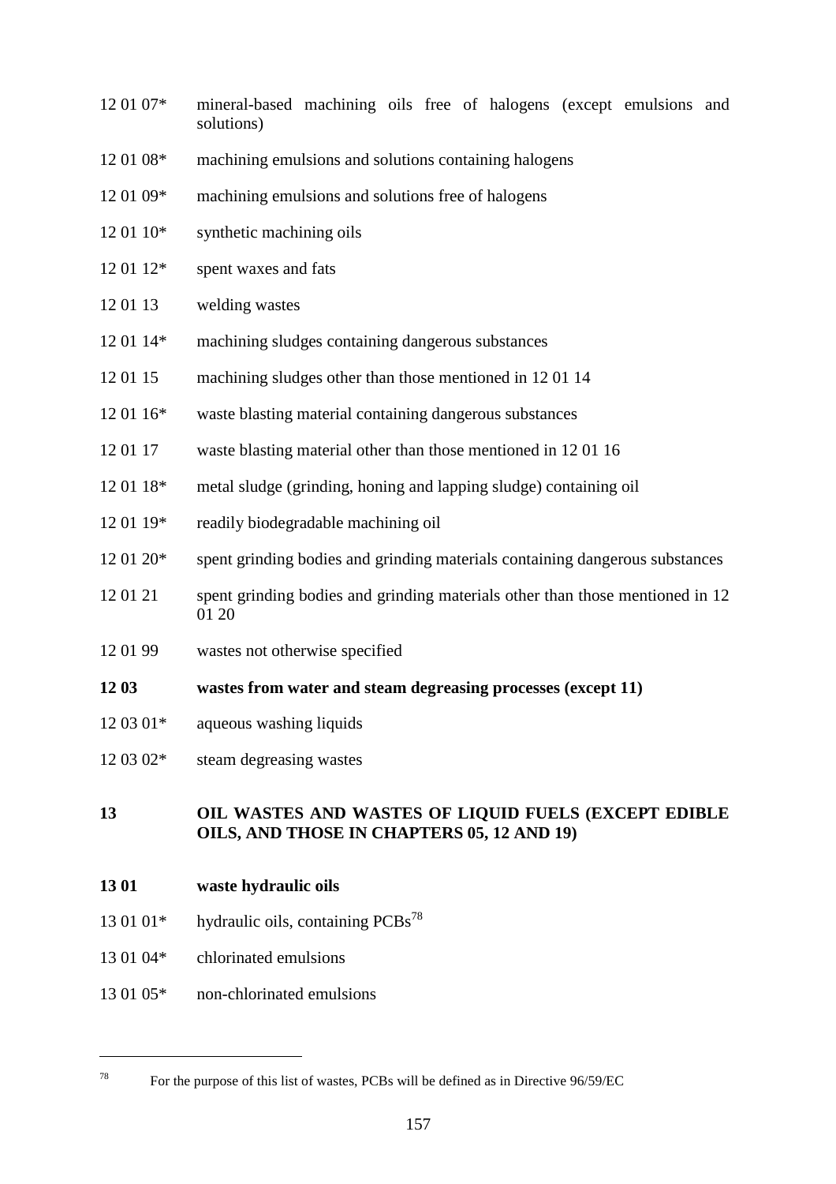12 01 07* mineral-based machining oils free of halogens (except emulsions and solutions)

12 01 08* machining emulsions and solutions containing halogens

12 01 09* machining emulsions and solutions free of halogens

12 01 10* synthetic machining oils

12 01 12* spent waxes and fats

12 01 13 welding wastes

12 01 14* machining sludges containing dangerous substances

12 01 15 machining sludges other than those mentioned in 12 01 14

12 01 16* waste blasting material containing dangerous substances

12 01 17 waste blasting material other than those mentioned in 12 01 16

12 01 18* metal sludge (grinding, honing and lapping sludge) containing oil

12 01 19* readily biodegradable machining oil

12 01 20* spent grinding bodies and grinding materials containing dangerous substances

12 01 21 spent grinding bodies and grinding materials other than those mentioned in 12 01 20

12 01 99 wastes not otherwise specified

**12 03 wastes from water and steam degreasing processes (except 11)**

12 03 01* aqueous washing liquids

12 03 02* steam degreasing wastes

**13 OIL WASTES AND WASTES OF LIQUID FUELS (EXCEPT EDIBLE OILS, AND THOSE IN CHAPTERS 05, 12 AND 19)**

**13 01 waste hydraulic oils**

13 01 01* hydraulic oils, containing PCBs[78]

13 01 04* chlorinated emulsions

13 01 05* non-chlorinated emulsions

---

[78] For the purpose of this list of wastes, PCBs will be defined as in Directive 96/59/EC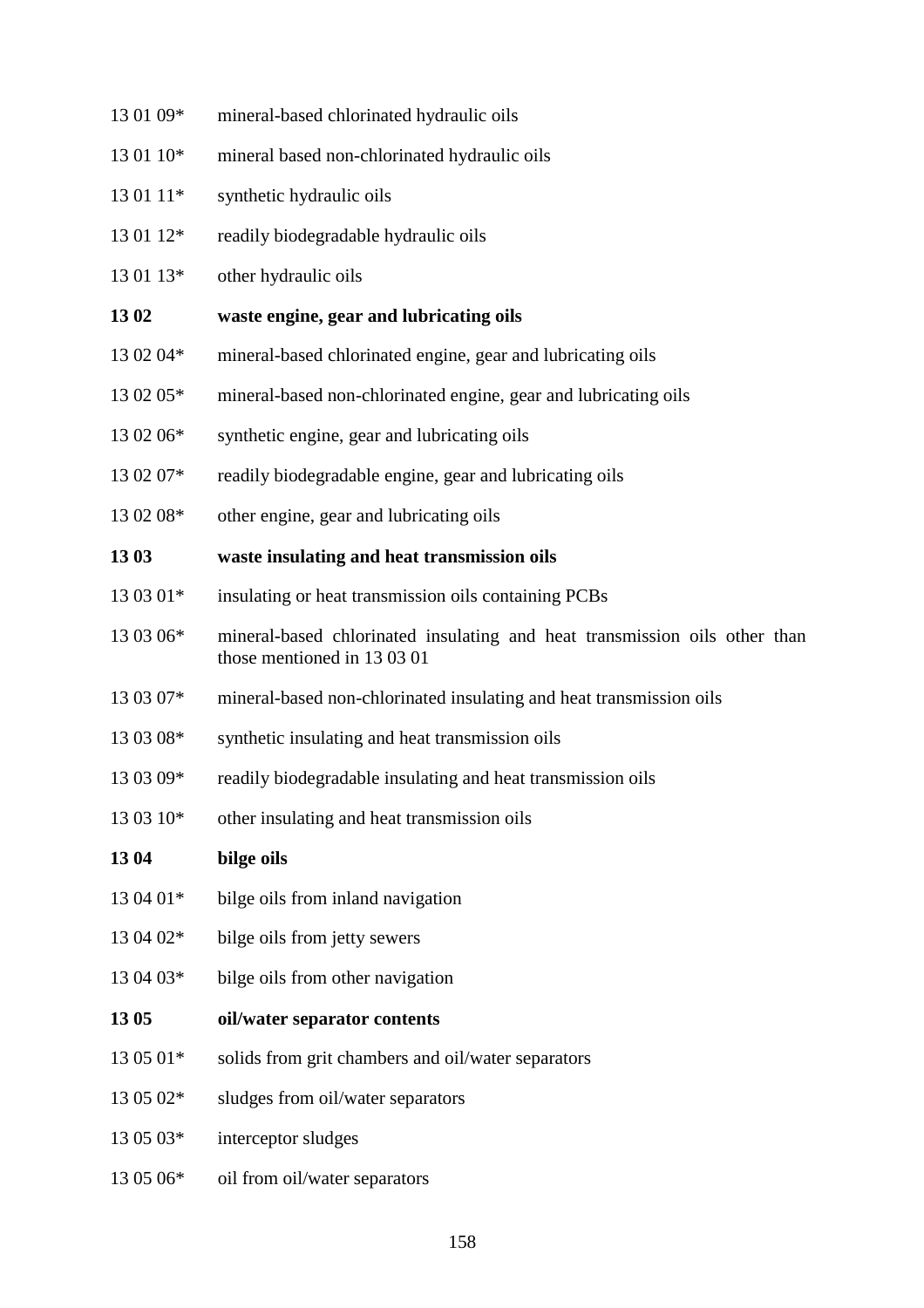13 01 09* mineral-based chlorinated hydraulic oils

13 01 10* mineral based non-chlorinated hydraulic oils

13 01 11* synthetic hydraulic oils

13 01 12* readily biodegradable hydraulic oils

13 01 13* other hydraulic oils

**13 02 waste engine, gear and lubricating oils**

13 02 04* mineral-based chlorinated engine, gear and lubricating oils

13 02 05* mineral-based non-chlorinated engine, gear and lubricating oils

13 02 06* synthetic engine, gear and lubricating oils

13 02 07* readily biodegradable engine, gear and lubricating oils

13 02 08* other engine, gear and lubricating oils

**13 03 waste insulating and heat transmission oils**

13 03 01* insulating or heat transmission oils containing PCBs

13 03 06* mineral-based chlorinated insulating and heat transmission oils other than those mentioned in 13 03 01

13 03 07* mineral-based non-chlorinated insulating and heat transmission oils

13 03 08* synthetic insulating and heat transmission oils

13 03 09* readily biodegradable insulating and heat transmission oils

13 03 10* other insulating and heat transmission oils

**13 04 bilge oils**

13 04 01* bilge oils from inland navigation

13 04 02* bilge oils from jetty sewers

13 04 03* bilge oils from other navigation

**13 05 oil/water separator contents**

13 05 01* solids from grit chambers and oil/water separators

13 05 02* sludges from oil/water separators

13 05 03* interceptor sludges

13 05 06* oil from oil/water separators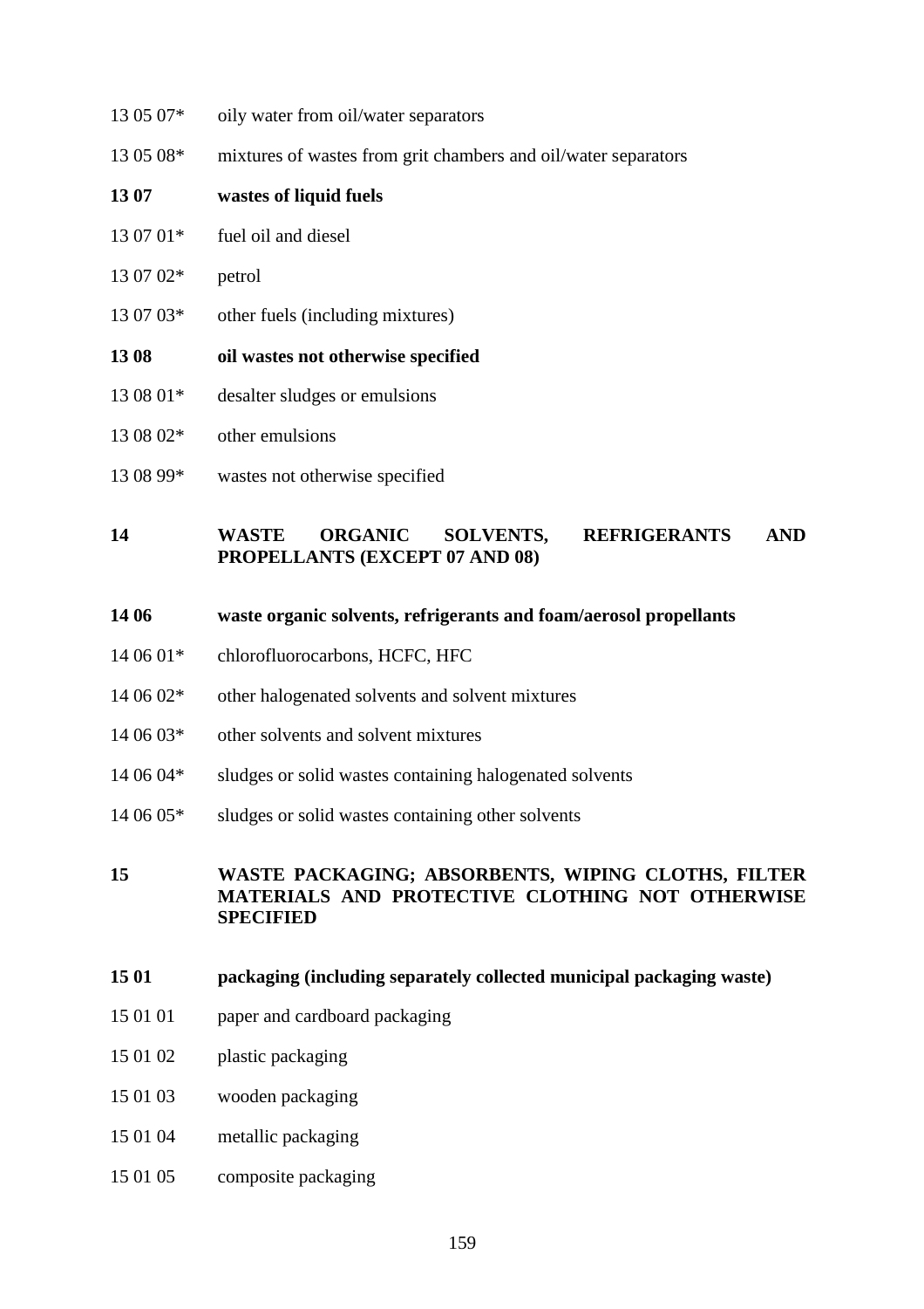13 05 07* oily water from oil/water separators

13 05 08* mixtures of wastes from grit chambers and oil/water separators

**13 07 wastes of liquid fuels**

13 07 01* fuel oil and diesel

13 07 02* petrol

13 07 03* other fuels (including mixtures)

**13 08 oil wastes not otherwise specified**

13 08 01* desalter sludges or emulsions

13 08 02* other emulsions

13 08 99* wastes not otherwise specified

**14 WASTE ORGANIC SOLVENTS, REFRIGERANTS AND PROPELLANTS (EXCEPT 07 AND 08)**

**14 06 waste organic solvents, refrigerants and foam/aerosol propellants**

14 06 01* chlorofluorocarbons, HCFC, HFC

14 06 02* other halogenated solvents and solvent mixtures

14 06 03* other solvents and solvent mixtures

14 06 04* sludges or solid wastes containing halogenated solvents

14 06 05* sludges or solid wastes containing other solvents

**15 WASTE PACKAGING; ABSORBENTS, WIPING CLOTHS, FILTER MATERIALS AND PROTECTIVE CLOTHING NOT OTHERWISE SPECIFIED**

**15 01 packaging (including separately collected municipal packaging waste)**

15 01 01 paper and cardboard packaging

15 01 02 plastic packaging

15 01 03 wooden packaging

15 01 04 metallic packaging

15 01 05 composite packaging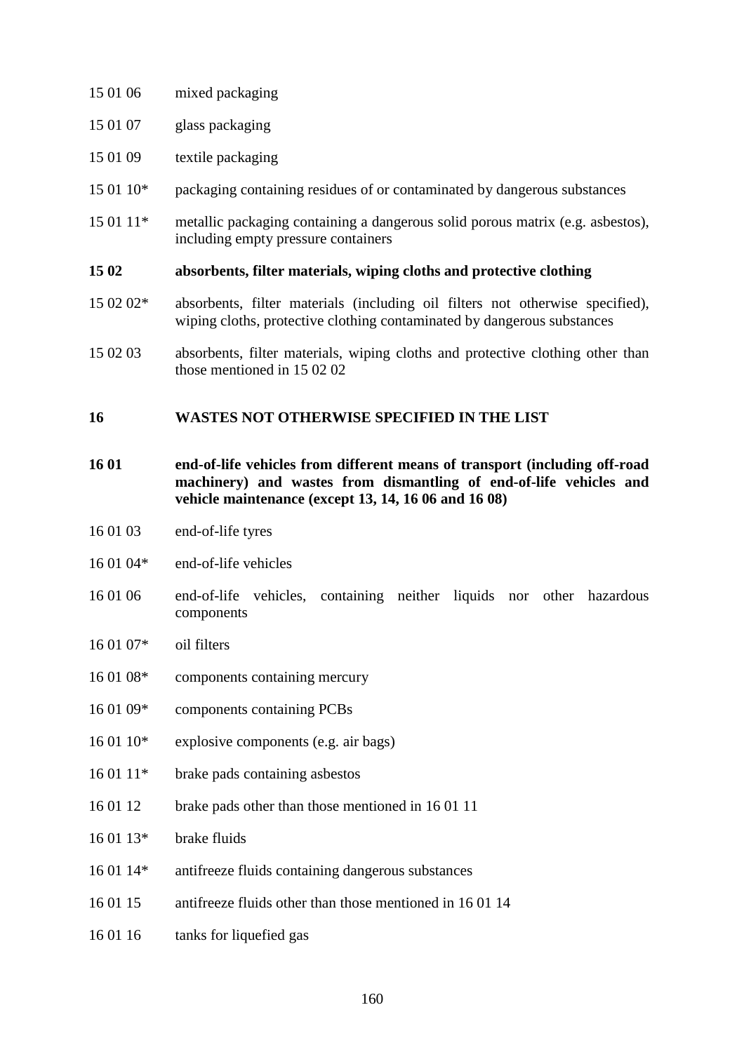15 01 06 mixed packaging

15 01 07 glass packaging

15 01 09 textile packaging

15 01 10* packaging containing residues of or contaminated by dangerous substances

15 01 11* metallic packaging containing a dangerous solid porous matrix (e.g. asbestos), including empty pressure containers

**15 02 absorbents, filter materials, wiping cloths and protective clothing**

15 02 02* absorbents, filter materials (including oil filters not otherwise specified), wiping cloths, protective clothing contaminated by dangerous substances

15 02 03 absorbents, filter materials, wiping cloths and protective clothing other than those mentioned in 15 02 02

**16 WASTES NOT OTHERWISE SPECIFIED IN THE LIST**

**16 01 end-of-life vehicles from different means of transport (including off-road machinery) and wastes from dismantling of end-of-life vehicles and vehicle maintenance (except 13, 14, 16 06 and 16 08)**

16 01 03 end-of-life tyres

16 01 04* end-of-life vehicles

16 01 06 end-of-life vehicles, containing neither liquids nor other hazardous components

16 01 07* oil filters

16 01 08* components containing mercury

16 01 09* components containing PCBs

16 01 10* explosive components (e.g. air bags)

16 01 11* brake pads containing asbestos

16 01 12 brake pads other than those mentioned in 16 01 11

16 01 13* brake fluids

16 01 14* antifreeze fluids containing dangerous substances

16 01 15 antifreeze fluids other than those mentioned in 16 01 14

16 01 16 tanks for liquefied gas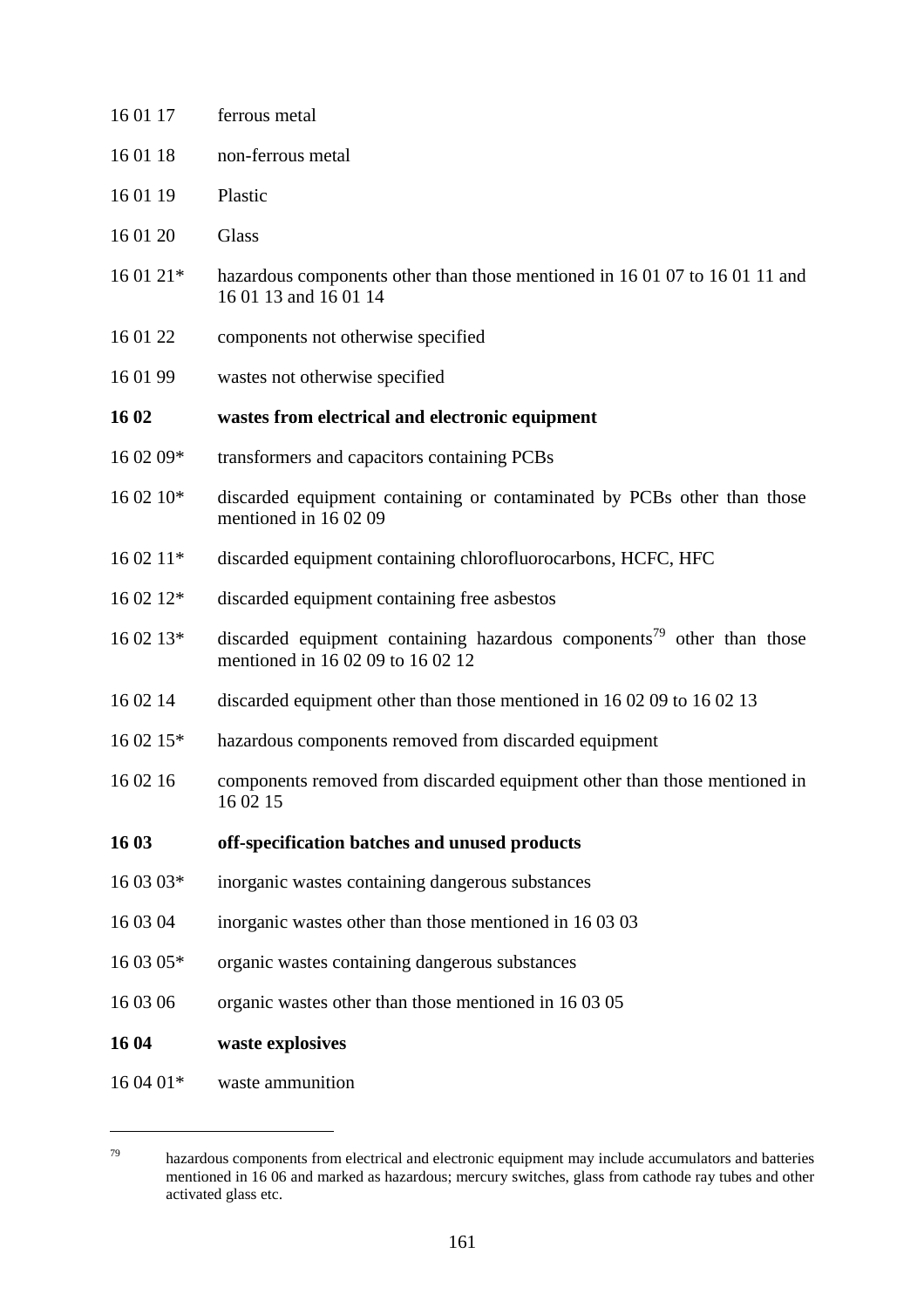16 01 17 ferrous metal

16 01 18 non-ferrous metal

16 01 19 Plastic

16 01 20 Glass

16 01 21* hazardous components other than those mentioned in 16 01 07 to 16 01 11 and 16 01 13 and 16 01 14

16 01 22 components not otherwise specified

16 01 99 wastes not otherwise specified

**16 02 wastes from electrical and electronic equipment**

16 02 09* transformers and capacitors containing PCBs

16 02 10* discarded equipment containing or contaminated by PCBs other than those mentioned in 16 02 09

16 02 11* discarded equipment containing chlorofluorocarbons, HCFC, HFC

16 02 12* discarded equipment containing free asbestos

16 02 13* discarded equipment containing hazardous components[79] other than those mentioned in 16 02 09 to 16 02 12

16 02 14 discarded equipment other than those mentioned in 16 02 09 to 16 02 13

16 02 15* hazardous components removed from discarded equipment

16 02 16 components removed from discarded equipment other than those mentioned in 16 02 15

**16 03 off-specification batches and unused products**

16 03 03* inorganic wastes containing dangerous substances

16 03 04 inorganic wastes other than those mentioned in 16 03 03

16 03 05* organic wastes containing dangerous substances

16 03 06 organic wastes other than those mentioned in 16 03 05

**16 04 waste explosives**

16 04 01* waste ammunition

---

[79] hazardous components from electrical and electronic equipment may include accumulators and batteries mentioned in 16 06 and marked as hazardous; mercury switches, glass from cathode ray tubes and other activated glass etc.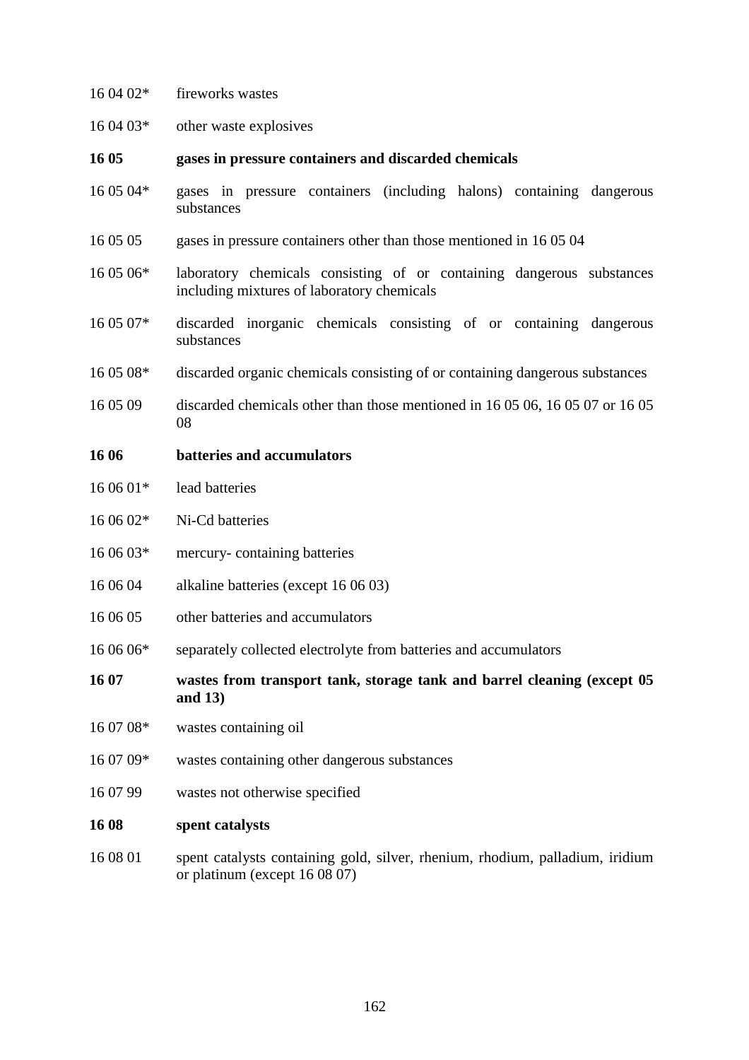16 04 02* fireworks wastes

16 04 03* other waste explosives

**16 05 gases in pressure containers and discarded chemicals**

16 05 04* gases in pressure containers (including halons) containing dangerous substances

16 05 05 gases in pressure containers other than those mentioned in 16 05 04

16 05 06* laboratory chemicals consisting of or containing dangerous substances including mixtures of laboratory chemicals

16 05 07* discarded inorganic chemicals consisting of or containing dangerous substances

16 05 08* discarded organic chemicals consisting of or containing dangerous substances

16 05 09 discarded chemicals other than those mentioned in 16 05 06, 16 05 07 or 16 05 08

**16 06 batteries and accumulators**

16 06 01* lead batteries

16 06 02* Ni-Cd batteries

16 06 03* mercury- containing batteries

16 06 04 alkaline batteries (except 16 06 03)

16 06 05 other batteries and accumulators

16 06 06* separately collected electrolyte from batteries and accumulators

**16 07 wastes from transport tank, storage tank and barrel cleaning (except 05 and 13)**

16 07 08* wastes containing oil

16 07 09* wastes containing other dangerous substances

16 07 99 wastes not otherwise specified

**16 08 spent catalysts**

16 08 01 spent catalysts containing gold, silver, rhenium, rhodium, palladium, iridium or platinum (except 16 08 07)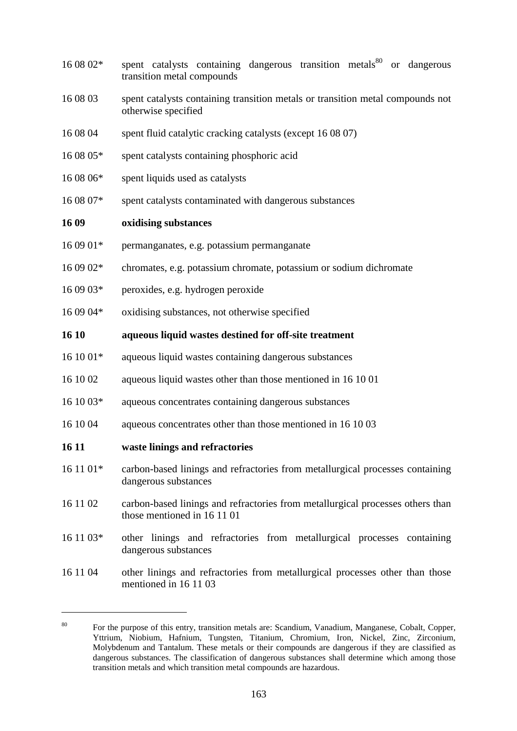16 08 02* spent catalysts containing dangerous transition metals[80] or dangerous transition metal compounds

16 08 03 spent catalysts containing transition metals or transition metal compounds not otherwise specified

16 08 04 spent fluid catalytic cracking catalysts (except 16 08 07)

16 08 05* spent catalysts containing phosphoric acid

16 08 06* spent liquids used as catalysts

16 08 07* spent catalysts contaminated with dangerous substances

**16 09 oxidising substances**

16 09 01* permanganates, e.g. potassium permanganate

16 09 02* chromates, e.g. potassium chromate, potassium or sodium dichromate

16 09 03* peroxides, e.g. hydrogen peroxide

16 09 04* oxidising substances, not otherwise specified

**16 10 aqueous liquid wastes destined for off-site treatment**

16 10 01* aqueous liquid wastes containing dangerous substances

16 10 02 aqueous liquid wastes other than those mentioned in 16 10 01

16 10 03* aqueous concentrates containing dangerous substances

16 10 04 aqueous concentrates other than those mentioned in 16 10 03

**16 11 waste linings and refractories**

16 11 01* carbon-based linings and refractories from metallurgical processes containing dangerous substances

16 11 02 carbon-based linings and refractories from metallurgical processes others than those mentioned in 16 11 01

16 11 03* other linings and refractories from metallurgical processes containing dangerous substances

16 11 04 other linings and refractories from metallurgical processes other than those mentioned in 16 11 03

---

[80] For the purpose of this entry, transition metals are: Scandium, Vanadium, Manganese, Cobalt, Copper, Yttrium, Niobium, Hafnium, Tungsten, Titanium, Chromium, Iron, Nickel, Zinc, Zirconium, Molybdenum and Tantalum. These metals or their compounds are dangerous if they are classified as dangerous substances. The classification of dangerous substances shall determine which among those transition metals and which transition metal compounds are hazardous.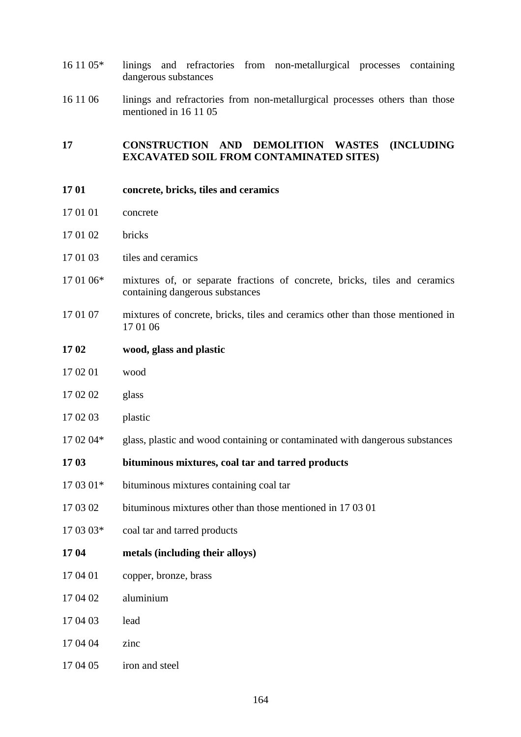16 11 05* linings and refractories from non-metallurgical processes containing dangerous substances

16 11 06 linings and refractories from non-metallurgical processes others than those mentioned in 16 11 05

**17 CONSTRUCTION AND DEMOLITION WASTES (INCLUDING EXCAVATED SOIL FROM CONTAMINATED SITES)**

**17 01 concrete, bricks, tiles and ceramics**

17 01 01 concrete

17 01 02 bricks

17 01 03 tiles and ceramics

17 01 06* mixtures of, or separate fractions of concrete, bricks, tiles and ceramics containing dangerous substances

17 01 07 mixtures of concrete, bricks, tiles and ceramics other than those mentioned in 17 01 06

**17 02 wood, glass and plastic**

17 02 01 wood

17 02 02 glass

17 02 03 plastic

17 02 04* glass, plastic and wood containing or contaminated with dangerous substances

**17 03 bituminous mixtures, coal tar and tarred products**

17 03 01* bituminous mixtures containing coal tar

17 03 02 bituminous mixtures other than those mentioned in 17 03 01

17 03 03* coal tar and tarred products

**17 04 metals (including their alloys)**

17 04 01 copper, bronze, brass

17 04 02 aluminium

17 04 03 lead

17 04 04 zinc

17 04 05 iron and steel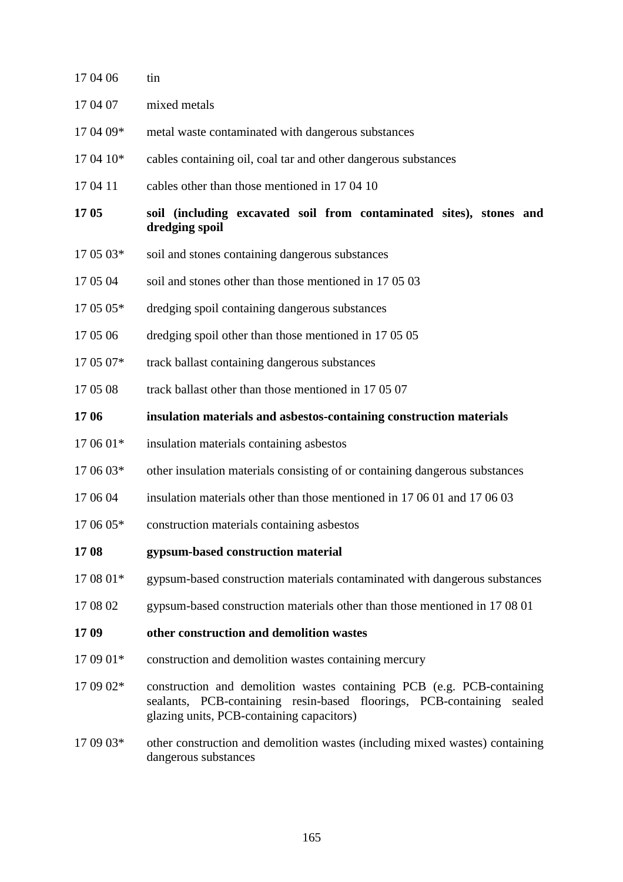17 04 06 tin

17 04 07 mixed metals

17 04 09* metal waste contaminated with dangerous substances

17 04 10* cables containing oil, coal tar and other dangerous substances

17 04 11 cables other than those mentioned in 17 04 10

**17 05 soil (including excavated soil from contaminated sites), stones and dredging spoil**

17 05 03* soil and stones containing dangerous substances

17 05 04 soil and stones other than those mentioned in 17 05 03

17 05 05* dredging spoil containing dangerous substances

17 05 06 dredging spoil other than those mentioned in 17 05 05

17 05 07* track ballast containing dangerous substances

17 05 08 track ballast other than those mentioned in 17 05 07

**17 06 insulation materials and asbestos-containing construction materials**

17 06 01* insulation materials containing asbestos

17 06 03* other insulation materials consisting of or containing dangerous substances

17 06 04 insulation materials other than those mentioned in 17 06 01 and 17 06 03

17 06 05* construction materials containing asbestos

**17 08 gypsum-based construction material**

17 08 01* gypsum-based construction materials contaminated with dangerous substances

17 08 02 gypsum-based construction materials other than those mentioned in 17 08 01

**17 09 other construction and demolition wastes**

17 09 01* construction and demolition wastes containing mercury

17 09 02* construction and demolition wastes containing PCB (e.g. PCB-containing sealants, PCB-containing resin-based floorings, PCB-containing sealed glazing units, PCB-containing capacitors)

17 09 03* other construction and demolition wastes (including mixed wastes) containing dangerous substances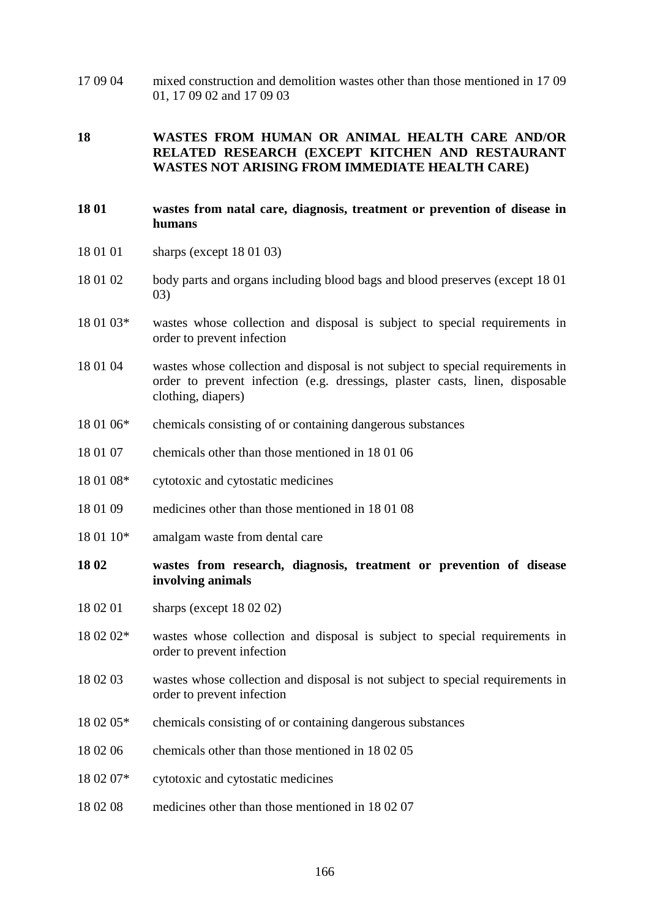17 09 04 mixed construction and demolition wastes other than those mentioned in 17 09 01, 17 09 02 and 17 09 03

**18 WASTES FROM HUMAN OR ANIMAL HEALTH CARE AND/OR RELATED RESEARCH (EXCEPT KITCHEN AND RESTAURANT WASTES NOT ARISING FROM IMMEDIATE HEALTH CARE)**

**18 01 wastes from natal care, diagnosis, treatment or prevention of disease in humans**

18 01 01 sharps (except 18 01 03)

18 01 02 body parts and organs including blood bags and blood preserves (except 18 01 03)

18 01 03* wastes whose collection and disposal is subject to special requirements in order to prevent infection

18 01 04 wastes whose collection and disposal is not subject to special requirements in order to prevent infection (e.g. dressings, plaster casts, linen, disposable clothing, diapers)

18 01 06* chemicals consisting of or containing dangerous substances

18 01 07 chemicals other than those mentioned in 18 01 06

18 01 08* cytotoxic and cytostatic medicines

18 01 09 medicines other than those mentioned in 18 01 08

18 01 10* amalgam waste from dental care

**18 02 wastes from research, diagnosis, treatment or prevention of disease involving animals**

18 02 01 sharps (except 18 02 02)

18 02 02* wastes whose collection and disposal is subject to special requirements in order to prevent infection

18 02 03 wastes whose collection and disposal is not subject to special requirements in order to prevent infection

18 02 05* chemicals consisting of or containing dangerous substances

18 02 06 chemicals other than those mentioned in 18 02 05

18 02 07* cytotoxic and cytostatic medicines

18 02 08 medicines other than those mentioned in 18 02 07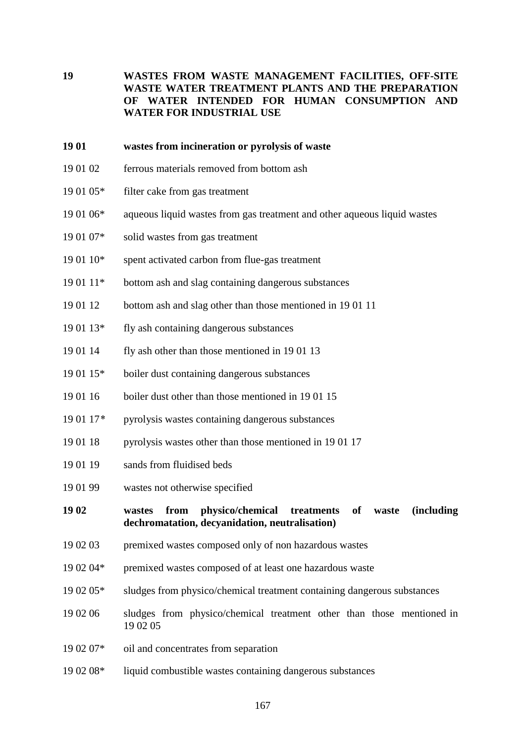**19 WASTES FROM WASTE MANAGEMENT FACILITIES, OFF-SITE WASTE WATER TREATMENT PLANTS AND THE PREPARATION OF WATER INTENDED FOR HUMAN CONSUMPTION AND WATER FOR INDUSTRIAL USE**

**19 01 wastes from incineration or pyrolysis of waste**

19 01 02 ferrous materials removed from bottom ash

19 01 05* filter cake from gas treatment

19 01 06* aqueous liquid wastes from gas treatment and other aqueous liquid wastes

19 01 07* solid wastes from gas treatment

19 01 10* spent activated carbon from flue-gas treatment

19 01 11* bottom ash and slag containing dangerous substances

19 01 12 bottom ash and slag other than those mentioned in 19 01 11

19 01 13* fly ash containing dangerous substances

19 01 14 fly ash other than those mentioned in 19 01 13

19 01 15* boiler dust containing dangerous substances

19 01 16 boiler dust other than those mentioned in 19 01 15

19 01 17* pyrolysis wastes containing dangerous substances

19 01 18 pyrolysis wastes other than those mentioned in 19 01 17

19 01 19 sands from fluidised beds

19 01 99 wastes not otherwise specified

**19 02 wastes from physico/chemical treatments of waste (including dechromatation, decyanidation, neutralisation)**

19 02 03 premixed wastes composed only of non hazardous wastes

19 02 04* premixed wastes composed of at least one hazardous waste

19 02 05* sludges from physico/chemical treatment containing dangerous substances

19 02 06 sludges from physico/chemical treatment other than those mentioned in 19 02 05

19 02 07* oil and concentrates from separation

19 02 08* liquid combustible wastes containing dangerous substances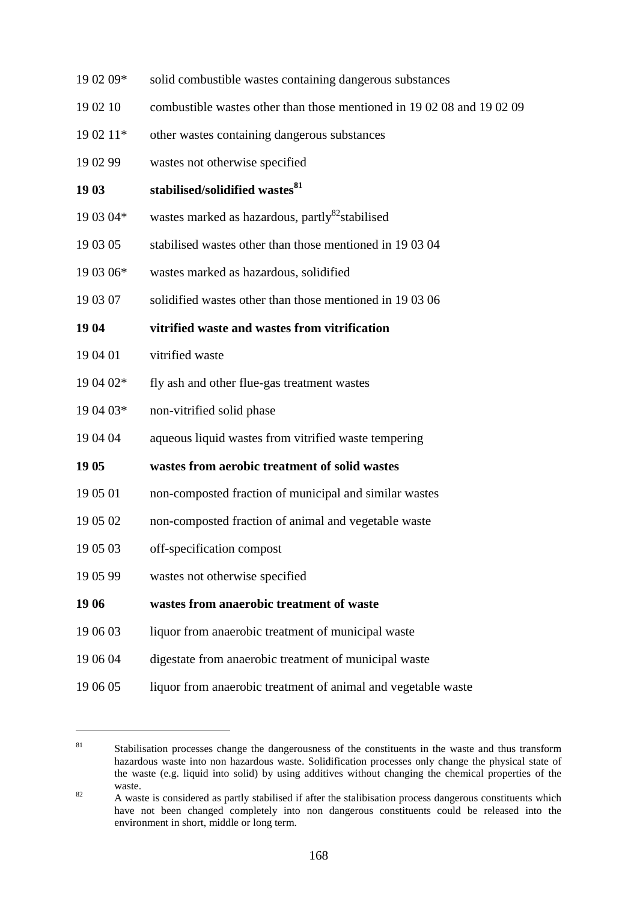19 02 09* solid combustible wastes containing dangerous substances

19 02 10 combustible wastes other than those mentioned in 19 02 08 and 19 02 09

19 02 11* other wastes containing dangerous substances

19 02 99 wastes not otherwise specified

**19 03 stabilised/solidified wastes[81]**

19 03 04* wastes marked as hazardous, partly[82]stabilised

19 03 05 stabilised wastes other than those mentioned in 19 03 04

19 03 06* wastes marked as hazardous, solidified

19 03 07 solidified wastes other than those mentioned in 19 03 06

**19 04 vitrified waste and wastes from vitrification**

19 04 01 vitrified waste

19 04 02* fly ash and other flue-gas treatment wastes

19 04 03* non-vitrified solid phase

19 04 04 aqueous liquid wastes from vitrified waste tempering

**19 05 wastes from aerobic treatment of solid wastes**

19 05 01 non-composted fraction of municipal and similar wastes

19 05 02 non-composted fraction of animal and vegetable waste

19 05 03 off-specification compost

19 05 99 wastes not otherwise specified

**19 06 wastes from anaerobic treatment of waste**

19 06 03 liquor from anaerobic treatment of municipal waste

19 06 04 digestate from anaerobic treatment of municipal waste

19 06 05 liquor from anaerobic treatment of animal and vegetable waste

---

[81] Stabilisation processes change the dangerousness of the constituents in the waste and thus transform hazardous waste into non hazardous waste. Solidification processes only change the physical state of the waste (e.g. liquid into solid) by using additives without changing the chemical properties of the waste.

[82] A waste is considered as partly stabilised if after the stalibisation process dangerous constituents which have not been changed completely into non dangerous constituents could be released into the environment in short, middle or long term.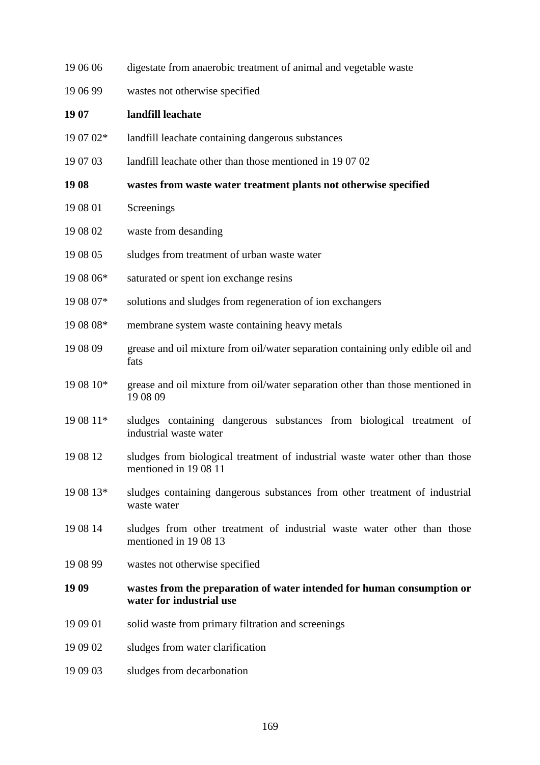19 06 06 digestate from anaerobic treatment of animal and vegetable waste

19 06 99 wastes not otherwise specified

**19 07 landfill leachate**

19 07 02* landfill leachate containing dangerous substances

19 07 03 landfill leachate other than those mentioned in 19 07 02

**19 08 wastes from waste water treatment plants not otherwise specified**

19 08 01 Screenings

19 08 02 waste from desanding

19 08 05 sludges from treatment of urban waste water

19 08 06* saturated or spent ion exchange resins

19 08 07* solutions and sludges from regeneration of ion exchangers

19 08 08* membrane system waste containing heavy metals

19 08 09 grease and oil mixture from oil/water separation containing only edible oil and fats

19 08 10* grease and oil mixture from oil/water separation other than those mentioned in 19 08 09

19 08 11* sludges containing dangerous substances from biological treatment of industrial waste water

19 08 12 sludges from biological treatment of industrial waste water other than those mentioned in 19 08 11

19 08 13* sludges containing dangerous substances from other treatment of industrial waste water

19 08 14 sludges from other treatment of industrial waste water other than those mentioned in 19 08 13

19 08 99 wastes not otherwise specified

**19 09 wastes from the preparation of water intended for human consumption or water for industrial use**

19 09 01 solid waste from primary filtration and screenings

19 09 02 sludges from water clarification

19 09 03 sludges from decarbonation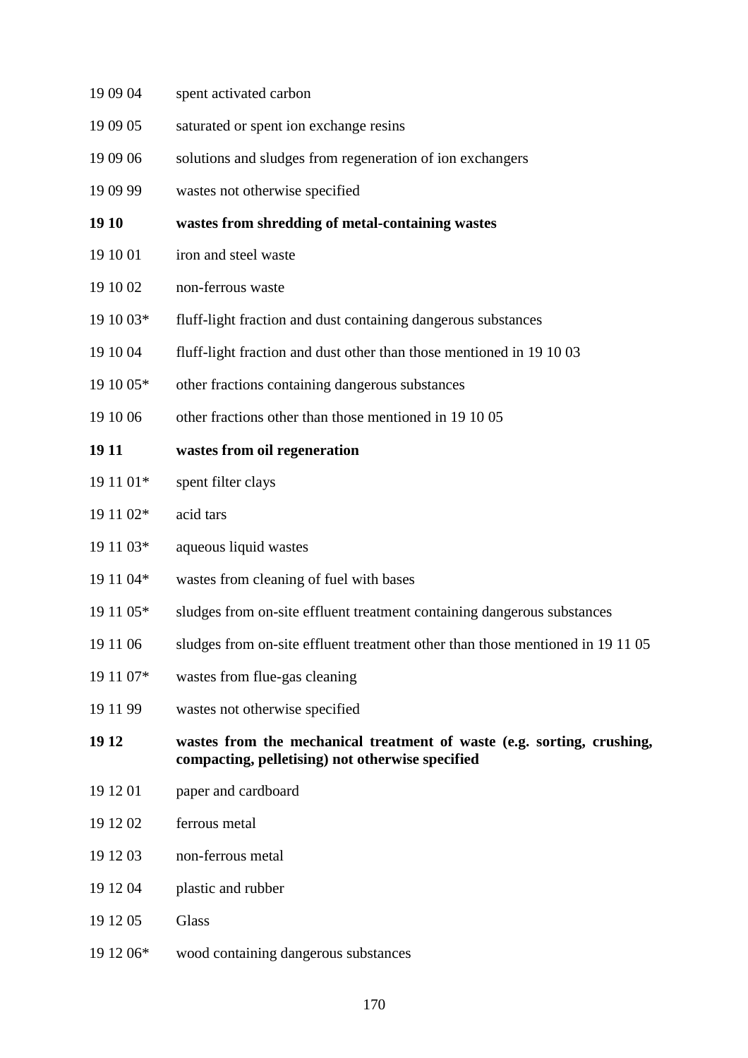| | |
|---|---|
| 19 09 04 | spent activated carbon |
| 19 09 05 | saturated or spent ion exchange resins |
| 19 09 06 | solutions and sludges from regeneration of ion exchangers |
| 19 09 99 | wastes not otherwise specified |
| **19 10** | **wastes from shredding of metal-containing wastes** |
| 19 10 01 | iron and steel waste |
| 19 10 02 | non-ferrous waste |
| 19 10 03* | fluff-light fraction and dust containing dangerous substances |
| 19 10 04 | fluff-light fraction and dust other than those mentioned in 19 10 03 |
| 19 10 05* | other fractions containing dangerous substances |
| 19 10 06 | other fractions other than those mentioned in 19 10 05 |
| **19 11** | **wastes from oil regeneration** |
| 19 11 01* | spent filter clays |
| 19 11 02* | acid tars |
| 19 11 03* | aqueous liquid wastes |
| 19 11 04* | wastes from cleaning of fuel with bases |
| 19 11 05* | sludges from on-site effluent treatment containing dangerous substances |
| 19 11 06 | sludges from on-site effluent treatment other than those mentioned in 19 11 05 |
| 19 11 07* | wastes from flue-gas cleaning |
| 19 11 99 | wastes not otherwise specified |
| **19 12** | **wastes from the mechanical treatment of waste (e.g. sorting, crushing, compacting, pelletising) not otherwise specified** |
| 19 12 01 | paper and cardboard |
| 19 12 02 | ferrous metal |
| 19 12 03 | non-ferrous metal |
| 19 12 04 | plastic and rubber |
| 19 12 05 | Glass |
| 19 12 06* | wood containing dangerous substances |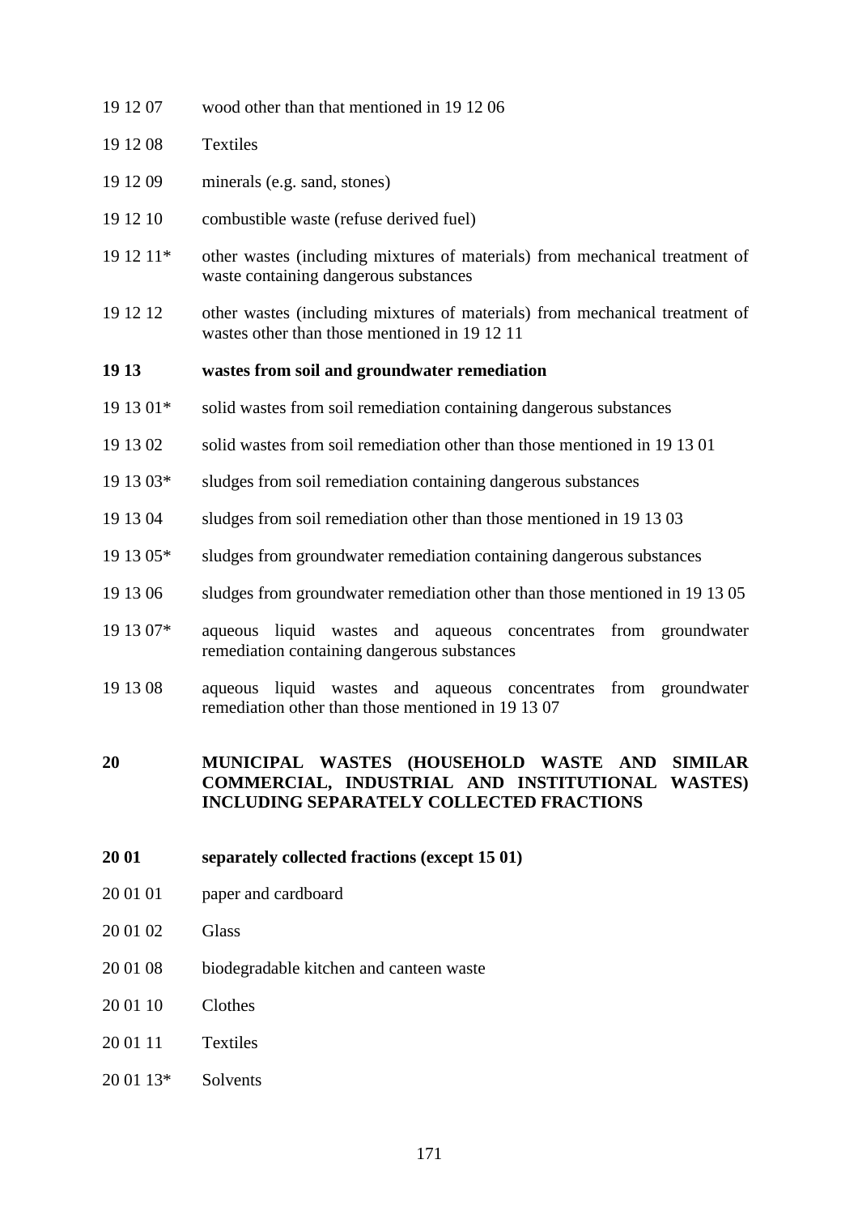19 12 07 wood other than that mentioned in 19 12 06

19 12 08 Textiles

19 12 09 minerals (e.g. sand, stones)

19 12 10 combustible waste (refuse derived fuel)

19 12 11* other wastes (including mixtures of materials) from mechanical treatment of waste containing dangerous substances

19 12 12 other wastes (including mixtures of materials) from mechanical treatment of wastes other than those mentioned in 19 12 11

**19 13 wastes from soil and groundwater remediation**

19 13 01* solid wastes from soil remediation containing dangerous substances

19 13 02 solid wastes from soil remediation other than those mentioned in 19 13 01

19 13 03* sludges from soil remediation containing dangerous substances

19 13 04 sludges from soil remediation other than those mentioned in 19 13 03

19 13 05* sludges from groundwater remediation containing dangerous substances

19 13 06 sludges from groundwater remediation other than those mentioned in 19 13 05

19 13 07* aqueous liquid wastes and aqueous concentrates from groundwater remediation containing dangerous substances

19 13 08 aqueous liquid wastes and aqueous concentrates from groundwater remediation other than those mentioned in 19 13 07

**20 MUNICIPAL WASTES (HOUSEHOLD WASTE AND SIMILAR COMMERCIAL, INDUSTRIAL AND INSTITUTIONAL WASTES) INCLUDING SEPARATELY COLLECTED FRACTIONS**

**20 01 separately collected fractions (except 15 01)**

20 01 01 paper and cardboard

20 01 02 Glass

20 01 08 biodegradable kitchen and canteen waste

20 01 10 Clothes

20 01 11 Textiles

20 01 13* Solvents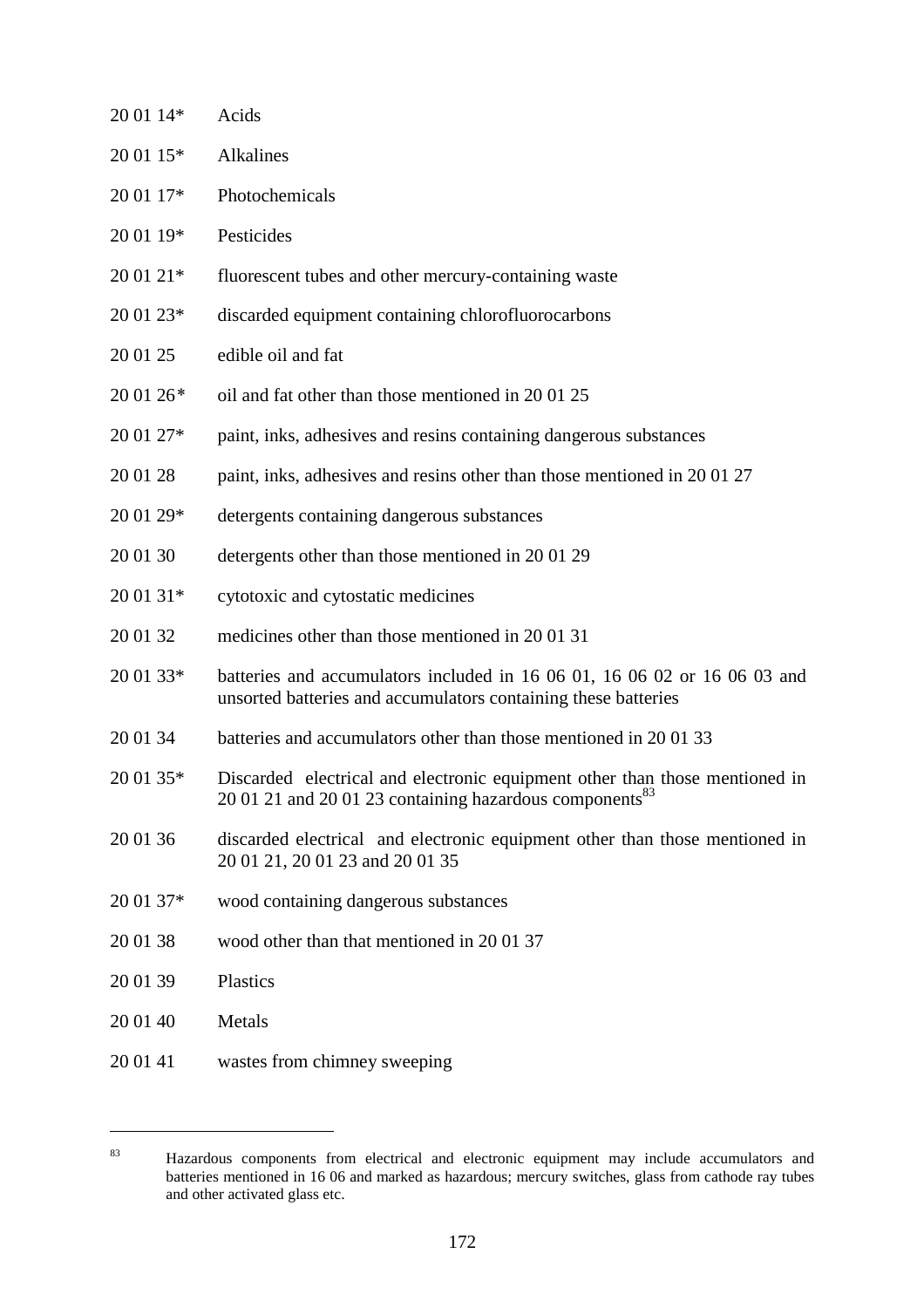20 01 14* Acids

20 01 15* Alkalines

20 01 17* Photochemicals

20 01 19* Pesticides

20 01 21* fluorescent tubes and other mercury-containing waste

20 01 23* discarded equipment containing chlorofluorocarbons

20 01 25 edible oil and fat

20 01 26* oil and fat other than those mentioned in 20 01 25

20 01 27* paint, inks, adhesives and resins containing dangerous substances

20 01 28 paint, inks, adhesives and resins other than those mentioned in 20 01 27

20 01 29* detergents containing dangerous substances

20 01 30 detergents other than those mentioned in 20 01 29

20 01 31* cytotoxic and cytostatic medicines

20 01 32 medicines other than those mentioned in 20 01 31

20 01 33* batteries and accumulators included in 16 06 01, 16 06 02 or 16 06 03 and unsorted batteries and accumulators containing these batteries

20 01 34 batteries and accumulators other than those mentioned in 20 01 33

20 01 35* Discarded electrical and electronic equipment other than those mentioned in 20 01 21 and 20 01 23 containing hazardous components[83]

20 01 36 discarded electrical and electronic equipment other than those mentioned in 20 01 21, 20 01 23 and 20 01 35

20 01 37* wood containing dangerous substances

20 01 38 wood other than that mentioned in 20 01 37

20 01 39 Plastics

20 01 40 Metals

20 01 41 wastes from chimney sweeping

---

[83] Hazardous components from electrical and electronic equipment may include accumulators and batteries mentioned in 16 06 and marked as hazardous; mercury switches, glass from cathode ray tubes and other activated glass etc.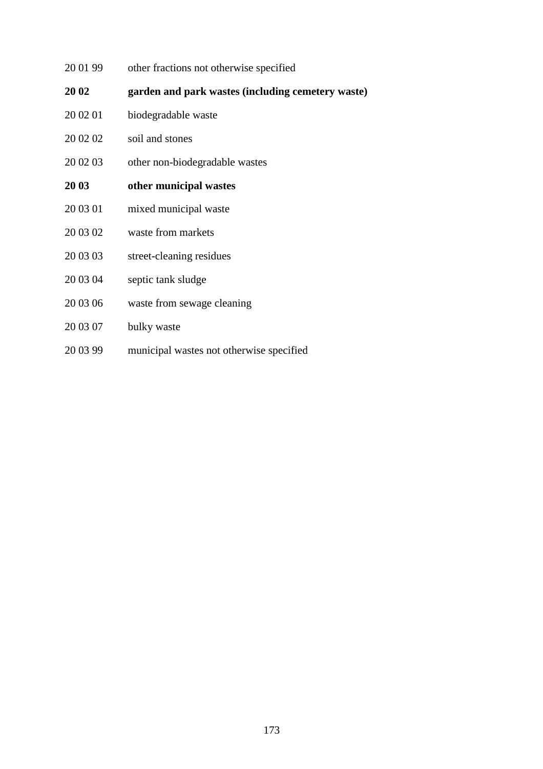20 01 99 other fractions not otherwise specified

**20 02 garden and park wastes (including cemetery waste)**

20 02 01 biodegradable waste

20 02 02 soil and stones

20 02 03 other non-biodegradable wastes

**20 03 other municipal wastes**

20 03 01 mixed municipal waste

20 03 02 waste from markets

20 03 03 street-cleaning residues

20 03 04 septic tank sludge

20 03 06 waste from sewage cleaning

20 03 07 bulky waste

20 03 99 municipal wastes not otherwise specified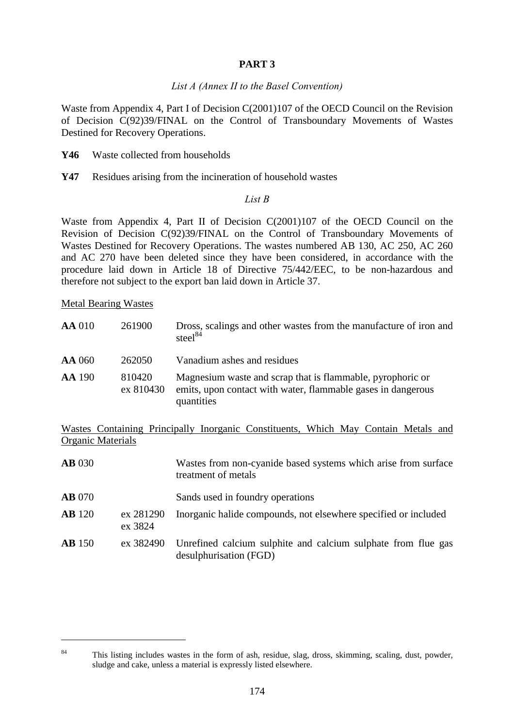## PART 3

*List A (Annex II to the Basel Convention)*

Waste from Appendix 4, Part I of Decision C(2001)107 of the OECD Council on the Revision of Decision C(92)39/FINAL on the Control of Transboundary Movements of Wastes Destined for Recovery Operations.

**Y46** Waste collected from households

**Y47** Residues arising from the incineration of household wastes

*List B*

Waste from Appendix 4, Part II of Decision C(2001)107 of the OECD Council on the Revision of Decision C(92)39/FINAL on the Control of Transboundary Movements of Wastes Destined for Recovery Operations. The wastes numbered AB 130, AC 250, AC 260 and AC 270 have been deleted since they have been considered, in accordance with the procedure laid down in Article 18 of Directive 75/442/EEC, to be non-hazardous and therefore not subject to the export ban laid down in Article 37.

<u>Metal Bearing Wastes</u>

| | | |
|---|---|---|
| **AA** 010 | 261900 | Dross, scalings and other wastes from the manufacture of iron and steel[84] |
| **AA** 060 | 262050 | Vanadium ashes and residues |
| **AA** 190 | 810420<br>ex 810430 | Magnesium waste and scrap that is flammable, pyrophoric or emits, upon contact with water, flammable gases in dangerous quantities |

<u>Wastes Containing Principally Inorganic Constituents, Which May Contain Metals and Organic Materials</u>

| | | |
|---|---|---|
| **AB** 030 | | Wastes from non-cyanide based systems which arise from surface treatment of metals |
| **AB** 070 | | Sands used in foundry operations |
| **AB** 120 | ex 281290<br>ex 3824 | Inorganic halide compounds, not elsewhere specified or included |
| **AB** 150 | ex 382490 | Unrefined calcium sulphite and calcium sulphate from flue gas desulphurisation (FGD) |

[84] This listing includes wastes in the form of ash, residue, slag, dross, skimming, scaling, dust, powder, sludge and cake, unless a material is expressly listed elsewhere.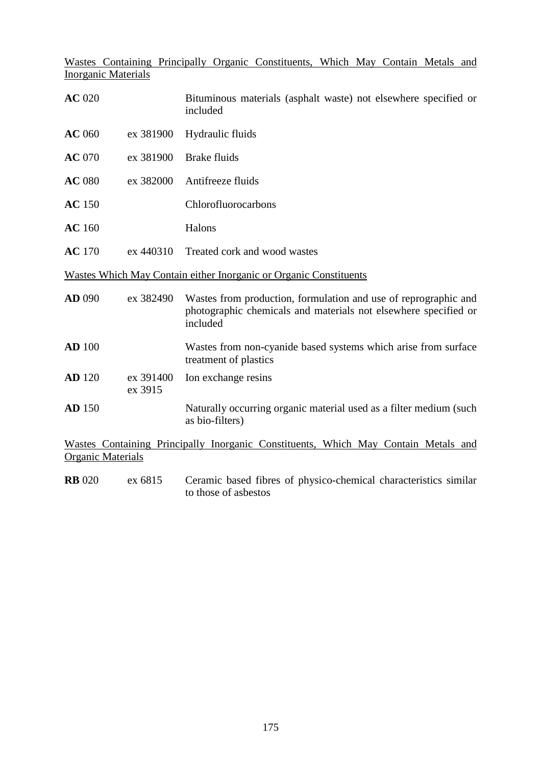<u>Wastes Containing Principally Organic Constituents, Which May Contain Metals and Inorganic Materials</u>

| | | |
|---|---|---|
| **AC** 020 | | Bituminous materials (asphalt waste) not elsewhere specified or included |
| **AC** 060 | ex 381900 | Hydraulic fluids |
| **AC** 070 | ex 381900 | Brake fluids |
| **AC** 080 | ex 382000 | Antifreeze fluids |
| **AC** 150 | | Chlorofluorocarbons |
| **AC** 160 | | Halons |
| **AC** 170 | ex 440310 | Treated cork and wood wastes |

<u>Wastes Which May Contain either Inorganic or Organic Constituents</u>

| | | |
|---|---|---|
| **AD** 090 | ex 382490 | Wastes from production, formulation and use of reprographic and photographic chemicals and materials not elsewhere specified or included |
| **AD** 100 | | Wastes from non-cyanide based systems which arise from surface treatment of plastics |
| **AD** 120 | ex 391400<br>ex 3915 | Ion exchange resins |
| **AD** 150 | | Naturally occurring organic material used as a filter medium (such as bio-filters) |

<u>Wastes Containing Principally Inorganic Constituents, Which May Contain Metals and Organic Materials</u>

| | | |
|---|---|---|
| **RB** 020 | ex 6815 | Ceramic based fibres of physico-chemical characteristics similar to those of asbestos |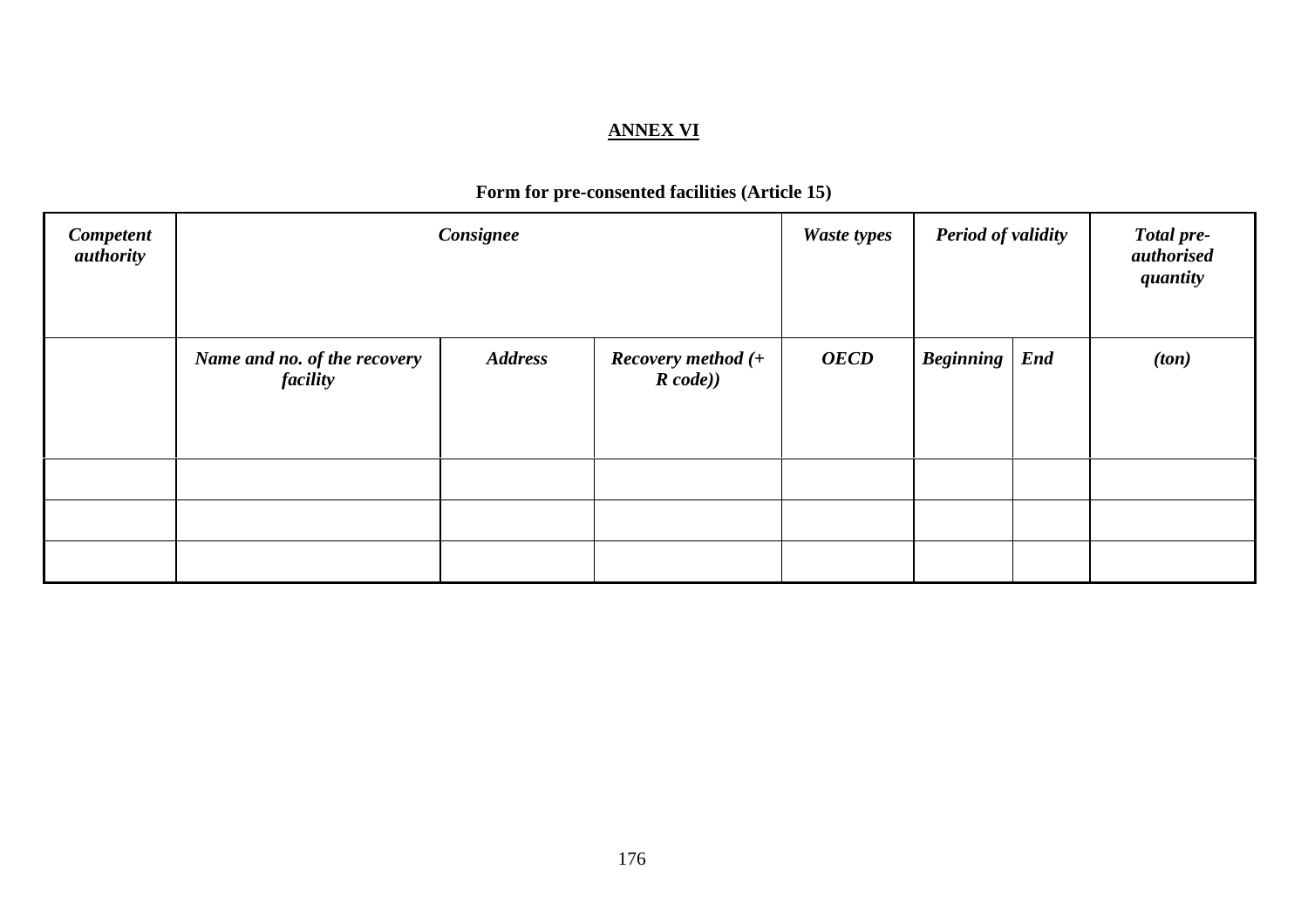**ANNEX VI**

**Form for pre-consented facilities (Article 15)**

| ***Competent authority*** | ***Consignee*** | | | ***Waste types*** | ***Period of validity*** | | ***Total pre-authorised quantity*** |
|---|---|---|---|---|---|---|---|
| | ***Name and no. of the recovery facility*** | ***Address*** | ***Recovery method (+ R code))*** | ***OECD*** | ***Beginning*** | ***End*** | ***(ton)*** |
| | | | | | | | |
| | | | | | | | |
| | | | | | | | |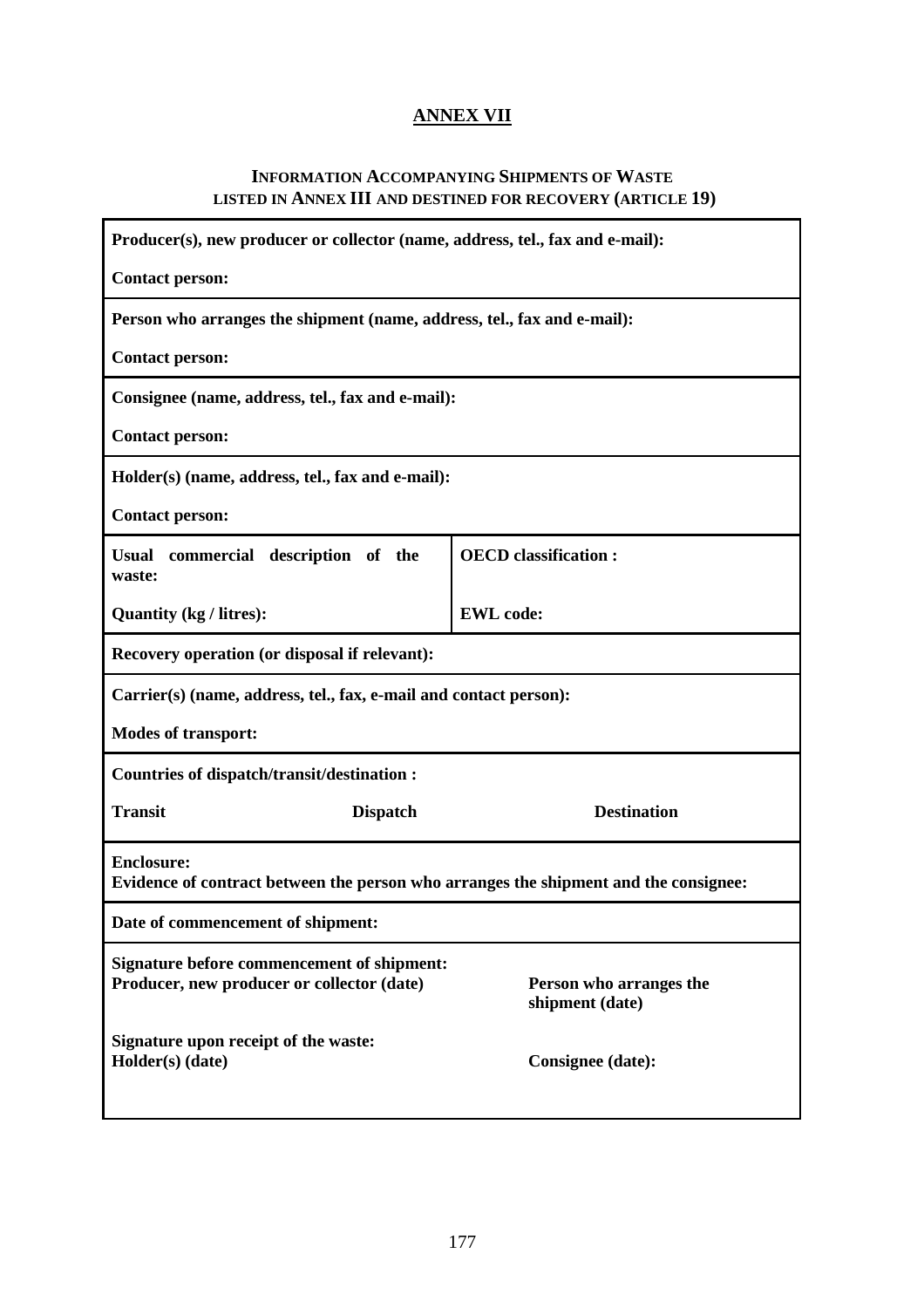# ANNEX VII

## INFORMATION ACCOMPANYING SHIPMENTS OF WASTE LISTED IN ANNEX III AND DESTINED FOR RECOVERY (ARTICLE 19)

| | | |
|---|---|---|
| **Producer(s), new producer or collector (name, address, tel., fax and e-mail):**<br><br>**Contact person:** | | |
| **Person who arranges the shipment (name, address, tel., fax and e-mail):**<br><br>**Contact person:** | | |
| **Consignee (name, address, tel., fax and e-mail):**<br><br>**Contact person:** | | |
| **Holder(s) (name, address, tel., fax and e-mail):**<br><br>**Contact person:** | | |
| **Usual commercial description of the waste:** | | **OECD classification :** |
| **Quantity (kg / litres):** | | **EWL code:** |
| **Recovery operation (or disposal if relevant):** | | |
| **Carrier(s) (name, address, tel., fax, e-mail and contact person):**<br><br>**Modes of transport:** | | |
| **Countries of dispatch/transit/destination :** | | |
| **Transit** | **Dispatch** | **Destination** |
| **Enclosure:**<br>**Evidence of contract between the person who arranges the shipment and the consignee:** | | |
| **Date of commencement of shipment:** | | |
| **Signature before commencement of shipment:**<br>**Producer, new producer or collector (date)** | | **Person who arranges the shipment (date)** |
| **Signature upon receipt of the waste:**<br>**Holder(s) (date)** | | **Consignee (date):** |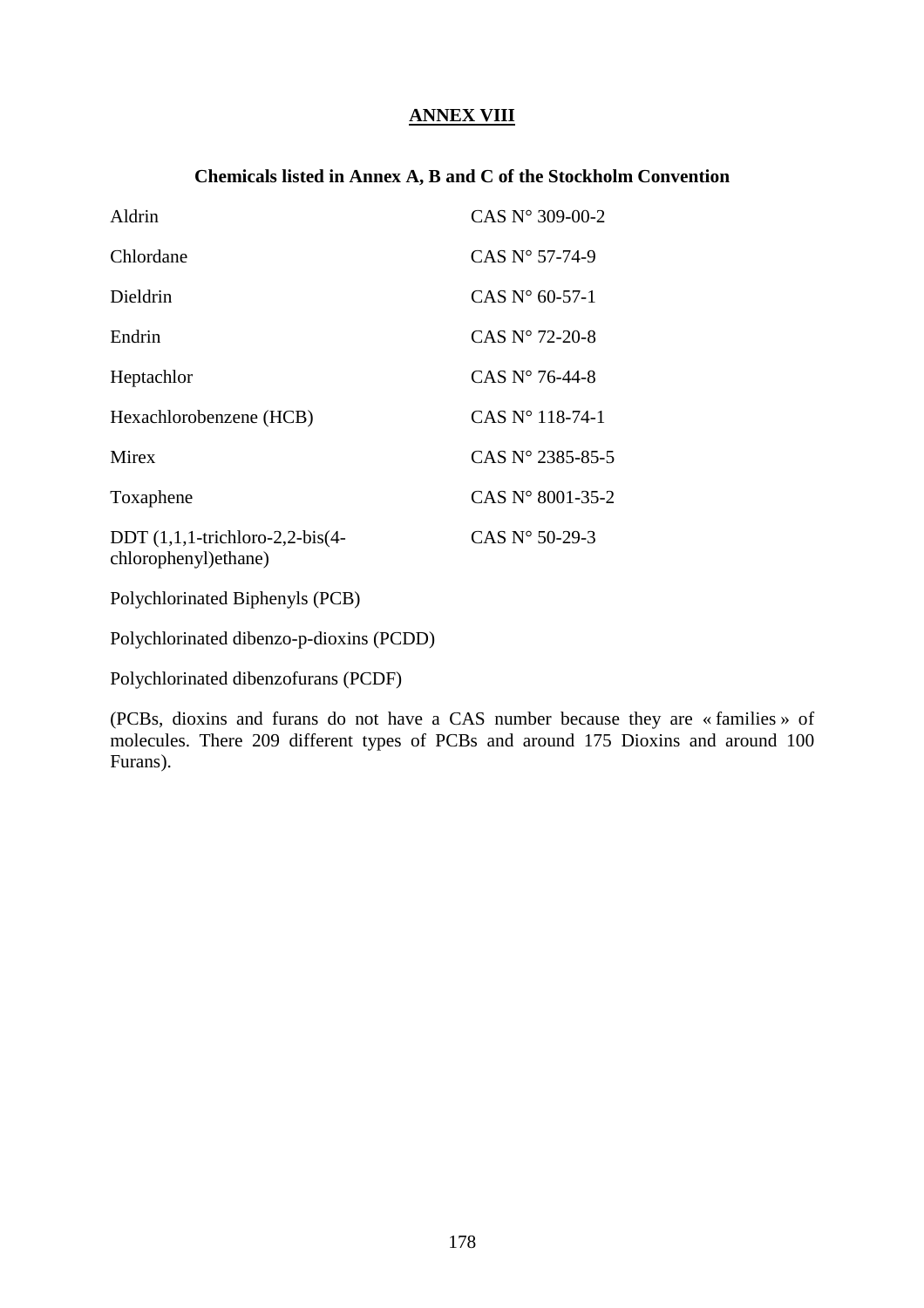# ANNEX VIII

## Chemicals listed in Annex A, B and C of the Stockholm Convention

| | |
|---|---|
| Aldrin | CAS N° 309-00-2 |
| Chlordane | CAS N° 57-74-9 |
| Dieldrin | CAS N° 60-57-1 |
| Endrin | CAS N° 72-20-8 |
| Heptachlor | CAS N° 76-44-8 |
| Hexachlorobenzene (HCB) | CAS N° 118-74-1 |
| Mirex | CAS N° 2385-85-5 |
| Toxaphene | CAS N° 8001-35-2 |
| DDT (1,1,1-trichloro-2,2-bis(4-chlorophenyl)ethane) | CAS N° 50-29-3 |

Polychlorinated Biphenyls (PCB)

Polychlorinated dibenzo-p-dioxins (PCDD)

Polychlorinated dibenzofurans (PCDF)

(PCBs, dioxins and furans do not have a CAS number because they are « families » of molecules. There 209 different types of PCBs and around 175 Dioxins and around 100 Furans).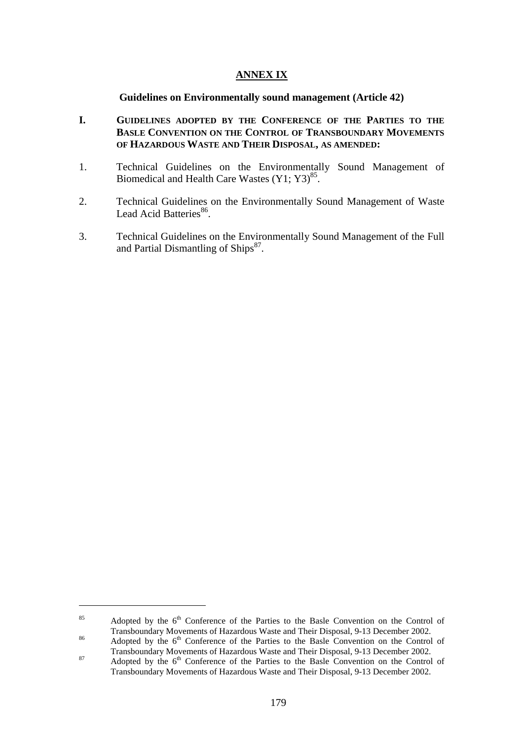# ANNEX IX

## Guidelines on Environmentally sound management (Article 42)

**I. GUIDELINES ADOPTED BY THE CONFERENCE OF THE PARTIES TO THE BASLE CONVENTION ON THE CONTROL OF TRANSBOUNDARY MOVEMENTS OF HAZARDOUS WASTE AND THEIR DISPOSAL, AS AMENDED:**

1. Technical Guidelines on the Environmentally Sound Management of Biomedical and Health Care Wastes (Y1; Y3)[85].

2. Technical Guidelines on the Environmentally Sound Management of Waste Lead Acid Batteries[86].

3. Technical Guidelines on the Environmentally Sound Management of the Full and Partial Dismantling of Ships[87].

---

[85] Adopted by the 6th Conference of the Parties to the Basle Convention on the Control of Transboundary Movements of Hazardous Waste and Their Disposal, 9-13 December 2002.

[86] Adopted by the 6th Conference of the Parties to the Basle Convention on the Control of Transboundary Movements of Hazardous Waste and Their Disposal, 9-13 December 2002.

[87] Adopted by the 6th Conference of the Parties to the Basle Convention on the Control of Transboundary Movements of Hazardous Waste and Their Disposal, 9-13 December 2002.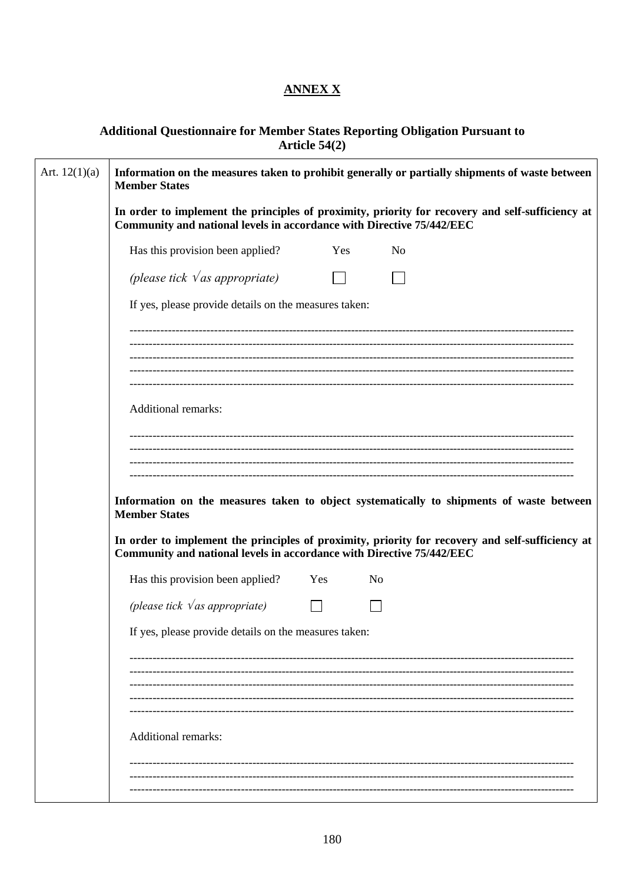# ANNEX X

## Additional Questionnaire for Member States Reporting Obligation Pursuant to Article 54(2)

Art. 12(1)(a)

**Information on the measures taken to prohibit generally or partially shipments of waste between Member States**

**In order to implement the principles of proximity, priority for recovery and self-sufficiency at Community and national levels in accordance with Directive 75/442/EEC**

Has this provision been applied? Yes ☐ No ☐

*(please tick √as appropriate)*

If yes, please provide details on the measures taken:

--------------------------------------------------------------------------------------------------------------------
--------------------------------------------------------------------------------------------------------------------
--------------------------------------------------------------------------------------------------------------------
--------------------------------------------------------------------------------------------------------------------
--------------------------------------------------------------------------------------------------------------------

Additional remarks:

--------------------------------------------------------------------------------------------------------------------
--------------------------------------------------------------------------------------------------------------------
--------------------------------------------------------------------------------------------------------------------
--------------------------------------------------------------------------------------------------------------------

**Information on the measures taken to object systematically to shipments of waste between Member States**

**In order to implement the principles of proximity, priority for recovery and self-sufficiency at Community and national levels in accordance with Directive 75/442/EEC**

Has this provision been applied? Yes ☐ No ☐

*(please tick √as appropriate)*

If yes, please provide details on the measures taken:

--------------------------------------------------------------------------------------------------------------------
--------------------------------------------------------------------------------------------------------------------
--------------------------------------------------------------------------------------------------------------------
--------------------------------------------------------------------------------------------------------------------
--------------------------------------------------------------------------------------------------------------------

Additional remarks:

--------------------------------------------------------------------------------------------------------------------
--------------------------------------------------------------------------------------------------------------------
--------------------------------------------------------------------------------------------------------------------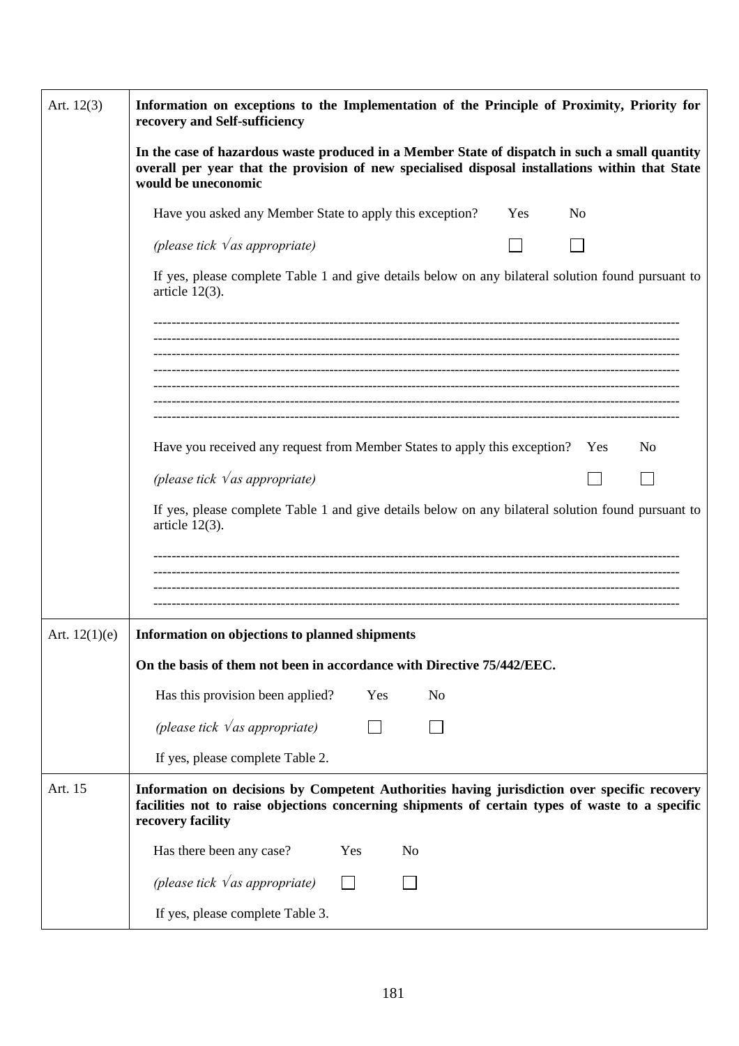| | |
|---|---|
| Art. 12(3) | **Information on exceptions to the Implementation of the Principle of Proximity, Priority for recovery and Self-sufficiency**<br><br>**In the case of hazardous waste produced in a Member State of dispatch in such a small quantity overall per year that the provision of new specialised disposal installations within that State would be uneconomic**<br><br>Have you asked any Member State to apply this exception? Yes ☐ No ☐<br>*(please tick √as appropriate)*<br><br>If yes, please complete Table 1 and give details below on any bilateral solution found pursuant to article 12(3).<br><br>------------------------------------------------------------<br>------------------------------------------------------------<br>------------------------------------------------------------<br>------------------------------------------------------------<br>------------------------------------------------------------<br>------------------------------------------------------------<br>------------------------------------------------------------<br><br>Have you received any request from Member States to apply this exception? Yes ☐ No ☐<br>*(please tick √as appropriate)*<br><br>If yes, please complete Table 1 and give details below on any bilateral solution found pursuant to article 12(3).<br><br>------------------------------------------------------------<br>------------------------------------------------------------<br>------------------------------------------------------------<br>------------------------------------------------------------ |
| Art. 12(1)(e) | **Information on objections to planned shipments**<br><br>**On the basis of them not been in accordance with Directive 75/442/EEC.**<br><br>Has this provision been applied? Yes ☐ No ☐<br>*(please tick √as appropriate)*<br><br>If yes, please complete Table 2. |
| Art. 15 | **Information on decisions by Competent Authorities having jurisdiction over specific recovery facilities not to raise objections concerning shipments of certain types of waste to a specific recovery facility**<br><br>Has there been any case? Yes ☐ No ☐<br>*(please tick √as appropriate)*<br><br>If yes, please complete Table 3. |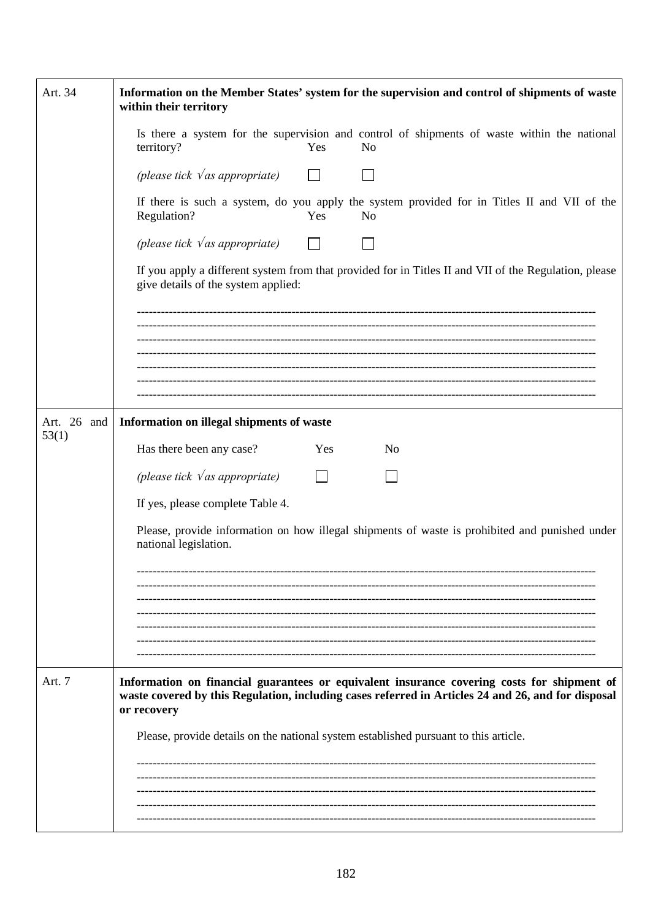| Art. 34 | **Information on the Member States' system for the supervision and control of shipments of waste within their territory** |
|---|---|
| | Is there a system for the supervision and control of shipments of waste within the national territory? Yes ☐ No ☐ *(please tick √as appropriate)* |
| | If there is such a system, do you apply the system provided for in Titles II and VII of the Regulation? Yes ☐ No ☐ *(please tick √as appropriate)* |
| | If you apply a different system from that provided for in Titles II and VII of the Regulation, please give details of the system applied: |
| | ------------------------------------------------------------------------------------------------------------------- |
| | ------------------------------------------------------------------------------------------------------------------- |
| | ------------------------------------------------------------------------------------------------------------------- |
| | ------------------------------------------------------------------------------------------------------------------- |
| | ------------------------------------------------------------------------------------------------------------------- |
| | ------------------------------------------------------------------------------------------------------------------- |
| | ------------------------------------------------------------------------------------------------------------------- |
| Art. 26 and 53(1) | **Information on illegal shipments of waste** |
| | Has there been any case? Yes ☐ No ☐ *(please tick √as appropriate)* |
| | If yes, please complete Table 4. |
| | Please, provide information on how illegal shipments of waste is prohibited and punished under national legislation. |
| | ------------------------------------------------------------------------------------------------------------------- |
| | ------------------------------------------------------------------------------------------------------------------- |
| | ------------------------------------------------------------------------------------------------------------------- |
| | ------------------------------------------------------------------------------------------------------------------- |
| | ------------------------------------------------------------------------------------------------------------------- |
| | ------------------------------------------------------------------------------------------------------------------- |
| | ------------------------------------------------------------------------------------------------------------------- |
| Art. 7 | **Information on financial guarantees or equivalent insurance covering costs for shipment of waste covered by this Regulation, including cases referred in Articles 24 and 26, and for disposal or recovery** |
| | Please, provide details on the national system established pursuant to this article. |
| | ------------------------------------------------------------------------------------------------------------------- |
| | ------------------------------------------------------------------------------------------------------------------- |
| | ------------------------------------------------------------------------------------------------------------------- |
| | ------------------------------------------------------------------------------------------------------------------- |
| | ------------------------------------------------------------------------------------------------------------------- |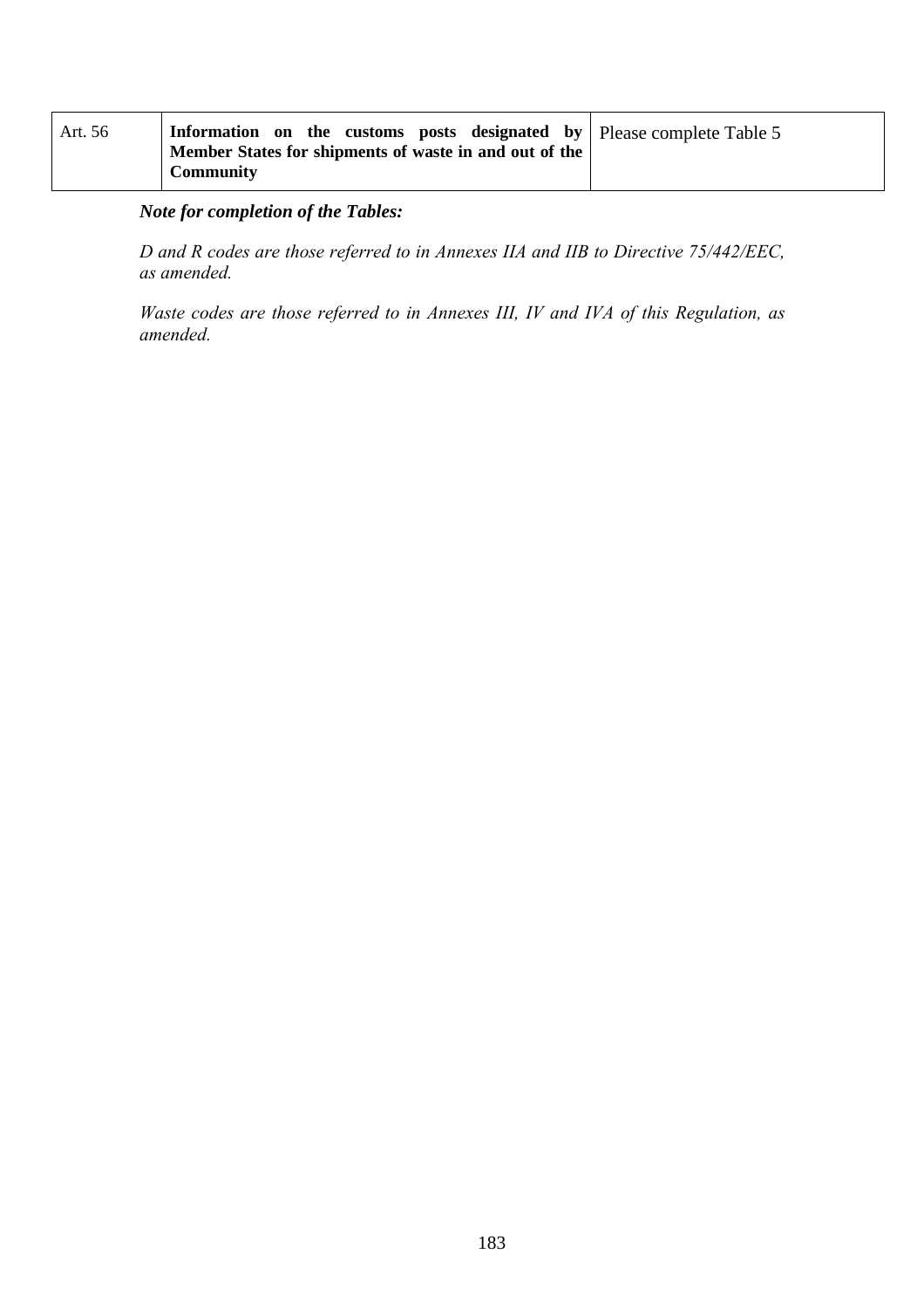| Art. 56 | **Information on the customs posts designated by Member States for shipments of waste in and out of the Community** | Please complete Table 5 |
|---|---|---|

***Note for completion of the Tables:***

*D and R codes are those referred to in Annexes IIA and IIB to Directive 75/442/EEC, as amended.*

*Waste codes are those referred to in Annexes III, IV and IVA of this Regulation, as amended.*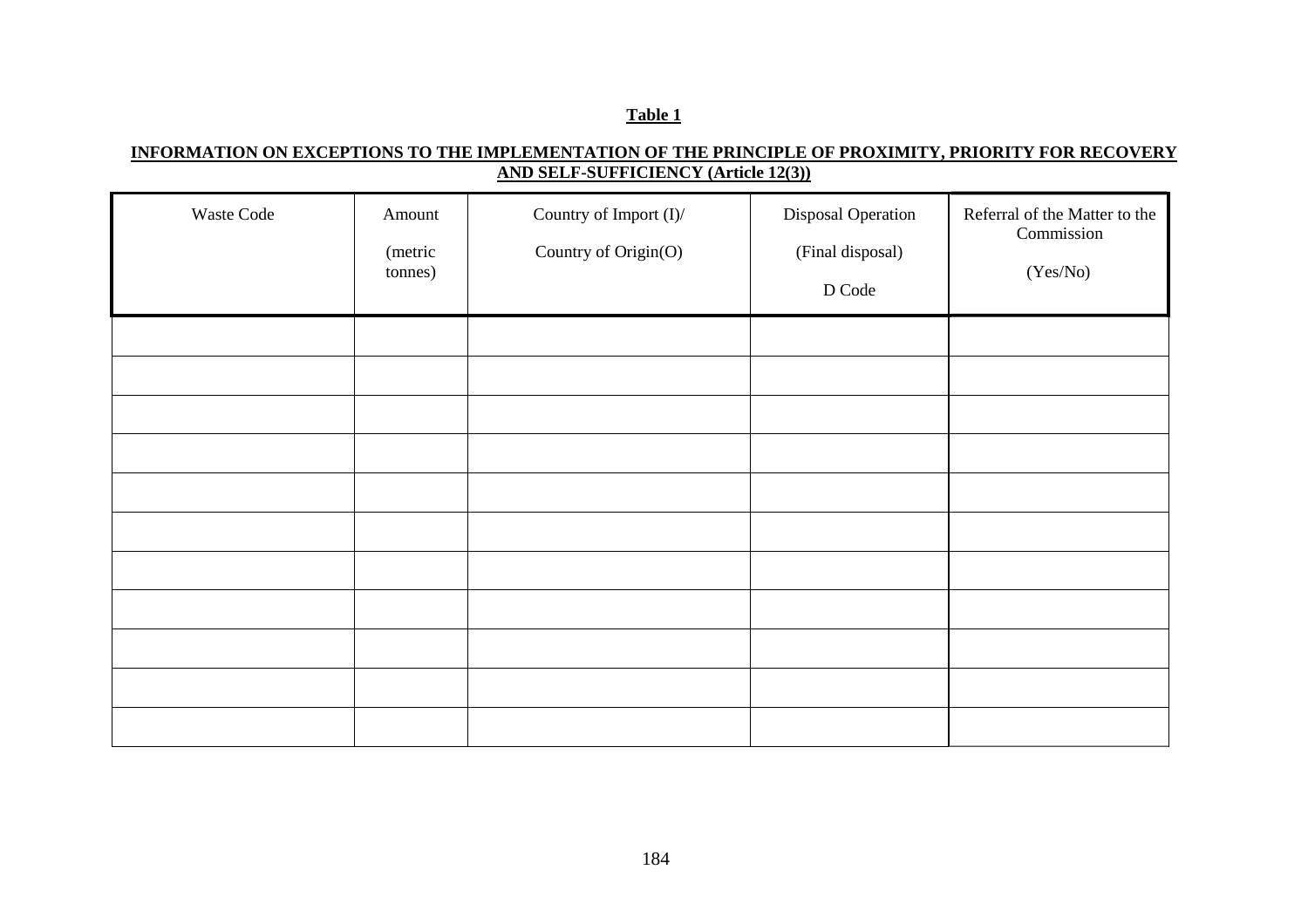**Table 1**

**INFORMATION ON EXCEPTIONS TO THE IMPLEMENTATION OF THE PRINCIPLE OF PROXIMITY, PRIORITY FOR RECOVERY AND SELF-SUFFICIENCY (Article 12(3))**

| Waste Code | Amount (metric tonnes) | Country of Import (I)/ Country of Origin(O) | Disposal Operation (Final disposal) D Code | Referral of the Matter to the Commission (Yes/No) |
|---|---|---|---|---|
| | | | | |
| | | | | |
| | | | | |
| | | | | |
| | | | | |
| | | | | |
| | | | | |
| | | | | |
| | | | | |
| | | | | |
| | | | | |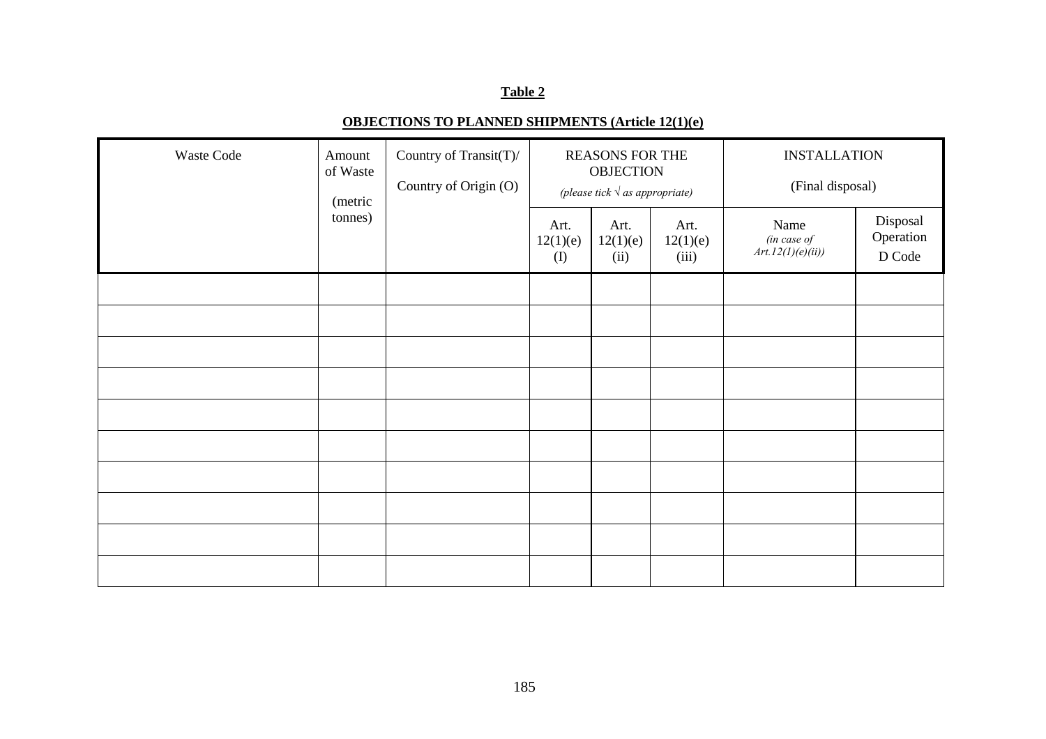**Table 2**

**OBJECTIONS TO PLANNED SHIPMENTS (Article 12(1)(e)**

| Waste Code | Amount of Waste (metric tonnes) | Country of Transit(T)/ Country of Origin (O) | REASONS FOR THE OBJECTION *(please tick √ as appropriate)* | | | INSTALLATION (Final disposal) | |
|---|---|---|---|---|---|---|---|
| | | | Art. 12(1)(e) (I) | Art. 12(1)(e) (ii) | Art. 12(1)(e) (iii) | Name *(in case of Art.12(1)(e)(ii))* | Disposal Operation D Code |
| | | | | | | | |
| | | | | | | | |
| | | | | | | | |
| | | | | | | | |
| | | | | | | | |
| | | | | | | | |
| | | | | | | | |
| | | | | | | | |
| | | | | | | | |
| | | | | | | | |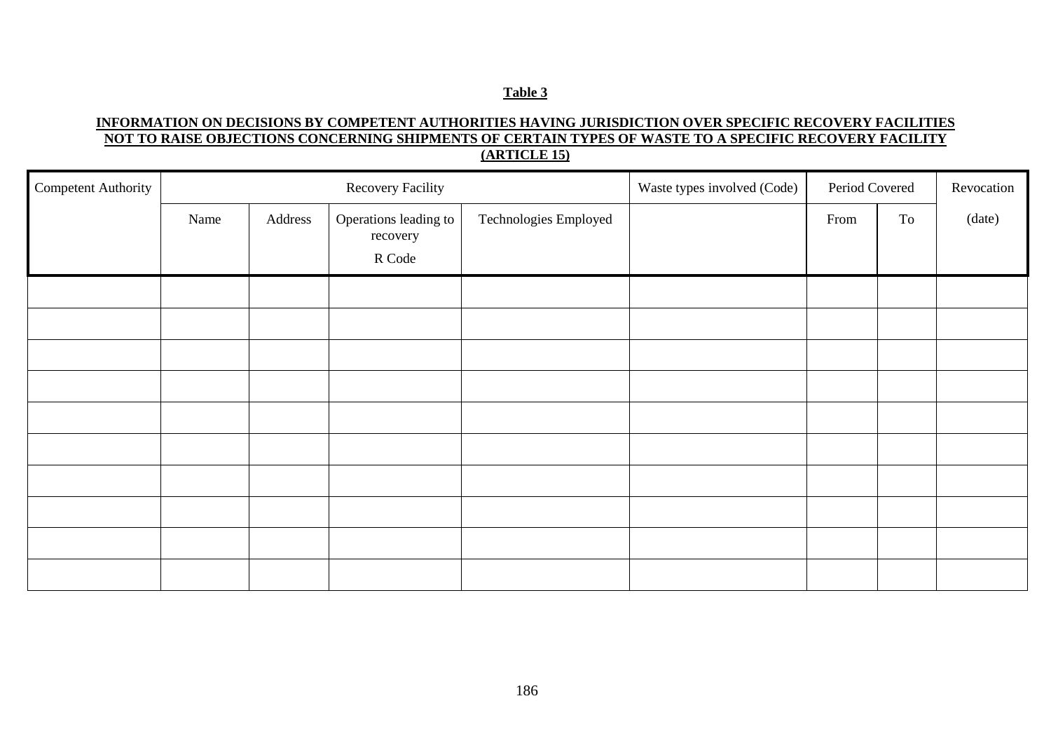**Table 3**

**INFORMATION ON DECISIONS BY COMPETENT AUTHORITIES HAVING JURISDICTION OVER SPECIFIC RECOVERY FACILITIES NOT TO RAISE OBJECTIONS CONCERNING SHIPMENTS OF CERTAIN TYPES OF WASTE TO A SPECIFIC RECOVERY FACILITY (ARTICLE 15)**

| Competent Authority | Recovery Facility | | | | Waste types involved (Code) | Period Covered | | Revocation |
|---|---|---|---|---|---|---|---|---|
| | Name | Address | Operations leading to recovery R Code | Technologies Employed | | From | To | (date) |
| | | | | | | | | |
| | | | | | | | | |
| | | | | | | | | |
| | | | | | | | | |
| | | | | | | | | |
| | | | | | | | | |
| | | | | | | | | |
| | | | | | | | | |
| | | | | | | | | |
| | | | | | | | | |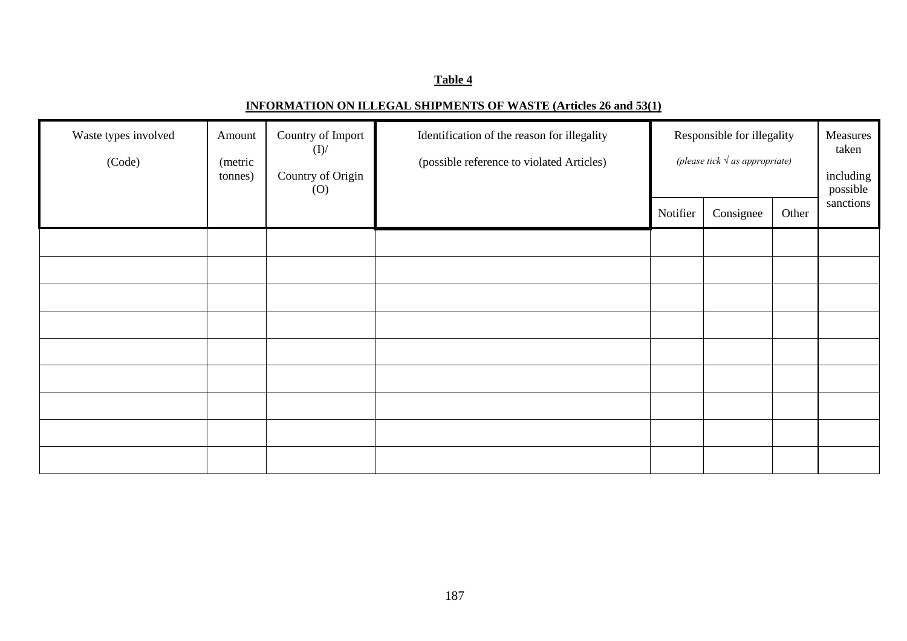**Table 4**

**INFORMATION ON ILLEGAL SHIPMENTS OF WASTE (Articles 26 and 53(1)**

| Waste types involved (Code) | Amount (metric tonnes) | Country of Import (I)/ Country of Origin (O) | Identification of the reason for illegality (possible reference to violated Articles) | Responsible for illegality *(please tick √ as appropriate)* | | | Measures taken including possible sanctions |
|---|---|---|---|---|---|---|---|
| | | | | Notifier | Consignee | Other | |
| | | | | | | | |
| | | | | | | | |
| | | | | | | | |
| | | | | | | | |
| | | | | | | | |
| | | | | | | | |
| | | | | | | | |
| | | | | | | | |
| | | | | | | | |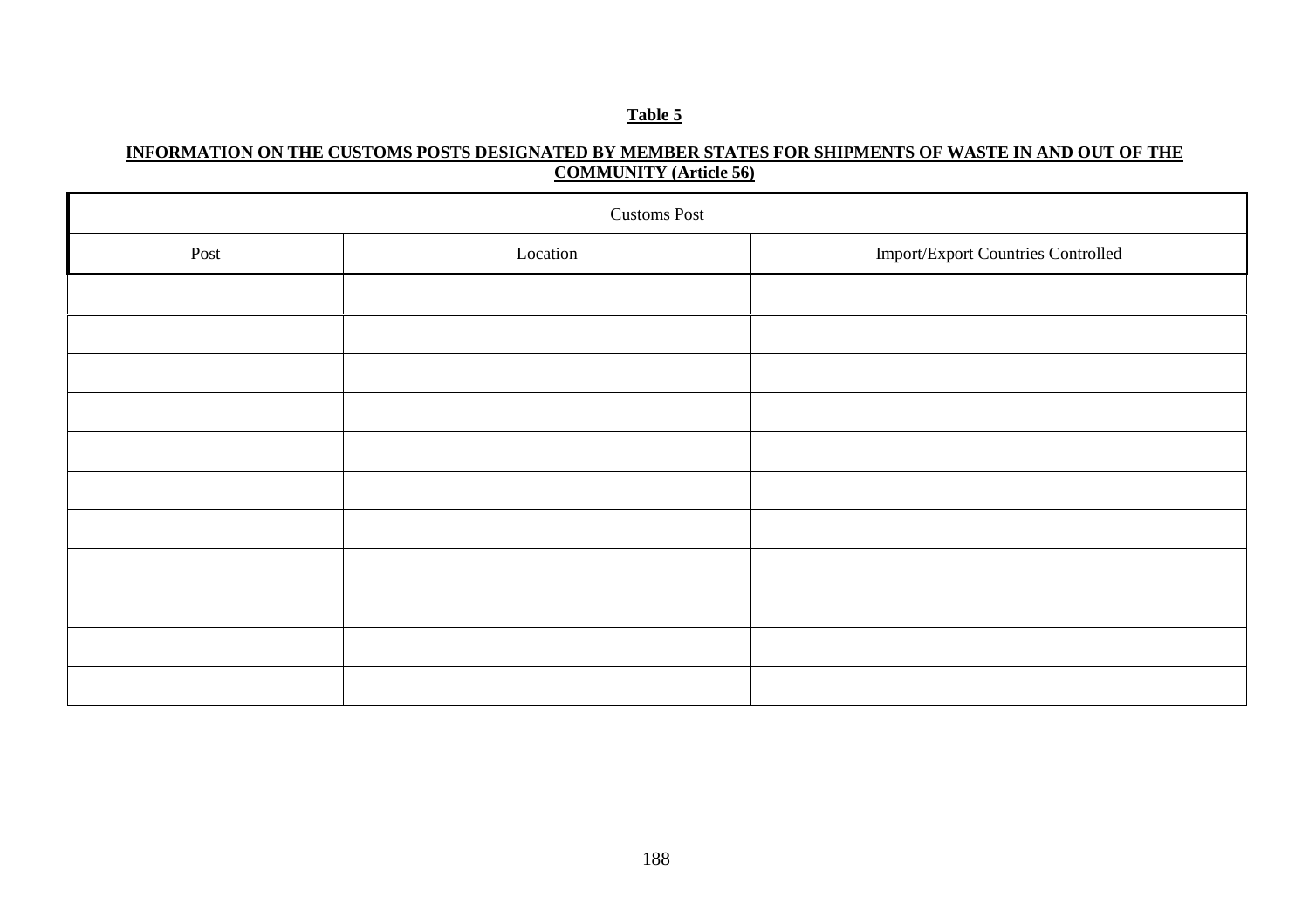**Table 5**

**INFORMATION ON THE CUSTOMS POSTS DESIGNATED BY MEMBER STATES FOR SHIPMENTS OF WASTE IN AND OUT OF THE COMMUNITY (Article 56)**

| Customs Post | | |
|---|---|---|
| Post | Location | Import/Export Countries Controlled |
| | | |
| | | |
| | | |
| | | |
| | | |
| | | |
| | | |
| | | |
| | | |
| | | |
| | | |